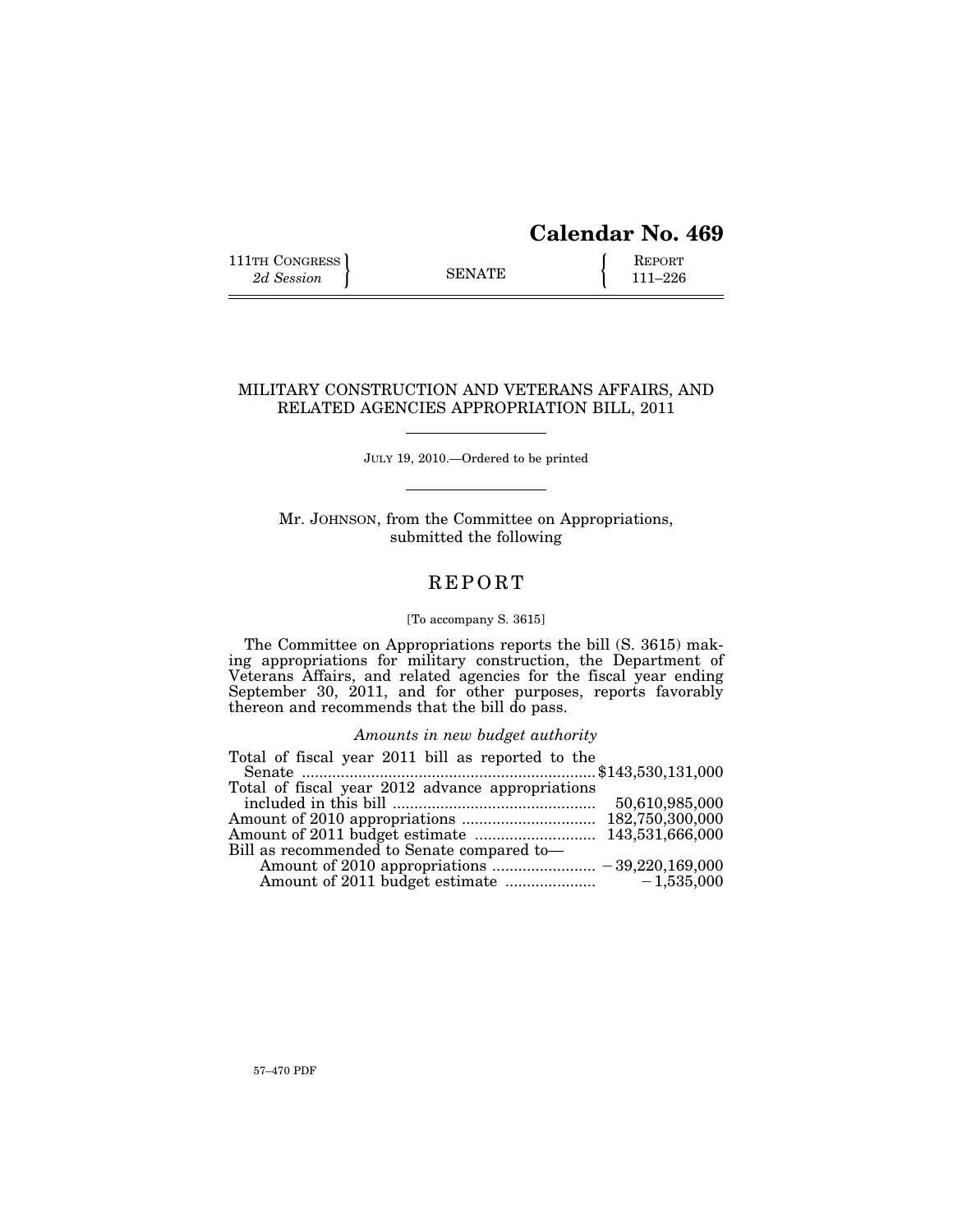# Calendar No. 469

| 111TH CONGRESS<br>*2d Session* | SENATE | REPORT<br>111–226 |
|---|---|---|

## MILITARY CONSTRUCTION AND VETERANS AFFAIRS, AND RELATED AGENCIES APPROPRIATION BILL, 2011

JULY 19, 2010.—Ordered to be printed

Mr. JOHNSON, from the Committee on Appropriations, submitted the following

## REPORT

[To accompany S. 3615]

The Committee on Appropriations reports the bill (S. 3615) making appropriations for military construction, the Department of Veterans Affairs, and related agencies for the fiscal year ending September 30, 2011, and for other purposes, reports favorably thereon and recommends that the bill do pass.

*Amounts in new budget authority*

| | |
|---|---|
| Total of fiscal year 2011 bill as reported to the Senate | $143,530,131,000 |
| Total of fiscal year 2012 advance appropriations included in this bill | 50,610,985,000 |
| Amount of 2010 appropriations | 182,750,300,000 |
| Amount of 2011 budget estimate | 143,531,666,000 |
| Bill as recommended to Senate compared to— | |
| Amount of 2010 appropriations | −39,220,169,000 |
| Amount of 2011 budget estimate | −1,535,000 |

57–470 PDF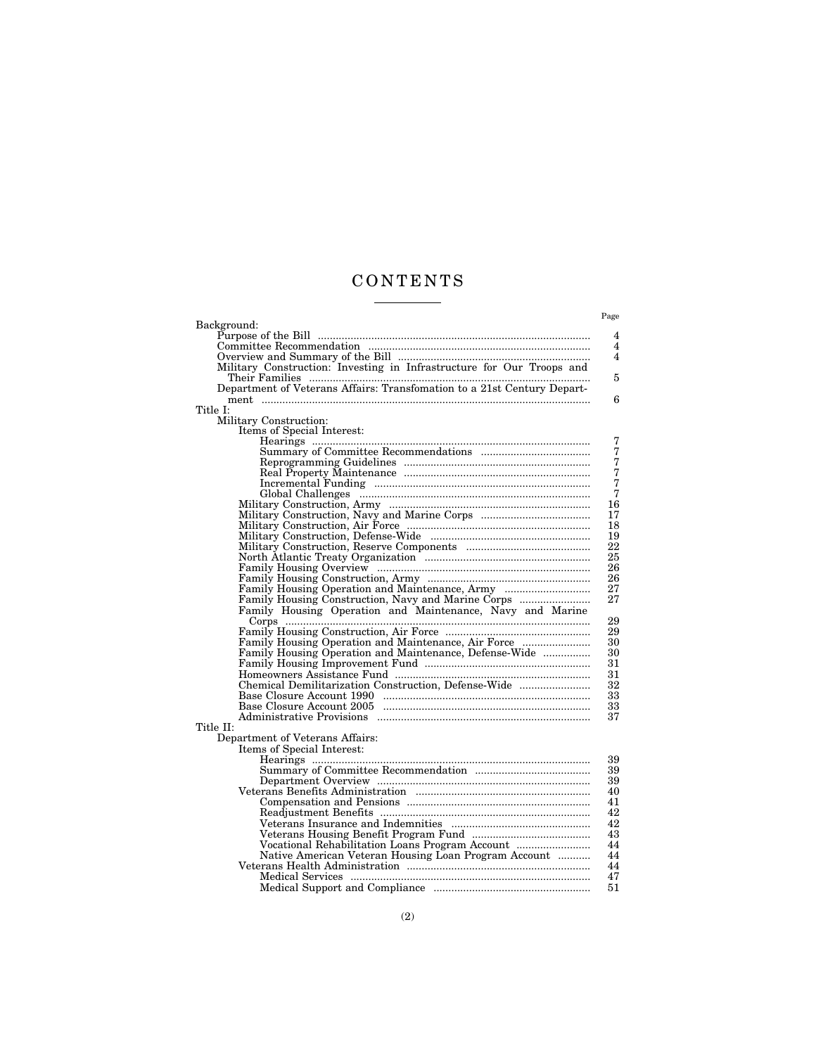# CONTENTS

| | Page |
|---|---|
| Background: | |
| Purpose of the Bill | 4 |
| Committee Recommendation | 4 |
| Overview and Summary of the Bill | 4 |
| Military Construction: Investing in Infrastructure for Our Troops and Their Families | 5 |
| Department of Veterans Affairs: Transfomation to a 21st Century Department | 6 |
| Title I: | |
| Military Construction: | |
| Items of Special Interest: | |
| Hearings | 7 |
| Summary of Committee Recommendations | 7 |
| Reprogramming Guidelines | 7 |
| Real Property Maintenance | 7 |
| Incremental Funding | 7 |
| Global Challenges | 7 |
| Military Construction, Army | 16 |
| Military Construction, Navy and Marine Corps | 17 |
| Military Construction, Air Force | 18 |
| Military Construction, Defense-Wide | 19 |
| Military Construction, Reserve Components | 22 |
| North Atlantic Treaty Organization | 25 |
| Family Housing Overview | 26 |
| Family Housing Construction, Army | 26 |
| Family Housing Operation and Maintenance, Army | 27 |
| Family Housing Construction, Navy and Marine Corps | 27 |
| Family Housing Operation and Maintenance, Navy and Marine Corps | 29 |
| Family Housing Construction, Air Force | 29 |
| Family Housing Operation and Maintenance, Air Force | 30 |
| Family Housing Operation and Maintenance, Defense-Wide | 30 |
| Family Housing Improvement Fund | 31 |
| Homeowners Assistance Fund | 31 |
| Chemical Demilitarization Construction, Defense-Wide | 32 |
| Base Closure Account 1990 | 33 |
| Base Closure Account 2005 | 33 |
| Administrative Provisions | 37 |
| Title II: | |
| Department of Veterans Affairs: | |
| Items of Special Interest: | |
| Hearings | 39 |
| Summary of Committee Recommendation | 39 |
| Department Overview | 39 |
| Veterans Benefits Administration | 40 |
| Compensation and Pensions | 41 |
| Readjustment Benefits | 42 |
| Veterans Insurance and Indemnities | 42 |
| Veterans Housing Benefit Program Fund | 43 |
| Vocational Rehabilitation Loans Program Account | 44 |
| Native American Veteran Housing Loan Program Account | 44 |
| Veterans Health Administration | 44 |
| Medical Services | 47 |
| Medical Support and Compliance | 51 |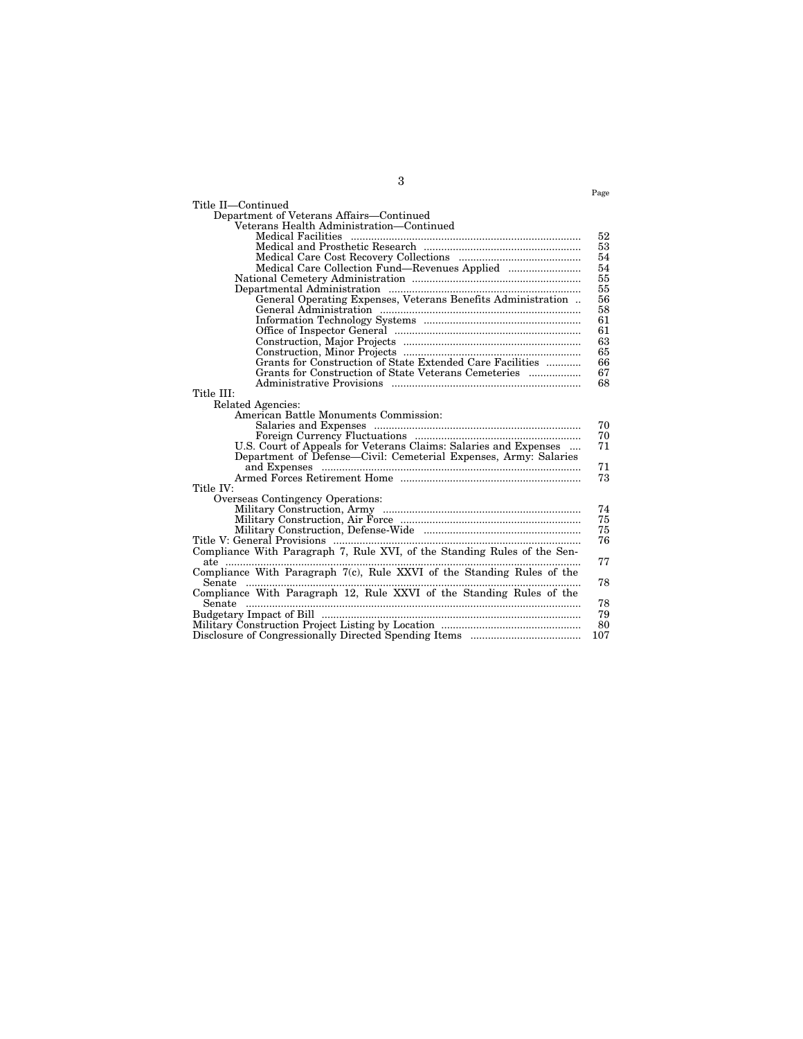| | Page |
|---|---|
| Title II—Continued | |
| Department of Veterans Affairs—Continued | |
| Veterans Health Administration—Continued | |
| Medical Facilities | 52 |
| Medical and Prosthetic Research | 53 |
| Medical Care Cost Recovery Collections | 54 |
| Medical Care Collection Fund—Revenues Applied | 54 |
| National Cemetery Administration | 55 |
| Departmental Administration | 55 |
| General Operating Expenses, Veterans Benefits Administration | 56 |
| General Administration | 58 |
| Information Technology Systems | 61 |
| Office of Inspector General | 61 |
| Construction, Major Projects | 63 |
| Construction, Minor Projects | 65 |
| Grants for Construction of State Extended Care Facilities | 66 |
| Grants for Construction of State Veterans Cemeteries | 67 |
| Administrative Provisions | 68 |
| Title III: | |
| Related Agencies: | |
| American Battle Monuments Commission: | |
| Salaries and Expenses | 70 |
| Foreign Currency Fluctuations | 70 |
| U.S. Court of Appeals for Veterans Claims: Salaries and Expenses | 71 |
| Department of Defense—Civil: Cemeterial Expenses, Army: Salaries and Expenses | 71 |
| Armed Forces Retirement Home | 73 |
| Title IV: | |
| Overseas Contingency Operations: | |
| Military Construction, Army | 74 |
| Military Construction, Air Force | 75 |
| Military Construction, Defense-Wide | 75 |
| Title V: General Provisions | 76 |
| Compliance With Paragraph 7, Rule XVI, of the Standing Rules of the Senate | 77 |
| Compliance With Paragraph 7(c), Rule XXVI of the Standing Rules of the Senate | 78 |
| Compliance With Paragraph 12, Rule XXVI of the Standing Rules of the Senate | 78 |
| Budgetary Impact of Bill | 79 |
| Military Construction Project Listing by Location | 80 |
| Disclosure of Congressionally Directed Spending Items | 107 |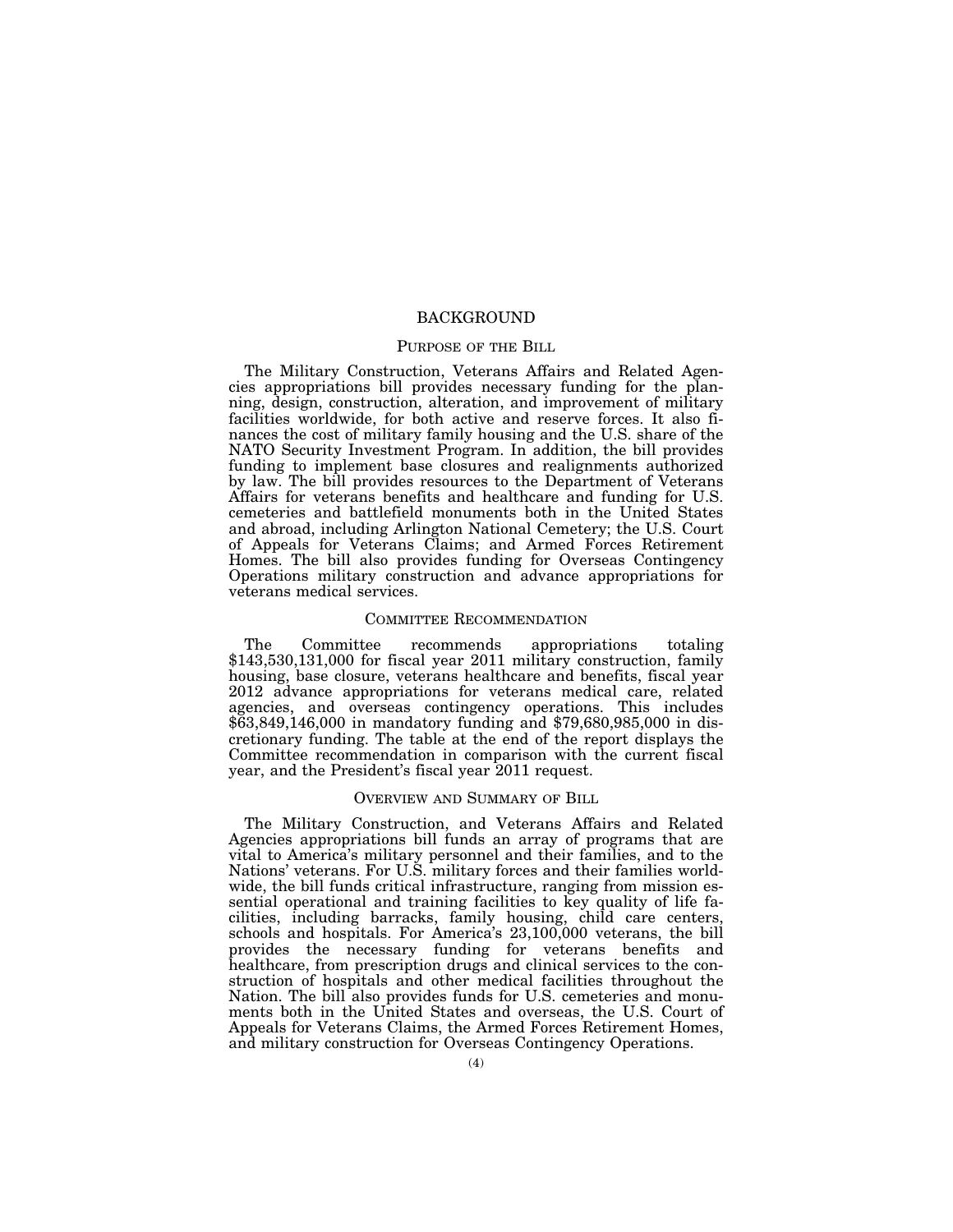# BACKGROUND

## PURPOSE OF THE BILL

The Military Construction, Veterans Affairs and Related Agencies appropriations bill provides necessary funding for the planning, design, construction, alteration, and improvement of military facilities worldwide, for both active and reserve forces. It also finances the cost of military family housing and the U.S. share of the NATO Security Investment Program. In addition, the bill provides funding to implement base closures and realignments authorized by law. The bill provides resources to the Department of Veterans Affairs for veterans benefits and healthcare and funding for U.S. cemeteries and battlefield monuments both in the United States and abroad, including Arlington National Cemetery; the U.S. Court of Appeals for Veterans Claims; and Armed Forces Retirement Homes. The bill also provides funding for Overseas Contingency Operations military construction and advance appropriations for veterans medical services.

## COMMITTEE RECOMMENDATION

The Committee recommends appropriations totaling $143,530,131,000 for fiscal year 2011 military construction, family housing, base closure, veterans healthcare and benefits, fiscal year 2012 advance appropriations for veterans medical care, related agencies, and overseas contingency operations. This includes $63,849,146,000 in mandatory funding and $79,680,985,000 in discretionary funding. The table at the end of the report displays the Committee recommendation in comparison with the current fiscal year, and the President's fiscal year 2011 request.

## OVERVIEW AND SUMMARY OF BILL

The Military Construction, and Veterans Affairs and Related Agencies appropriations bill funds an array of programs that are vital to America's military personnel and their families, and to the Nations' veterans. For U.S. military forces and their families worldwide, the bill funds critical infrastructure, ranging from mission essential operational and training facilities to key quality of life facilities, including barracks, family housing, child care centers, schools and hospitals. For America's 23,100,000 veterans, the bill provides the necessary funding for veterans benefits and healthcare, from prescription drugs and clinical services to the construction of hospitals and other medical facilities throughout the Nation. The bill also provides funds for U.S. cemeteries and monuments both in the United States and overseas, the U.S. Court of Appeals for Veterans Claims, the Armed Forces Retirement Homes, and military construction for Overseas Contingency Operations.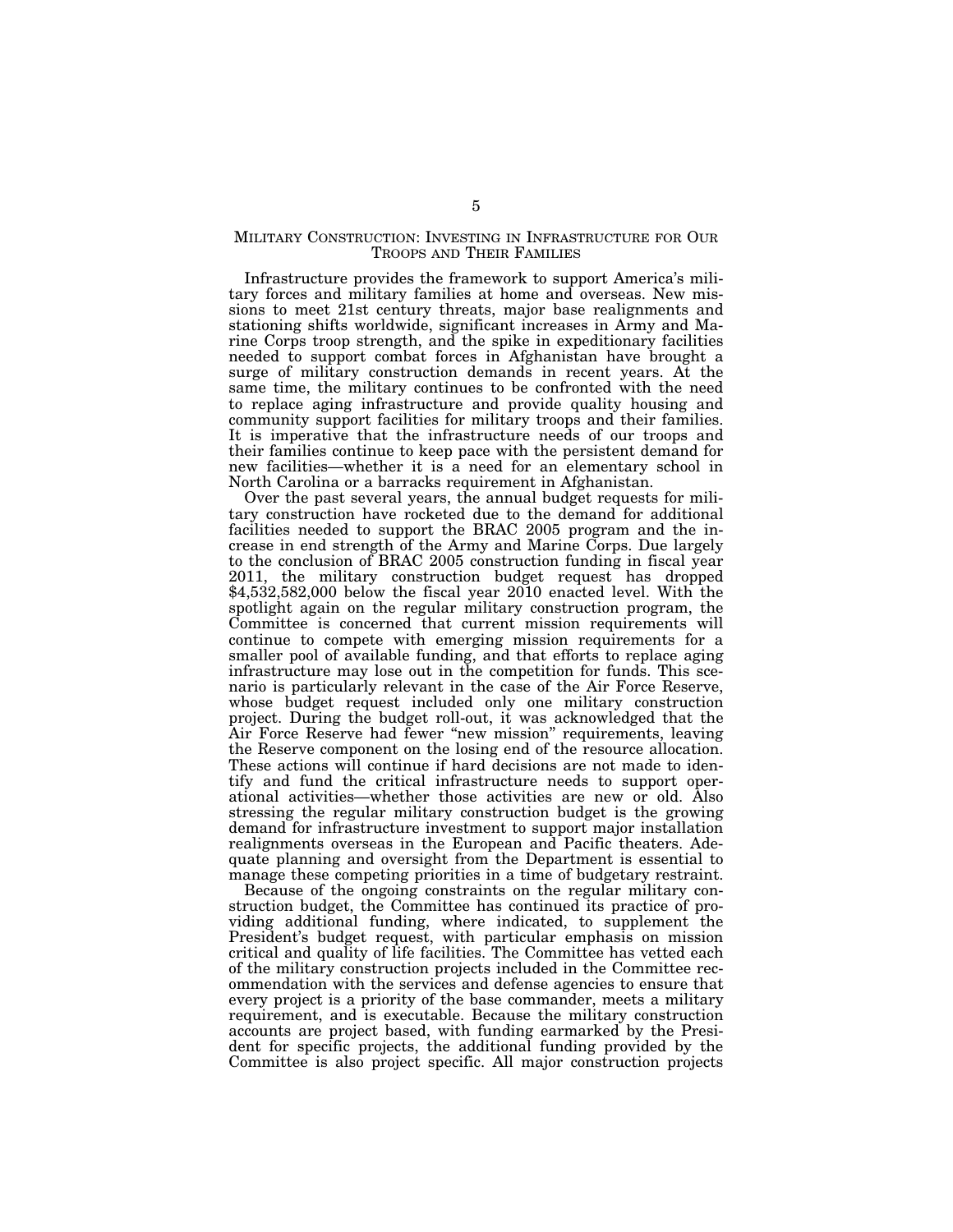## MILITARY CONSTRUCTION: INVESTING IN INFRASTRUCTURE FOR OUR TROOPS AND THEIR FAMILIES

Infrastructure provides the framework to support America's military forces and military families at home and overseas. New missions to meet 21st century threats, major base realignments and stationing shifts worldwide, significant increases in Army and Marine Corps troop strength, and the spike in expeditionary facilities needed to support combat forces in Afghanistan have brought a surge of military construction demands in recent years. At the same time, the military continues to be confronted with the need to replace aging infrastructure and provide quality housing and community support facilities for military troops and their families. It is imperative that the infrastructure needs of our troops and their families continue to keep pace with the persistent demand for new facilities—whether it is a need for an elementary school in North Carolina or a barracks requirement in Afghanistan.

Over the past several years, the annual budget requests for military construction have rocketed due to the demand for additional facilities needed to support the BRAC 2005 program and the increase in end strength of the Army and Marine Corps. Due largely to the conclusion of BRAC 2005 construction funding in fiscal year 2011, the military construction budget request has dropped $4,532,582,000 below the fiscal year 2010 enacted level. With the spotlight again on the regular military construction program, the Committee is concerned that current mission requirements will continue to compete with emerging mission requirements for a smaller pool of available funding, and that efforts to replace aging infrastructure may lose out in the competition for funds. This scenario is particularly relevant in the case of the Air Force Reserve, whose budget request included only one military construction project. During the budget roll-out, it was acknowledged that the Air Force Reserve had fewer "new mission" requirements, leaving the Reserve component on the losing end of the resource allocation. These actions will continue if hard decisions are not made to identify and fund the critical infrastructure needs to support operational activities—whether those activities are new or old. Also stressing the regular military construction budget is the growing demand for infrastructure investment to support major installation realignments overseas in the European and Pacific theaters. Adequate planning and oversight from the Department is essential to manage these competing priorities in a time of budgetary restraint.

Because of the ongoing constraints on the regular military construction budget, the Committee has continued its practice of providing additional funding, where indicated, to supplement the President's budget request, with particular emphasis on mission critical and quality of life facilities. The Committee has vetted each of the military construction projects included in the Committee recommendation with the services and defense agencies to ensure that every project is a priority of the base commander, meets a military requirement, and is executable. Because the military construction accounts are project based, with funding earmarked by the President for specific projects, the additional funding provided by the Committee is also project specific. All major construction projects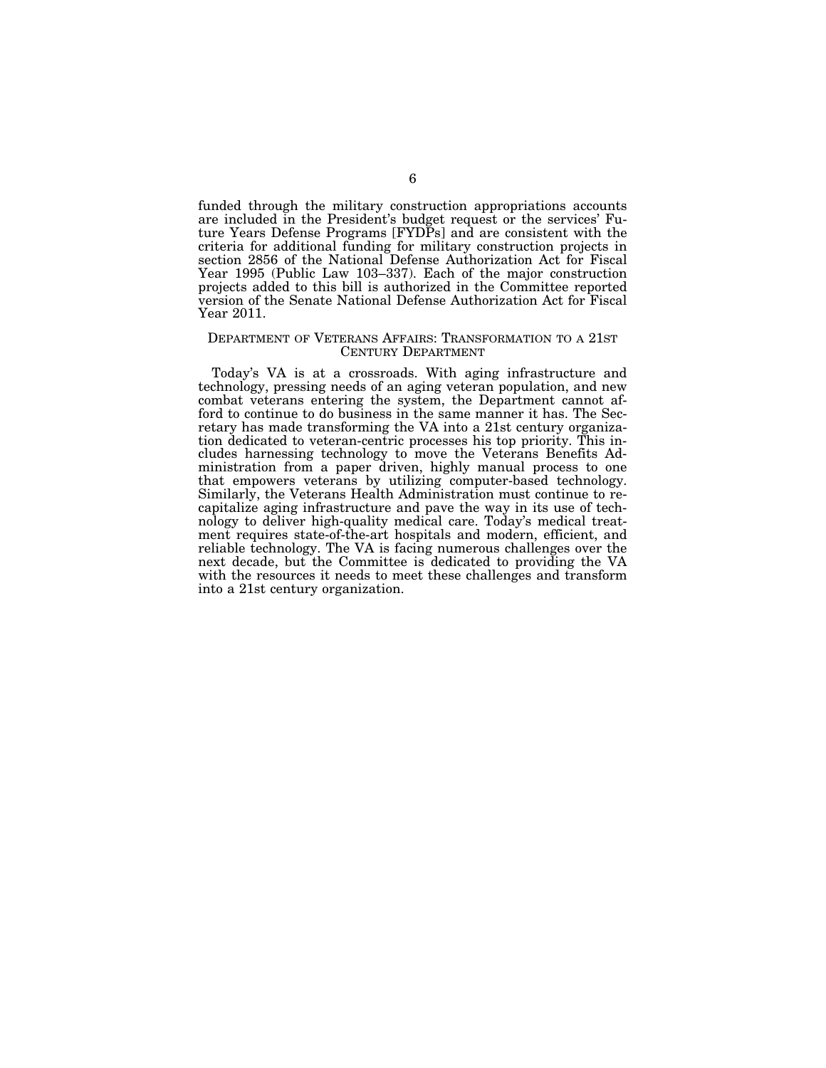funded through the military construction appropriations accounts are included in the President's budget request or the services' Future Years Defense Programs [FYDPs] and are consistent with the criteria for additional funding for military construction projects in section 2856 of the National Defense Authorization Act for Fiscal Year 1995 (Public Law 103–337). Each of the major construction projects added to this bill is authorized in the Committee reported version of the Senate National Defense Authorization Act for Fiscal Year 2011.

## DEPARTMENT OF VETERANS AFFAIRS: TRANSFORMATION TO A 21ST CENTURY DEPARTMENT

Today's VA is at a crossroads. With aging infrastructure and technology, pressing needs of an aging veteran population, and new combat veterans entering the system, the Department cannot afford to continue to do business in the same manner it has. The Secretary has made transforming the VA into a 21st century organization dedicated to veteran-centric processes his top priority. This includes harnessing technology to move the Veterans Benefits Administration from a paper driven, highly manual process to one that empowers veterans by utilizing computer-based technology. Similarly, the Veterans Health Administration must continue to recapitalize aging infrastructure and pave the way in its use of technology to deliver high-quality medical care. Today's medical treatment requires state-of-the-art hospitals and modern, efficient, and reliable technology. The VA is facing numerous challenges over the next decade, but the Committee is dedicated to providing the VA with the resources it needs to meet these challenges and transform into a 21st century organization.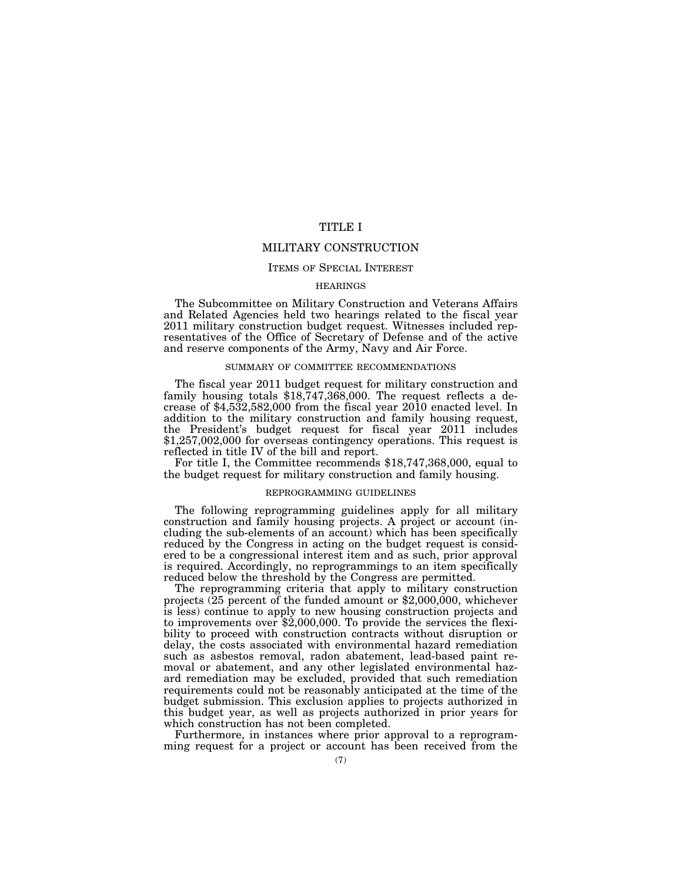# TITLE I

## MILITARY CONSTRUCTION

### Items of Special Interest

#### HEARINGS

The Subcommittee on Military Construction and Veterans Affairs and Related Agencies held two hearings related to the fiscal year 2011 military construction budget request. Witnesses included representatives of the Office of Secretary of Defense and of the active and reserve components of the Army, Navy and Air Force.

#### SUMMARY OF COMMITTEE RECOMMENDATIONS

The fiscal year 2011 budget request for military construction and family housing totals $18,747,368,000. The request reflects a decrease of $4,532,582,000 from the fiscal year 2010 enacted level. In addition to the military construction and family housing request, the President's budget request for fiscal year 2011 includes $1,257,002,000 for overseas contingency operations. This request is reflected in title IV of the bill and report.

For title I, the Committee recommends $18,747,368,000, equal to the budget request for military construction and family housing.

#### REPROGRAMMING GUIDELINES

The following reprogramming guidelines apply for all military construction and family housing projects. A project or account (including the sub-elements of an account) which has been specifically reduced by the Congress in acting on the budget request is considered to be a congressional interest item and as such, prior approval is required. Accordingly, no reprogrammings to an item specifically reduced below the threshold by the Congress are permitted.

The reprogramming criteria that apply to military construction projects (25 percent of the funded amount or $2,000,000, whichever is less) continue to apply to new housing construction projects and to improvements over $2,000,000. To provide the services the flexibility to proceed with construction contracts without disruption or delay, the costs associated with environmental hazard remediation such as asbestos removal, radon abatement, lead-based paint removal or abatement, and any other legislated environmental hazard remediation may be excluded, provided that such remediation requirements could not be reasonably anticipated at the time of the budget submission. This exclusion applies to projects authorized in this budget year, as well as projects authorized in prior years for which construction has not been completed.

Furthermore, in instances where prior approval to a reprogramming request for a project or account has been received from the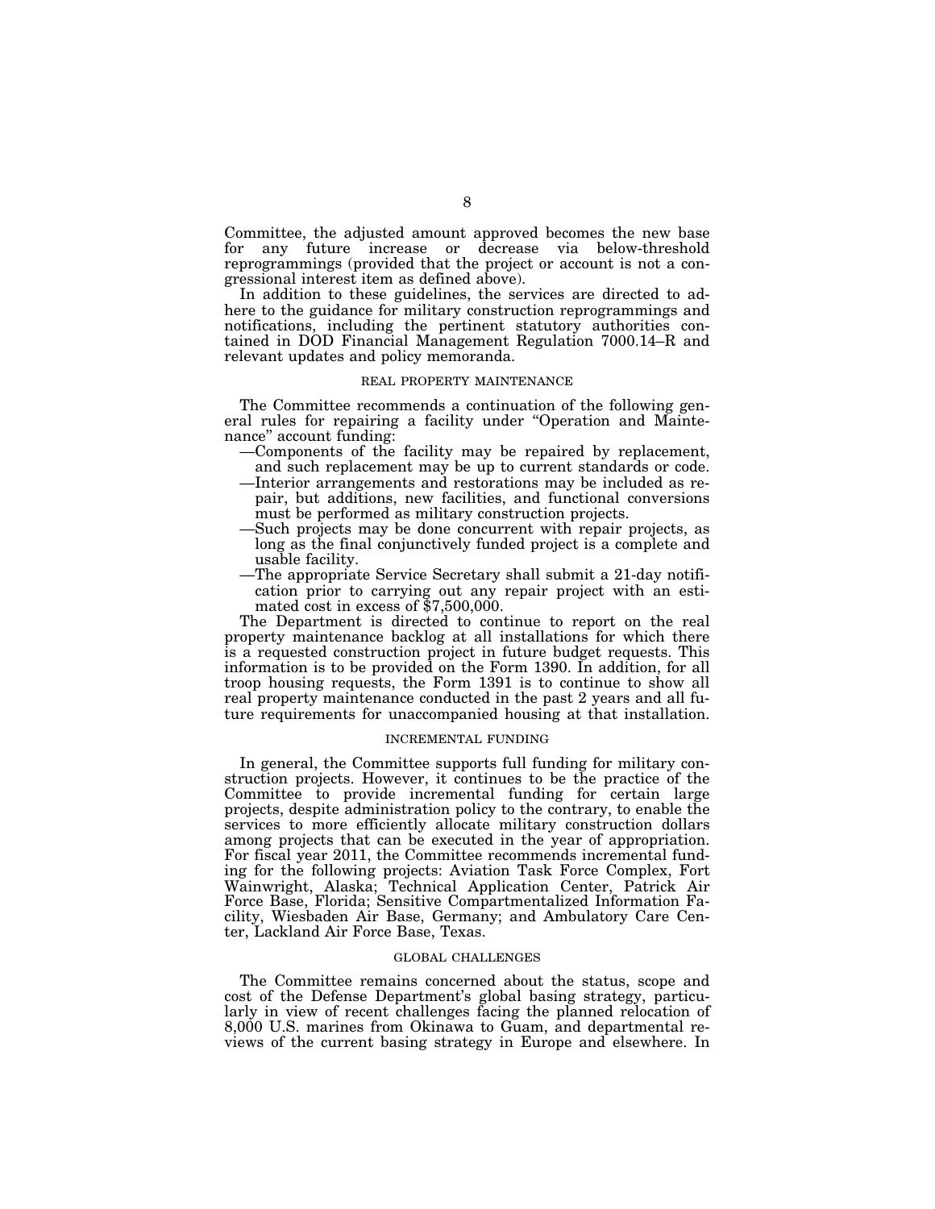Committee, the adjusted amount approved becomes the new base for any future increase or decrease via below-threshold reprogrammings (provided that the project or account is not a congressional interest item as defined above).

In addition to these guidelines, the services are directed to adhere to the guidance for military construction reprogrammings and notifications, including the pertinent statutory authorities contained in DOD Financial Management Regulation 7000.14–R and relevant updates and policy memoranda.

## REAL PROPERTY MAINTENANCE

The Committee recommends a continuation of the following general rules for repairing a facility under "Operation and Maintenance" account funding:

—Components of the facility may be repaired by replacement, and such replacement may be up to current standards or code.

—Interior arrangements and restorations may be included as repair, but additions, new facilities, and functional conversions must be performed as military construction projects.

—Such projects may be done concurrent with repair projects, as long as the final conjunctively funded project is a complete and usable facility.

—The appropriate Service Secretary shall submit a 21-day notification prior to carrying out any repair project with an estimated cost in excess of $7,500,000.

The Department is directed to continue to report on the real property maintenance backlog at all installations for which there is a requested construction project in future budget requests. This information is to be provided on the Form 1390. In addition, for all troop housing requests, the Form 1391 is to continue to show all real property maintenance conducted in the past 2 years and all future requirements for unaccompanied housing at that installation.

## INCREMENTAL FUNDING

In general, the Committee supports full funding for military construction projects. However, it continues to be the practice of the Committee to provide incremental funding for certain large projects, despite administration policy to the contrary, to enable the services to more efficiently allocate military construction dollars among projects that can be executed in the year of appropriation. For fiscal year 2011, the Committee recommends incremental funding for the following projects: Aviation Task Force Complex, Fort Wainwright, Alaska; Technical Application Center, Patrick Air Force Base, Florida; Sensitive Compartmentalized Information Facility, Wiesbaden Air Base, Germany; and Ambulatory Care Center, Lackland Air Force Base, Texas.

## GLOBAL CHALLENGES

The Committee remains concerned about the status, scope and cost of the Defense Department's global basing strategy, particularly in view of recent challenges facing the planned relocation of 8,000 U.S. marines from Okinawa to Guam, and departmental reviews of the current basing strategy in Europe and elsewhere. In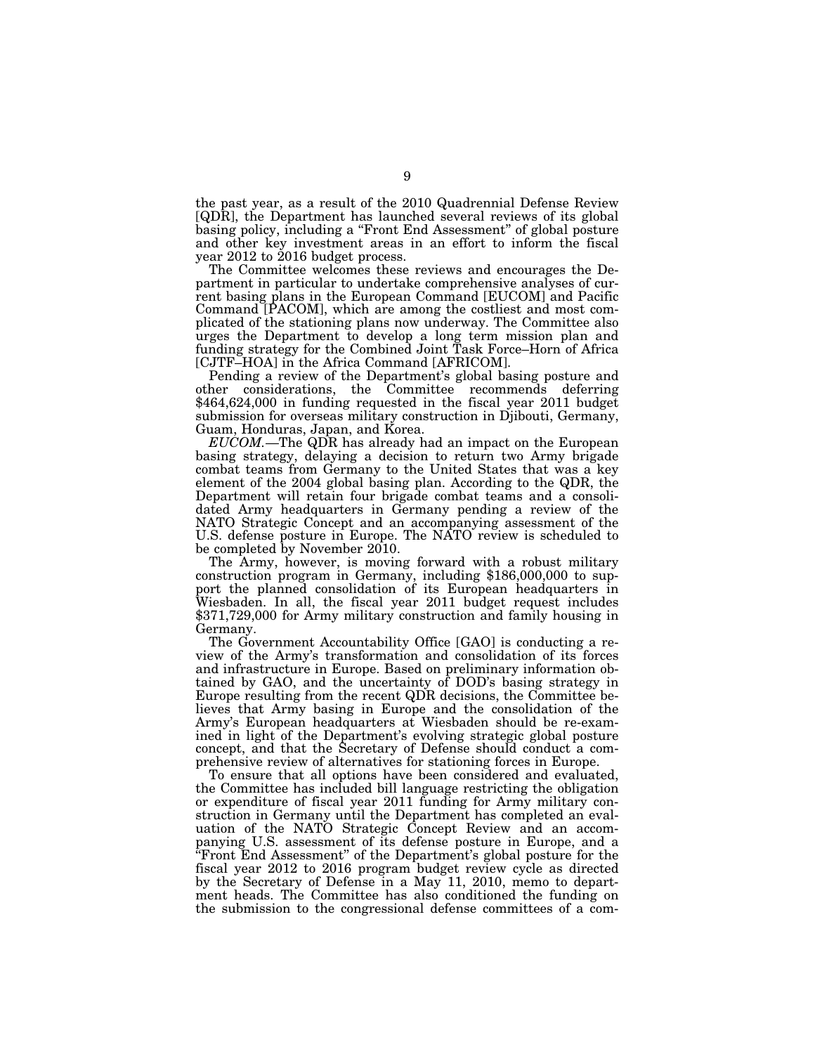the past year, as a result of the 2010 Quadrennial Defense Review [QDR], the Department has launched several reviews of its global basing policy, including a "Front End Assessment" of global posture and other key investment areas in an effort to inform the fiscal year 2012 to 2016 budget process.

The Committee welcomes these reviews and encourages the Department in particular to undertake comprehensive analyses of current basing plans in the European Command [EUCOM] and Pacific Command [PACOM], which are among the costliest and most complicated of the stationing plans now underway. The Committee also urges the Department to develop a long term mission plan and funding strategy for the Combined Joint Task Force–Horn of Africa [CJTF–HOA] in the Africa Command [AFRICOM].

Pending a review of the Department's global basing posture and other considerations, the Committee recommends deferring $464,624,000 in funding requested in the fiscal year 2011 budget submission for overseas military construction in Djibouti, Germany, Guam, Honduras, Japan, and Korea.

*EUCOM.*—The QDR has already had an impact on the European basing strategy, delaying a decision to return two Army brigade combat teams from Germany to the United States that was a key element of the 2004 global basing plan. According to the QDR, the Department will retain four brigade combat teams and a consolidated Army headquarters in Germany pending a review of the NATO Strategic Concept and an accompanying assessment of the U.S. defense posture in Europe. The NATO review is scheduled to be completed by November 2010.

The Army, however, is moving forward with a robust military construction program in Germany, including $186,000,000 to support the planned consolidation of its European headquarters in Wiesbaden. In all, the fiscal year 2011 budget request includes $371,729,000 for Army military construction and family housing in Germany.

The Government Accountability Office [GAO] is conducting a review of the Army's transformation and consolidation of its forces and infrastructure in Europe. Based on preliminary information obtained by GAO, and the uncertainty of DOD's basing strategy in Europe resulting from the recent QDR decisions, the Committee believes that Army basing in Europe and the consolidation of the Army's European headquarters at Wiesbaden should be re-examined in light of the Department's evolving strategic global posture concept, and that the Secretary of Defense should conduct a comprehensive review of alternatives for stationing forces in Europe.

To ensure that all options have been considered and evaluated, the Committee has included bill language restricting the obligation or expenditure of fiscal year 2011 funding for Army military construction in Germany until the Department has completed an evaluation of the NATO Strategic Concept Review and an accompanying U.S. assessment of its defense posture in Europe, and a "Front End Assessment" of the Department's global posture for the fiscal year 2012 to 2016 program budget review cycle as directed by the Secretary of Defense in a May 11, 2010, memo to department heads. The Committee has also conditioned the funding on the submission to the congressional defense committees of a com-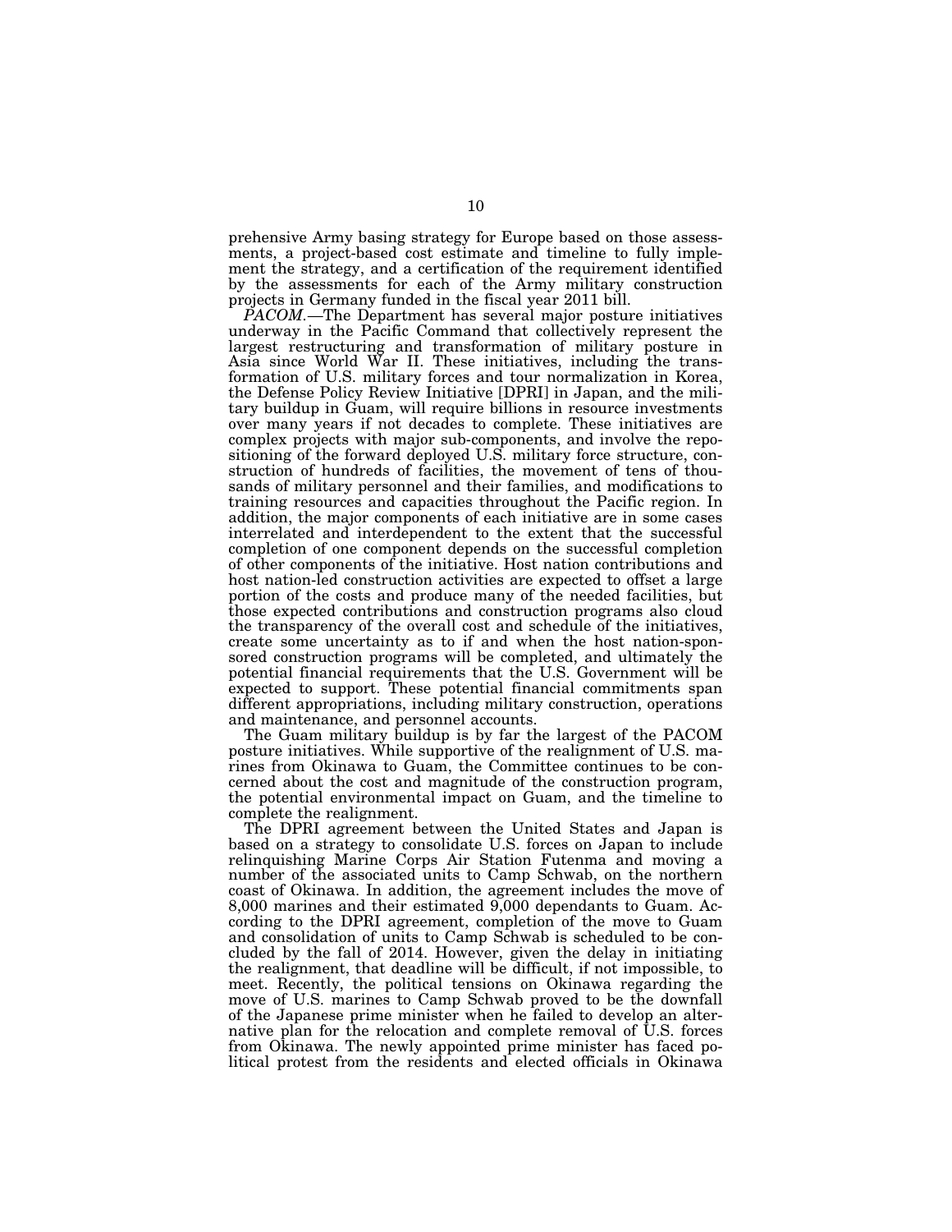prehensive Army basing strategy for Europe based on those assessments, a project-based cost estimate and timeline to fully implement the strategy, and a certification of the requirement identified by the assessments for each of the Army military construction projects in Germany funded in the fiscal year 2011 bill.

*PACOM.*—The Department has several major posture initiatives underway in the Pacific Command that collectively represent the largest restructuring and transformation of military posture in Asia since World War II. These initiatives, including the transformation of U.S. military forces and tour normalization in Korea, the Defense Policy Review Initiative [DPRI] in Japan, and the military buildup in Guam, will require billions in resource investments over many years if not decades to complete. These initiatives are complex projects with major sub-components, and involve the repositioning of the forward deployed U.S. military force structure, construction of hundreds of facilities, the movement of tens of thousands of military personnel and their families, and modifications to training resources and capacities throughout the Pacific region. In addition, the major components of each initiative are in some cases interrelated and interdependent to the extent that the successful completion of one component depends on the successful completion of other components of the initiative. Host nation contributions and host nation-led construction activities are expected to offset a large portion of the costs and produce many of the needed facilities, but those expected contributions and construction programs also cloud the transparency of the overall cost and schedule of the initiatives, create some uncertainty as to if and when the host nation-sponsored construction programs will be completed, and ultimately the potential financial requirements that the U.S. Government will be expected to support. These potential financial commitments span different appropriations, including military construction, operations and maintenance, and personnel accounts.

The Guam military buildup is by far the largest of the PACOM posture initiatives. While supportive of the realignment of U.S. marines from Okinawa to Guam, the Committee continues to be concerned about the cost and magnitude of the construction program, the potential environmental impact on Guam, and the timeline to complete the realignment.

The DPRI agreement between the United States and Japan is based on a strategy to consolidate U.S. forces on Japan to include relinquishing Marine Corps Air Station Futenma and moving a number of the associated units to Camp Schwab, on the northern coast of Okinawa. In addition, the agreement includes the move of 8,000 marines and their estimated 9,000 dependants to Guam. According to the DPRI agreement, completion of the move to Guam and consolidation of units to Camp Schwab is scheduled to be concluded by the fall of 2014. However, given the delay in initiating the realignment, that deadline will be difficult, if not impossible, to meet. Recently, the political tensions on Okinawa regarding the move of U.S. marines to Camp Schwab proved to be the downfall of the Japanese prime minister when he failed to develop an alternative plan for the relocation and complete removal of U.S. forces from Okinawa. The newly appointed prime minister has faced political protest from the residents and elected officials in Okinawa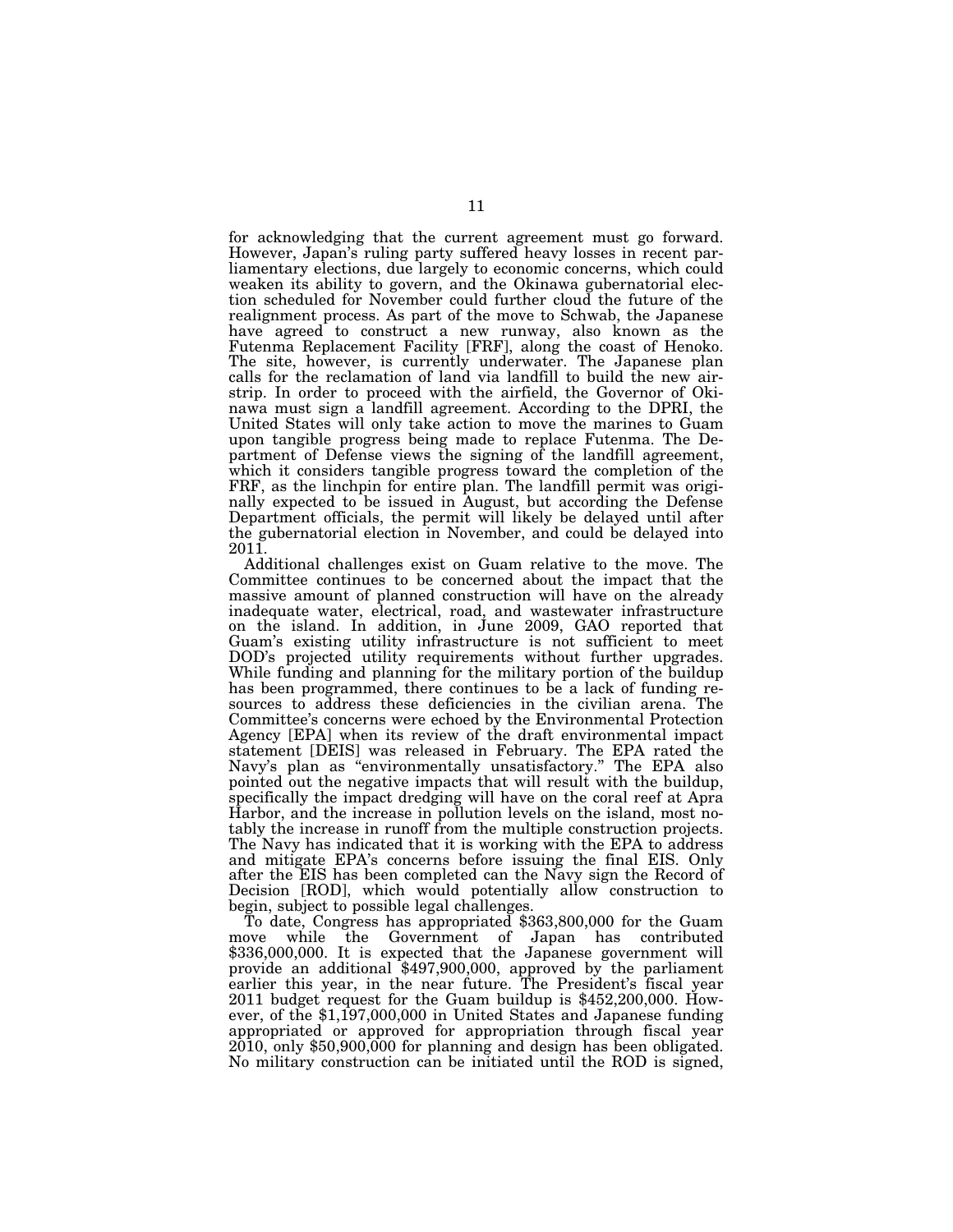for acknowledging that the current agreement must go forward. However, Japan's ruling party suffered heavy losses in recent parliamentary elections, due largely to economic concerns, which could weaken its ability to govern, and the Okinawa gubernatorial election scheduled for November could further cloud the future of the realignment process. As part of the move to Schwab, the Japanese have agreed to construct a new runway, also known as the Futenma Replacement Facility [FRF], along the coast of Henoko. The site, however, is currently underwater. The Japanese plan calls for the reclamation of land via landfill to build the new airstrip. In order to proceed with the airfield, the Governor of Okinawa must sign a landfill agreement. According to the DPRI, the United States will only take action to move the marines to Guam upon tangible progress being made to replace Futenma. The Department of Defense views the signing of the landfill agreement, which it considers tangible progress toward the completion of the FRF, as the linchpin for entire plan. The landfill permit was originally expected to be issued in August, but according the Defense Department officials, the permit will likely be delayed until after the gubernatorial election in November, and could be delayed into 2011.

Additional challenges exist on Guam relative to the move. The Committee continues to be concerned about the impact that the massive amount of planned construction will have on the already inadequate water, electrical, road, and wastewater infrastructure on the island. In addition, in June 2009, GAO reported that Guam's existing utility infrastructure is not sufficient to meet DOD's projected utility requirements without further upgrades. While funding and planning for the military portion of the buildup has been programmed, there continues to be a lack of funding resources to address these deficiencies in the civilian arena. The Committee's concerns were echoed by the Environmental Protection Agency [EPA] when its review of the draft environmental impact statement [DEIS] was released in February. The EPA rated the Navy's plan as "environmentally unsatisfactory." The EPA also pointed out the negative impacts that will result with the buildup, specifically the impact dredging will have on the coral reef at Apra Harbor, and the increase in pollution levels on the island, most notably the increase in runoff from the multiple construction projects. The Navy has indicated that it is working with the EPA to address and mitigate EPA's concerns before issuing the final EIS. Only after the EIS has been completed can the Navy sign the Record of Decision [ROD], which would potentially allow construction to begin, subject to possible legal challenges.

To date, Congress has appropriated $363,800,000 for the Guam move while the Government of Japan has contributed $336,000,000. It is expected that the Japanese government will provide an additional $497,900,000, approved by the parliament earlier this year, in the near future. The President's fiscal year 2011 budget request for the Guam buildup is $452,200,000. However, of the $1,197,000,000 in United States and Japanese funding appropriated or approved for appropriation through fiscal year 2010, only $50,900,000 for planning and design has been obligated. No military construction can be initiated until the ROD is signed,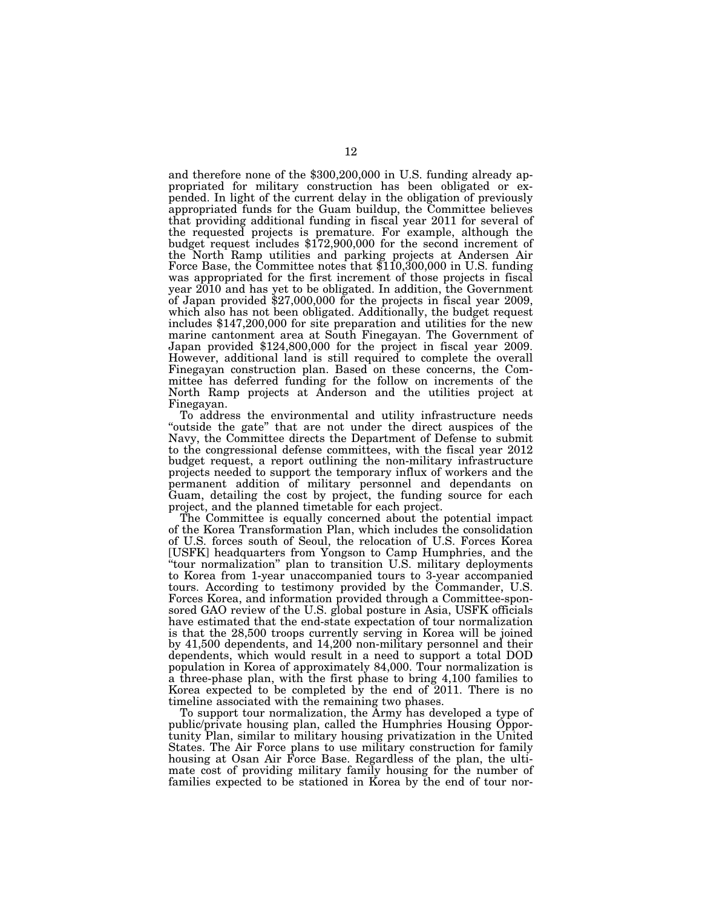and therefore none of the $300,200,000 in U.S. funding already appropriated for military construction has been obligated or expended. In light of the current delay in the obligation of previously appropriated funds for the Guam buildup, the Committee believes that providing additional funding in fiscal year 2011 for several of the requested projects is premature. For example, although the budget request includes $172,900,000 for the second increment of the North Ramp utilities and parking projects at Andersen Air Force Base, the Committee notes that $110,300,000 in U.S. funding was appropriated for the first increment of those projects in fiscal year 2010 and has yet to be obligated. In addition, the Government of Japan provided $27,000,000 for the projects in fiscal year 2009, which also has not been obligated. Additionally, the budget request includes $147,200,000 for site preparation and utilities for the new marine cantonment area at South Finegayan. The Government of Japan provided $124,800,000 for the project in fiscal year 2009. However, additional land is still required to complete the overall Finegayan construction plan. Based on these concerns, the Committee has deferred funding for the follow on increments of the North Ramp projects at Anderson and the utilities project at Finegayan.

To address the environmental and utility infrastructure needs "outside the gate" that are not under the direct auspices of the Navy, the Committee directs the Department of Defense to submit to the congressional defense committees, with the fiscal year 2012 budget request, a report outlining the non-military infrastructure projects needed to support the temporary influx of workers and the permanent addition of military personnel and dependants on Guam, detailing the cost by project, the funding source for each project, and the planned timetable for each project.

The Committee is equally concerned about the potential impact of the Korea Transformation Plan, which includes the consolidation of U.S. forces south of Seoul, the relocation of U.S. Forces Korea [USFK] headquarters from Yongson to Camp Humphries, and the "tour normalization" plan to transition U.S. military deployments to Korea from 1-year unaccompanied tours to 3-year accompanied tours. According to testimony provided by the Commander, U.S. Forces Korea, and information provided through a Committee-sponsored GAO review of the U.S. global posture in Asia, USFK officials have estimated that the end-state expectation of tour normalization is that the 28,500 troops currently serving in Korea will be joined by 41,500 dependents, and 14,200 non-military personnel and their dependents, which would result in a need to support a total DOD population in Korea of approximately 84,000. Tour normalization is a three-phase plan, with the first phase to bring 4,100 families to Korea expected to be completed by the end of 2011. There is no timeline associated with the remaining two phases.

To support tour normalization, the Army has developed a type of public/private housing plan, called the Humphries Housing Opportunity Plan, similar to military housing privatization in the United States. The Air Force plans to use military construction for family housing at Osan Air Force Base. Regardless of the plan, the ultimate cost of providing military family housing for the number of families expected to be stationed in Korea by the end of tour nor-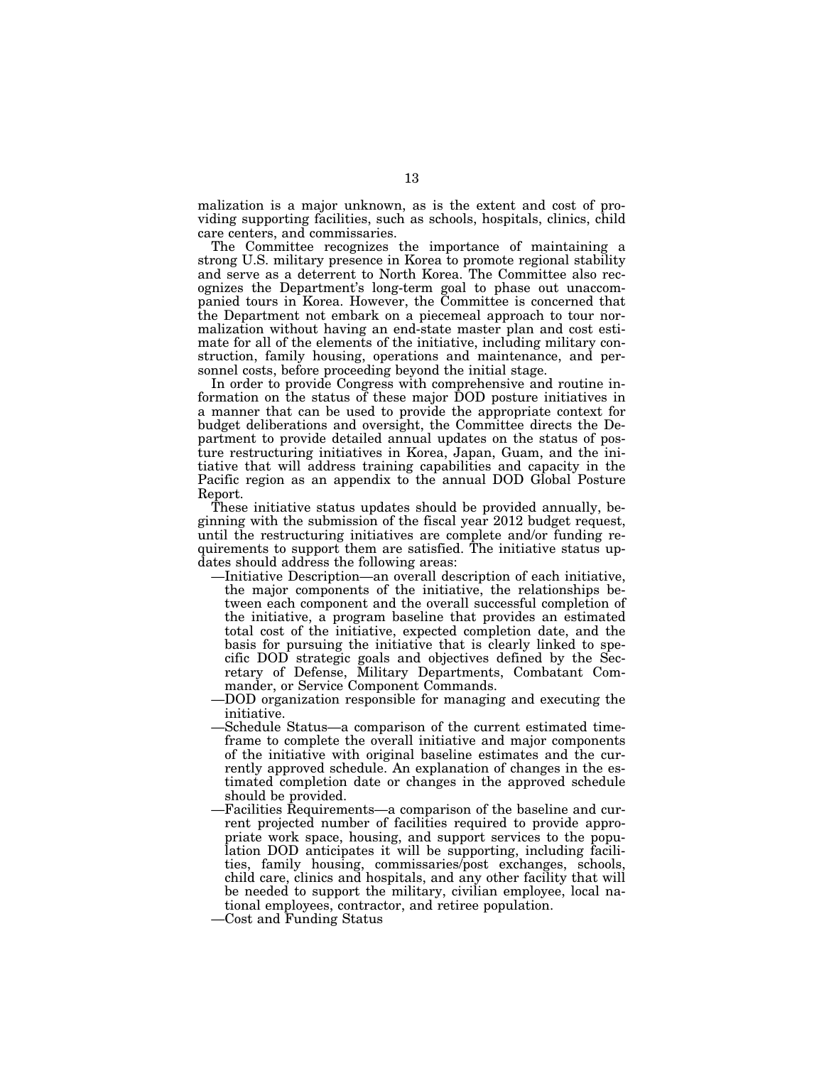malization is a major unknown, as is the extent and cost of providing supporting facilities, such as schools, hospitals, clinics, child care centers, and commissaries.

The Committee recognizes the importance of maintaining a strong U.S. military presence in Korea to promote regional stability and serve as a deterrent to North Korea. The Committee also recognizes the Department's long-term goal to phase out unaccompanied tours in Korea. However, the Committee is concerned that the Department not embark on a piecemeal approach to tour normalization without having an end-state master plan and cost estimate for all of the elements of the initiative, including military construction, family housing, operations and maintenance, and personnel costs, before proceeding beyond the initial stage.

In order to provide Congress with comprehensive and routine information on the status of these major DOD posture initiatives in a manner that can be used to provide the appropriate context for budget deliberations and oversight, the Committee directs the Department to provide detailed annual updates on the status of posture restructuring initiatives in Korea, Japan, Guam, and the initiative that will address training capabilities and capacity in the Pacific region as an appendix to the annual DOD Global Posture Report.

These initiative status updates should be provided annually, beginning with the submission of the fiscal year 2012 budget request, until the restructuring initiatives are complete and/or funding requirements to support them are satisfied. The initiative status updates should address the following areas:

—Initiative Description—an overall description of each initiative, the major components of the initiative, the relationships between each component and the overall successful completion of the initiative, a program baseline that provides an estimated total cost of the initiative, expected completion date, and the basis for pursuing the initiative that is clearly linked to specific DOD strategic goals and objectives defined by the Secretary of Defense, Military Departments, Combatant Commander, or Service Component Commands.

—DOD organization responsible for managing and executing the initiative.

—Schedule Status—a comparison of the current estimated timeframe to complete the overall initiative and major components of the initiative with original baseline estimates and the currently approved schedule. An explanation of changes in the estimated completion date or changes in the approved schedule should be provided.

—Facilities Requirements—a comparison of the baseline and current projected number of facilities required to provide appropriate work space, housing, and support services to the population DOD anticipates it will be supporting, including facilities, family housing, commissaries/post exchanges, schools, child care, clinics and hospitals, and any other facility that will be needed to support the military, civilian employee, local national employees, contractor, and retiree population.

—Cost and Funding Status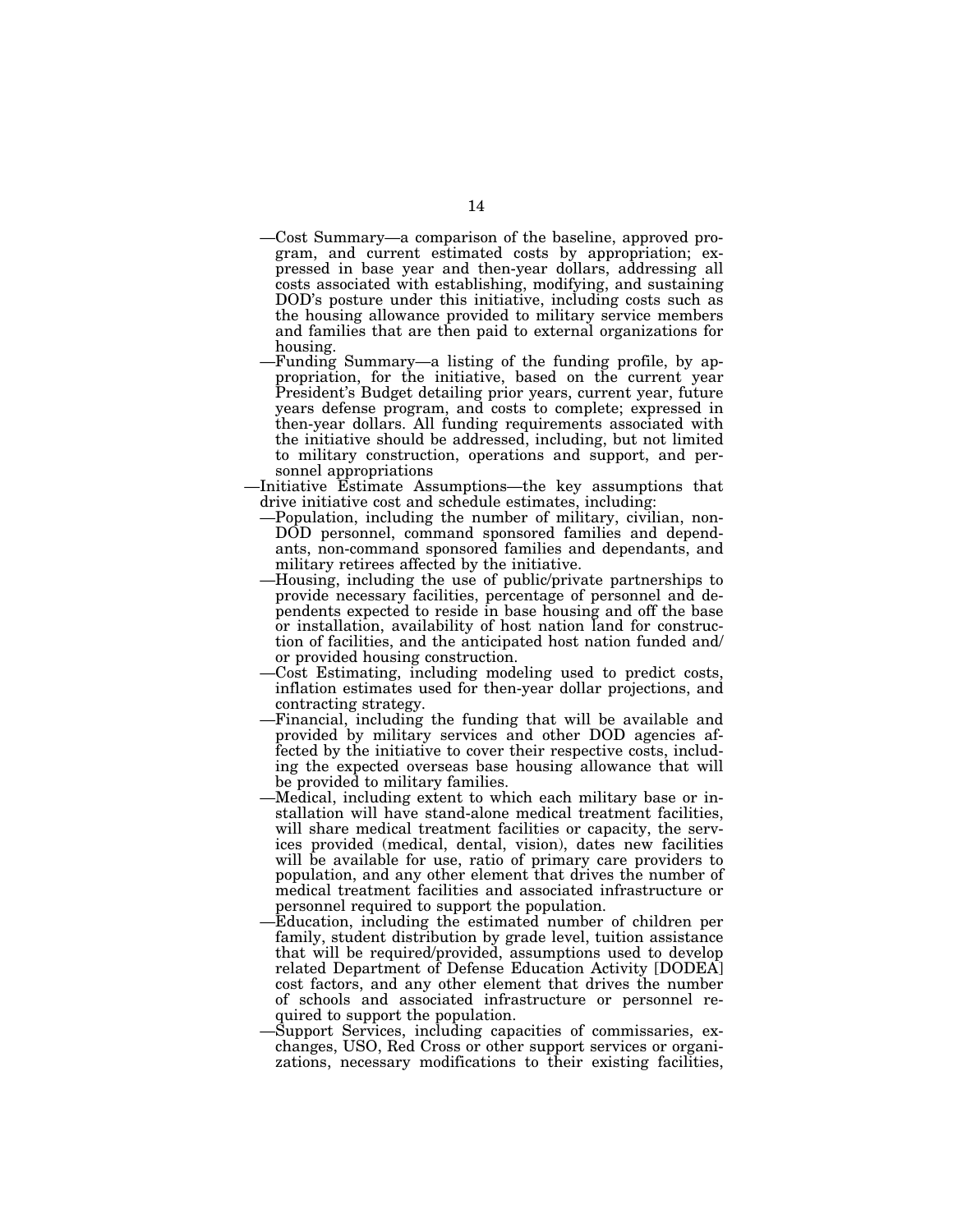—Cost Summary—a comparison of the baseline, approved program, and current estimated costs by appropriation; expressed in base year and then-year dollars, addressing all costs associated with establishing, modifying, and sustaining DOD's posture under this initiative, including costs such as the housing allowance provided to military service members and families that are then paid to external organizations for housing.

—Funding Summary—a listing of the funding profile, by appropriation, for the initiative, based on the current year President's Budget detailing prior years, current year, future years defense program, and costs to complete; expressed in then-year dollars. All funding requirements associated with the initiative should be addressed, including, but not limited to military construction, operations and support, and personnel appropriations

—Initiative Estimate Assumptions—the key assumptions that drive initiative cost and schedule estimates, including:

—Population, including the number of military, civilian, non-DOD personnel, command sponsored families and dependants, non-command sponsored families and dependants, and military retirees affected by the initiative.

—Housing, including the use of public/private partnerships to provide necessary facilities, percentage of personnel and dependents expected to reside in base housing and off the base or installation, availability of host nation land for construction of facilities, and the anticipated host nation funded and/or provided housing construction.

—Cost Estimating, including modeling used to predict costs, inflation estimates used for then-year dollar projections, and contracting strategy.

—Financial, including the funding that will be available and provided by military services and other DOD agencies affected by the initiative to cover their respective costs, including the expected overseas base housing allowance that will be provided to military families.

—Medical, including extent to which each military base or installation will have stand-alone medical treatment facilities, will share medical treatment facilities or capacity, the services provided (medical, dental, vision), dates new facilities will be available for use, ratio of primary care providers to population, and any other element that drives the number of medical treatment facilities and associated infrastructure or personnel required to support the population.

—Education, including the estimated number of children per family, student distribution by grade level, tuition assistance that will be required/provided, assumptions used to develop related Department of Defense Education Activity [DODEA] cost factors, and any other element that drives the number of schools and associated infrastructure or personnel required to support the population.

—Support Services, including capacities of commissaries, exchanges, USO, Red Cross or other support services or organizations, necessary modifications to their existing facilities,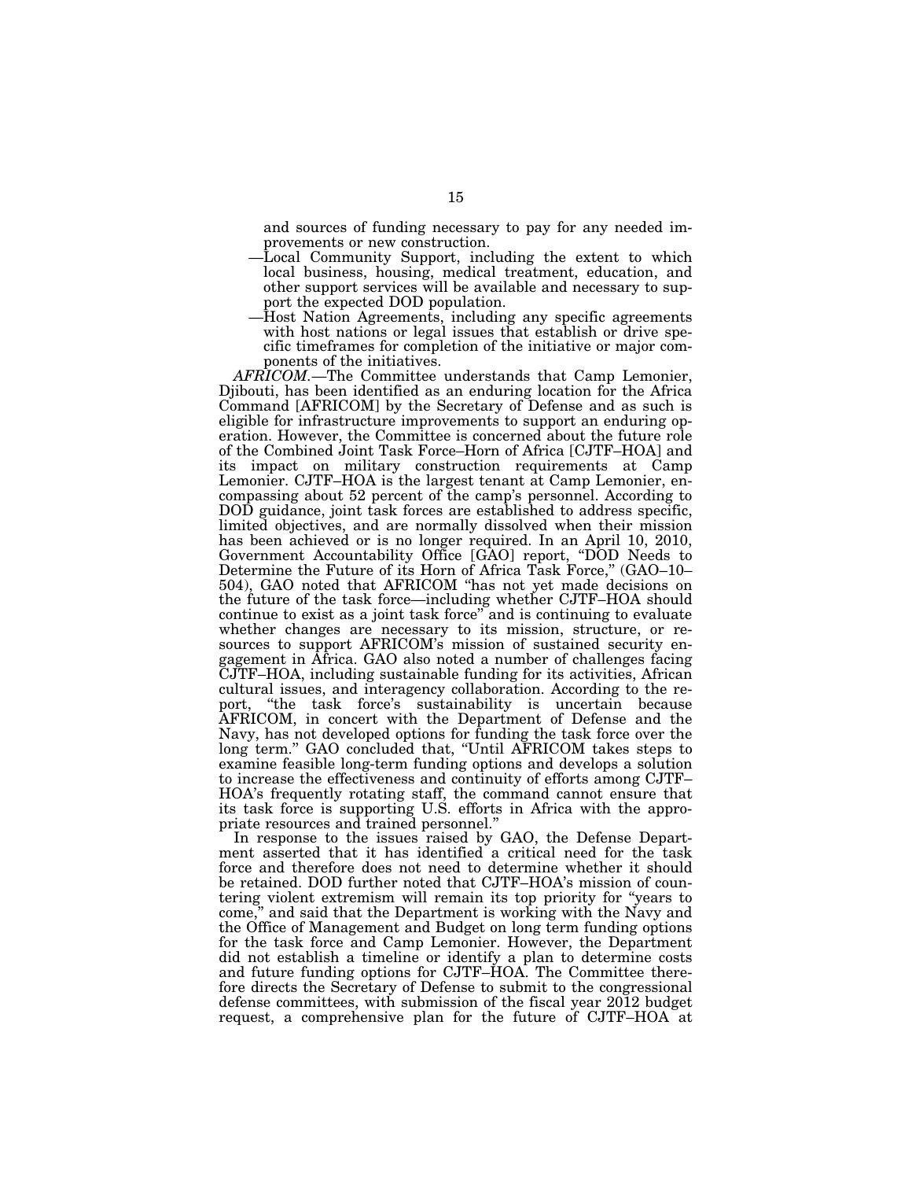and sources of funding necessary to pay for any needed improvements or new construction.

—Local Community Support, including the extent to which local business, housing, medical treatment, education, and other support services will be available and necessary to support the expected DOD population.

—Host Nation Agreements, including any specific agreements with host nations or legal issues that establish or drive specific timeframes for completion of the initiative or major components of the initiatives.

*AFRICOM.*—The Committee understands that Camp Lemonier, Djibouti, has been identified as an enduring location for the Africa Command [AFRICOM] by the Secretary of Defense and as such is eligible for infrastructure improvements to support an enduring operation. However, the Committee is concerned about the future role of the Combined Joint Task Force–Horn of Africa [CJTF–HOA] and its impact on military construction requirements at Camp Lemonier. CJTF–HOA is the largest tenant at Camp Lemonier, encompassing about 52 percent of the camp's personnel. According to DOD guidance, joint task forces are established to address specific, limited objectives, and are normally dissolved when their mission has been achieved or is no longer required. In an April 10, 2010, Government Accountability Office [GAO] report, "DOD Needs to Determine the Future of its Horn of Africa Task Force," (GAO–10–504), GAO noted that AFRICOM "has not yet made decisions on the future of the task force—including whether CJTF–HOA should continue to exist as a joint task force" and is continuing to evaluate whether changes are necessary to its mission, structure, or resources to support AFRICOM's mission of sustained security engagement in Africa. GAO also noted a number of challenges facing CJTF–HOA, including sustainable funding for its activities, African cultural issues, and interagency collaboration. According to the report, "the task force's sustainability is uncertain because AFRICOM, in concert with the Department of Defense and the Navy, has not developed options for funding the task force over the long term." GAO concluded that, "Until AFRICOM takes steps to examine feasible long-term funding options and develops a solution to increase the effectiveness and continuity of efforts among CJTF–HOA's frequently rotating staff, the command cannot ensure that its task force is supporting U.S. efforts in Africa with the appropriate resources and trained personnel."

In response to the issues raised by GAO, the Defense Department asserted that it has identified a critical need for the task force and therefore does not need to determine whether it should be retained. DOD further noted that CJTF–HOA's mission of countering violent extremism will remain its top priority for "years to come," and said that the Department is working with the Navy and the Office of Management and Budget on long term funding options for the task force and Camp Lemonier. However, the Department did not establish a timeline or identify a plan to determine costs and future funding options for CJTF–HOA. The Committee therefore directs the Secretary of Defense to submit to the congressional defense committees, with submission of the fiscal year 2012 budget request, a comprehensive plan for the future of CJTF–HOA at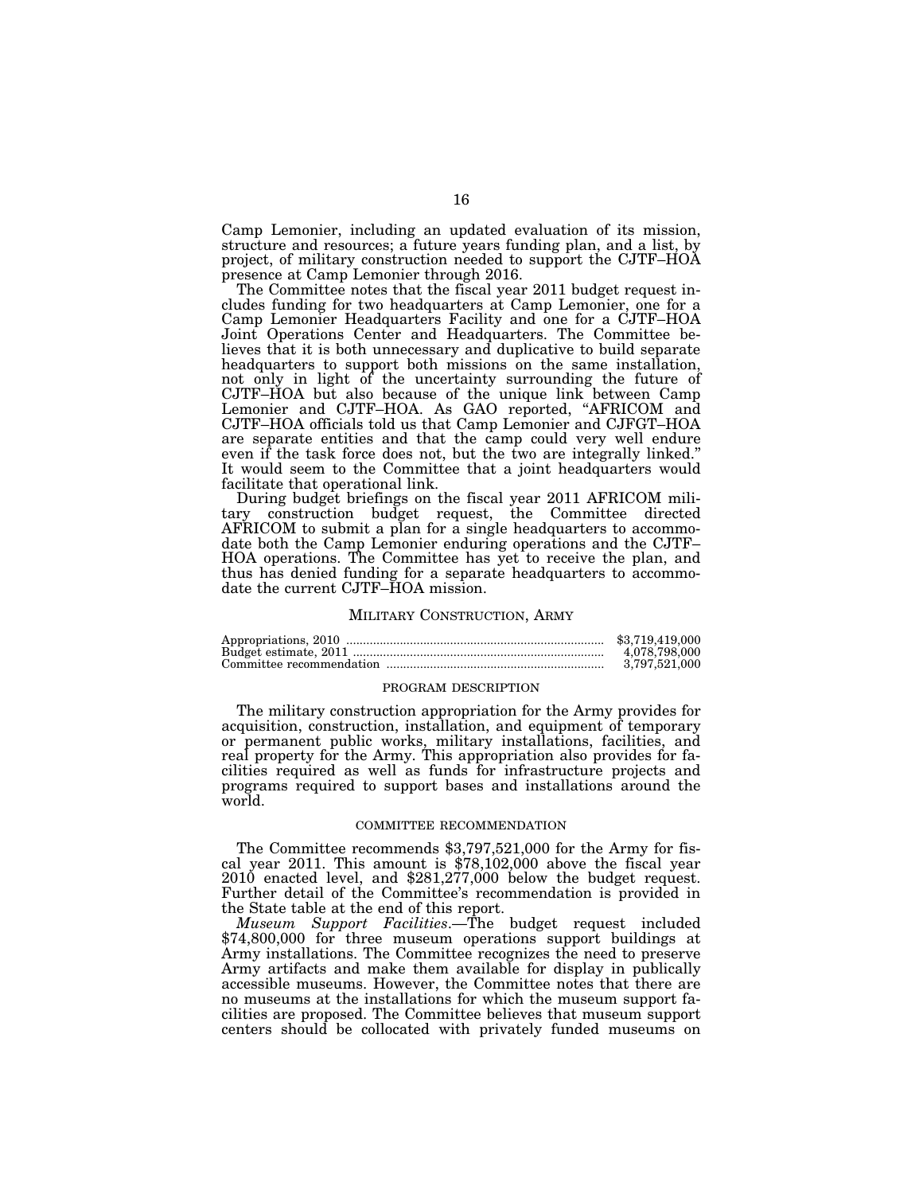Camp Lemonier, including an updated evaluation of its mission, structure and resources; a future years funding plan, and a list, by project, of military construction needed to support the CJTF–HOA presence at Camp Lemonier through 2016.

The Committee notes that the fiscal year 2011 budget request includes funding for two headquarters at Camp Lemonier, one for a Camp Lemonier Headquarters Facility and one for a CJTF–HOA Joint Operations Center and Headquarters. The Committee believes that it is both unnecessary and duplicative to build separate headquarters to support both missions on the same installation, not only in light of the uncertainty surrounding the future of CJTF–HOA but also because of the unique link between Camp Lemonier and CJTF–HOA. As GAO reported, "AFRICOM and CJTF–HOA officials told us that Camp Lemonier and CJFGT–HOA are separate entities and that the camp could very well endure even if the task force does not, but the two are integrally linked." It would seem to the Committee that a joint headquarters would facilitate that operational link.

During budget briefings on the fiscal year 2011 AFRICOM military construction budget request, the Committee directed AFRICOM to submit a plan for a single headquarters to accommodate both the Camp Lemonier enduring operations and the CJTF–HOA operations. The Committee has yet to receive the plan, and thus has denied funding for a separate headquarters to accommodate the current CJTF–HOA mission.

## MILITARY CONSTRUCTION, ARMY

| | |
|---|---|
| Appropriations, 2010 | $3,719,419,000 |
| Budget estimate, 2011 | 4,078,798,000 |
| Committee recommendation | 3,797,521,000 |

### PROGRAM DESCRIPTION

The military construction appropriation for the Army provides for acquisition, construction, installation, and equipment of temporary or permanent public works, military installations, facilities, and real property for the Army. This appropriation also provides for facilities required as well as funds for infrastructure projects and programs required to support bases and installations around the world.

### COMMITTEE RECOMMENDATION

The Committee recommends $3,797,521,000 for the Army for fiscal year 2011. This amount is $78,102,000 above the fiscal year 2010 enacted level, and $281,277,000 below the budget request. Further detail of the Committee's recommendation is provided in the State table at the end of this report.

*Museum Support Facilities*.—The budget request included $74,800,000 for three museum operations support buildings at Army installations. The Committee recognizes the need to preserve Army artifacts and make them available for display in publically accessible museums. However, the Committee notes that there are no museums at the installations for which the museum support facilities are proposed. The Committee believes that museum support centers should be collocated with privately funded museums on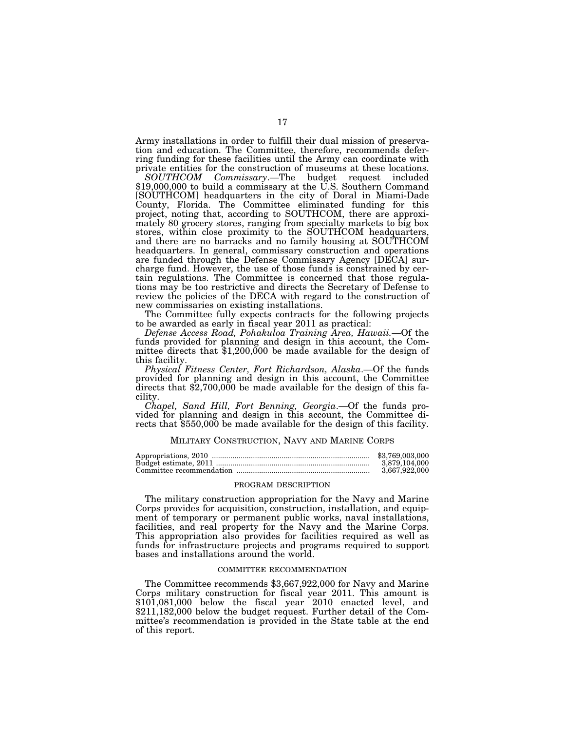Army installations in order to fulfill their dual mission of preservation and education. The Committee, therefore, recommends deferring funding for these facilities until the Army can coordinate with private entities for the construction of museums at these locations.

*SOUTHCOM Commissary*.—The budget request included $19,000,000 to build a commissary at the U.S. Southern Command [SOUTHCOM] headquarters in the city of Doral in Miami-Dade County, Florida. The Committee eliminated funding for this project, noting that, according to SOUTHCOM, there are approximately 80 grocery stores, ranging from specialty markets to big box stores, within close proximity to the SOUTHCOM headquarters, and there are no barracks and no family housing at SOUTHCOM headquarters. In general, commissary construction and operations are funded through the Defense Commissary Agency [DECA] surcharge fund. However, the use of those funds is constrained by certain regulations. The Committee is concerned that those regulations may be too restrictive and directs the Secretary of Defense to review the policies of the DECA with regard to the construction of new commissaries on existing installations.

The Committee fully expects contracts for the following projects to be awarded as early in fiscal year 2011 as practical:

*Defense Access Road, Pohakuloa Training Area, Hawaii.*—Of the funds provided for planning and design in this account, the Committee directs that $1,200,000 be made available for the design of this facility.

*Physical Fitness Center, Fort Richardson, Alaska*.—Of the funds provided for planning and design in this account, the Committee directs that $2,700,000 be made available for the design of this facility.

*Chapel, Sand Hill, Fort Benning, Georgia*.—Of the funds provided for planning and design in this account, the Committee directs that $550,000 be made available for the design of this facility.

## MILITARY CONSTRUCTION, NAVY AND MARINE CORPS

| | |
|---|---|
| Appropriations, 2010 | $3,769,003,000 |
| Budget estimate, 2011 | 3,879,104,000 |
| Committee recommendation | 3,667,922,000 |

### PROGRAM DESCRIPTION

The military construction appropriation for the Navy and Marine Corps provides for acquisition, construction, installation, and equipment of temporary or permanent public works, naval installations, facilities, and real property for the Navy and the Marine Corps. This appropriation also provides for facilities required as well as funds for infrastructure projects and programs required to support bases and installations around the world.

### COMMITTEE RECOMMENDATION

The Committee recommends $3,667,922,000 for Navy and Marine Corps military construction for fiscal year 2011. This amount is $101,081,000 below the fiscal year 2010 enacted level, and $211,182,000 below the budget request. Further detail of the Committee's recommendation is provided in the State table at the end of this report.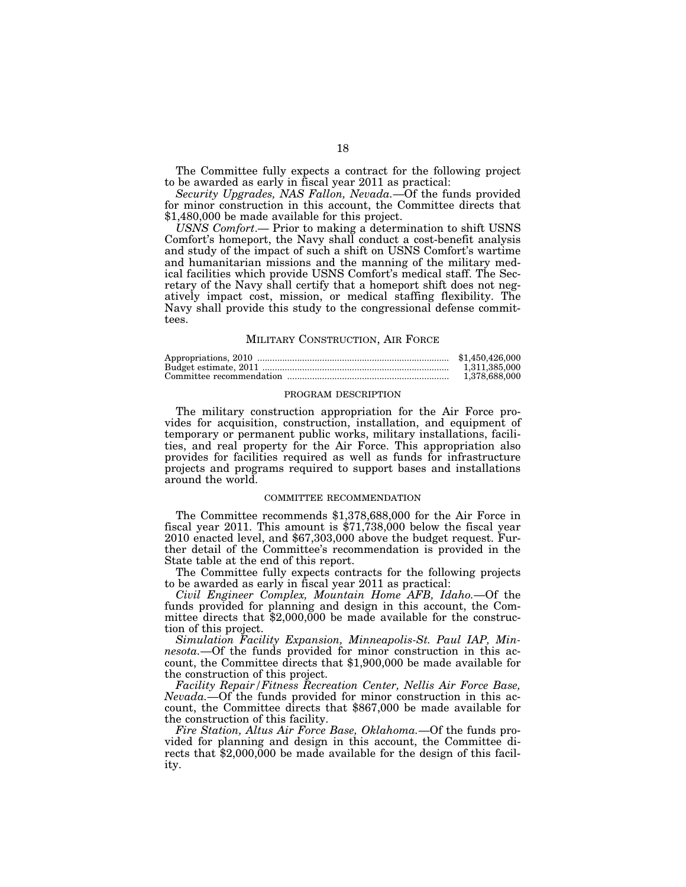The Committee fully expects a contract for the following project to be awarded as early in fiscal year 2011 as practical:

*Security Upgrades, NAS Fallon, Nevada.*—Of the funds provided for minor construction in this account, the Committee directs that $1,480,000 be made available for this project.

*USNS Comfort*.— Prior to making a determination to shift USNS Comfort's homeport, the Navy shall conduct a cost-benefit analysis and study of the impact of such a shift on USNS Comfort's wartime and humanitarian missions and the manning of the military medical facilities which provide USNS Comfort's medical staff. The Secretary of the Navy shall certify that a homeport shift does not negatively impact cost, mission, or medical staffing flexibility. The Navy shall provide this study to the congressional defense committees.

## MILITARY CONSTRUCTION, AIR FORCE

| | |
|---|---|
| Appropriations, 2010 | $1,450,426,000 |
| Budget estimate, 2011 | 1,311,385,000 |
| Committee recommendation | 1,378,688,000 |

### PROGRAM DESCRIPTION

The military construction appropriation for the Air Force provides for acquisition, construction, installation, and equipment of temporary or permanent public works, military installations, facilities, and real property for the Air Force. This appropriation also provides for facilities required as well as funds for infrastructure projects and programs required to support bases and installations around the world.

### COMMITTEE RECOMMENDATION

The Committee recommends $1,378,688,000 for the Air Force in fiscal year 2011. This amount is $71,738,000 below the fiscal year 2010 enacted level, and $67,303,000 above the budget request. Further detail of the Committee's recommendation is provided in the State table at the end of this report.

The Committee fully expects contracts for the following projects to be awarded as early in fiscal year 2011 as practical:

*Civil Engineer Complex, Mountain Home AFB, Idaho.*—Of the funds provided for planning and design in this account, the Committee directs that $2,000,000 be made available for the construction of this project.

*Simulation Facility Expansion, Minneapolis-St. Paul IAP, Minnesota.*—Of the funds provided for minor construction in this account, the Committee directs that $1,900,000 be made available for the construction of this project.

*Facility Repair/Fitness Recreation Center, Nellis Air Force Base, Nevada.*—Of the funds provided for minor construction in this account, the Committee directs that $867,000 be made available for the construction of this facility.

*Fire Station, Altus Air Force Base, Oklahoma.*—Of the funds provided for planning and design in this account, the Committee directs that $2,000,000 be made available for the design of this facility.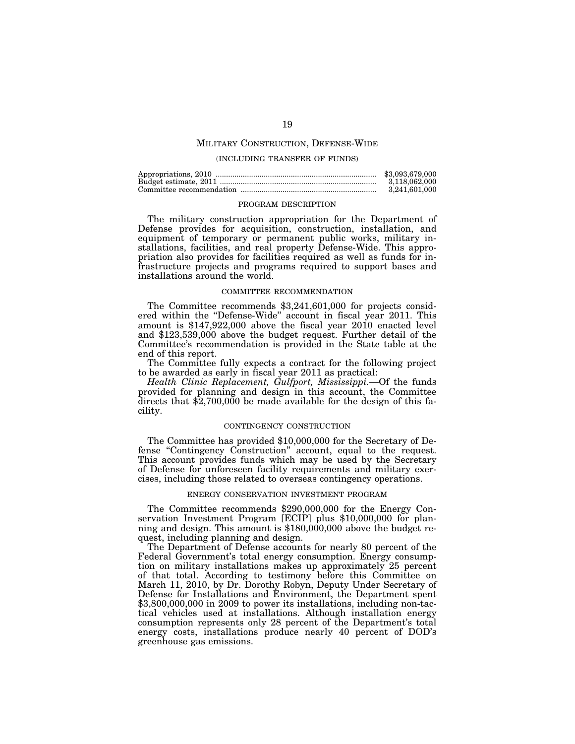## MILITARY CONSTRUCTION, DEFENSE-WIDE

(INCLUDING TRANSFER OF FUNDS)

| | |
|---|---|
| Appropriations, 2010 | $3,093,679,000 |
| Budget estimate, 2011 | 3,118,062,000 |
| Committee recommendation | 3,241,601,000 |

### PROGRAM DESCRIPTION

The military construction appropriation for the Department of Defense provides for acquisition, construction, installation, and equipment of temporary or permanent public works, military installations, facilities, and real property Defense-Wide. This appropriation also provides for facilities required as well as funds for infrastructure projects and programs required to support bases and installations around the world.

### COMMITTEE RECOMMENDATION

The Committee recommends $3,241,601,000 for projects considered within the "Defense-Wide" account in fiscal year 2011. This amount is $147,922,000 above the fiscal year 2010 enacted level and $123,539,000 above the budget request. Further detail of the Committee's recommendation is provided in the State table at the end of this report.

The Committee fully expects a contract for the following project to be awarded as early in fiscal year 2011 as practical:

*Health Clinic Replacement, Gulfport, Mississippi.*—Of the funds provided for planning and design in this account, the Committee directs that $2,700,000 be made available for the design of this facility.

### CONTINGENCY CONSTRUCTION

The Committee has provided $10,000,000 for the Secretary of Defense "Contingency Construction" account, equal to the request. This account provides funds which may be used by the Secretary of Defense for unforeseen facility requirements and military exercises, including those related to overseas contingency operations.

### ENERGY CONSERVATION INVESTMENT PROGRAM

The Committee recommends $290,000,000 for the Energy Conservation Investment Program [ECIP] plus $10,000,000 for planning and design. This amount is $180,000,000 above the budget request, including planning and design.

The Department of Defense accounts for nearly 80 percent of the Federal Government's total energy consumption. Energy consumption on military installations makes up approximately 25 percent of that total. According to testimony before this Committee on March 11, 2010, by Dr. Dorothy Robyn, Deputy Under Secretary of Defense for Installations and Environment, the Department spent $3,800,000,000 in 2009 to power its installations, including non-tactical vehicles used at installations. Although installation energy consumption represents only 28 percent of the Department's total energy costs, installations produce nearly 40 percent of DOD's greenhouse gas emissions.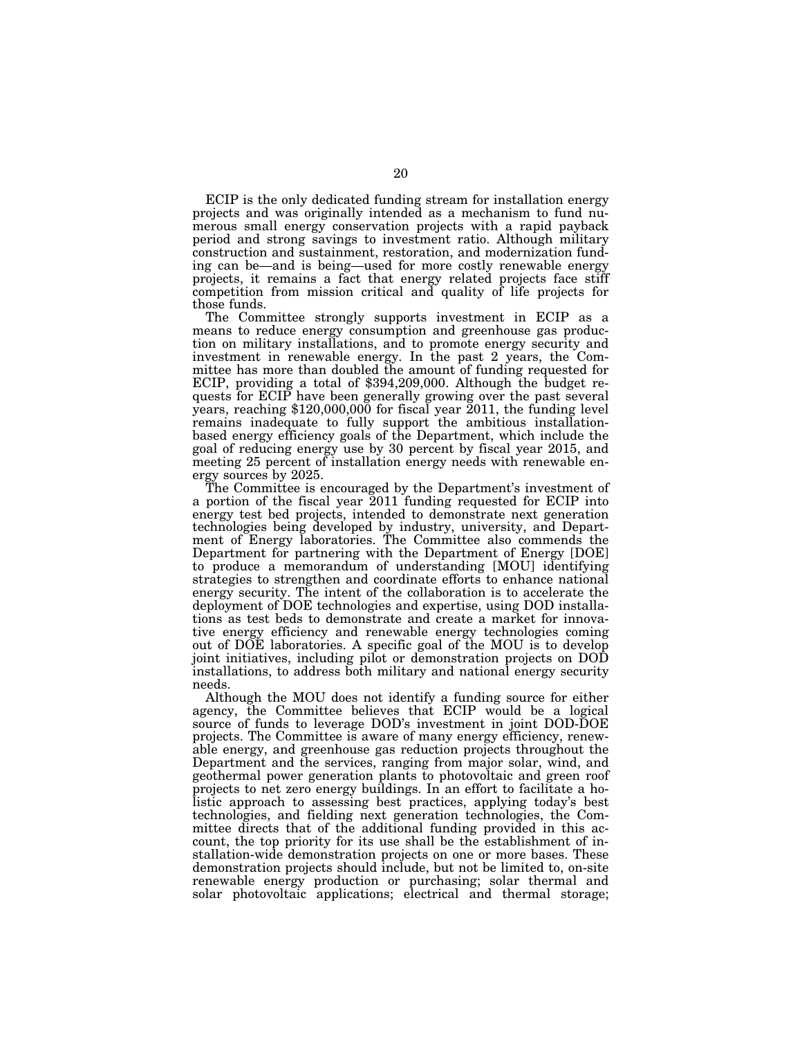ECIP is the only dedicated funding stream for installation energy projects and was originally intended as a mechanism to fund numerous small energy conservation projects with a rapid payback period and strong savings to investment ratio. Although military construction and sustainment, restoration, and modernization funding can be—and is being—used for more costly renewable energy projects, it remains a fact that energy related projects face stiff competition from mission critical and quality of life projects for those funds.

The Committee strongly supports investment in ECIP as a means to reduce energy consumption and greenhouse gas production on military installations, and to promote energy security and investment in renewable energy. In the past 2 years, the Committee has more than doubled the amount of funding requested for ECIP, providing a total of $394,209,000. Although the budget requests for ECIP have been generally growing over the past several years, reaching $120,000,000 for fiscal year 2011, the funding level remains inadequate to fully support the ambitious installation-based energy efficiency goals of the Department, which include the goal of reducing energy use by 30 percent by fiscal year 2015, and meeting 25 percent of installation energy needs with renewable energy sources by 2025.

The Committee is encouraged by the Department's investment of a portion of the fiscal year 2011 funding requested for ECIP into energy test bed projects, intended to demonstrate next generation technologies being developed by industry, university, and Department of Energy laboratories. The Committee also commends the Department for partnering with the Department of Energy [DOE] to produce a memorandum of understanding [MOU] identifying strategies to strengthen and coordinate efforts to enhance national energy security. The intent of the collaboration is to accelerate the deployment of DOE technologies and expertise, using DOD installations as test beds to demonstrate and create a market for innovative energy efficiency and renewable energy technologies coming out of DOE laboratories. A specific goal of the MOU is to develop joint initiatives, including pilot or demonstration projects on DOD installations, to address both military and national energy security needs.

Although the MOU does not identify a funding source for either agency, the Committee believes that ECIP would be a logical source of funds to leverage DOD's investment in joint DOD-DOE projects. The Committee is aware of many energy efficiency, renewable energy, and greenhouse gas reduction projects throughout the Department and the services, ranging from major solar, wind, and geothermal power generation plants to photovoltaic and green roof projects to net zero energy buildings. In an effort to facilitate a holistic approach to assessing best practices, applying today's best technologies, and fielding next generation technologies, the Committee directs that of the additional funding provided in this account, the top priority for its use shall be the establishment of installation-wide demonstration projects on one or more bases. These demonstration projects should include, but not be limited to, on-site renewable energy production or purchasing; solar thermal and solar photovoltaic applications; electrical and thermal storage;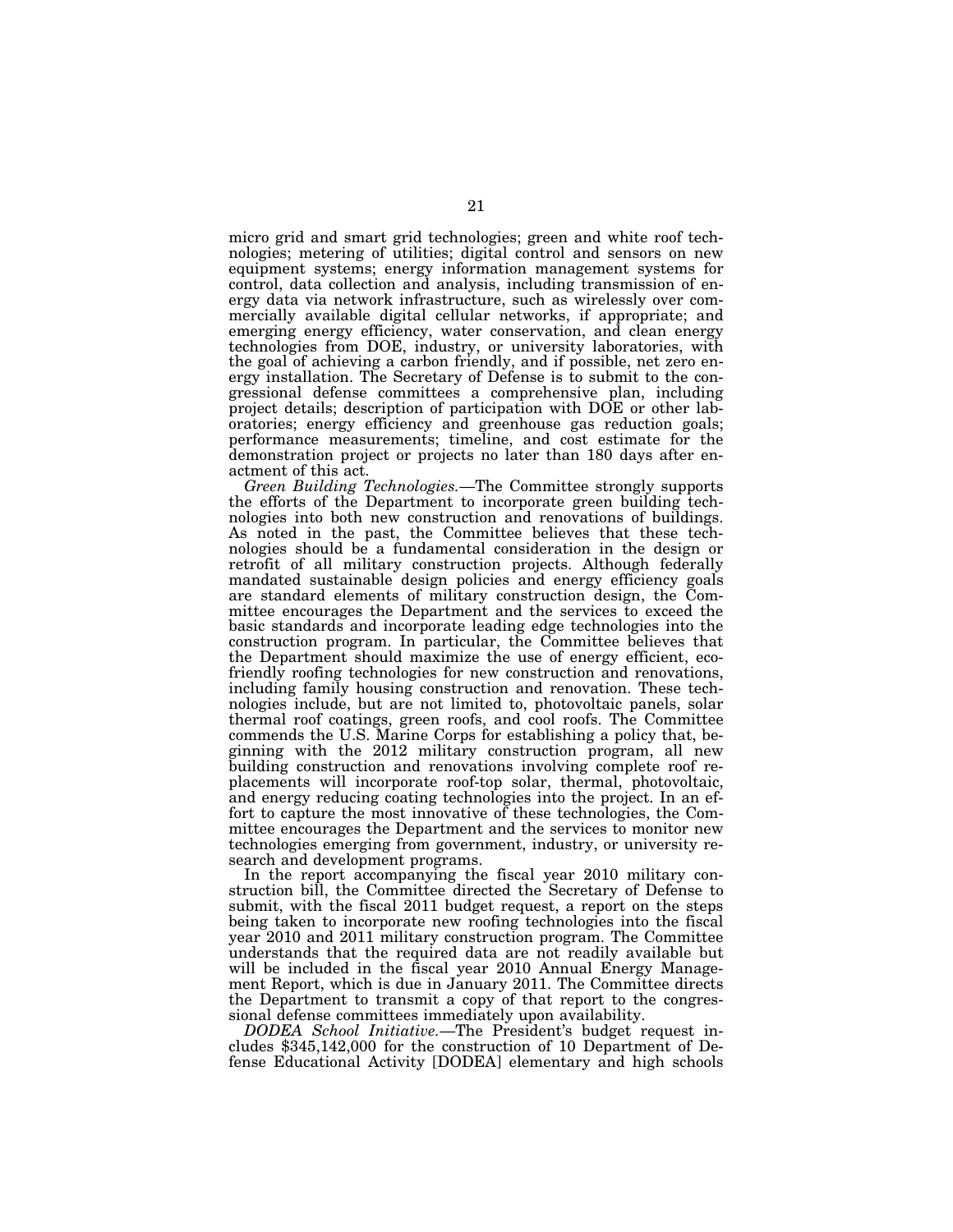micro grid and smart grid technologies; green and white roof technologies; metering of utilities; digital control and sensors on new equipment systems; energy information management systems for control, data collection and analysis, including transmission of energy data via network infrastructure, such as wirelessly over commercially available digital cellular networks, if appropriate; and emerging energy efficiency, water conservation, and clean energy technologies from DOE, industry, or university laboratories, with the goal of achieving a carbon friendly, and if possible, net zero energy installation. The Secretary of Defense is to submit to the congressional defense committees a comprehensive plan, including project details; description of participation with DOE or other laboratories; energy efficiency and greenhouse gas reduction goals; performance measurements; timeline, and cost estimate for the demonstration project or projects no later than 180 days after enactment of this act.

*Green Building Technologies.*—The Committee strongly supports the efforts of the Department to incorporate green building technologies into both new construction and renovations of buildings. As noted in the past, the Committee believes that these technologies should be a fundamental consideration in the design or retrofit of all military construction projects. Although federally mandated sustainable design policies and energy efficiency goals are standard elements of military construction design, the Committee encourages the Department and the services to exceed the basic standards and incorporate leading edge technologies into the construction program. In particular, the Committee believes that the Department should maximize the use of energy efficient, eco-friendly roofing technologies for new construction and renovations, including family housing construction and renovation. These technologies include, but are not limited to, photovoltaic panels, solar thermal roof coatings, green roofs, and cool roofs. The Committee commends the U.S. Marine Corps for establishing a policy that, beginning with the 2012 military construction program, all new building construction and renovations involving complete roof replacements will incorporate roof-top solar, thermal, photovoltaic, and energy reducing coating technologies into the project. In an effort to capture the most innovative of these technologies, the Committee encourages the Department and the services to monitor new technologies emerging from government, industry, or university research and development programs.

In the report accompanying the fiscal year 2010 military construction bill, the Committee directed the Secretary of Defense to submit, with the fiscal 2011 budget request, a report on the steps being taken to incorporate new roofing technologies into the fiscal year 2010 and 2011 military construction program. The Committee understands that the required data are not readily available but will be included in the fiscal year 2010 Annual Energy Management Report, which is due in January 2011. The Committee directs the Department to transmit a copy of that report to the congressional defense committees immediately upon availability.

*DODEA School Initiative.*—The President's budget request includes $345,142,000 for the construction of 10 Department of Defense Educational Activity [DODEA] elementary and high schools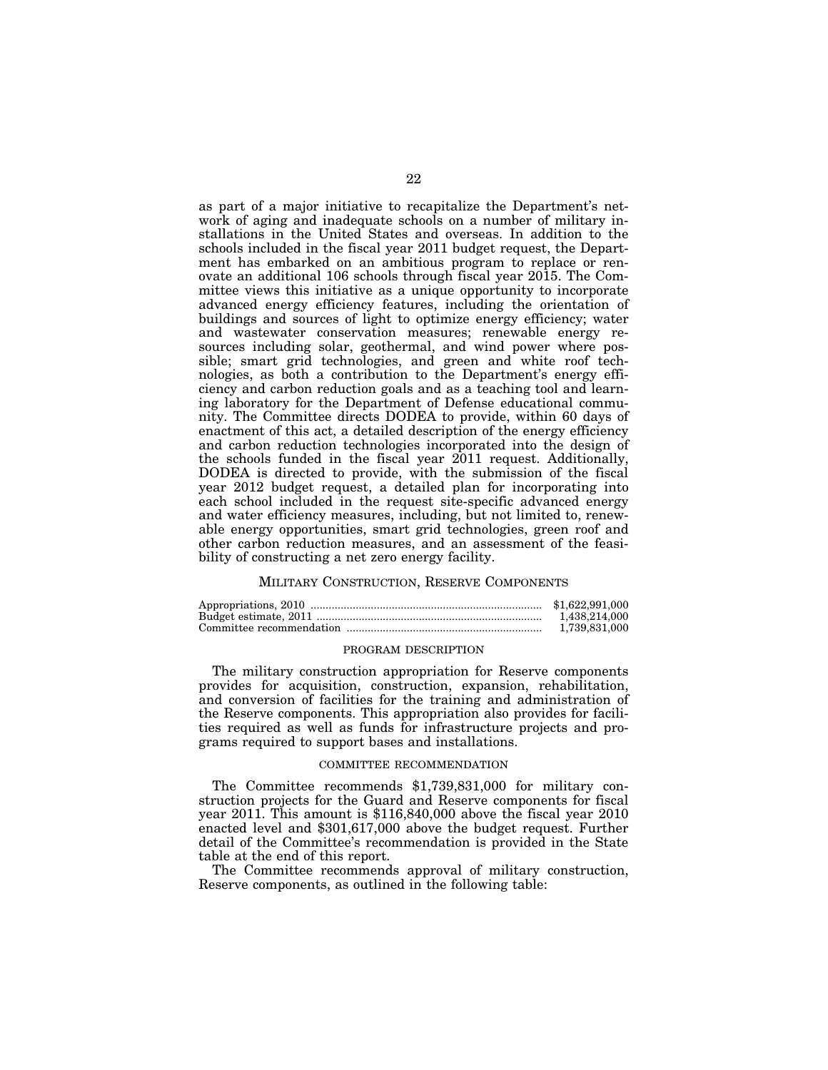as part of a major initiative to recapitalize the Department's network of aging and inadequate schools on a number of military installations in the United States and overseas. In addition to the schools included in the fiscal year 2011 budget request, the Department has embarked on an ambitious program to replace or renovate an additional 106 schools through fiscal year 2015. The Committee views this initiative as a unique opportunity to incorporate advanced energy efficiency features, including the orientation of buildings and sources of light to optimize energy efficiency; water and wastewater conservation measures; renewable energy resources including solar, geothermal, and wind power where possible; smart grid technologies, and green and white roof technologies, as both a contribution to the Department's energy efficiency and carbon reduction goals and as a teaching tool and learning laboratory for the Department of Defense educational community. The Committee directs DODEA to provide, within 60 days of enactment of this act, a detailed description of the energy efficiency and carbon reduction technologies incorporated into the design of the schools funded in the fiscal year 2011 request. Additionally, DODEA is directed to provide, with the submission of the fiscal year 2012 budget request, a detailed plan for incorporating into each school included in the request site-specific advanced energy and water efficiency measures, including, but not limited to, renewable energy opportunities, smart grid technologies, green roof and other carbon reduction measures, and an assessment of the feasibility of constructing a net zero energy facility.

## MILITARY CONSTRUCTION, RESERVE COMPONENTS

| | |
|---|---|
| Appropriations, 2010 | $1,622,991,000 |
| Budget estimate, 2011 | 1,438,214,000 |
| Committee recommendation | 1,739,831,000 |

### PROGRAM DESCRIPTION

The military construction appropriation for Reserve components provides for acquisition, construction, expansion, rehabilitation, and conversion of facilities for the training and administration of the Reserve components. This appropriation also provides for facilities required as well as funds for infrastructure projects and programs required to support bases and installations.

### COMMITTEE RECOMMENDATION

The Committee recommends $1,739,831,000 for military construction projects for the Guard and Reserve components for fiscal year 2011. This amount is $116,840,000 above the fiscal year 2010 enacted level and $301,617,000 above the budget request. Further detail of the Committee's recommendation is provided in the State table at the end of this report.

The Committee recommends approval of military construction, Reserve components, as outlined in the following table: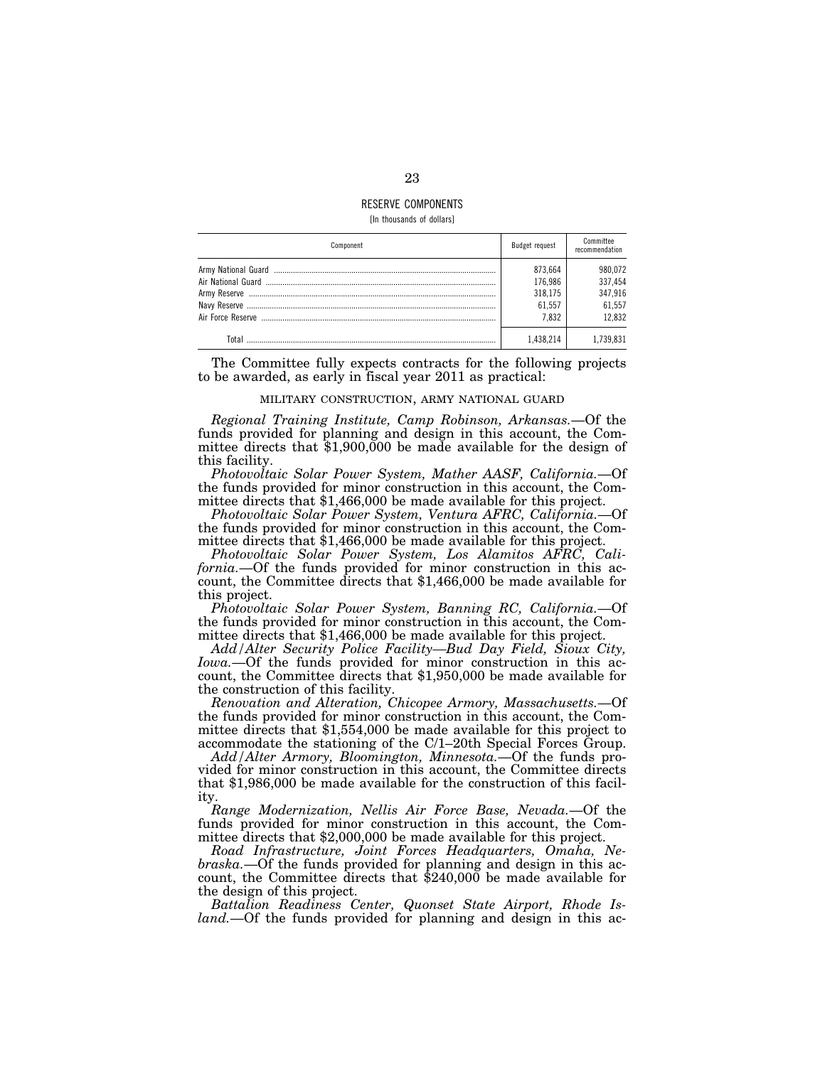RESERVE COMPONENTS

[In thousands of dollars]

| Component | Budget request | Committee recommendation |
| --- | --- | --- |
| Army National Guard | 873,664 | 980,072 |
| Air National Guard | 176,986 | 337,454 |
| Army Reserve | 318,175 | 347,916 |
| Navy Reserve | 61,557 | 61,557 |
| Air Force Reserve | 7,832 | 12,832 |
| Total | 1,438,214 | 1,739,831 |

The Committee fully expects contracts for the following projects to be awarded, as early in fiscal year 2011 as practical:

MILITARY CONSTRUCTION, ARMY NATIONAL GUARD

*Regional Training Institute, Camp Robinson, Arkansas.*—Of the funds provided for planning and design in this account, the Committee directs that $1,900,000 be made available for the design of this facility.

*Photovoltaic Solar Power System, Mather AASF, California.*—Of the funds provided for minor construction in this account, the Committee directs that $1,466,000 be made available for this project.

*Photovoltaic Solar Power System, Ventura AFRC, California.*—Of the funds provided for minor construction in this account, the Committee directs that $1,466,000 be made available for this project.

*Photovoltaic Solar Power System, Los Alamitos AFRC, California.*—Of the funds provided for minor construction in this account, the Committee directs that $1,466,000 be made available for this project.

*Photovoltaic Solar Power System, Banning RC, California.*—Of the funds provided for minor construction in this account, the Committee directs that $1,466,000 be made available for this project.

*Add/Alter Security Police Facility—Bud Day Field, Sioux City, Iowa.*—Of the funds provided for minor construction in this account, the Committee directs that $1,950,000 be made available for the construction of this facility.

*Renovation and Alteration, Chicopee Armory, Massachusetts.*—Of the funds provided for minor construction in this account, the Committee directs that $1,554,000 be made available for this project to accommodate the stationing of the C/1–20th Special Forces Group.

*Add/Alter Armory, Bloomington, Minnesota.*—Of the funds provided for minor construction in this account, the Committee directs that $1,986,000 be made available for the construction of this facility.

*Range Modernization, Nellis Air Force Base, Nevada.*—Of the funds provided for minor construction in this account, the Committee directs that $2,000,000 be made available for this project.

*Road Infrastructure, Joint Forces Headquarters, Omaha, Nebraska.*—Of the funds provided for planning and design in this account, the Committee directs that $240,000 be made available for the design of this project.

*Battalion Readiness Center, Quonset State Airport, Rhode Island.*—Of the funds provided for planning and design in this ac-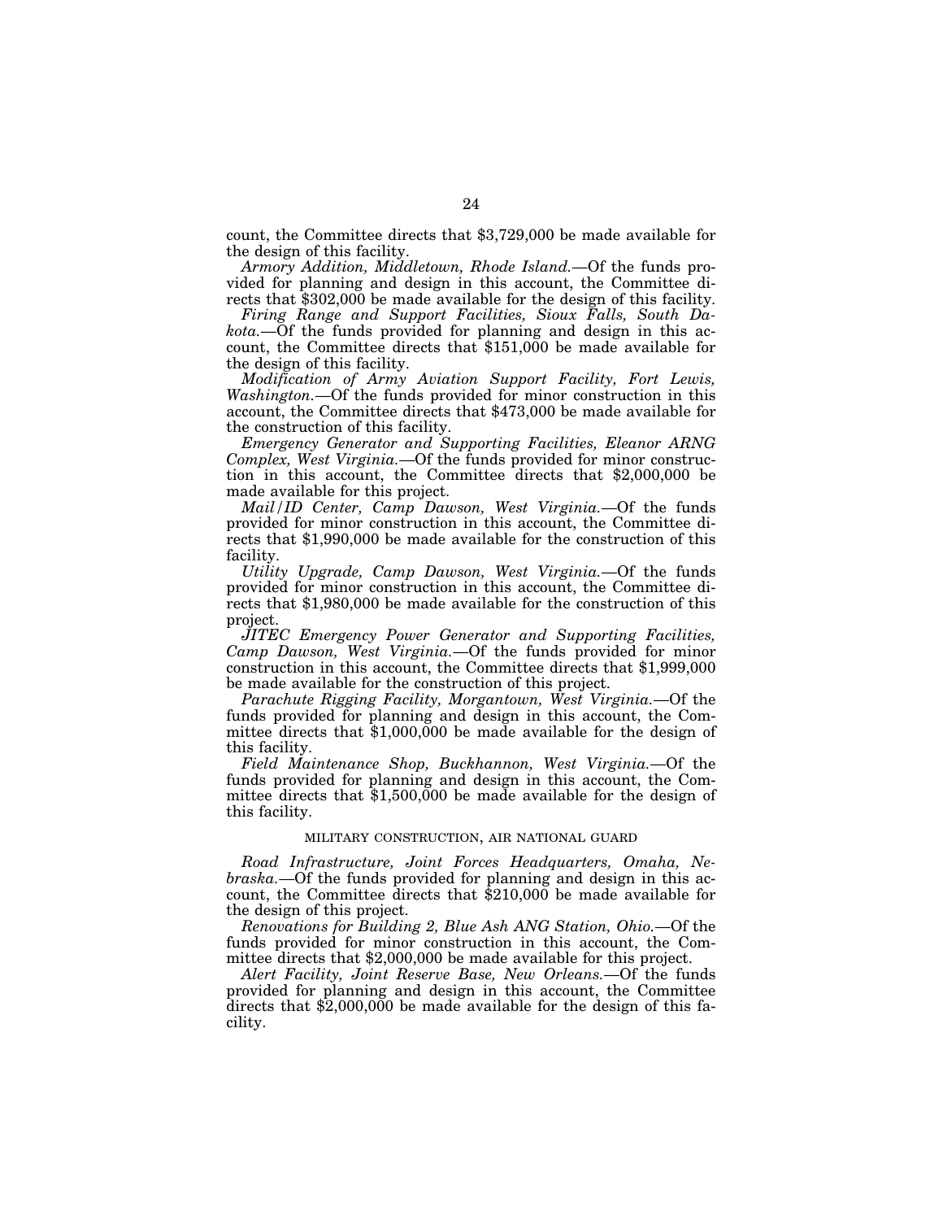count, the Committee directs that $3,729,000 be made available for the design of this facility.

*Armory Addition, Middletown, Rhode Island.*—Of the funds provided for planning and design in this account, the Committee directs that $302,000 be made available for the design of this facility.

*Firing Range and Support Facilities, Sioux Falls, South Dakota.*—Of the funds provided for planning and design in this account, the Committee directs that $151,000 be made available for the design of this facility.

*Modification of Army Aviation Support Facility, Fort Lewis, Washington.*—Of the funds provided for minor construction in this account, the Committee directs that $473,000 be made available for the construction of this facility.

*Emergency Generator and Supporting Facilities, Eleanor ARNG Complex, West Virginia.*—Of the funds provided for minor construction in this account, the Committee directs that $2,000,000 be made available for this project.

*Mail/ID Center, Camp Dawson, West Virginia.*—Of the funds provided for minor construction in this account, the Committee directs that $1,990,000 be made available for the construction of this facility.

*Utility Upgrade, Camp Dawson, West Virginia.*—Of the funds provided for minor construction in this account, the Committee directs that $1,980,000 be made available for the construction of this project.

*JITEC Emergency Power Generator and Supporting Facilities, Camp Dawson, West Virginia.*—Of the funds provided for minor construction in this account, the Committee directs that $1,999,000 be made available for the construction of this project.

*Parachute Rigging Facility, Morgantown, West Virginia.*—Of the funds provided for planning and design in this account, the Committee directs that $1,000,000 be made available for the design of this facility.

*Field Maintenance Shop, Buckhannon, West Virginia.*—Of the funds provided for planning and design in this account, the Committee directs that $1,500,000 be made available for the design of this facility.

## MILITARY CONSTRUCTION, AIR NATIONAL GUARD

*Road Infrastructure, Joint Forces Headquarters, Omaha, Nebraska.*—Of the funds provided for planning and design in this account, the Committee directs that $210,000 be made available for the design of this project.

*Renovations for Building 2, Blue Ash ANG Station, Ohio.*—Of the funds provided for minor construction in this account, the Committee directs that $2,000,000 be made available for this project.

*Alert Facility, Joint Reserve Base, New Orleans.*—Of the funds provided for planning and design in this account, the Committee directs that $2,000,000 be made available for the design of this facility.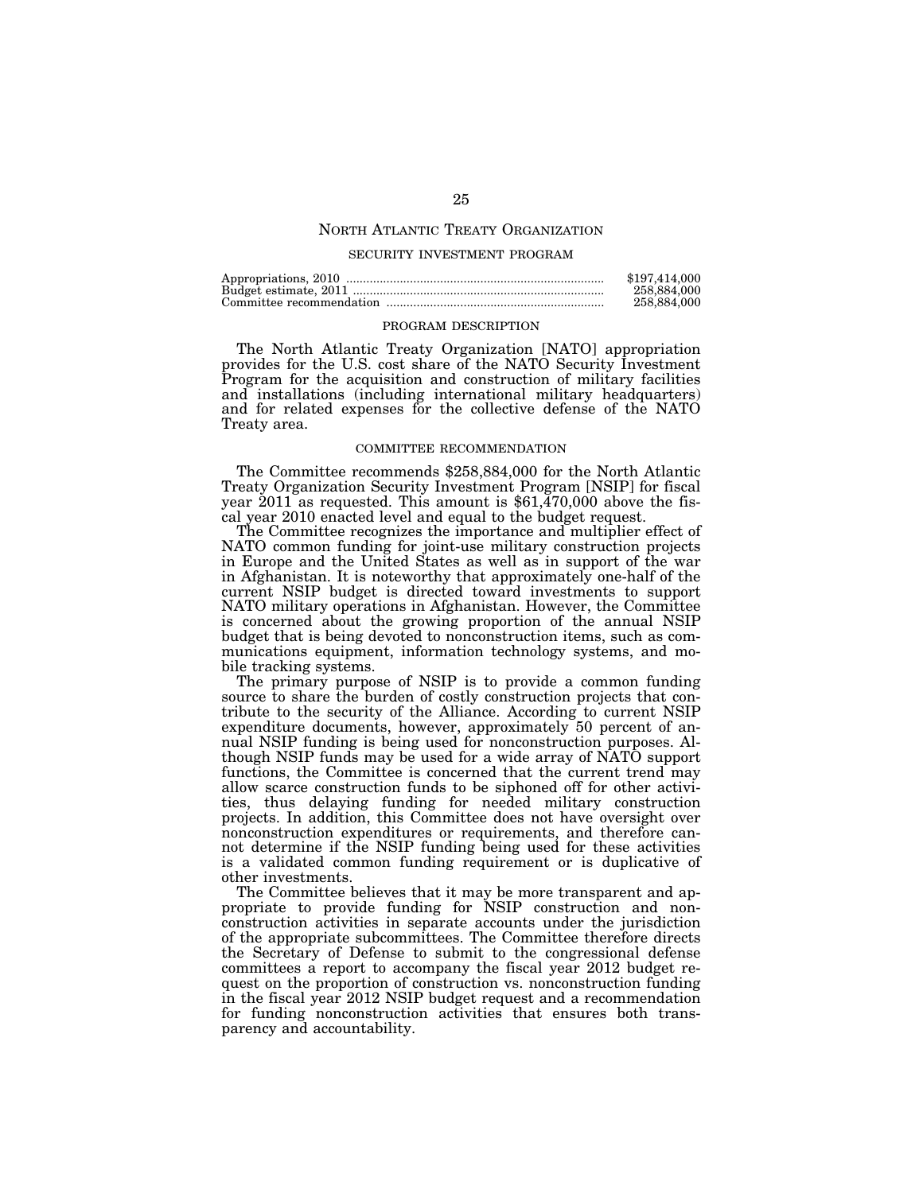## NORTH ATLANTIC TREATY ORGANIZATION

### SECURITY INVESTMENT PROGRAM

| | |
|---|---|
| Appropriations, 2010 | $197,414,000 |
| Budget estimate, 2011 | 258,884,000 |
| Committee recommendation | 258,884,000 |

### PROGRAM DESCRIPTION

The North Atlantic Treaty Organization [NATO] appropriation provides for the U.S. cost share of the NATO Security Investment Program for the acquisition and construction of military facilities and installations (including international military headquarters) and for related expenses for the collective defense of the NATO Treaty area.

### COMMITTEE RECOMMENDATION

The Committee recommends $258,884,000 for the North Atlantic Treaty Organization Security Investment Program [NSIP] for fiscal year 2011 as requested. This amount is $61,470,000 above the fiscal year 2010 enacted level and equal to the budget request.

The Committee recognizes the importance and multiplier effect of NATO common funding for joint-use military construction projects in Europe and the United States as well as in support of the war in Afghanistan. It is noteworthy that approximately one-half of the current NSIP budget is directed toward investments to support NATO military operations in Afghanistan. However, the Committee is concerned about the growing proportion of the annual NSIP budget that is being devoted to nonconstruction items, such as communications equipment, information technology systems, and mobile tracking systems.

The primary purpose of NSIP is to provide a common funding source to share the burden of costly construction projects that contribute to the security of the Alliance. According to current NSIP expenditure documents, however, approximately 50 percent of annual NSIP funding is being used for nonconstruction purposes. Although NSIP funds may be used for a wide array of NATO support functions, the Committee is concerned that the current trend may allow scarce construction funds to be siphoned off for other activities, thus delaying funding for needed military construction projects. In addition, this Committee does not have oversight over nonconstruction expenditures or requirements, and therefore cannot determine if the NSIP funding being used for these activities is a validated common funding requirement or is duplicative of other investments.

The Committee believes that it may be more transparent and appropriate to provide funding for NSIP construction and nonconstruction activities in separate accounts under the jurisdiction of the appropriate subcommittees. The Committee therefore directs the Secretary of Defense to submit to the congressional defense committees a report to accompany the fiscal year 2012 budget request on the proportion of construction vs. nonconstruction funding in the fiscal year 2012 NSIP budget request and a recommendation for funding nonconstruction activities that ensures both transparency and accountability.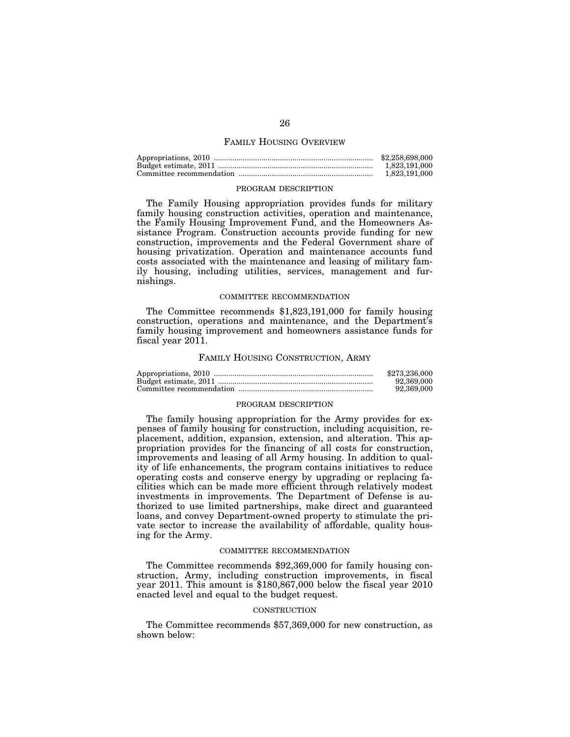## FAMILY HOUSING OVERVIEW

| | |
|---|---|
| Appropriations, 2010 | $2,258,698,000 |
| Budget estimate, 2011 | 1,823,191,000 |
| Committee recommendation | 1,823,191,000 |

### PROGRAM DESCRIPTION

The Family Housing appropriation provides funds for military family housing construction activities, operation and maintenance, the Family Housing Improvement Fund, and the Homeowners Assistance Program. Construction accounts provide funding for new construction, improvements and the Federal Government share of housing privatization. Operation and maintenance accounts fund costs associated with the maintenance and leasing of military family housing, including utilities, services, management and furnishings.

### COMMITTEE RECOMMENDATION

The Committee recommends $1,823,191,000 for family housing construction, operations and maintenance, and the Department's family housing improvement and homeowners assistance funds for fiscal year 2011.

## FAMILY HOUSING CONSTRUCTION, ARMY

| | |
|---|---|
| Appropriations, 2010 | $273,236,000 |
| Budget estimate, 2011 | 92,369,000 |
| Committee recommendation | 92,369,000 |

### PROGRAM DESCRIPTION

The family housing appropriation for the Army provides for expenses of family housing for construction, including acquisition, replacement, addition, expansion, extension, and alteration. This appropriation provides for the financing of all costs for construction, improvements and leasing of all Army housing. In addition to quality of life enhancements, the program contains initiatives to reduce operating costs and conserve energy by upgrading or replacing facilities which can be made more efficient through relatively modest investments in improvements. The Department of Defense is authorized to use limited partnerships, make direct and guaranteed loans, and convey Department-owned property to stimulate the private sector to increase the availability of affordable, quality housing for the Army.

### COMMITTEE RECOMMENDATION

The Committee recommends $92,369,000 for family housing construction, Army, including construction improvements, in fiscal year 2011. This amount is $180,867,000 below the fiscal year 2010 enacted level and equal to the budget request.

#### CONSTRUCTION

The Committee recommends $57,369,000 for new construction, as shown below: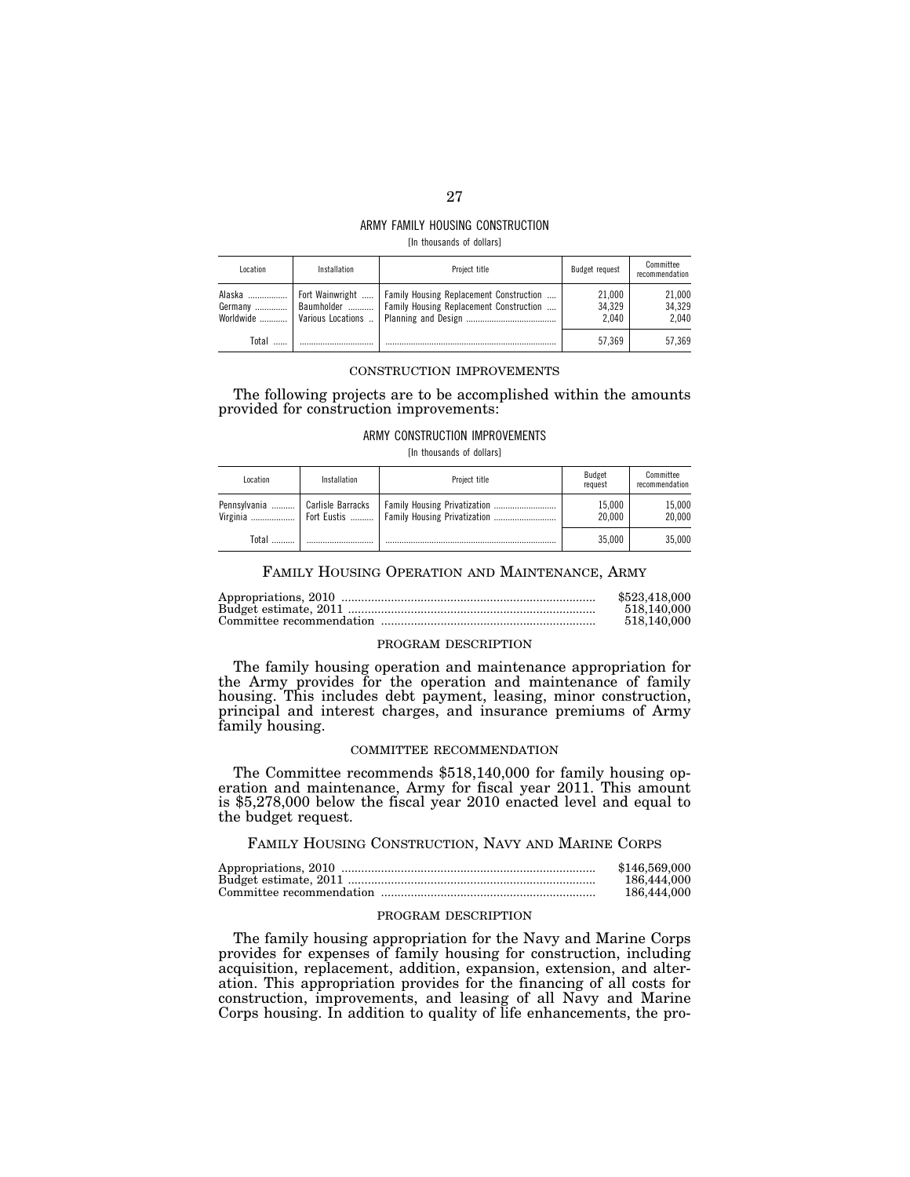ARMY FAMILY HOUSING CONSTRUCTION

[In thousands of dollars]

| Location | Installation | Project title | Budget request | Committee recommendation |
|---|---|---|---|---|
| Alaska | Fort Wainwright | Family Housing Replacement Construction | 21,000 | 21,000 |
| Germany | Baumholder | Family Housing Replacement Construction | 34,329 | 34,329 |
| Worldwide | Various Locations | Planning and Design | 2,040 | 2,040 |
| Total | | | 57,369 | 57,369 |

CONSTRUCTION IMPROVEMENTS

The following projects are to be accomplished within the amounts provided for construction improvements:

ARMY CONSTRUCTION IMPROVEMENTS

[In thousands of dollars]

| Location | Installation | Project title | Budget request | Committee recommendation |
|---|---|---|---|---|
| Pennsylvania | Carlisle Barracks | Family Housing Privatization | 15,000 | 15,000 |
| Virginia | Fort Eustis | Family Housing Privatization | 20,000 | 20,000 |
| Total | | | 35,000 | 35,000 |

## FAMILY HOUSING OPERATION AND MAINTENANCE, ARMY

| | |
|---|---|
| Appropriations, 2010 | $523,418,000 |
| Budget estimate, 2011 | 518,140,000 |
| Committee recommendation | 518,140,000 |

PROGRAM DESCRIPTION

The family housing operation and maintenance appropriation for the Army provides for the operation and maintenance of family housing. This includes debt payment, leasing, minor construction, principal and interest charges, and insurance premiums of Army family housing.

COMMITTEE RECOMMENDATION

The Committee recommends $518,140,000 for family housing operation and maintenance, Army for fiscal year 2011. This amount is $5,278,000 below the fiscal year 2010 enacted level and equal to the budget request.

## FAMILY HOUSING CONSTRUCTION, NAVY AND MARINE CORPS

| | |
|---|---|
| Appropriations, 2010 | $146,569,000 |
| Budget estimate, 2011 | 186,444,000 |
| Committee recommendation | 186,444,000 |

PROGRAM DESCRIPTION

The family housing appropriation for the Navy and Marine Corps provides for expenses of family housing for construction, including acquisition, replacement, addition, expansion, extension, and alteration. This appropriation provides for the financing of all costs for construction, improvements, and leasing of all Navy and Marine Corps housing. In addition to quality of life enhancements, the pro-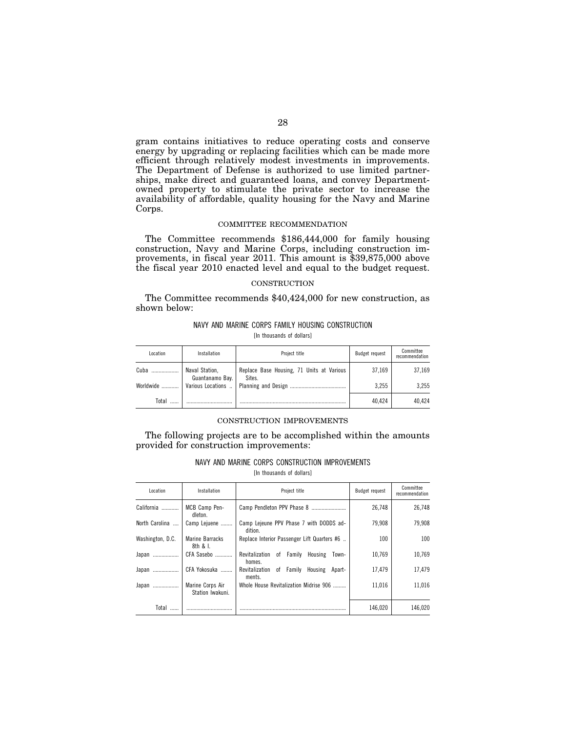gram contains initiatives to reduce operating costs and conserve energy by upgrading or replacing facilities which can be made more efficient through relatively modest investments in improvements. The Department of Defense is authorized to use limited partnerships, make direct and guaranteed loans, and convey Department-owned property to stimulate the private sector to increase the availability of affordable, quality housing for the Navy and Marine Corps.

### COMMITTEE RECOMMENDATION

The Committee recommends $186,444,000 for family housing construction, Navy and Marine Corps, including construction improvements, in fiscal year 2011. This amount is $39,875,000 above the fiscal year 2010 enacted level and equal to the budget request.

### CONSTRUCTION

The Committee recommends $40,424,000 for new construction, as shown below:

NAVY AND MARINE CORPS FAMILY HOUSING CONSTRUCTION

[In thousands of dollars]

| Location | Installation | Project title | Budget request | Committee recommendation |
|---|---|---|---|---|
| Cuba | Naval Station, Guantanamo Bay. | Replace Base Housing, 71 Units at Various Sites. | 37,169 | 37,169 |
| Worldwide | Various Locations | Planning and Design | 3,255 | 3,255 |
| Total | | | 40,424 | 40,424 |

### CONSTRUCTION IMPROVEMENTS

The following projects are to be accomplished within the amounts provided for construction improvements:

NAVY AND MARINE CORPS CONSTRUCTION IMPROVEMENTS

[In thousands of dollars]

| Location | Installation | Project title | Budget request | Committee recommendation |
|---|---|---|---|---|
| California | MCB Camp Pendleton. | Camp Pendleton PPV Phase 8 | 26,748 | 26,748 |
| North Carolina | Camp Lejeune | Camp Lejeune PPV Phase 7 with DODDS addition. | 79,908 | 79,908 |
| Washington, D.C. | Marine Barracks 8th & I. | Replace Interior Passenger Lift Quarters #6 | 100 | 100 |
| Japan | CFA Sasebo | Revitalization of Family Housing Townhomes. | 10,769 | 10,769 |
| Japan | CFA Yokosuka | Revitalization of Family Housing Apartments. | 17,479 | 17,479 |
| Japan | Marine Corps Air Station Iwakuni. | Whole House Revitalization Midrise 906 | 11,016 | 11,016 |
| Total | | | 146,020 | 146,020 |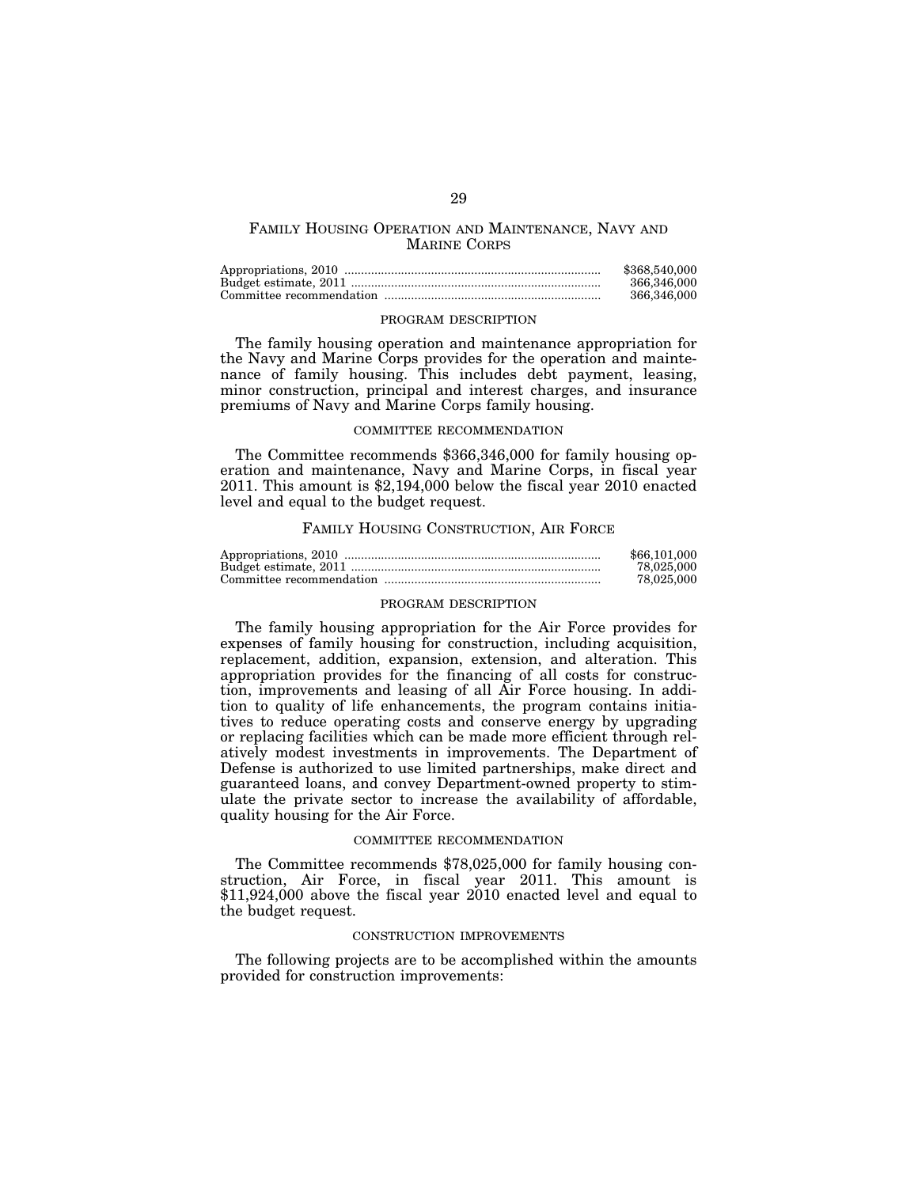## FAMILY HOUSING OPERATION AND MAINTENANCE, NAVY AND MARINE CORPS

| | |
|---|---|
| Appropriations, 2010 | $368,540,000 |
| Budget estimate, 2011 | 366,346,000 |
| Committee recommendation | 366,346,000 |

### PROGRAM DESCRIPTION

The family housing operation and maintenance appropriation for the Navy and Marine Corps provides for the operation and maintenance of family housing. This includes debt payment, leasing, minor construction, principal and interest charges, and insurance premiums of Navy and Marine Corps family housing.

### COMMITTEE RECOMMENDATION

The Committee recommends $366,346,000 for family housing operation and maintenance, Navy and Marine Corps, in fiscal year 2011. This amount is $2,194,000 below the fiscal year 2010 enacted level and equal to the budget request.

## FAMILY HOUSING CONSTRUCTION, AIR FORCE

| | |
|---|---|
| Appropriations, 2010 | $66,101,000 |
| Budget estimate, 2011 | 78,025,000 |
| Committee recommendation | 78,025,000 |

### PROGRAM DESCRIPTION

The family housing appropriation for the Air Force provides for expenses of family housing for construction, including acquisition, replacement, addition, expansion, extension, and alteration. This appropriation provides for the financing of all costs for construction, improvements and leasing of all Air Force housing. In addition to quality of life enhancements, the program contains initiatives to reduce operating costs and conserve energy by upgrading or replacing facilities which can be made more efficient through relatively modest investments in improvements. The Department of Defense is authorized to use limited partnerships, make direct and guaranteed loans, and convey Department-owned property to stimulate the private sector to increase the availability of affordable, quality housing for the Air Force.

### COMMITTEE RECOMMENDATION

The Committee recommends $78,025,000 for family housing construction, Air Force, in fiscal year 2011. This amount is $11,924,000 above the fiscal year 2010 enacted level and equal to the budget request.

### CONSTRUCTION IMPROVEMENTS

The following projects are to be accomplished within the amounts provided for construction improvements: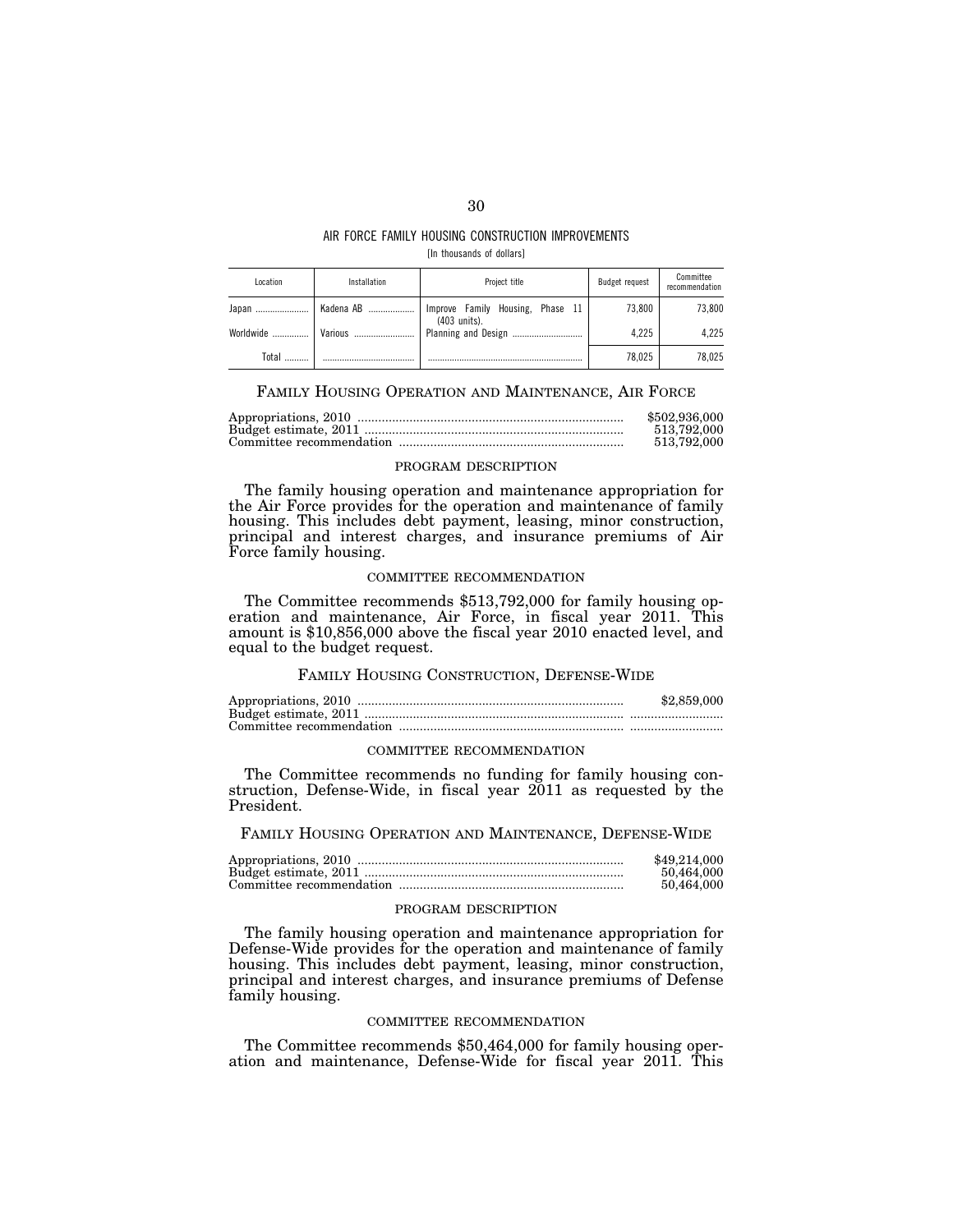AIR FORCE FAMILY HOUSING CONSTRUCTION IMPROVEMENTS

[In thousands of dollars]

| Location | Installation | Project title | Budget request | Committee recommendation |
| --- | --- | --- | --- | --- |
| Japan | Kadena AB | Improve Family Housing, Phase 11 (403 units). | 73,800 | 73,800 |
| Worldwide | Various | Planning and Design | 4,225 | 4,225 |
| Total | | | 78,025 | 78,025 |

## FAMILY HOUSING OPERATION AND MAINTENANCE, AIR FORCE

| | |
| --- | --- |
| Appropriations, 2010 | $502,936,000 |
| Budget estimate, 2011 | 513,792,000 |
| Committee recommendation | 513,792,000 |

### PROGRAM DESCRIPTION

The family housing operation and maintenance appropriation for the Air Force provides for the operation and maintenance of family housing. This includes debt payment, leasing, minor construction, principal and interest charges, and insurance premiums of Air Force family housing.

### COMMITTEE RECOMMENDATION

The Committee recommends $513,792,000 for family housing operation and maintenance, Air Force, in fiscal year 2011. This amount is $10,856,000 above the fiscal year 2010 enacted level, and equal to the budget request.

## FAMILY HOUSING CONSTRUCTION, DEFENSE-WIDE

| | |
| --- | --- |
| Appropriations, 2010 | $2,859,000 |
| Budget estimate, 2011 | |
| Committee recommendation | |

### COMMITTEE RECOMMENDATION

The Committee recommends no funding for family housing construction, Defense-Wide, in fiscal year 2011 as requested by the President.

## FAMILY HOUSING OPERATION AND MAINTENANCE, DEFENSE-WIDE

| | |
| --- | --- |
| Appropriations, 2010 | $49,214,000 |
| Budget estimate, 2011 | 50,464,000 |
| Committee recommendation | 50,464,000 |

### PROGRAM DESCRIPTION

The family housing operation and maintenance appropriation for Defense-Wide provides for the operation and maintenance of family housing. This includes debt payment, leasing, minor construction, principal and interest charges, and insurance premiums of Defense family housing.

### COMMITTEE RECOMMENDATION

The Committee recommends $50,464,000 for family housing operation and maintenance, Defense-Wide for fiscal year 2011. This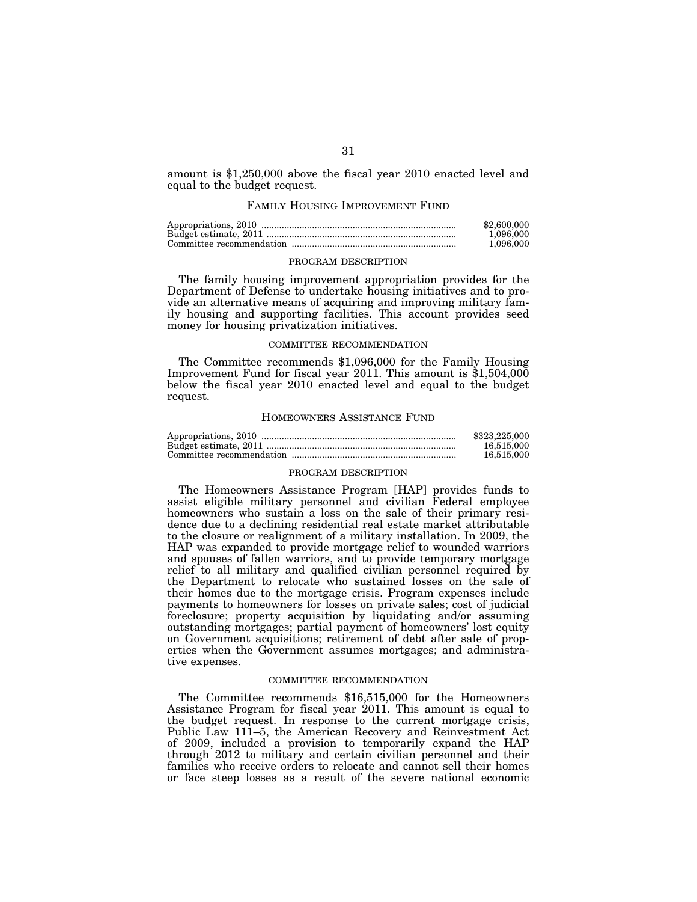amount is $1,250,000 above the fiscal year 2010 enacted level and equal to the budget request.

## FAMILY HOUSING IMPROVEMENT FUND

| | |
|---|---|
| Appropriations, 2010 | $2,600,000 |
| Budget estimate, 2011 | 1,096,000 |
| Committee recommendation | 1,096,000 |

### PROGRAM DESCRIPTION

The family housing improvement appropriation provides for the Department of Defense to undertake housing initiatives and to provide an alternative means of acquiring and improving military family housing and supporting facilities. This account provides seed money for housing privatization initiatives.

### COMMITTEE RECOMMENDATION

The Committee recommends $1,096,000 for the Family Housing Improvement Fund for fiscal year 2011. This amount is $1,504,000 below the fiscal year 2010 enacted level and equal to the budget request.

## HOMEOWNERS ASSISTANCE FUND

| | |
|---|---|
| Appropriations, 2010 | $323,225,000 |
| Budget estimate, 2011 | 16,515,000 |
| Committee recommendation | 16,515,000 |

### PROGRAM DESCRIPTION

The Homeowners Assistance Program [HAP] provides funds to assist eligible military personnel and civilian Federal employee homeowners who sustain a loss on the sale of their primary residence due to a declining residential real estate market attributable to the closure or realignment of a military installation. In 2009, the HAP was expanded to provide mortgage relief to wounded warriors and spouses of fallen warriors, and to provide temporary mortgage relief to all military and qualified civilian personnel required by the Department to relocate who sustained losses on the sale of their homes due to the mortgage crisis. Program expenses include payments to homeowners for losses on private sales; cost of judicial foreclosure; property acquisition by liquidating and/or assuming outstanding mortgages; partial payment of homeowners' lost equity on Government acquisitions; retirement of debt after sale of properties when the Government assumes mortgages; and administrative expenses.

### COMMITTEE RECOMMENDATION

The Committee recommends $16,515,000 for the Homeowners Assistance Program for fiscal year 2011. This amount is equal to the budget request. In response to the current mortgage crisis, Public Law 111–5, the American Recovery and Reinvestment Act of 2009, included a provision to temporarily expand the HAP through 2012 to military and certain civilian personnel and their families who receive orders to relocate and cannot sell their homes or face steep losses as a result of the severe national economic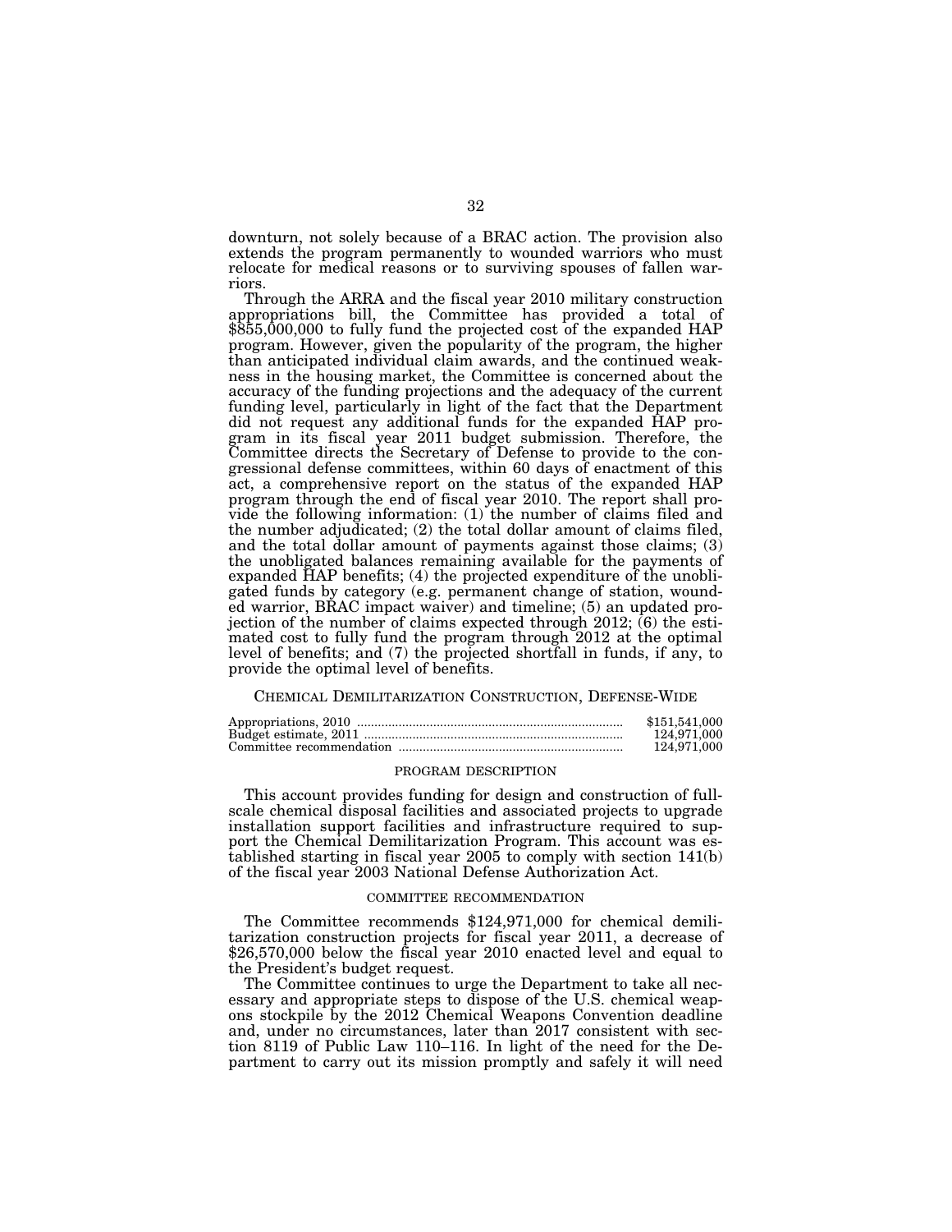downturn, not solely because of a BRAC action. The provision also extends the program permanently to wounded warriors who must relocate for medical reasons or to surviving spouses of fallen warriors.

Through the ARRA and the fiscal year 2010 military construction appropriations bill, the Committee has provided a total of $855,000,000 to fully fund the projected cost of the expanded HAP program. However, given the popularity of the program, the higher than anticipated individual claim awards, and the continued weakness in the housing market, the Committee is concerned about the accuracy of the funding projections and the adequacy of the current funding level, particularly in light of the fact that the Department did not request any additional funds for the expanded HAP program in its fiscal year 2011 budget submission. Therefore, the Committee directs the Secretary of Defense to provide to the congressional defense committees, within 60 days of enactment of this act, a comprehensive report on the status of the expanded HAP program through the end of fiscal year 2010. The report shall provide the following information: (1) the number of claims filed and the number adjudicated; (2) the total dollar amount of claims filed, and the total dollar amount of payments against those claims; (3) the unobligated balances remaining available for the payments of expanded HAP benefits; (4) the projected expenditure of the unobligated funds by category (e.g. permanent change of station, wounded warrior, BRAC impact waiver) and timeline; (5) an updated projection of the number of claims expected through 2012; (6) the estimated cost to fully fund the program through 2012 at the optimal level of benefits; and (7) the projected shortfall in funds, if any, to provide the optimal level of benefits.

## CHEMICAL DEMILITARIZATION CONSTRUCTION, DEFENSE-WIDE

| | |
|---|---|
| Appropriations, 2010 | $151,541,000 |
| Budget estimate, 2011 | 124,971,000 |
| Committee recommendation | 124,971,000 |

### PROGRAM DESCRIPTION

This account provides funding for design and construction of full-scale chemical disposal facilities and associated projects to upgrade installation support facilities and infrastructure required to support the Chemical Demilitarization Program. This account was established starting in fiscal year 2005 to comply with section 141(b) of the fiscal year 2003 National Defense Authorization Act.

### COMMITTEE RECOMMENDATION

The Committee recommends $124,971,000 for chemical demilitarization construction projects for fiscal year 2011, a decrease of $26,570,000 below the fiscal year 2010 enacted level and equal to the President's budget request.

The Committee continues to urge the Department to take all necessary and appropriate steps to dispose of the U.S. chemical weapons stockpile by the 2012 Chemical Weapons Convention deadline and, under no circumstances, later than 2017 consistent with section 8119 of Public Law 110–116. In light of the need for the Department to carry out its mission promptly and safely it will need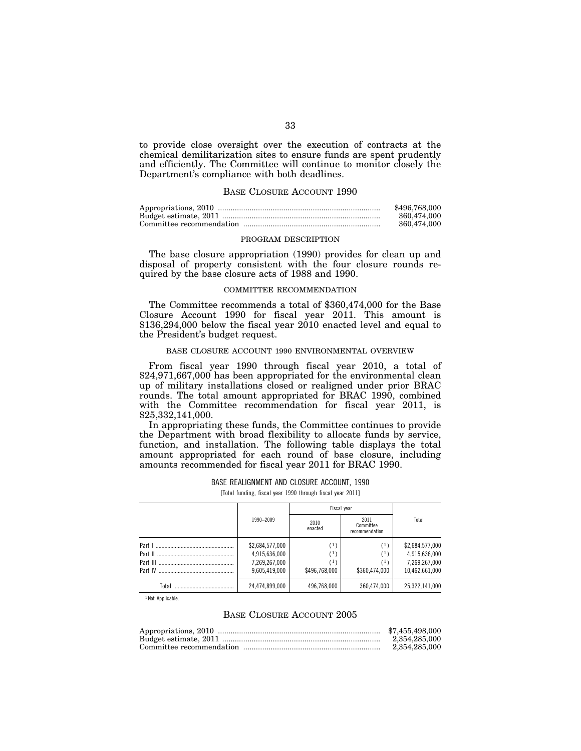to provide close oversight over the execution of contracts at the chemical demilitarization sites to ensure funds are spent prudently and efficiently. The Committee will continue to monitor closely the Department's compliance with both deadlines.

## BASE CLOSURE ACCOUNT 1990

| | |
|---|---|
| Appropriations, 2010 | $496,768,000 |
| Budget estimate, 2011 | 360,474,000 |
| Committee recommendation | 360,474,000 |

### PROGRAM DESCRIPTION

The base closure appropriation (1990) provides for clean up and disposal of property consistent with the four closure rounds required by the base closure acts of 1988 and 1990.

### COMMITTEE RECOMMENDATION

The Committee recommends a total of $360,474,000 for the Base Closure Account 1990 for fiscal year 2011. This amount is $136,294,000 below the fiscal year 2010 enacted level and equal to the President's budget request.

### BASE CLOSURE ACCOUNT 1990 ENVIRONMENTAL OVERVIEW

From fiscal year 1990 through fiscal year 2010, a total of $24,971,667,000 has been appropriated for the environmental clean up of military installations closed or realigned under prior BRAC rounds. The total amount appropriated for BRAC 1990, combined with the Committee recommendation for fiscal year 2011, is $25,332,141,000.

In appropriating these funds, the Committee continues to provide the Department with broad flexibility to allocate funds by service, function, and installation. The following table displays the total amount appropriated for each round of base closure, including amounts recommended for fiscal year 2011 for BRAC 1990.

BASE REALIGNMENT AND CLOSURE ACCOUNT, 1990

[Total funding, fiscal year 1990 through fiscal year 2011]

| | 1990–2009 | Fiscal year | | Total |
|---|---|---|---|---|
| | | 2010 enacted | 2011 Committee recommendation | |
| Part I | $2,684,577,000 | [1] | [1] | $2,684,577,000 |
| Part II | 4,915,636,000 | [1] | [1] | 4,915,636,000 |
| Part III | 7,269,267,000 | [1] | [1] | 7,269,267,000 |
| Part IV | 9,605,419,000 | $496,768,000 | $360,474,000 | 10,462,661,000 |
| Total | 24,474,899,000 | 496,768,000 | 360,474,000 | 25,322,141,000 |

[1] Not Applicable.

## BASE CLOSURE ACCOUNT 2005

| | |
|---|---|
| Appropriations, 2010 | $7,455,498,000 |
| Budget estimate, 2011 | 2,354,285,000 |
| Committee recommendation | 2,354,285,000 |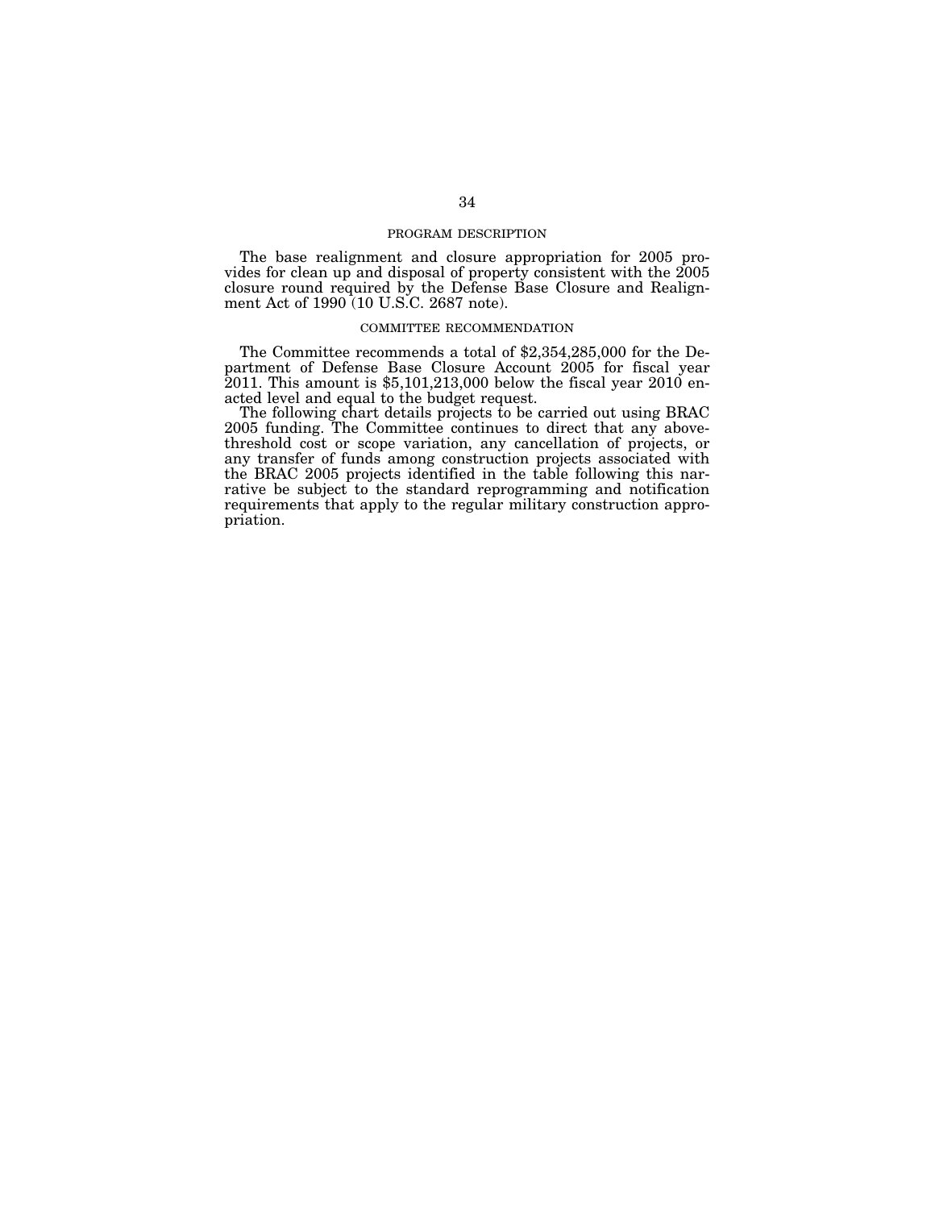## PROGRAM DESCRIPTION

The base realignment and closure appropriation for 2005 provides for clean up and disposal of property consistent with the 2005 closure round required by the Defense Base Closure and Realignment Act of 1990 (10 U.S.C. 2687 note).

## COMMITTEE RECOMMENDATION

The Committee recommends a total of $2,354,285,000 for the Department of Defense Base Closure Account 2005 for fiscal year 2011. This amount is $5,101,213,000 below the fiscal year 2010 enacted level and equal to the budget request.

The following chart details projects to be carried out using BRAC 2005 funding. The Committee continues to direct that any above-threshold cost or scope variation, any cancellation of projects, or any transfer of funds among construction projects associated with the BRAC 2005 projects identified in the table following this narrative be subject to the standard reprogramming and notification requirements that apply to the regular military construction appropriation.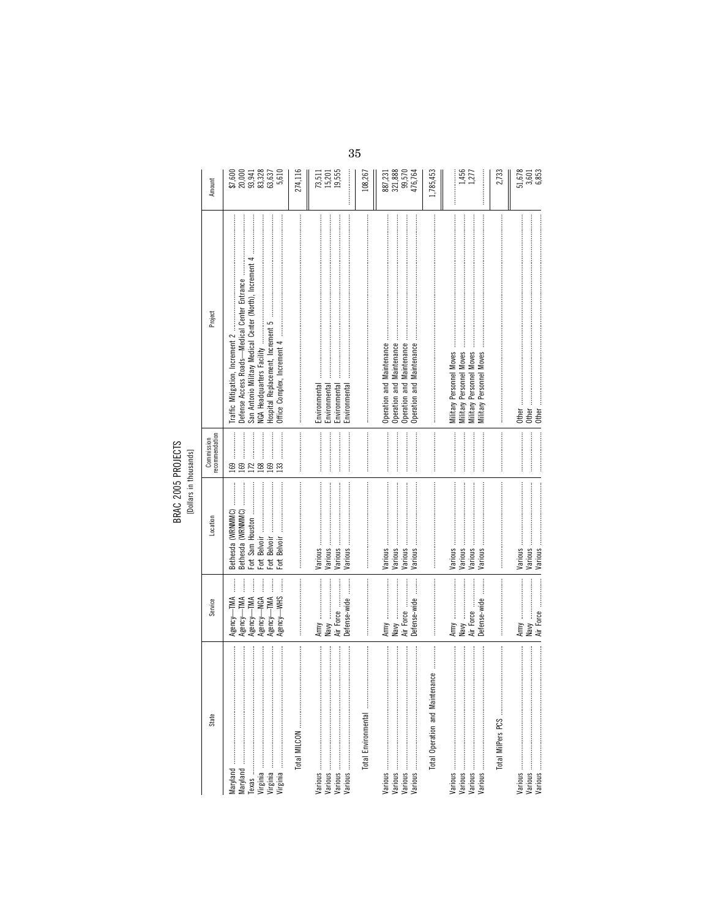# BRAC 2005 PROJECTS

[Dollars in thousands]

| State | Service | Location | Commission recommendation | Project | Amount |
|---|---|---|---|---|---|
| Maryland | Agency—TMA | Bethesda (WRNMMC) | 169 | Traffic Mitigation, Increment 2 | $7,600 |
| Maryland | Agency—TMA | Bethesda (WRNMMC) | 169 | Defense Access Roads—Medical Center Entrance | 20,000 |
| Texas | Agency—TMA | Fort Sam Houston | 172 | San Antonio Military Medical Center (North), Increment 4 | 93,941 |
| Virginia | Agency—NGA | Fort Belvoir | 168 | NGA Headquarters Facility | 83,328 |
| Virginia | Agency—TMA | Fort Belvoir | 169 | Hospital Replacement, Increment 5 | 63,637 |
| Virginia | Agency—WHS | Fort Belvoir | 133 | Office Complex, Increment 4 | 5,610 |
| Total MILCON | | | | | 274,116 |
| Various | Army | Various | | Environmental | 73,511 |
| Various | Navy | Various | | Environmental | 15,201 |
| Various | Air Force | Various | | Environmental | 19,555 |
| Various | Defense-wide | Various | | Environmental | |
| Total Environmental | | | | | 108,267 |
| Various | Army | Various | | Operation and Maintenance | 887,231 |
| Various | Navy | Various | | Operation and Maintenance | 321,888 |
| Various | Air Force | Various | | Operation and Maintenance | 99,570 |
| Various | Defense-wide | Various | | Operation and Maintenance | 476,764 |
| Total Operation and Maintenance | | | | | 1,785,453 |
| Various | Army | Various | | Military Personnel Moves | |
| Various | Navy | Various | | Military Personnel Moves | 1,456 |
| Various | Air Force | Various | | Military Personnel Moves | 1,277 |
| Various | Defense-wide | Various | | Military Personnel Moves | |
| Total MilPers PCS | | | | | 2,733 |
| Various | Army | Various | | Other | 51,678 |
| Various | Navy | Various | | Other | 3,601 |
| Various | Air Force | Various | | Other | 6,853 |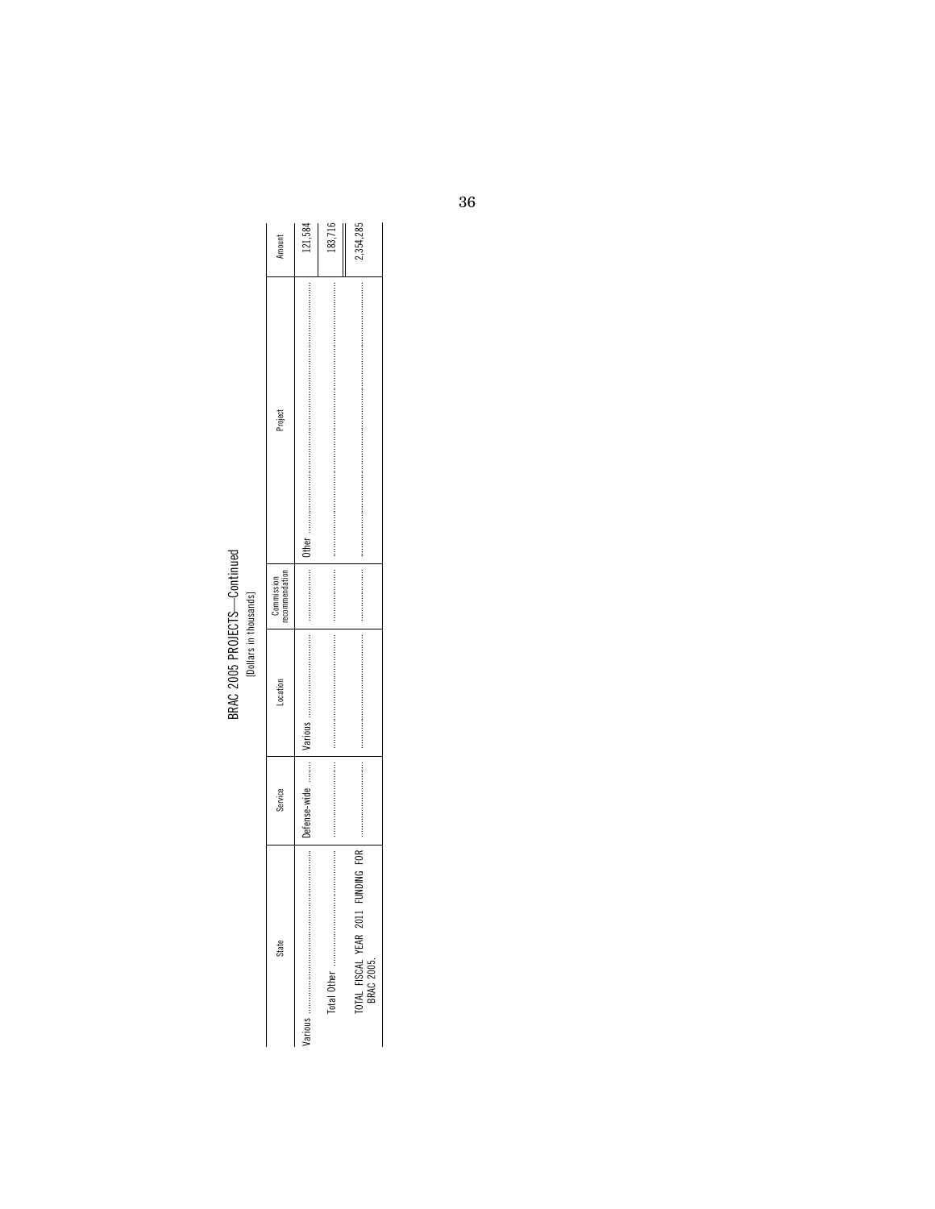BRAC 2005 PROJECTS—Continued

[Dollars in thousands]

| State | Service | Location | Commission recommendation | Project | Amount |
|---|---|---|---|---|---|
| Various | Defense-wide | Various | | Other | 121,584 |
| Total Other | | | | | 183,716 |
| TOTAL FISCAL YEAR 2011 FUNDING FOR BRAC 2005. | | | | | 2,354,285 |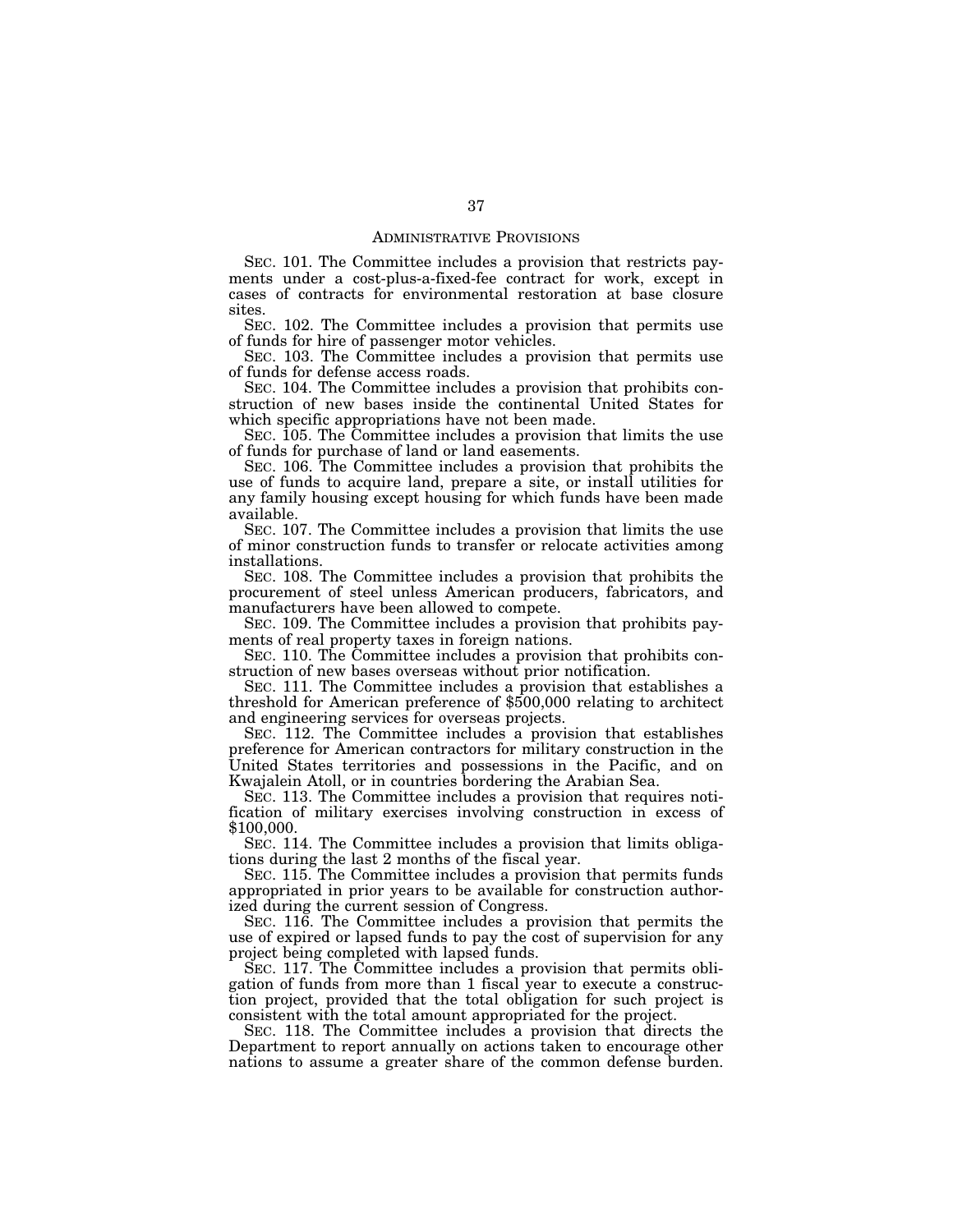## Administrative Provisions

SEC. 101. The Committee includes a provision that restricts payments under a cost-plus-a-fixed-fee contract for work, except in cases of contracts for environmental restoration at base closure sites.

SEC. 102. The Committee includes a provision that permits use of funds for hire of passenger motor vehicles.

SEC. 103. The Committee includes a provision that permits use of funds for defense access roads.

SEC. 104. The Committee includes a provision that prohibits construction of new bases inside the continental United States for which specific appropriations have not been made.

SEC. 105. The Committee includes a provision that limits the use of funds for purchase of land or land easements.

SEC. 106. The Committee includes a provision that prohibits the use of funds to acquire land, prepare a site, or install utilities for any family housing except housing for which funds have been made available.

SEC. 107. The Committee includes a provision that limits the use of minor construction funds to transfer or relocate activities among installations.

SEC. 108. The Committee includes a provision that prohibits the procurement of steel unless American producers, fabricators, and manufacturers have been allowed to compete.

SEC. 109. The Committee includes a provision that prohibits payments of real property taxes in foreign nations.

SEC. 110. The Committee includes a provision that prohibits construction of new bases overseas without prior notification.

SEC. 111. The Committee includes a provision that establishes a threshold for American preference of $500,000 relating to architect and engineering services for overseas projects.

SEC. 112. The Committee includes a provision that establishes preference for American contractors for military construction in the United States territories and possessions in the Pacific, and on Kwajalein Atoll, or in countries bordering the Arabian Sea.

SEC. 113. The Committee includes a provision that requires notification of military exercises involving construction in excess of $100,000.

SEC. 114. The Committee includes a provision that limits obligations during the last 2 months of the fiscal year.

SEC. 115. The Committee includes a provision that permits funds appropriated in prior years to be available for construction authorized during the current session of Congress.

SEC. 116. The Committee includes a provision that permits the use of expired or lapsed funds to pay the cost of supervision for any project being completed with lapsed funds.

SEC. 117. The Committee includes a provision that permits obligation of funds from more than 1 fiscal year to execute a construction project, provided that the total obligation for such project is consistent with the total amount appropriated for the project.

SEC. 118. The Committee includes a provision that directs the Department to report annually on actions taken to encourage other nations to assume a greater share of the common defense burden.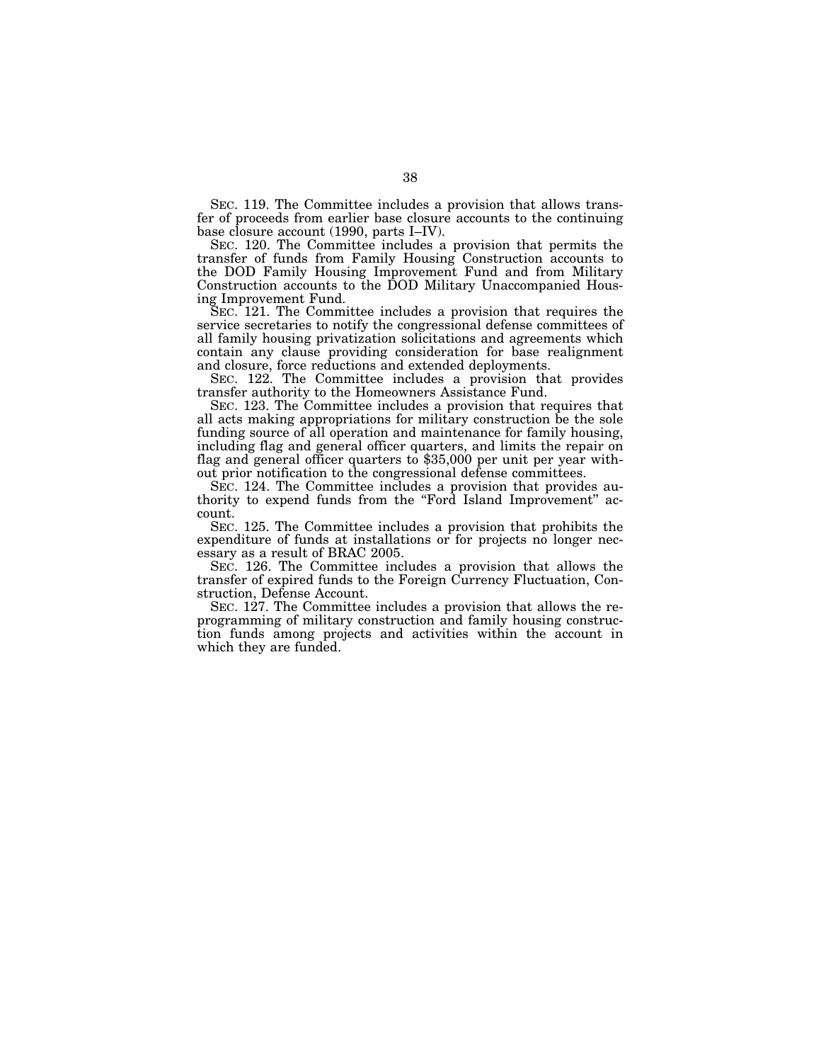SEC. 119. The Committee includes a provision that allows transfer of proceeds from earlier base closure accounts to the continuing base closure account (1990, parts I–IV).

SEC. 120. The Committee includes a provision that permits the transfer of funds from Family Housing Construction accounts to the DOD Family Housing Improvement Fund and from Military Construction accounts to the DOD Military Unaccompanied Housing Improvement Fund.

SEC. 121. The Committee includes a provision that requires the service secretaries to notify the congressional defense committees of all family housing privatization solicitations and agreements which contain any clause providing consideration for base realignment and closure, force reductions and extended deployments.

SEC. 122. The Committee includes a provision that provides transfer authority to the Homeowners Assistance Fund.

SEC. 123. The Committee includes a provision that requires that all acts making appropriations for military construction be the sole funding source of all operation and maintenance for family housing, including flag and general officer quarters, and limits the repair on flag and general officer quarters to $35,000 per unit per year without prior notification to the congressional defense committees.

SEC. 124. The Committee includes a provision that provides authority to expend funds from the "Ford Island Improvement" account.

SEC. 125. The Committee includes a provision that prohibits the expenditure of funds at installations or for projects no longer necessary as a result of BRAC 2005.

SEC. 126. The Committee includes a provision that allows the transfer of expired funds to the Foreign Currency Fluctuation, Construction, Defense Account.

SEC. 127. The Committee includes a provision that allows the reprogramming of military construction and family housing construction funds among projects and activities within the account in which they are funded.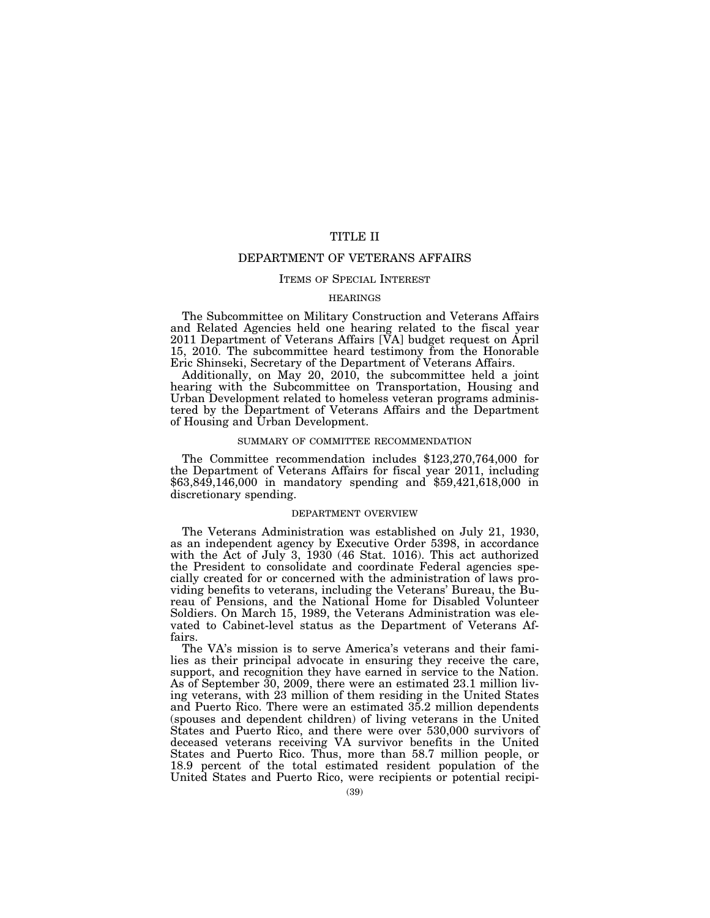# TITLE II

## DEPARTMENT OF VETERANS AFFAIRS

### ITEMS OF SPECIAL INTEREST

#### HEARINGS

The Subcommittee on Military Construction and Veterans Affairs and Related Agencies held one hearing related to the fiscal year 2011 Department of Veterans Affairs [VA] budget request on April 15, 2010. The subcommittee heard testimony from the Honorable Eric Shinseki, Secretary of the Department of Veterans Affairs.

Additionally, on May 20, 2010, the subcommittee held a joint hearing with the Subcommittee on Transportation, Housing and Urban Development related to homeless veteran programs administered by the Department of Veterans Affairs and the Department of Housing and Urban Development.

#### SUMMARY OF COMMITTEE RECOMMENDATION

The Committee recommendation includes $123,270,764,000 for the Department of Veterans Affairs for fiscal year 2011, including $63,849,146,000 in mandatory spending and $59,421,618,000 in discretionary spending.

#### DEPARTMENT OVERVIEW

The Veterans Administration was established on July 21, 1930, as an independent agency by Executive Order 5398, in accordance with the Act of July 3, 1930 (46 Stat. 1016). This act authorized the President to consolidate and coordinate Federal agencies specially created for or concerned with the administration of laws providing benefits to veterans, including the Veterans' Bureau, the Bureau of Pensions, and the National Home for Disabled Volunteer Soldiers. On March 15, 1989, the Veterans Administration was elevated to Cabinet-level status as the Department of Veterans Affairs.

The VA's mission is to serve America's veterans and their families as their principal advocate in ensuring they receive the care, support, and recognition they have earned in service to the Nation. As of September 30, 2009, there were an estimated 23.1 million living veterans, with 23 million of them residing in the United States and Puerto Rico. There were an estimated 35.2 million dependents (spouses and dependent children) of living veterans in the United States and Puerto Rico, and there were over 530,000 survivors of deceased veterans receiving VA survivor benefits in the United States and Puerto Rico. Thus, more than 58.7 million people, or 18.9 percent of the total estimated resident population of the United States and Puerto Rico, were recipients or potential recipi-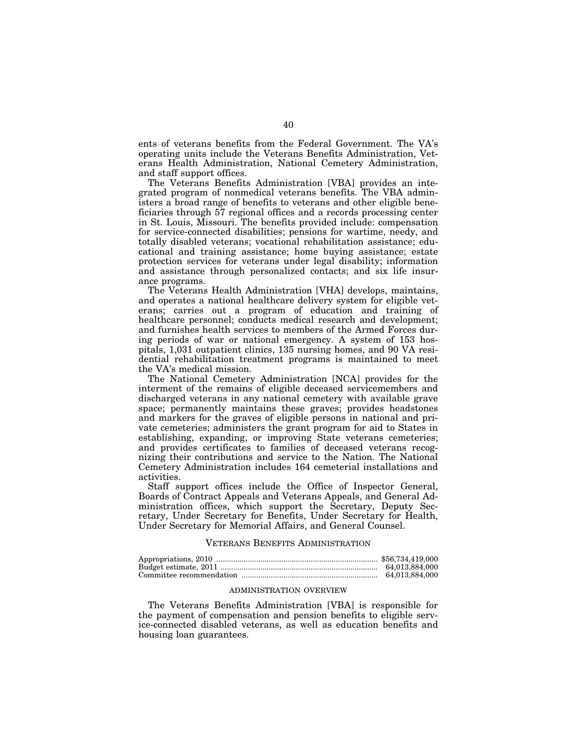ents of veterans benefits from the Federal Government. The VA's operating units include the Veterans Benefits Administration, Veterans Health Administration, National Cemetery Administration, and staff support offices.

The Veterans Benefits Administration [VBA] provides an integrated program of nonmedical veterans benefits. The VBA administers a broad range of benefits to veterans and other eligible beneficiaries through 57 regional offices and a records processing center in St. Louis, Missouri. The benefits provided include: compensation for service-connected disabilities; pensions for wartime, needy, and totally disabled veterans; vocational rehabilitation assistance; educational and training assistance; home buying assistance; estate protection services for veterans under legal disability; information and assistance through personalized contacts; and six life insurance programs.

The Veterans Health Administration [VHA] develops, maintains, and operates a national healthcare delivery system for eligible veterans; carries out a program of education and training of healthcare personnel; conducts medical research and development; and furnishes health services to members of the Armed Forces during periods of war or national emergency. A system of 153 hospitals, 1,031 outpatient clinics, 135 nursing homes, and 90 VA residential rehabilitation treatment programs is maintained to meet the VA's medical mission.

The National Cemetery Administration [NCA] provides for the interment of the remains of eligible deceased servicemembers and discharged veterans in any national cemetery with available grave space; permanently maintains these graves; provides headstones and markers for the graves of eligible persons in national and private cemeteries; administers the grant program for aid to States in establishing, expanding, or improving State veterans cemeteries; and provides certificates to families of deceased veterans recognizing their contributions and service to the Nation. The National Cemetery Administration includes 164 cemeterial installations and activities.

Staff support offices include the Office of Inspector General, Boards of Contract Appeals and Veterans Appeals, and General Administration offices, which support the Secretary, Deputy Secretary, Under Secretary for Benefits, Under Secretary for Health, Under Secretary for Memorial Affairs, and General Counsel.

## VETERANS BENEFITS ADMINISTRATION

| | |
|---|---|
| Appropriations, 2010 | $56,734,419,000 |
| Budget estimate, 2011 | 64,013,884,000 |
| Committee recommendation | 64,013,884,000 |

### ADMINISTRATION OVERVIEW

The Veterans Benefits Administration [VBA] is responsible for the payment of compensation and pension benefits to eligible service-connected disabled veterans, as well as education benefits and housing loan guarantees.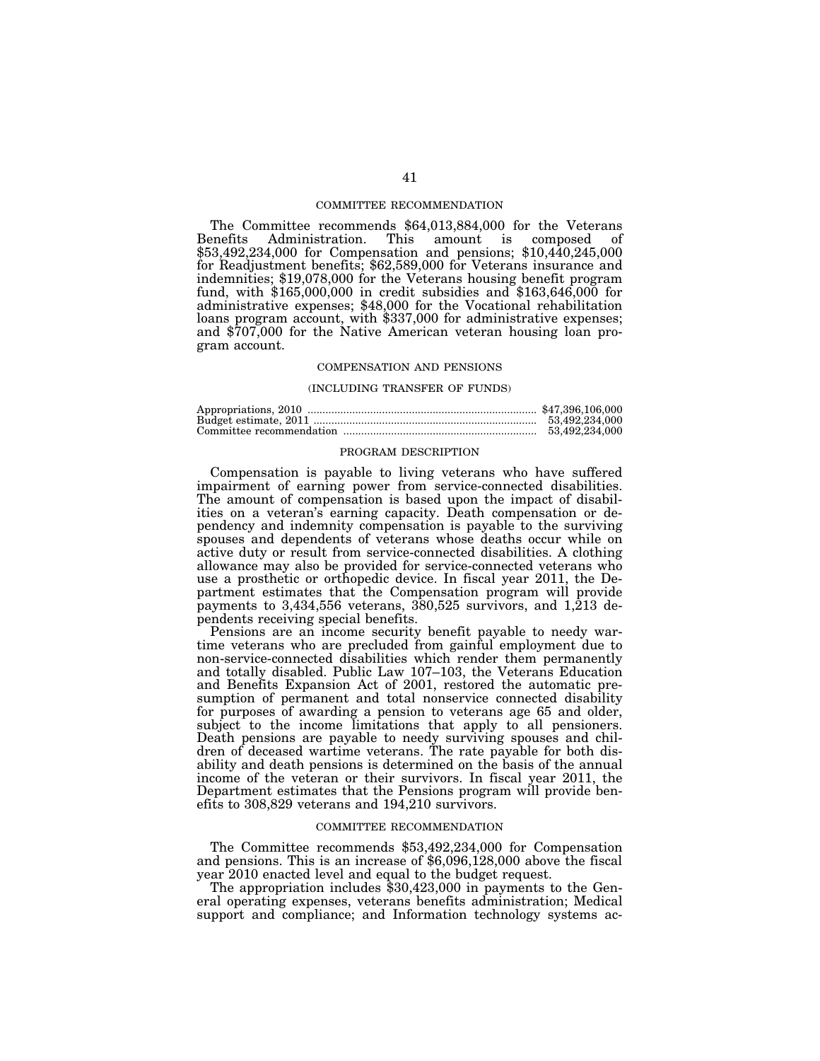## COMMITTEE RECOMMENDATION

The Committee recommends $64,013,884,000 for the Veterans Benefits Administration. This amount is composed of $53,492,234,000 for Compensation and pensions; $10,440,245,000 for Readjustment benefits; $62,589,000 for Veterans insurance and indemnities; $19,078,000 for the Veterans housing benefit program fund, with $165,000,000 in credit subsidies and $163,646,000 for administrative expenses; $48,000 for the Vocational rehabilitation loans program account, with $337,000 for administrative expenses; and $707,000 for the Native American veteran housing loan program account.

## COMPENSATION AND PENSIONS

(INCLUDING TRANSFER OF FUNDS)

| | |
|---|---|
| Appropriations, 2010 | $47,396,106,000 |
| Budget estimate, 2011 | 53,492,234,000 |
| Committee recommendation | 53,492,234,000 |

## PROGRAM DESCRIPTION

Compensation is payable to living veterans who have suffered impairment of earning power from service-connected disabilities. The amount of compensation is based upon the impact of disabilities on a veteran's earning capacity. Death compensation or dependency and indemnity compensation is payable to the surviving spouses and dependents of veterans whose deaths occur while on active duty or result from service-connected disabilities. A clothing allowance may also be provided for service-connected veterans who use a prosthetic or orthopedic device. In fiscal year 2011, the Department estimates that the Compensation program will provide payments to 3,434,556 veterans, 380,525 survivors, and 1,213 dependents receiving special benefits.

Pensions are an income security benefit payable to needy wartime veterans who are precluded from gainful employment due to non-service-connected disabilities which render them permanently and totally disabled. Public Law 107–103, the Veterans Education and Benefits Expansion Act of 2001, restored the automatic presumption of permanent and total nonservice connected disability for purposes of awarding a pension to veterans age 65 and older, subject to the income limitations that apply to all pensioners. Death pensions are payable to needy surviving spouses and children of deceased wartime veterans. The rate payable for both disability and death pensions is determined on the basis of the annual income of the veteran or their survivors. In fiscal year 2011, the Department estimates that the Pensions program will provide benefits to 308,829 veterans and 194,210 survivors.

## COMMITTEE RECOMMENDATION

The Committee recommends $53,492,234,000 for Compensation and pensions. This is an increase of $6,096,128,000 above the fiscal year 2010 enacted level and equal to the budget request.

The appropriation includes $30,423,000 in payments to the General operating expenses, veterans benefits administration; Medical support and compliance; and Information technology systems ac-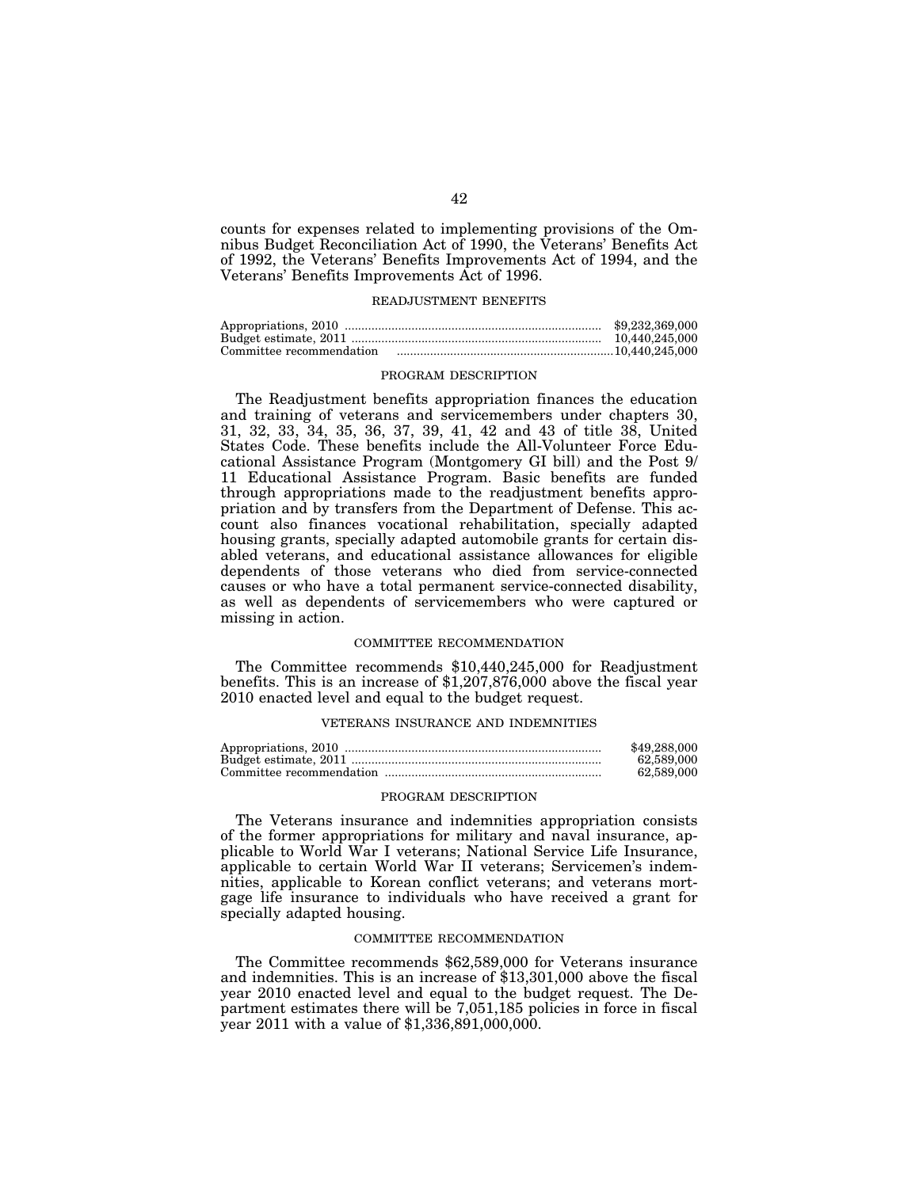counts for expenses related to implementing provisions of the Omnibus Budget Reconciliation Act of 1990, the Veterans' Benefits Act of 1992, the Veterans' Benefits Improvements Act of 1994, and the Veterans' Benefits Improvements Act of 1996.

### READJUSTMENT BENEFITS

| | |
|---|---|
| Appropriations, 2010 | $9,232,369,000 |
| Budget estimate, 2011 | 10,440,245,000 |
| Committee recommendation | 10,440,245,000 |

#### PROGRAM DESCRIPTION

The Readjustment benefits appropriation finances the education and training of veterans and servicemembers under chapters 30, 31, 32, 33, 34, 35, 36, 37, 39, 41, 42 and 43 of title 38, United States Code. These benefits include the All-Volunteer Force Educational Assistance Program (Montgomery GI bill) and the Post 9/11 Educational Assistance Program. Basic benefits are funded through appropriations made to the readjustment benefits appropriation and by transfers from the Department of Defense. This account also finances vocational rehabilitation, specially adapted housing grants, specially adapted automobile grants for certain disabled veterans, and educational assistance allowances for eligible dependents of those veterans who died from service-connected causes or who have a total permanent service-connected disability, as well as dependents of servicemembers who were captured or missing in action.

#### COMMITTEE RECOMMENDATION

The Committee recommends $10,440,245,000 for Readjustment benefits. This is an increase of $1,207,876,000 above the fiscal year 2010 enacted level and equal to the budget request.

### VETERANS INSURANCE AND INDEMNITIES

| | |
|---|---|
| Appropriations, 2010 | $49,288,000 |
| Budget estimate, 2011 | 62,589,000 |
| Committee recommendation | 62,589,000 |

#### PROGRAM DESCRIPTION

The Veterans insurance and indemnities appropriation consists of the former appropriations for military and naval insurance, applicable to World War I veterans; National Service Life Insurance, applicable to certain World War II veterans; Servicemen's indemnities, applicable to Korean conflict veterans; and veterans mortgage life insurance to individuals who have received a grant for specially adapted housing.

#### COMMITTEE RECOMMENDATION

The Committee recommends $62,589,000 for Veterans insurance and indemnities. This is an increase of $13,301,000 above the fiscal year 2010 enacted level and equal to the budget request. The Department estimates there will be 7,051,185 policies in force in fiscal year 2011 with a value of $1,336,891,000,000.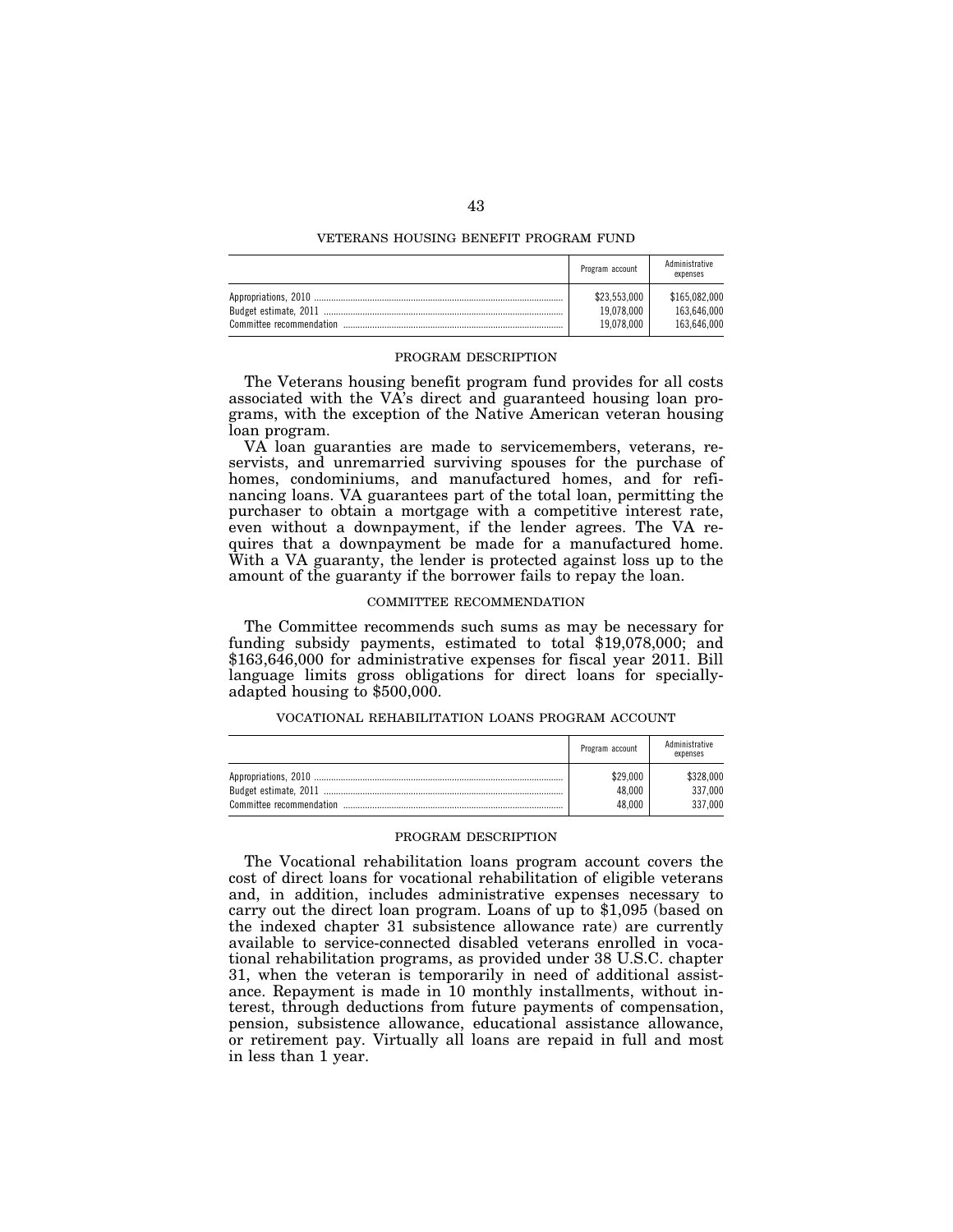## VETERANS HOUSING BENEFIT PROGRAM FUND

| | Program account | Administrative expenses |
|---|---|---|
| Appropriations, 2010 | $23,553,000 | $165,082,000 |
| Budget estimate, 2011 | 19,078,000 | 163,646,000 |
| Committee recommendation | 19,078,000 | 163,646,000 |

### PROGRAM DESCRIPTION

The Veterans housing benefit program fund provides for all costs associated with the VA's direct and guaranteed housing loan programs, with the exception of the Native American veteran housing loan program.

VA loan guaranties are made to servicemembers, veterans, reservists, and unremarried surviving spouses for the purchase of homes, condominiums, and manufactured homes, and for refinancing loans. VA guarantees part of the total loan, permitting the purchaser to obtain a mortgage with a competitive interest rate, even without a downpayment, if the lender agrees. The VA requires that a downpayment be made for a manufactured home. With a VA guaranty, the lender is protected against loss up to the amount of the guaranty if the borrower fails to repay the loan.

### COMMITTEE RECOMMENDATION

The Committee recommends such sums as may be necessary for funding subsidy payments, estimated to total $19,078,000; and $163,646,000 for administrative expenses for fiscal year 2011. Bill language limits gross obligations for direct loans for specially-adapted housing to $500,000.

## VOCATIONAL REHABILITATION LOANS PROGRAM ACCOUNT

| | Program account | Administrative expenses |
|---|---|---|
| Appropriations, 2010 | $29,000 | $328,000 |
| Budget estimate, 2011 | 48,000 | 337,000 |
| Committee recommendation | 48,000 | 337,000 |

### PROGRAM DESCRIPTION

The Vocational rehabilitation loans program account covers the cost of direct loans for vocational rehabilitation of eligible veterans and, in addition, includes administrative expenses necessary to carry out the direct loan program. Loans of up to $1,095 (based on the indexed chapter 31 subsistence allowance rate) are currently available to service-connected disabled veterans enrolled in vocational rehabilitation programs, as provided under 38 U.S.C. chapter 31, when the veteran is temporarily in need of additional assistance. Repayment is made in 10 monthly installments, without interest, through deductions from future payments of compensation, pension, subsistence allowance, educational assistance allowance, or retirement pay. Virtually all loans are repaid in full and most in less than 1 year.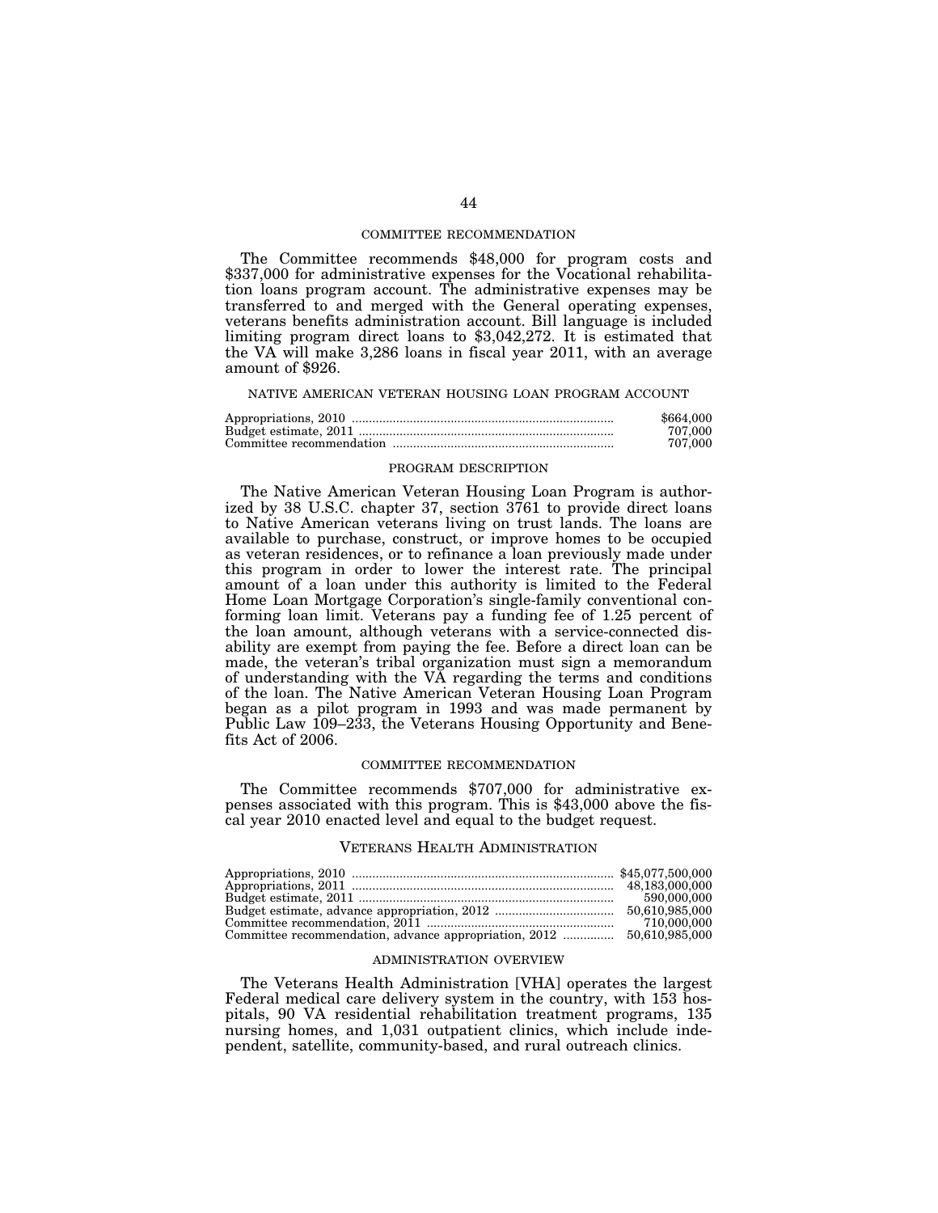#### COMMITTEE RECOMMENDATION

The Committee recommends $48,000 for program costs and $337,000 for administrative expenses for the Vocational rehabilitation loans program account. The administrative expenses may be transferred to and merged with the General operating expenses, veterans benefits administration account. Bill language is included limiting program direct loans to $3,042,272. It is estimated that the VA will make 3,286 loans in fiscal year 2011, with an average amount of $926.

### NATIVE AMERICAN VETERAN HOUSING LOAN PROGRAM ACCOUNT

| | |
|---|---|
| Appropriations, 2010 | $664,000 |
| Budget estimate, 2011 | 707,000 |
| Committee recommendation | 707,000 |

#### PROGRAM DESCRIPTION

The Native American Veteran Housing Loan Program is authorized by 38 U.S.C. chapter 37, section 3761 to provide direct loans to Native American veterans living on trust lands. The loans are available to purchase, construct, or improve homes to be occupied as veteran residences, or to refinance a loan previously made under this program in order to lower the interest rate. The principal amount of a loan under this authority is limited to the Federal Home Loan Mortgage Corporation's single-family conventional conforming loan limit. Veterans pay a funding fee of 1.25 percent of the loan amount, although veterans with a service-connected disability are exempt from paying the fee. Before a direct loan can be made, the veteran's tribal organization must sign a memorandum of understanding with the VA regarding the terms and conditions of the loan. The Native American Veteran Housing Loan Program began as a pilot program in 1993 and was made permanent by Public Law 109–233, the Veterans Housing Opportunity and Benefits Act of 2006.

#### COMMITTEE RECOMMENDATION

The Committee recommends $707,000 for administrative expenses associated with this program. This is $43,000 above the fiscal year 2010 enacted level and equal to the budget request.

## VETERANS HEALTH ADMINISTRATION

| | |
|---|---|
| Appropriations, 2010 | $45,077,500,000 |
| Appropriations, 2011 | 48,183,000,000 |
| Budget estimate, 2011 | 590,000,000 |
| Budget estimate, advance appropriation, 2012 | 50,610,985,000 |
| Committee recommendation, 2011 | 710,000,000 |
| Committee recommendation, advance appropriation, 2012 | 50,610,985,000 |

#### ADMINISTRATION OVERVIEW

The Veterans Health Administration [VHA] operates the largest Federal medical care delivery system in the country, with 153 hospitals, 90 VA residential rehabilitation treatment programs, 135 nursing homes, and 1,031 outpatient clinics, which include independent, satellite, community-based, and rural outreach clinics.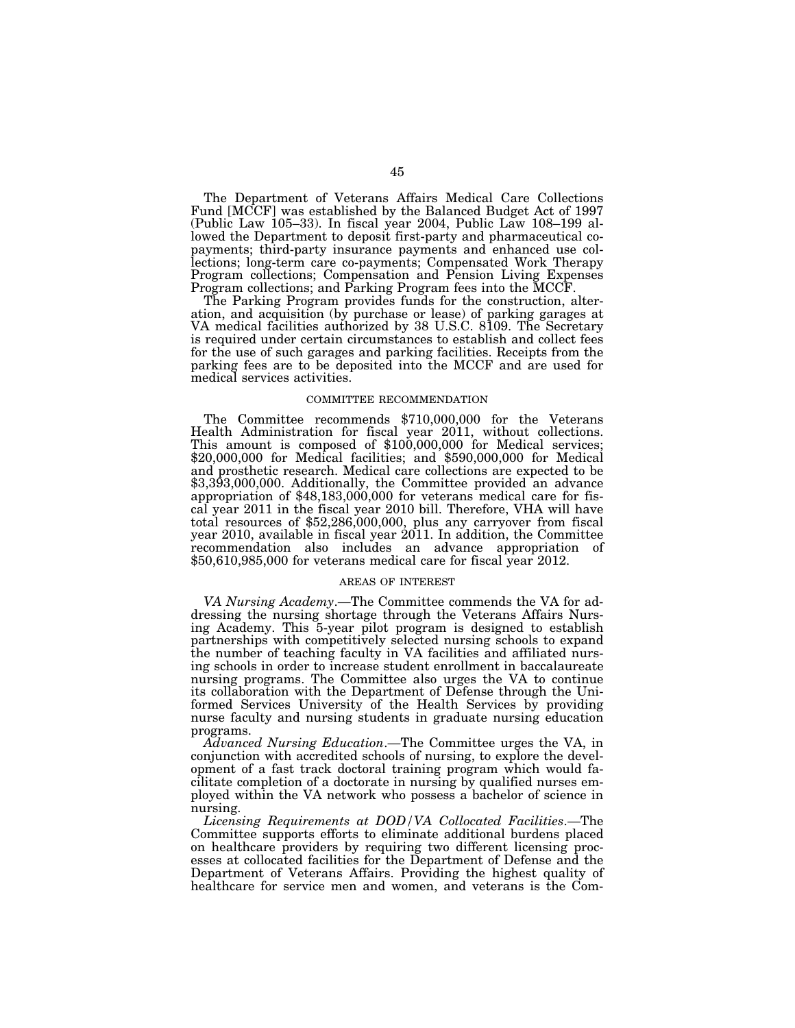The Department of Veterans Affairs Medical Care Collections Fund [MCCF] was established by the Balanced Budget Act of 1997 (Public Law 105–33). In fiscal year 2004, Public Law 108–199 allowed the Department to deposit first-party and pharmaceutical co-payments; third-party insurance payments and enhanced use collections; long-term care co-payments; Compensated Work Therapy Program collections; Compensation and Pension Living Expenses Program collections; and Parking Program fees into the MCCF.

The Parking Program provides funds for the construction, alteration, and acquisition (by purchase or lease) of parking garages at VA medical facilities authorized by 38 U.S.C. 8109. The Secretary is required under certain circumstances to establish and collect fees for the use of such garages and parking facilities. Receipts from the parking fees are to be deposited into the MCCF and are used for medical services activities.

## COMMITTEE RECOMMENDATION

The Committee recommends $710,000,000 for the Veterans Health Administration for fiscal year 2011, without collections. This amount is composed of $100,000,000 for Medical services; $20,000,000 for Medical facilities; and $590,000,000 for Medical and prosthetic research. Medical care collections are expected to be $3,393,000,000. Additionally, the Committee provided an advance appropriation of $48,183,000,000 for veterans medical care for fiscal year 2011 in the fiscal year 2010 bill. Therefore, VHA will have total resources of $52,286,000,000, plus any carryover from fiscal year 2010, available in fiscal year 2011. In addition, the Committee recommendation also includes an advance appropriation of $50,610,985,000 for veterans medical care for fiscal year 2012.

## AREAS OF INTEREST

*VA Nursing Academy*.—The Committee commends the VA for addressing the nursing shortage through the Veterans Affairs Nursing Academy. This 5-year pilot program is designed to establish partnerships with competitively selected nursing schools to expand the number of teaching faculty in VA facilities and affiliated nursing schools in order to increase student enrollment in baccalaureate nursing programs. The Committee also urges the VA to continue its collaboration with the Department of Defense through the Uniformed Services University of the Health Services by providing nurse faculty and nursing students in graduate nursing education programs.

*Advanced Nursing Education*.—The Committee urges the VA, in conjunction with accredited schools of nursing, to explore the development of a fast track doctoral training program which would facilitate completion of a doctorate in nursing by qualified nurses employed within the VA network who possess a bachelor of science in nursing.

*Licensing Requirements at DOD/VA Collocated Facilities*.—The Committee supports efforts to eliminate additional burdens placed on healthcare providers by requiring two different licensing processes at collocated facilities for the Department of Defense and the Department of Veterans Affairs. Providing the highest quality of healthcare for service men and women, and veterans is the Com-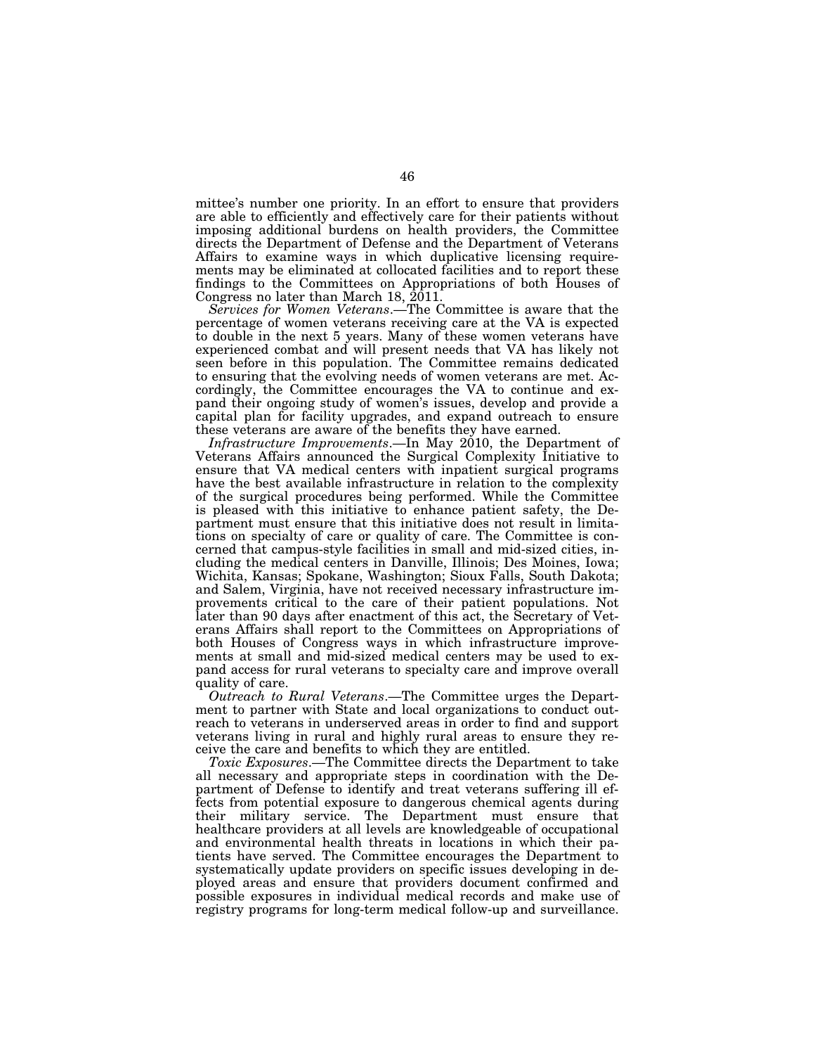mittee's number one priority. In an effort to ensure that providers are able to efficiently and effectively care for their patients without imposing additional burdens on health providers, the Committee directs the Department of Defense and the Department of Veterans Affairs to examine ways in which duplicative licensing requirements may be eliminated at collocated facilities and to report these findings to the Committees on Appropriations of both Houses of Congress no later than March 18, 2011.

*Services for Women Veterans*.—The Committee is aware that the percentage of women veterans receiving care at the VA is expected to double in the next 5 years. Many of these women veterans have experienced combat and will present needs that VA has likely not seen before in this population. The Committee remains dedicated to ensuring that the evolving needs of women veterans are met. Accordingly, the Committee encourages the VA to continue and expand their ongoing study of women's issues, develop and provide a capital plan for facility upgrades, and expand outreach to ensure these veterans are aware of the benefits they have earned.

*Infrastructure Improvements*.—In May 2010, the Department of Veterans Affairs announced the Surgical Complexity Initiative to ensure that VA medical centers with inpatient surgical programs have the best available infrastructure in relation to the complexity of the surgical procedures being performed. While the Committee is pleased with this initiative to enhance patient safety, the Department must ensure that this initiative does not result in limitations on specialty of care or quality of care. The Committee is concerned that campus-style facilities in small and mid-sized cities, including the medical centers in Danville, Illinois; Des Moines, Iowa; Wichita, Kansas; Spokane, Washington; Sioux Falls, South Dakota; and Salem, Virginia, have not received necessary infrastructure improvements critical to the care of their patient populations. Not later than 90 days after enactment of this act, the Secretary of Veterans Affairs shall report to the Committees on Appropriations of both Houses of Congress ways in which infrastructure improvements at small and mid-sized medical centers may be used to expand access for rural veterans to specialty care and improve overall quality of care.

*Outreach to Rural Veterans*.—The Committee urges the Department to partner with State and local organizations to conduct outreach to veterans in underserved areas in order to find and support veterans living in rural and highly rural areas to ensure they receive the care and benefits to which they are entitled.

*Toxic Exposures*.—The Committee directs the Department to take all necessary and appropriate steps in coordination with the Department of Defense to identify and treat veterans suffering ill effects from potential exposure to dangerous chemical agents during their military service. The Department must ensure that healthcare providers at all levels are knowledgeable of occupational and environmental health threats in locations in which their patients have served. The Committee encourages the Department to systematically update providers on specific issues developing in deployed areas and ensure that providers document confirmed and possible exposures in individual medical records and make use of registry programs for long-term medical follow-up and surveillance.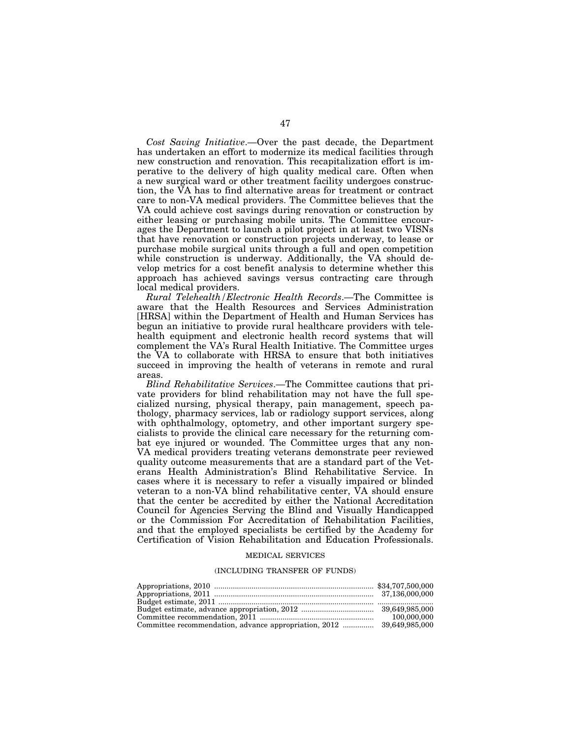*Cost Saving Initiative*.—Over the past decade, the Department has undertaken an effort to modernize its medical facilities through new construction and renovation. This recapitalization effort is imperative to the delivery of high quality medical care. Often when a new surgical ward or other treatment facility undergoes construction, the VA has to find alternative areas for treatment or contract care to non-VA medical providers. The Committee believes that the VA could achieve cost savings during renovation or construction by either leasing or purchasing mobile units. The Committee encourages the Department to launch a pilot project in at least two VISNs that have renovation or construction projects underway, to lease or purchase mobile surgical units through a full and open competition while construction is underway. Additionally, the VA should develop metrics for a cost benefit analysis to determine whether this approach has achieved savings versus contracting care through local medical providers.

*Rural Telehealth/Electronic Health Records*.—The Committee is aware that the Health Resources and Services Administration [HRSA] within the Department of Health and Human Services has begun an initiative to provide rural healthcare providers with telehealth equipment and electronic health record systems that will complement the VA's Rural Health Initiative. The Committee urges the VA to collaborate with HRSA to ensure that both initiatives succeed in improving the health of veterans in remote and rural areas.

*Blind Rehabilitative Services*.—The Committee cautions that private providers for blind rehabilitation may not have the full specialized nursing, physical therapy, pain management, speech pathology, pharmacy services, lab or radiology support services, along with ophthalmology, optometry, and other important surgery specialists to provide the clinical care necessary for the returning combat eye injured or wounded. The Committee urges that any non-VA medical providers treating veterans demonstrate peer reviewed quality outcome measurements that are a standard part of the Veterans Health Administration's Blind Rehabilitative Service. In cases where it is necessary to refer a visually impaired or blinded veteran to a non-VA blind rehabilitative center, VA should ensure that the center be accredited by either the National Accreditation Council for Agencies Serving the Blind and Visually Handicapped or the Commission For Accreditation of Rehabilitation Facilities, and that the employed specialists be certified by the Academy for Certification of Vision Rehabilitation and Education Professionals.

## MEDICAL SERVICES

(INCLUDING TRANSFER OF FUNDS)

| | |
|---|---|
| Appropriations, 2010 | $34,707,500,000 |
| Appropriations, 2011 | 37,136,000,000 |
| Budget estimate, 2011 | |
| Budget estimate, advance appropriation, 2012 | 39,649,985,000 |
| Committee recommendation, 2011 | 100,000,000 |
| Committee recommendation, advance appropriation, 2012 | 39,649,985,000 |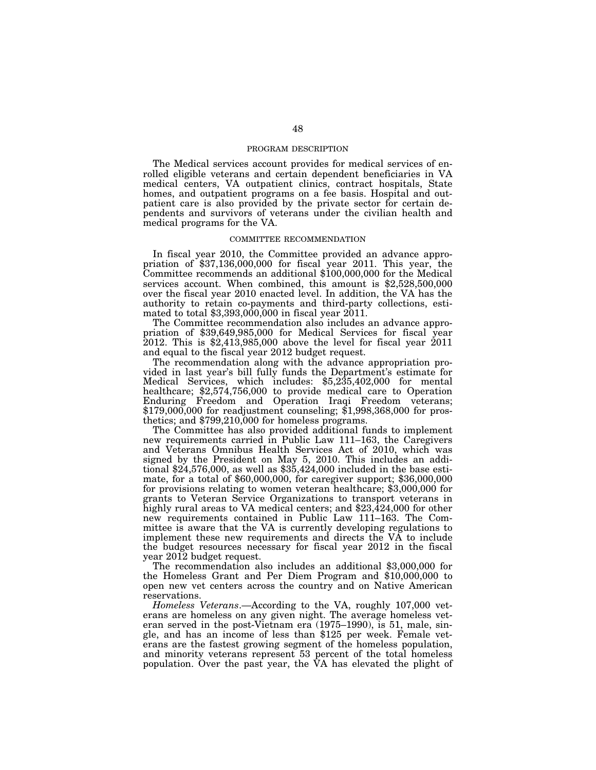PROGRAM DESCRIPTION

The Medical services account provides for medical services of enrolled eligible veterans and certain dependent beneficiaries in VA medical centers, VA outpatient clinics, contract hospitals, State homes, and outpatient programs on a fee basis. Hospital and outpatient care is also provided by the private sector for certain dependents and survivors of veterans under the civilian health and medical programs for the VA.

COMMITTEE RECOMMENDATION

In fiscal year 2010, the Committee provided an advance appropriation of $37,136,000,000 for fiscal year 2011. This year, the Committee recommends an additional $100,000,000 for the Medical services account. When combined, this amount is $2,528,500,000 over the fiscal year 2010 enacted level. In addition, the VA has the authority to retain co-payments and third-party collections, estimated to total $3,393,000,000 in fiscal year 2011.

The Committee recommendation also includes an advance appropriation of $39,649,985,000 for Medical Services for fiscal year 2012. This is $2,413,985,000 above the level for fiscal year 2011 and equal to the fiscal year 2012 budget request.

The recommendation along with the advance appropriation provided in last year's bill fully funds the Department's estimate for Medical Services, which includes: $5,235,402,000 for mental healthcare; $2,574,756,000 to provide medical care to Operation Enduring Freedom and Operation Iraqi Freedom veterans; $179,000,000 for readjustment counseling; $1,998,368,000 for prosthetics; and $799,210,000 for homeless programs.

The Committee has also provided additional funds to implement new requirements carried in Public Law 111–163, the Caregivers and Veterans Omnibus Health Services Act of 2010, which was signed by the President on May 5, 2010. This includes an additional $24,576,000, as well as $35,424,000 included in the base estimate, for a total of $60,000,000, for caregiver support; $36,000,000 for provisions relating to women veteran healthcare; $3,000,000 for grants to Veteran Service Organizations to transport veterans in highly rural areas to VA medical centers; and $23,424,000 for other new requirements contained in Public Law 111–163. The Committee is aware that the VA is currently developing regulations to implement these new requirements and directs the VA to include the budget resources necessary for fiscal year 2012 in the fiscal year 2012 budget request.

The recommendation also includes an additional $3,000,000 for the Homeless Grant and Per Diem Program and $10,000,000 to open new vet centers across the country and on Native American reservations.

*Homeless Veterans*.—According to the VA, roughly 107,000 veterans are homeless on any given night. The average homeless veteran served in the post-Vietnam era (1975–1990), is 51, male, single, and has an income of less than $125 per week. Female veterans are the fastest growing segment of the homeless population, and minority veterans represent 53 percent of the total homeless population. Over the past year, the VA has elevated the plight of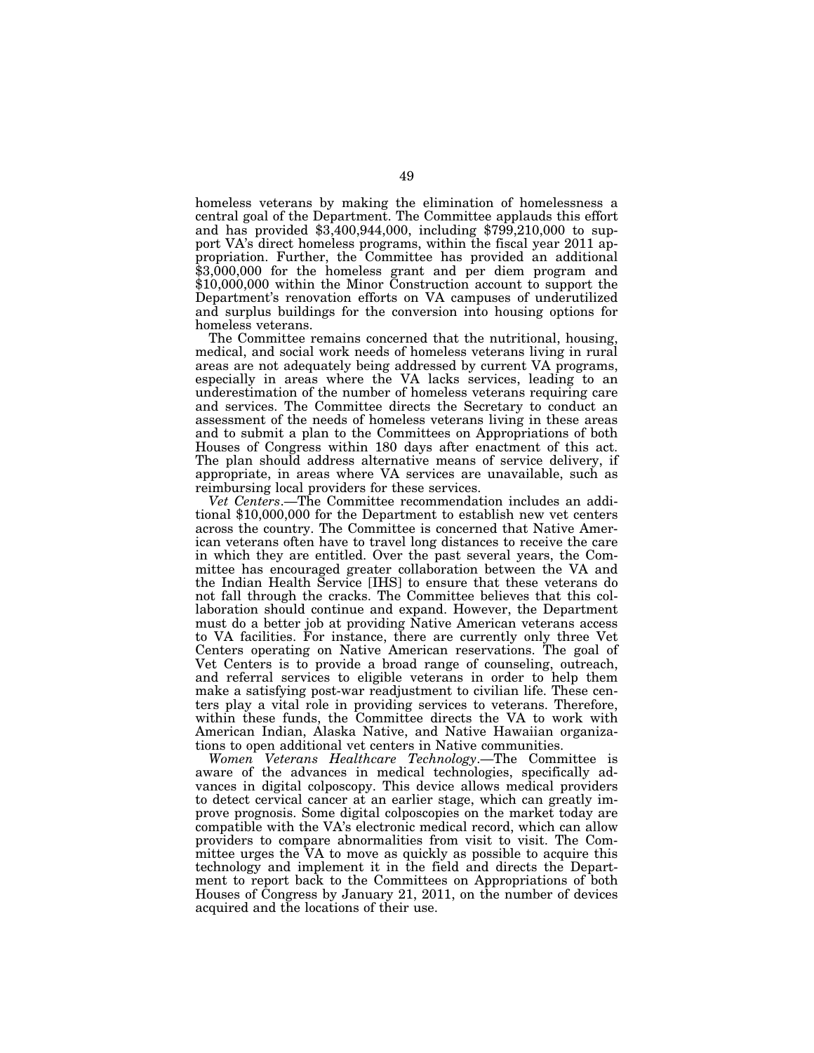homeless veterans by making the elimination of homelessness a central goal of the Department. The Committee applauds this effort and has provided $3,400,944,000, including $799,210,000 to support VA's direct homeless programs, within the fiscal year 2011 appropriation. Further, the Committee has provided an additional $3,000,000 for the homeless grant and per diem program and $10,000,000 within the Minor Construction account to support the Department's renovation efforts on VA campuses of underutilized and surplus buildings for the conversion into housing options for homeless veterans.

The Committee remains concerned that the nutritional, housing, medical, and social work needs of homeless veterans living in rural areas are not adequately being addressed by current VA programs, especially in areas where the VA lacks services, leading to an underestimation of the number of homeless veterans requiring care and services. The Committee directs the Secretary to conduct an assessment of the needs of homeless veterans living in these areas and to submit a plan to the Committees on Appropriations of both Houses of Congress within 180 days after enactment of this act. The plan should address alternative means of service delivery, if appropriate, in areas where VA services are unavailable, such as reimbursing local providers for these services.

*Vet Centers*.—The Committee recommendation includes an additional $10,000,000 for the Department to establish new vet centers across the country. The Committee is concerned that Native American veterans often have to travel long distances to receive the care in which they are entitled. Over the past several years, the Committee has encouraged greater collaboration between the VA and the Indian Health Service [IHS] to ensure that these veterans do not fall through the cracks. The Committee believes that this collaboration should continue and expand. However, the Department must do a better job at providing Native American veterans access to VA facilities. For instance, there are currently only three Vet Centers operating on Native American reservations. The goal of Vet Centers is to provide a broad range of counseling, outreach, and referral services to eligible veterans in order to help them make a satisfying post-war readjustment to civilian life. These centers play a vital role in providing services to veterans. Therefore, within these funds, the Committee directs the VA to work with American Indian, Alaska Native, and Native Hawaiian organizations to open additional vet centers in Native communities.

*Women Veterans Healthcare Technology*.—The Committee is aware of the advances in medical technologies, specifically advances in digital colposcopy. This device allows medical providers to detect cervical cancer at an earlier stage, which can greatly improve prognosis. Some digital colposcopies on the market today are compatible with the VA's electronic medical record, which can allow providers to compare abnormalities from visit to visit. The Committee urges the VA to move as quickly as possible to acquire this technology and implement it in the field and directs the Department to report back to the Committees on Appropriations of both Houses of Congress by January 21, 2011, on the number of devices acquired and the locations of their use.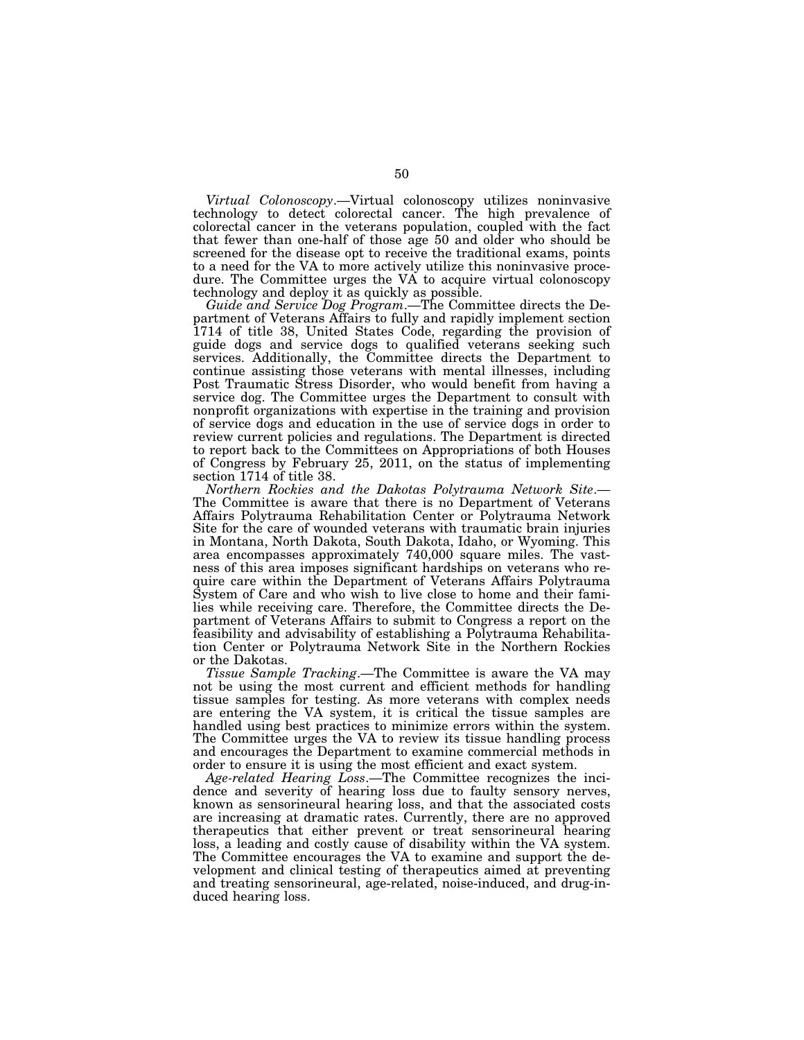*Virtual Colonoscopy*.—Virtual colonoscopy utilizes noninvasive technology to detect colorectal cancer. The high prevalence of colorectal cancer in the veterans population, coupled with the fact that fewer than one-half of those age 50 and older who should be screened for the disease opt to receive the traditional exams, points to a need for the VA to more actively utilize this noninvasive procedure. The Committee urges the VA to acquire virtual colonoscopy technology and deploy it as quickly as possible.

*Guide and Service Dog Program*.—The Committee directs the Department of Veterans Affairs to fully and rapidly implement section 1714 of title 38, United States Code, regarding the provision of guide dogs and service dogs to qualified veterans seeking such services. Additionally, the Committee directs the Department to continue assisting those veterans with mental illnesses, including Post Traumatic Stress Disorder, who would benefit from having a service dog. The Committee urges the Department to consult with nonprofit organizations with expertise in the training and provision of service dogs and education in the use of service dogs in order to review current policies and regulations. The Department is directed to report back to the Committees on Appropriations of both Houses of Congress by February 25, 2011, on the status of implementing section 1714 of title 38.

*Northern Rockies and the Dakotas Polytrauma Network Site*.—The Committee is aware that there is no Department of Veterans Affairs Polytrauma Rehabilitation Center or Polytrauma Network Site for the care of wounded veterans with traumatic brain injuries in Montana, North Dakota, South Dakota, Idaho, or Wyoming. This area encompasses approximately 740,000 square miles. The vastness of this area imposes significant hardships on veterans who require care within the Department of Veterans Affairs Polytrauma System of Care and who wish to live close to home and their families while receiving care. Therefore, the Committee directs the Department of Veterans Affairs to submit to Congress a report on the feasibility and advisability of establishing a Polytrauma Rehabilitation Center or Polytrauma Network Site in the Northern Rockies or the Dakotas.

*Tissue Sample Tracking*.—The Committee is aware the VA may not be using the most current and efficient methods for handling tissue samples for testing. As more veterans with complex needs are entering the VA system, it is critical the tissue samples are handled using best practices to minimize errors within the system. The Committee urges the VA to review its tissue handling process and encourages the Department to examine commercial methods in order to ensure it is using the most efficient and exact system.

*Age-related Hearing Loss*.—The Committee recognizes the incidence and severity of hearing loss due to faulty sensory nerves, known as sensorineural hearing loss, and that the associated costs are increasing at dramatic rates. Currently, there are no approved therapeutics that either prevent or treat sensorineural hearing loss, a leading and costly cause of disability within the VA system. The Committee encourages the VA to examine and support the development and clinical testing of therapeutics aimed at preventing and treating sensorineural, age-related, noise-induced, and drug-induced hearing loss.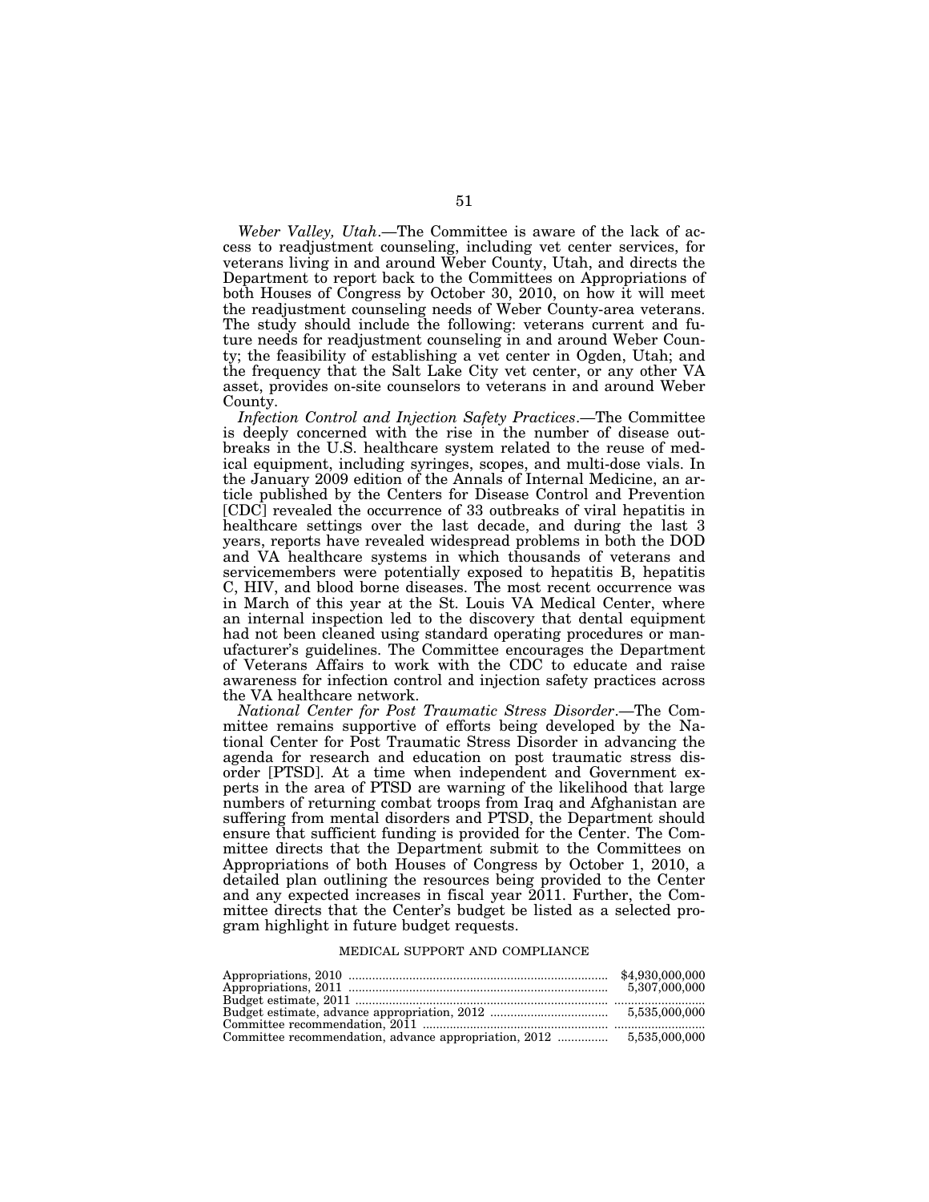*Weber Valley, Utah*.—The Committee is aware of the lack of access to readjustment counseling, including vet center services, for veterans living in and around Weber County, Utah, and directs the Department to report back to the Committees on Appropriations of both Houses of Congress by October 30, 2010, on how it will meet the readjustment counseling needs of Weber County-area veterans. The study should include the following: veterans current and future needs for readjustment counseling in and around Weber County; the feasibility of establishing a vet center in Ogden, Utah; and the frequency that the Salt Lake City vet center, or any other VA asset, provides on-site counselors to veterans in and around Weber County.

*Infection Control and Injection Safety Practices*.—The Committee is deeply concerned with the rise in the number of disease outbreaks in the U.S. healthcare system related to the reuse of medical equipment, including syringes, scopes, and multi-dose vials. In the January 2009 edition of the Annals of Internal Medicine, an article published by the Centers for Disease Control and Prevention [CDC] revealed the occurrence of 33 outbreaks of viral hepatitis in healthcare settings over the last decade, and during the last 3 years, reports have revealed widespread problems in both the DOD and VA healthcare systems in which thousands of veterans and servicemembers were potentially exposed to hepatitis B, hepatitis C, HIV, and blood borne diseases. The most recent occurrence was in March of this year at the St. Louis VA Medical Center, where an internal inspection led to the discovery that dental equipment had not been cleaned using standard operating procedures or manufacturer's guidelines. The Committee encourages the Department of Veterans Affairs to work with the CDC to educate and raise awareness for infection control and injection safety practices across the VA healthcare network.

*National Center for Post Traumatic Stress Disorder*.—The Committee remains supportive of efforts being developed by the National Center for Post Traumatic Stress Disorder in advancing the agenda for research and education on post traumatic stress disorder [PTSD]. At a time when independent and Government experts in the area of PTSD are warning of the likelihood that large numbers of returning combat troops from Iraq and Afghanistan are suffering from mental disorders and PTSD, the Department should ensure that sufficient funding is provided for the Center. The Committee directs that the Department submit to the Committees on Appropriations of both Houses of Congress by October 1, 2010, a detailed plan outlining the resources being provided to the Center and any expected increases in fiscal year 2011. Further, the Committee directs that the Center's budget be listed as a selected program highlight in future budget requests.

MEDICAL SUPPORT AND COMPLIANCE

| | |
|---|---|
| Appropriations, 2010 | $4,930,000,000 |
| Appropriations, 2011 | 5,307,000,000 |
| Budget estimate, 2011 | .......................... |
| Budget estimate, advance appropriation, 2012 | 5,535,000,000 |
| Committee recommendation, 2011 | .......................... |
| Committee recommendation, advance appropriation, 2012 | 5,535,000,000 |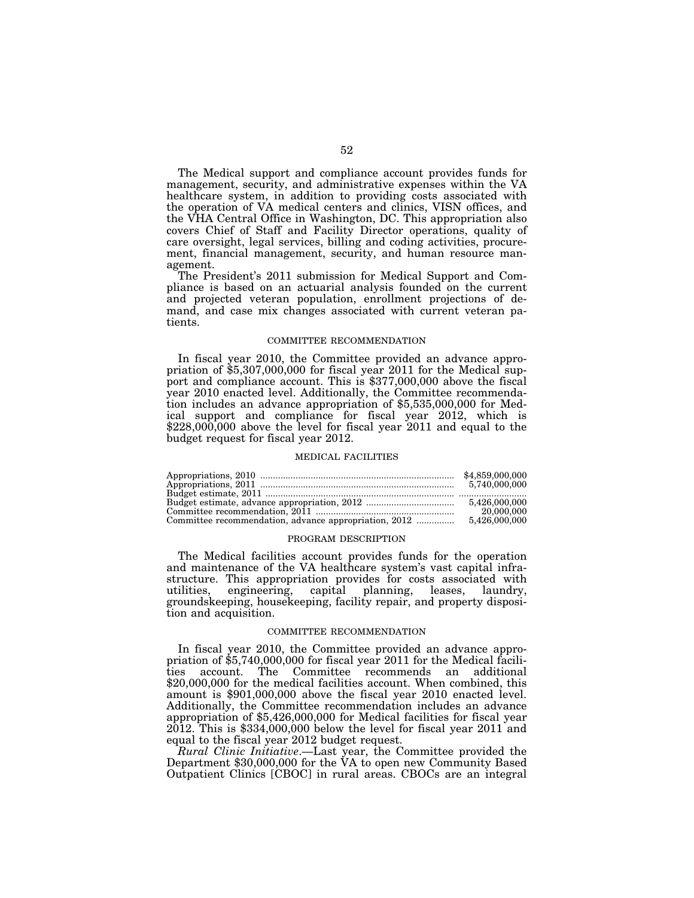The Medical support and compliance account provides funds for management, security, and administrative expenses within the VA healthcare system, in addition to providing costs associated with the operation of VA medical centers and clinics, VISN offices, and the VHA Central Office in Washington, DC. This appropriation also covers Chief of Staff and Facility Director operations, quality of care oversight, legal services, billing and coding activities, procurement, financial management, security, and human resource management.

The President's 2011 submission for Medical Support and Compliance is based on an actuarial analysis founded on the current and projected veteran population, enrollment projections of demand, and case mix changes associated with current veteran patients.

## COMMITTEE RECOMMENDATION

In fiscal year 2010, the Committee provided an advance appropriation of $5,307,000,000 for fiscal year 2011 for the Medical support and compliance account. This is $377,000,000 above the fiscal year 2010 enacted level. Additionally, the Committee recommendation includes an advance appropriation of $5,535,000,000 for Medical support and compliance for fiscal year 2012, which is $228,000,000 above the level for fiscal year 2011 and equal to the budget request for fiscal year 2012.

## MEDICAL FACILITIES

| | |
|---|---|
| Appropriations, 2010 | $4,859,000,000 |
| Appropriations, 2011 | 5,740,000,000 |
| Budget estimate, 2011 | |
| Budget estimate, advance appropriation, 2012 | 5,426,000,000 |
| Committee recommendation, 2011 | 20,000,000 |
| Committee recommendation, advance appropriation, 2012 | 5,426,000,000 |

## PROGRAM DESCRIPTION

The Medical facilities account provides funds for the operation and maintenance of the VA healthcare system's vast capital infrastructure. This appropriation provides for costs associated with utilities, engineering, capital planning, leases, laundry, groundskeeping, housekeeping, facility repair, and property disposition and acquisition.

## COMMITTEE RECOMMENDATION

In fiscal year 2010, the Committee provided an advance appropriation of $5,740,000,000 for fiscal year 2011 for the Medical facilities account. The Committee recommends an additional $20,000,000 for the medical facilities account. When combined, this amount is $901,000,000 above the fiscal year 2010 enacted level. Additionally, the Committee recommendation includes an advance appropriation of $5,426,000,000 for Medical facilities for fiscal year 2012. This is $334,000,000 below the level for fiscal year 2011 and equal to the fiscal year 2012 budget request.

*Rural Clinic Initiative*.—Last year, the Committee provided the Department $30,000,000 for the VA to open new Community Based Outpatient Clinics [CBOC] in rural areas. CBOCs are an integral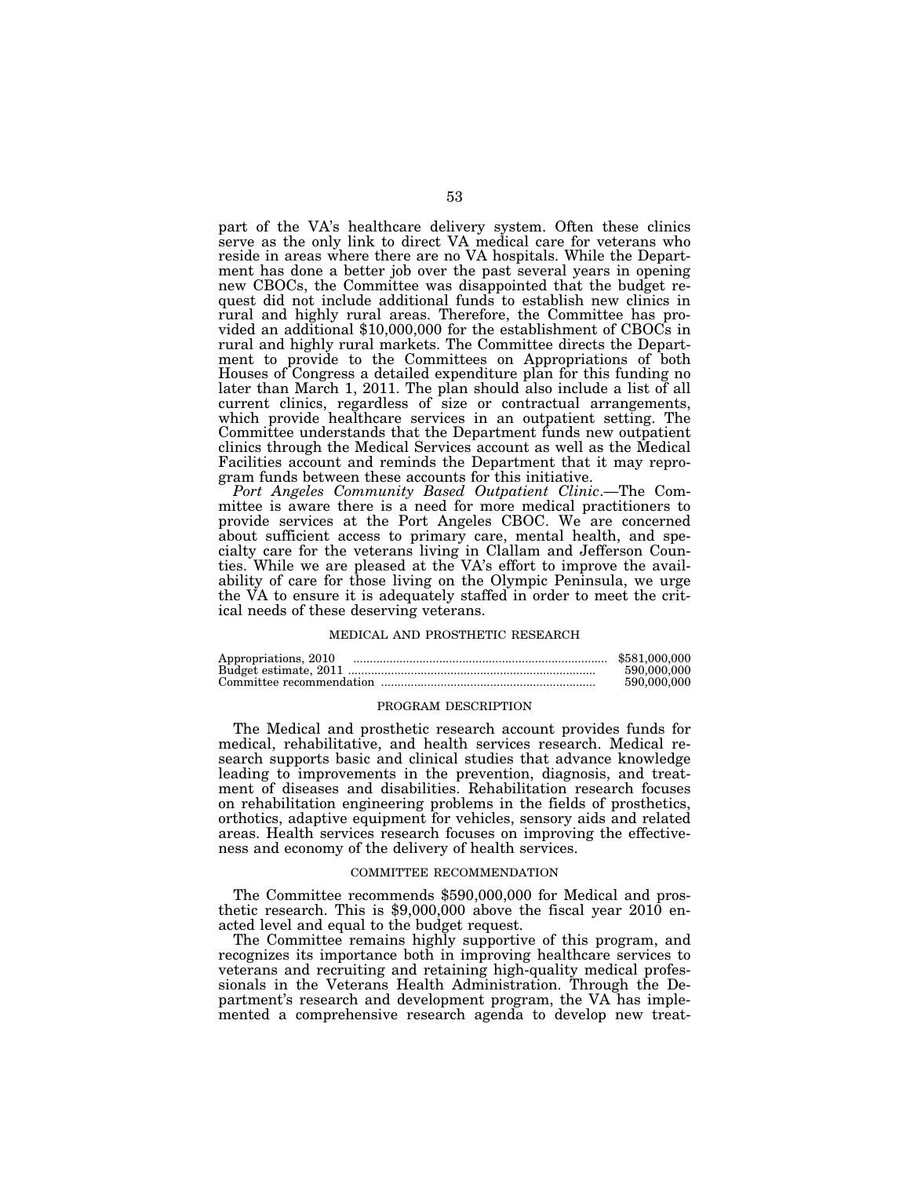part of the VA's healthcare delivery system. Often these clinics serve as the only link to direct VA medical care for veterans who reside in areas where there are no VA hospitals. While the Department has done a better job over the past several years in opening new CBOCs, the Committee was disappointed that the budget request did not include additional funds to establish new clinics in rural and highly rural areas. Therefore, the Committee has provided an additional $10,000,000 for the establishment of CBOCs in rural and highly rural markets. The Committee directs the Department to provide to the Committees on Appropriations of both Houses of Congress a detailed expenditure plan for this funding no later than March 1, 2011. The plan should also include a list of all current clinics, regardless of size or contractual arrangements, which provide healthcare services in an outpatient setting. The Committee understands that the Department funds new outpatient clinics through the Medical Services account as well as the Medical Facilities account and reminds the Department that it may reprogram funds between these accounts for this initiative.

*Port Angeles Community Based Outpatient Clinic*.—The Committee is aware there is a need for more medical practitioners to provide services at the Port Angeles CBOC. We are concerned about sufficient access to primary care, mental health, and specialty care for the veterans living in Clallam and Jefferson Counties. While we are pleased at the VA's effort to improve the availability of care for those living on the Olympic Peninsula, we urge the VA to ensure it is adequately staffed in order to meet the critical needs of these deserving veterans.

### MEDICAL AND PROSTHETIC RESEARCH

| | |
|---|---|
| Appropriations, 2010 | $581,000,000 |
| Budget estimate, 2011 | 590,000,000 |
| Committee recommendation | 590,000,000 |

### PROGRAM DESCRIPTION

The Medical and prosthetic research account provides funds for medical, rehabilitative, and health services research. Medical research supports basic and clinical studies that advance knowledge leading to improvements in the prevention, diagnosis, and treatment of diseases and disabilities. Rehabilitation research focuses on rehabilitation engineering problems in the fields of prosthetics, orthotics, adaptive equipment for vehicles, sensory aids and related areas. Health services research focuses on improving the effectiveness and economy of the delivery of health services.

### COMMITTEE RECOMMENDATION

The Committee recommends $590,000,000 for Medical and prosthetic research. This is $9,000,000 above the fiscal year 2010 enacted level and equal to the budget request.

The Committee remains highly supportive of this program, and recognizes its importance both in improving healthcare services to veterans and recruiting and retaining high-quality medical professionals in the Veterans Health Administration. Through the Department's research and development program, the VA has implemented a comprehensive research agenda to develop new treat-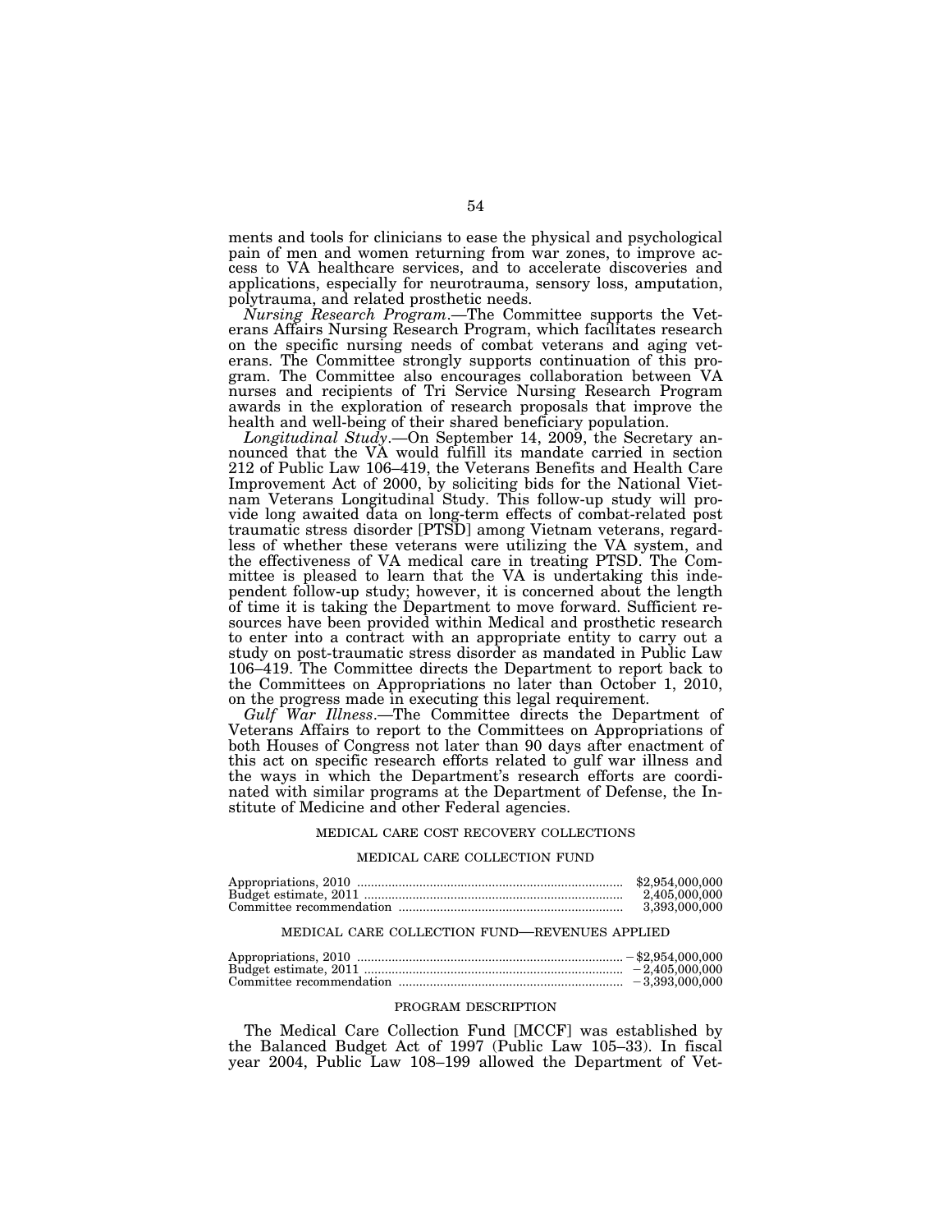ments and tools for clinicians to ease the physical and psychological pain of men and women returning from war zones, to improve access to VA healthcare services, and to accelerate discoveries and applications, especially for neurotrauma, sensory loss, amputation, polytrauma, and related prosthetic needs.

*Nursing Research Program*.—The Committee supports the Veterans Affairs Nursing Research Program, which facilitates research on the specific nursing needs of combat veterans and aging veterans. The Committee strongly supports continuation of this program. The Committee also encourages collaboration between VA nurses and recipients of Tri Service Nursing Research Program awards in the exploration of research proposals that improve the health and well-being of their shared beneficiary population.

*Longitudinal Study*.—On September 14, 2009, the Secretary announced that the VA would fulfill its mandate carried in section 212 of Public Law 106–419, the Veterans Benefits and Health Care Improvement Act of 2000, by soliciting bids for the National Vietnam Veterans Longitudinal Study. This follow-up study will provide long awaited data on long-term effects of combat-related post traumatic stress disorder [PTSD] among Vietnam veterans, regardless of whether these veterans were utilizing the VA system, and the effectiveness of VA medical care in treating PTSD. The Committee is pleased to learn that the VA is undertaking this independent follow-up study; however, it is concerned about the length of time it is taking the Department to move forward. Sufficient resources have been provided within Medical and prosthetic research to enter into a contract with an appropriate entity to carry out a study on post-traumatic stress disorder as mandated in Public Law 106–419. The Committee directs the Department to report back to the Committees on Appropriations no later than October 1, 2010, on the progress made in executing this legal requirement.

*Gulf War Illness*.—The Committee directs the Department of Veterans Affairs to report to the Committees on Appropriations of both Houses of Congress not later than 90 days after enactment of this act on specific research efforts related to gulf war illness and the ways in which the Department's research efforts are coordinated with similar programs at the Department of Defense, the Institute of Medicine and other Federal agencies.

MEDICAL CARE COST RECOVERY COLLECTIONS

MEDICAL CARE COLLECTION FUND

| | |
|---|---|
| Appropriations, 2010 | $2,954,000,000 |
| Budget estimate, 2011 | 2,405,000,000 |
| Committee recommendation | 3,393,000,000 |

MEDICAL CARE COLLECTION FUND—REVENUES APPLIED

| | |
|---|---|
| Appropriations, 2010 | −$2,954,000,000 |
| Budget estimate, 2011 | −2,405,000,000 |
| Committee recommendation | −3,393,000,000 |

PROGRAM DESCRIPTION

The Medical Care Collection Fund [MCCF] was established by the Balanced Budget Act of 1997 (Public Law 105–33). In fiscal year 2004, Public Law 108–199 allowed the Department of Vet-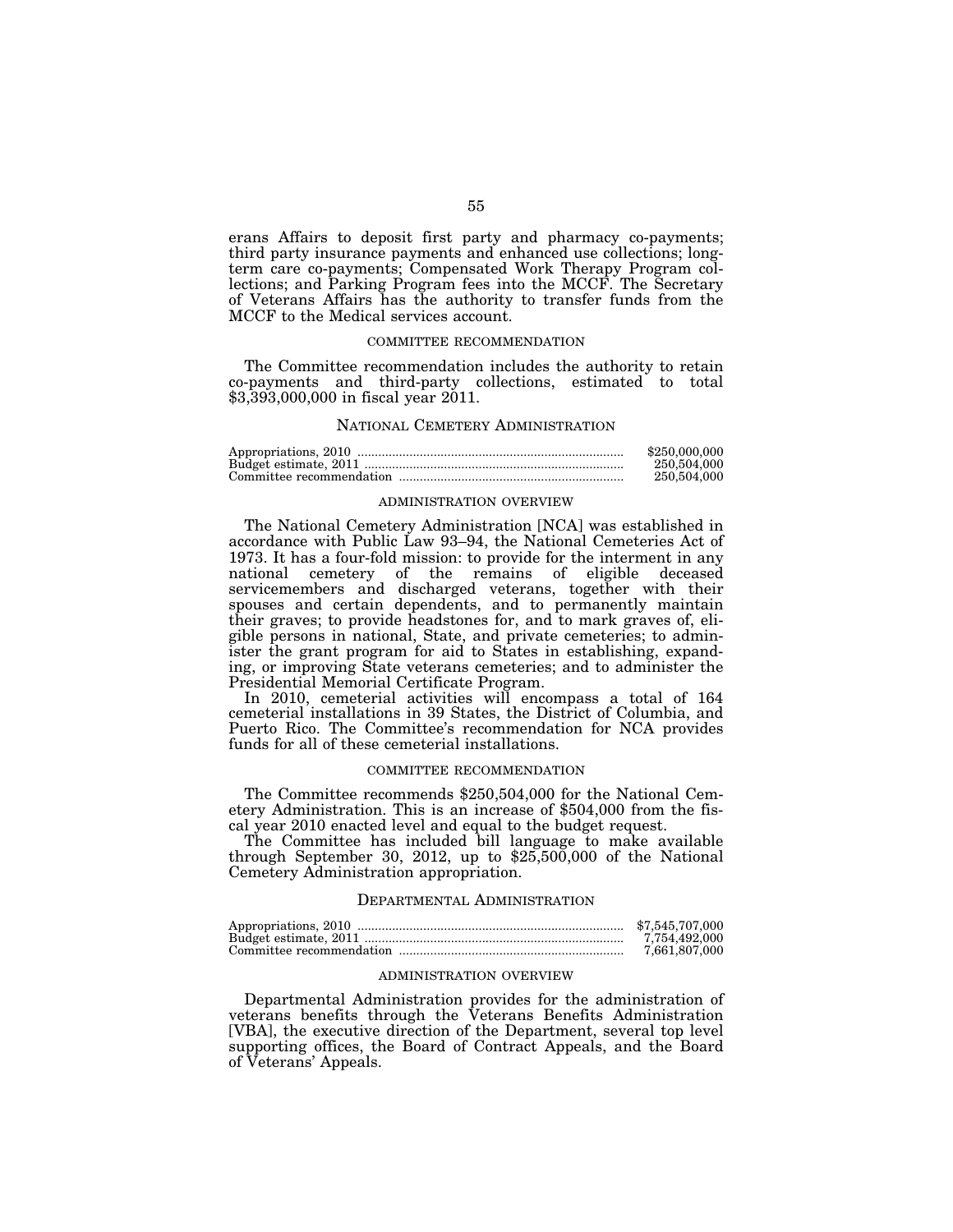erans Affairs to deposit first party and pharmacy co-payments; third party insurance payments and enhanced use collections; long-term care co-payments; Compensated Work Therapy Program collections; and Parking Program fees into the MCCF. The Secretary of Veterans Affairs has the authority to transfer funds from the MCCF to the Medical services account.

#### COMMITTEE RECOMMENDATION

The Committee recommendation includes the authority to retain co-payments and third-party collections, estimated to total $3,393,000,000 in fiscal year 2011.

### NATIONAL CEMETERY ADMINISTRATION

| | |
|---|---|
| Appropriations, 2010 | $250,000,000 |
| Budget estimate, 2011 | 250,504,000 |
| Committee recommendation | 250,504,000 |

#### ADMINISTRATION OVERVIEW

The National Cemetery Administration [NCA] was established in accordance with Public Law 93–94, the National Cemeteries Act of 1973. It has a four-fold mission: to provide for the interment in any national cemetery of the remains of eligible deceased servicemembers and discharged veterans, together with their spouses and certain dependents, and to permanently maintain their graves; to provide headstones for, and to mark graves of, eligible persons in national, State, and private cemeteries; to administer the grant program for aid to States in establishing, expanding, or improving State veterans cemeteries; and to administer the Presidential Memorial Certificate Program.

In 2010, cemeterial activities will encompass a total of 164 cemeterial installations in 39 States, the District of Columbia, and Puerto Rico. The Committee's recommendation for NCA provides funds for all of these cemeterial installations.

#### COMMITTEE RECOMMENDATION

The Committee recommends $250,504,000 for the National Cemetery Administration. This is an increase of $504,000 from the fiscal year 2010 enacted level and equal to the budget request.

The Committee has included bill language to make available through September 30, 2012, up to $25,500,000 of the National Cemetery Administration appropriation.

### DEPARTMENTAL ADMINISTRATION

| | |
|---|---|
| Appropriations, 2010 | $7,545,707,000 |
| Budget estimate, 2011 | 7,754,492,000 |
| Committee recommendation | 7,661,807,000 |

#### ADMINISTRATION OVERVIEW

Departmental Administration provides for the administration of veterans benefits through the Veterans Benefits Administration [VBA], the executive direction of the Department, several top level supporting offices, the Board of Contract Appeals, and the Board of Veterans' Appeals.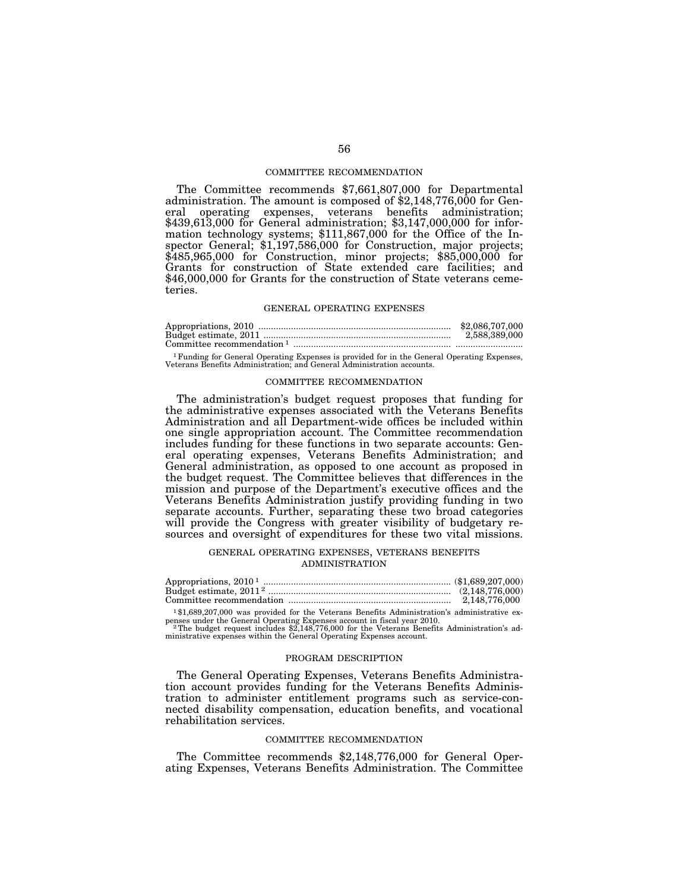## COMMITTEE RECOMMENDATION

The Committee recommends $7,661,807,000 for Departmental administration. The amount is composed of $2,148,776,000 for General operating expenses, veterans benefits administration; $439,613,000 for General administration; $3,147,000,000 for information technology systems; $111,867,000 for the Office of the Inspector General; $1,197,586,000 for Construction, major projects; $485,965,000 for Construction, minor projects; $85,000,000 for Grants for construction of State extended care facilities; and $46,000,000 for Grants for the construction of State veterans cemeteries.

## GENERAL OPERATING EXPENSES

| | |
|---|---|
| Appropriations, 2010 | $2,086,707,000 |
| Budget estimate, 2011 | 2,588,389,000 |
| Committee recommendation [1] | .......................... |

[1] Funding for General Operating Expenses is provided for in the General Operating Expenses, Veterans Benefits Administration; and General Administration accounts.

## COMMITTEE RECOMMENDATION

The administration's budget request proposes that funding for the administrative expenses associated with the Veterans Benefits Administration and all Department-wide offices be included within one single appropriation account. The Committee recommendation includes funding for these functions in two separate accounts: General operating expenses, Veterans Benefits Administration; and General administration, as opposed to one account as proposed in the budget request. The Committee believes that differences in the mission and purpose of the Department's executive offices and the Veterans Benefits Administration justify providing funding in two separate accounts. Further, separating these two broad categories will provide the Congress with greater visibility of budgetary resources and oversight of expenditures for these two vital missions.

## GENERAL OPERATING EXPENSES, VETERANS BENEFITS ADMINISTRATION

| | |
|---|---|
| Appropriations, 2010 [1] | ($1,689,207,000) |
| Budget estimate, 2011 [2] | (2,148,776,000) |
| Committee recommendation | 2,148,776,000 |

[1] $1,689,207,000 was provided for the Veterans Benefits Administration's administrative expenses under the General Operating Expenses account in fiscal year 2010.

[2] The budget request includes $2,148,776,000 for the Veterans Benefits Administration's administrative expenses within the General Operating Expenses account.

## PROGRAM DESCRIPTION

The General Operating Expenses, Veterans Benefits Administration account provides funding for the Veterans Benefits Administration to administer entitlement programs such as service-connected disability compensation, education benefits, and vocational rehabilitation services.

## COMMITTEE RECOMMENDATION

The Committee recommends $2,148,776,000 for General Operating Expenses, Veterans Benefits Administration. The Committee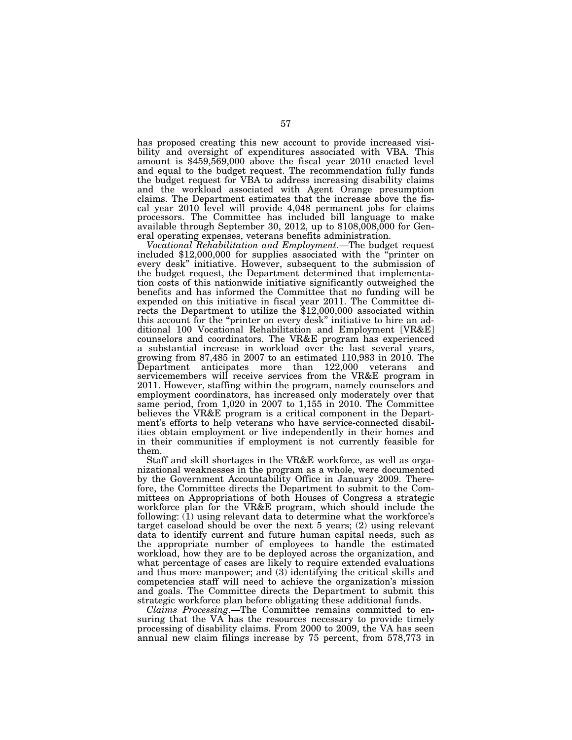has proposed creating this new account to provide increased visibility and oversight of expenditures associated with VBA. This amount is $459,569,000 above the fiscal year 2010 enacted level and equal to the budget request. The recommendation fully funds the budget request for VBA to address increasing disability claims and the workload associated with Agent Orange presumption claims. The Department estimates that the increase above the fiscal year 2010 level will provide 4,048 permanent jobs for claims processors. The Committee has included bill language to make available through September 30, 2012, up to $108,008,000 for General operating expenses, veterans benefits administration.

*Vocational Rehabilitation and Employment*.—The budget request included $12,000,000 for supplies associated with the "printer on every desk" initiative. However, subsequent to the submission of the budget request, the Department determined that implementation costs of this nationwide initiative significantly outweighed the benefits and has informed the Committee that no funding will be expended on this initiative in fiscal year 2011. The Committee directs the Department to utilize the $12,000,000 associated within this account for the "printer on every desk" initiative to hire an additional 100 Vocational Rehabilitation and Employment [VR&E] counselors and coordinators. The VR&E program has experienced a substantial increase in workload over the last several years, growing from 87,485 in 2007 to an estimated 110,983 in 2010. The Department anticipates more than 122,000 veterans and servicemembers will receive services from the VR&E program in 2011. However, staffing within the program, namely counselors and employment coordinators, has increased only moderately over that same period, from 1,020 in 2007 to 1,155 in 2010. The Committee believes the VR&E program is a critical component in the Department's efforts to help veterans who have service-connected disabilities obtain employment or live independently in their homes and in their communities if employment is not currently feasible for them.

Staff and skill shortages in the VR&E workforce, as well as organizational weaknesses in the program as a whole, were documented by the Government Accountability Office in January 2009. Therefore, the Committee directs the Department to submit to the Committees on Appropriations of both Houses of Congress a strategic workforce plan for the VR&E program, which should include the following: (1) using relevant data to determine what the workforce's target caseload should be over the next 5 years; (2) using relevant data to identify current and future human capital needs, such as the appropriate number of employees to handle the estimated workload, how they are to be deployed across the organization, and what percentage of cases are likely to require extended evaluations and thus more manpower; and (3) identifying the critical skills and competencies staff will need to achieve the organization's mission and goals. The Committee directs the Department to submit this strategic workforce plan before obligating these additional funds.

*Claims Processing*.—The Committee remains committed to ensuring that the VA has the resources necessary to provide timely processing of disability claims. From 2000 to 2009, the VA has seen annual new claim filings increase by 75 percent, from 578,773 in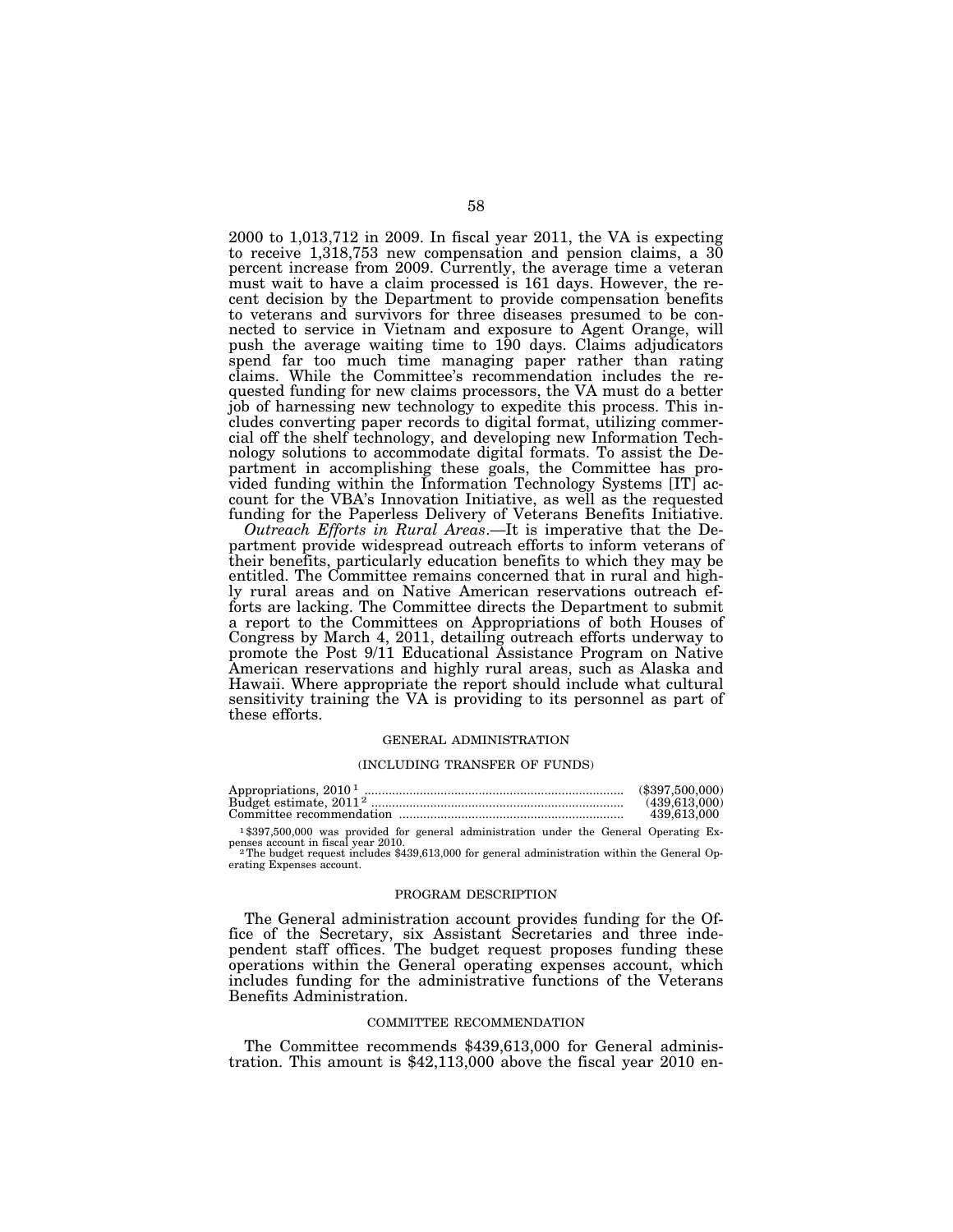2000 to 1,013,712 in 2009. In fiscal year 2011, the VA is expecting to receive 1,318,753 new compensation and pension claims, a 30 percent increase from 2009. Currently, the average time a veteran must wait to have a claim processed is 161 days. However, the recent decision by the Department to provide compensation benefits to veterans and survivors for three diseases presumed to be connected to service in Vietnam and exposure to Agent Orange, will push the average waiting time to 190 days. Claims adjudicators spend far too much time managing paper rather than rating claims. While the Committee's recommendation includes the requested funding for new claims processors, the VA must do a better job of harnessing new technology to expedite this process. This includes converting paper records to digital format, utilizing commercial off the shelf technology, and developing new Information Technology solutions to accommodate digital formats. To assist the Department in accomplishing these goals, the Committee has provided funding within the Information Technology Systems [IT] account for the VBA's Innovation Initiative, as well as the requested funding for the Paperless Delivery of Veterans Benefits Initiative.

*Outreach Efforts in Rural Areas*.—It is imperative that the Department provide widespread outreach efforts to inform veterans of their benefits, particularly education benefits to which they may be entitled. The Committee remains concerned that in rural and highly rural areas and on Native American reservations outreach efforts are lacking. The Committee directs the Department to submit a report to the Committees on Appropriations of both Houses of Congress by March 4, 2011, detailing outreach efforts underway to promote the Post 9/11 Educational Assistance Program on Native American reservations and highly rural areas, such as Alaska and Hawaii. Where appropriate the report should include what cultural sensitivity training the VA is providing to its personnel as part of these efforts.

## GENERAL ADMINISTRATION

### (INCLUDING TRANSFER OF FUNDS)

| | |
|---|---|
| Appropriations, 2010 [1] | ($397,500,000) |
| Budget estimate, 2011 [2] | (439,613,000) |
| Committee recommendation | 439,613,000 |

[1] $397,500,000 was provided for general administration under the General Operating Expenses account in fiscal year 2010.

[2] The budget request includes $439,613,000 for general administration within the General Operating Expenses account.

### PROGRAM DESCRIPTION

The General administration account provides funding for the Office of the Secretary, six Assistant Secretaries and three independent staff offices. The budget request proposes funding these operations within the General operating expenses account, which includes funding for the administrative functions of the Veterans Benefits Administration.

### COMMITTEE RECOMMENDATION

The Committee recommends $439,613,000 for General administration. This amount is $42,113,000 above the fiscal year 2010 en-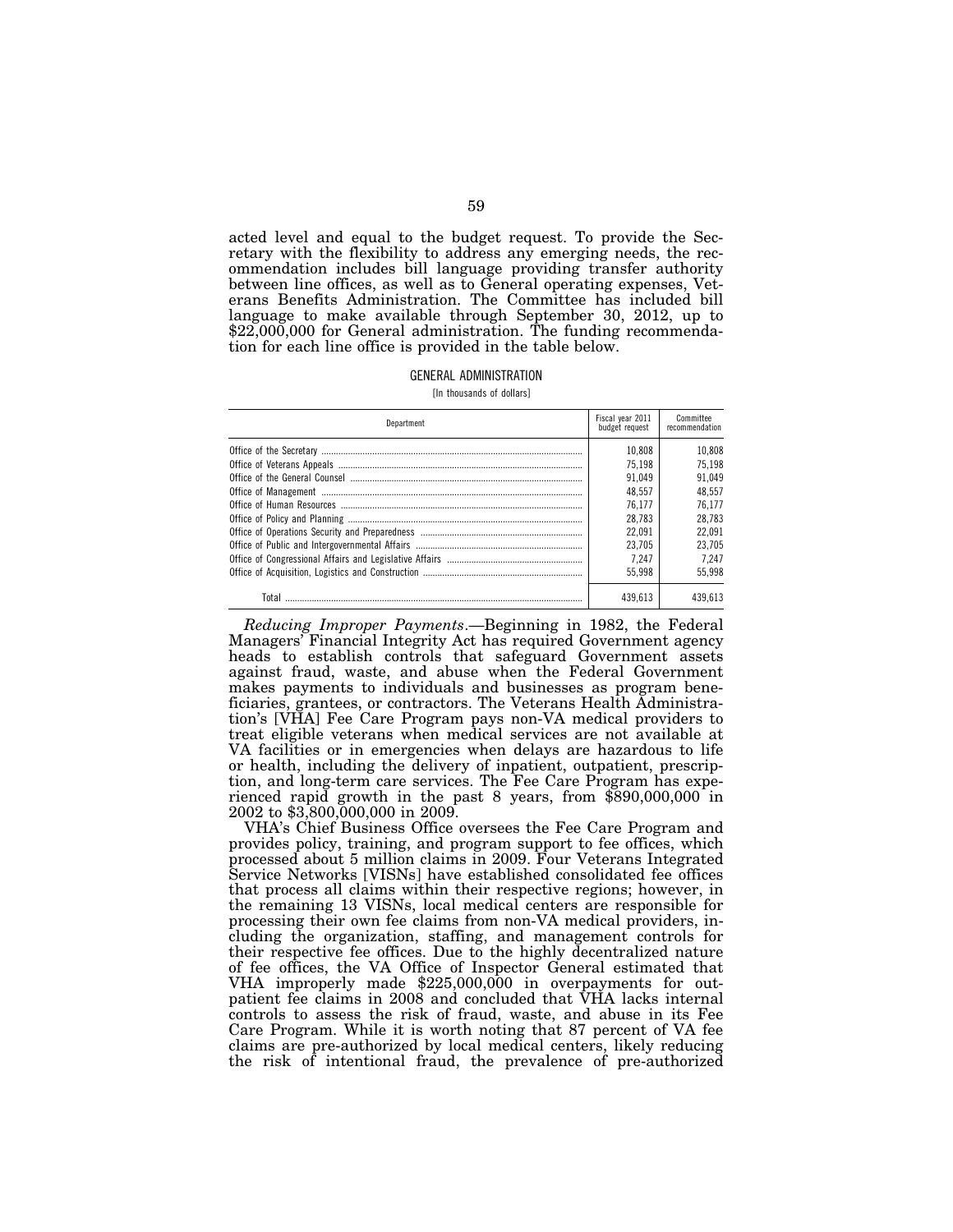acted level and equal to the budget request. To provide the Secretary with the flexibility to address any emerging needs, the recommendation includes bill language providing transfer authority between line offices, as well as to General operating expenses, Veterans Benefits Administration. The Committee has included bill language to make available through September 30, 2012, up to $22,000,000 for General administration. The funding recommendation for each line office is provided in the table below.

GENERAL ADMINISTRATION

[In thousands of dollars]

| Department | Fiscal year 2011 budget request | Committee recommendation |
|---|---|---|
| Office of the Secretary | 10,808 | 10,808 |
| Office of Veterans Appeals | 75,198 | 75,198 |
| Office of the General Counsel | 91,049 | 91,049 |
| Office of Management | 48,557 | 48,557 |
| Office of Human Resources | 76,177 | 76,177 |
| Office of Policy and Planning | 28,783 | 28,783 |
| Office of Operations Security and Preparedness | 22,091 | 22,091 |
| Office of Public and Intergovernmental Affairs | 23,705 | 23,705 |
| Office of Congressional Affairs and Legislative Affairs | 7,247 | 7,247 |
| Office of Acquisition, Logistics and Construction | 55,998 | 55,998 |
| Total | 439,613 | 439,613 |

*Reducing Improper Payments*.—Beginning in 1982, the Federal Managers' Financial Integrity Act has required Government agency heads to establish controls that safeguard Government assets against fraud, waste, and abuse when the Federal Government makes payments to individuals and businesses as program beneficiaries, grantees, or contractors. The Veterans Health Administration's [VHA] Fee Care Program pays non-VA medical providers to treat eligible veterans when medical services are not available at VA facilities or in emergencies when delays are hazardous to life or health, including the delivery of inpatient, outpatient, prescription, and long-term care services. The Fee Care Program has experienced rapid growth in the past 8 years, from $890,000,000 in 2002 to $3,800,000,000 in 2009.

VHA's Chief Business Office oversees the Fee Care Program and provides policy, training, and program support to fee offices, which processed about 5 million claims in 2009. Four Veterans Integrated Service Networks [VISNs] have established consolidated fee offices that process all claims within their respective regions; however, in the remaining 13 VISNs, local medical centers are responsible for processing their own fee claims from non-VA medical providers, including the organization, staffing, and management controls for their respective fee offices. Due to the highly decentralized nature of fee offices, the VA Office of Inspector General estimated that VHA improperly made $225,000,000 in overpayments for outpatient fee claims in 2008 and concluded that VHA lacks internal controls to assess the risk of fraud, waste, and abuse in its Fee Care Program. While it is worth noting that 87 percent of VA fee claims are pre-authorized by local medical centers, likely reducing the risk of intentional fraud, the prevalence of pre-authorized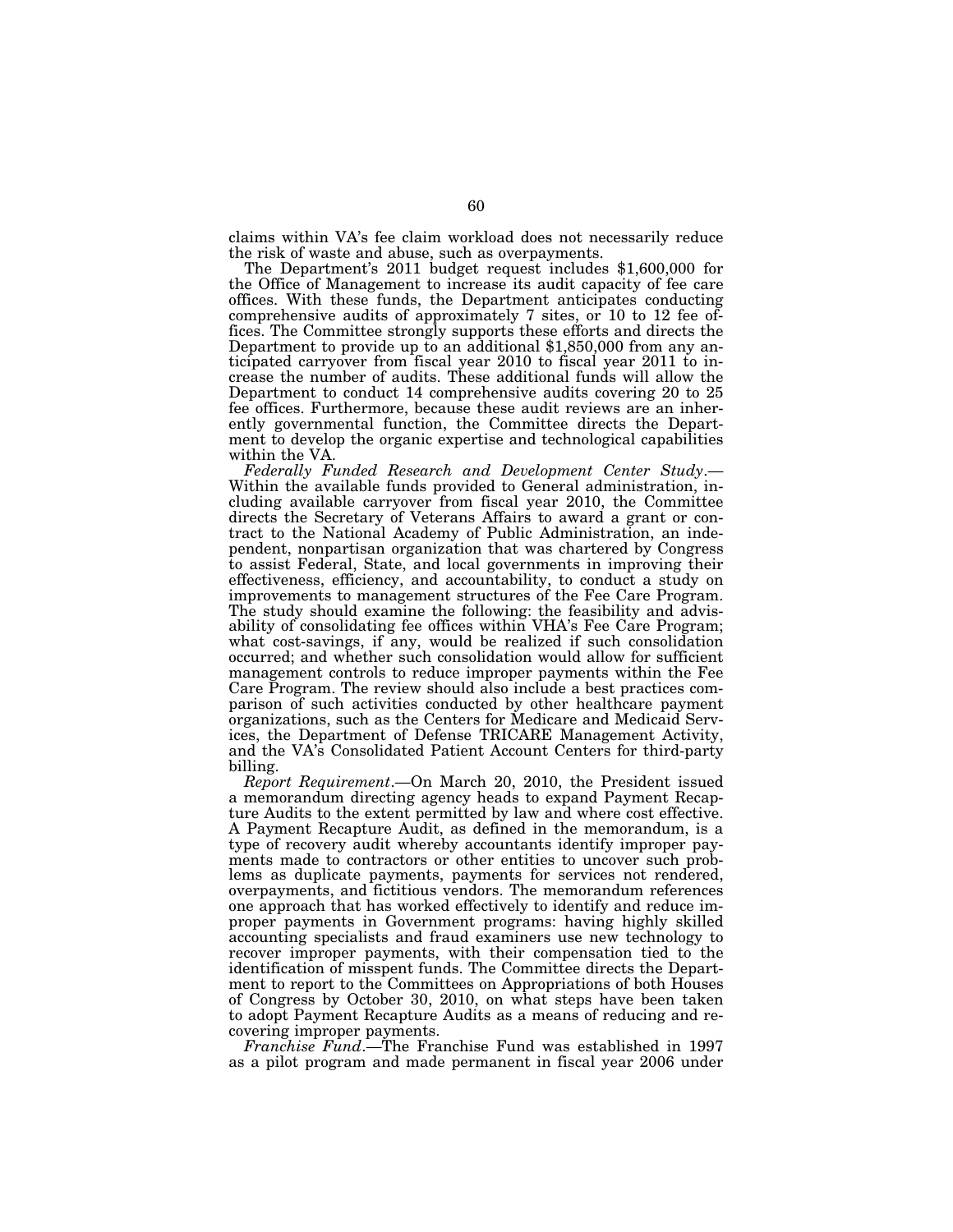claims within VA's fee claim workload does not necessarily reduce the risk of waste and abuse, such as overpayments.

The Department's 2011 budget request includes $1,600,000 for the Office of Management to increase its audit capacity of fee care offices. With these funds, the Department anticipates conducting comprehensive audits of approximately 7 sites, or 10 to 12 fee offices. The Committee strongly supports these efforts and directs the Department to provide up to an additional $1,850,000 from any anticipated carryover from fiscal year 2010 to fiscal year 2011 to increase the number of audits. These additional funds will allow the Department to conduct 14 comprehensive audits covering 20 to 25 fee offices. Furthermore, because these audit reviews are an inherently governmental function, the Committee directs the Department to develop the organic expertise and technological capabilities within the VA.

*Federally Funded Research and Development Center Study*.—Within the available funds provided to General administration, including available carryover from fiscal year 2010, the Committee directs the Secretary of Veterans Affairs to award a grant or contract to the National Academy of Public Administration, an independent, nonpartisan organization that was chartered by Congress to assist Federal, State, and local governments in improving their effectiveness, efficiency, and accountability, to conduct a study on improvements to management structures of the Fee Care Program. The study should examine the following: the feasibility and advisability of consolidating fee offices within VHA's Fee Care Program; what cost-savings, if any, would be realized if such consolidation occurred; and whether such consolidation would allow for sufficient management controls to reduce improper payments within the Fee Care Program. The review should also include a best practices comparison of such activities conducted by other healthcare payment organizations, such as the Centers for Medicare and Medicaid Services, the Department of Defense TRICARE Management Activity, and the VA's Consolidated Patient Account Centers for third-party billing.

*Report Requirement*.—On March 20, 2010, the President issued a memorandum directing agency heads to expand Payment Recapture Audits to the extent permitted by law and where cost effective. A Payment Recapture Audit, as defined in the memorandum, is a type of recovery audit whereby accountants identify improper payments made to contractors or other entities to uncover such problems as duplicate payments, payments for services not rendered, overpayments, and fictitious vendors. The memorandum references one approach that has worked effectively to identify and reduce improper payments in Government programs: having highly skilled accounting specialists and fraud examiners use new technology to recover improper payments, with their compensation tied to the identification of misspent funds. The Committee directs the Department to report to the Committees on Appropriations of both Houses of Congress by October 30, 2010, on what steps have been taken to adopt Payment Recapture Audits as a means of reducing and recovering improper payments.

*Franchise Fund*.—The Franchise Fund was established in 1997 as a pilot program and made permanent in fiscal year 2006 under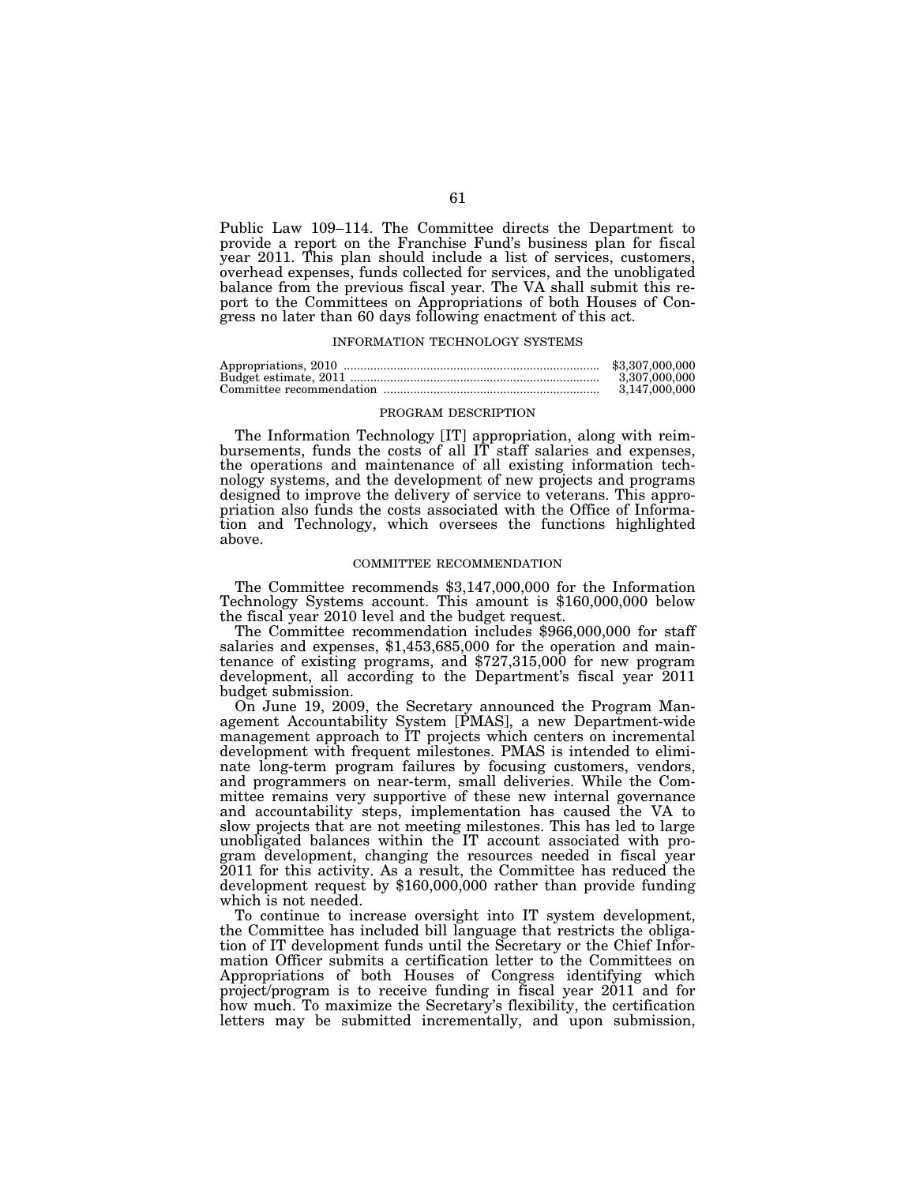Public Law 109–114. The Committee directs the Department to provide a report on the Franchise Fund's business plan for fiscal year 2011. This plan should include a list of services, customers, overhead expenses, funds collected for services, and the unobligated balance from the previous fiscal year. The VA shall submit this report to the Committees on Appropriations of both Houses of Congress no later than 60 days following enactment of this act.

### INFORMATION TECHNOLOGY SYSTEMS

| | |
|---|---|
| Appropriations, 2010 | $3,307,000,000 |
| Budget estimate, 2011 | 3,307,000,000 |
| Committee recommendation | 3,147,000,000 |

#### PROGRAM DESCRIPTION

The Information Technology [IT] appropriation, along with reimbursements, funds the costs of all IT staff salaries and expenses, the operations and maintenance of all existing information technology systems, and the development of new projects and programs designed to improve the delivery of service to veterans. This appropriation also funds the costs associated with the Office of Information and Technology, which oversees the functions highlighted above.

#### COMMITTEE RECOMMENDATION

The Committee recommends $3,147,000,000 for the Information Technology Systems account. This amount is $160,000,000 below the fiscal year 2010 level and the budget request.

The Committee recommendation includes $966,000,000 for staff salaries and expenses, $1,453,685,000 for the operation and maintenance of existing programs, and $727,315,000 for new program development, all according to the Department's fiscal year 2011 budget submission.

On June 19, 2009, the Secretary announced the Program Management Accountability System [PMAS], a new Department-wide management approach to IT projects which centers on incremental development with frequent milestones. PMAS is intended to eliminate long-term program failures by focusing customers, vendors, and programmers on near-term, small deliveries. While the Committee remains very supportive of these new internal governance and accountability steps, implementation has caused the VA to slow projects that are not meeting milestones. This has led to large unobligated balances within the IT account associated with program development, changing the resources needed in fiscal year 2011 for this activity. As a result, the Committee has reduced the development request by $160,000,000 rather than provide funding which is not needed.

To continue to increase oversight into IT system development, the Committee has included bill language that restricts the obligation of IT development funds until the Secretary or the Chief Information Officer submits a certification letter to the Committees on Appropriations of both Houses of Congress identifying which project/program is to receive funding in fiscal year 2011 and for how much. To maximize the Secretary's flexibility, the certification letters may be submitted incrementally, and upon submission,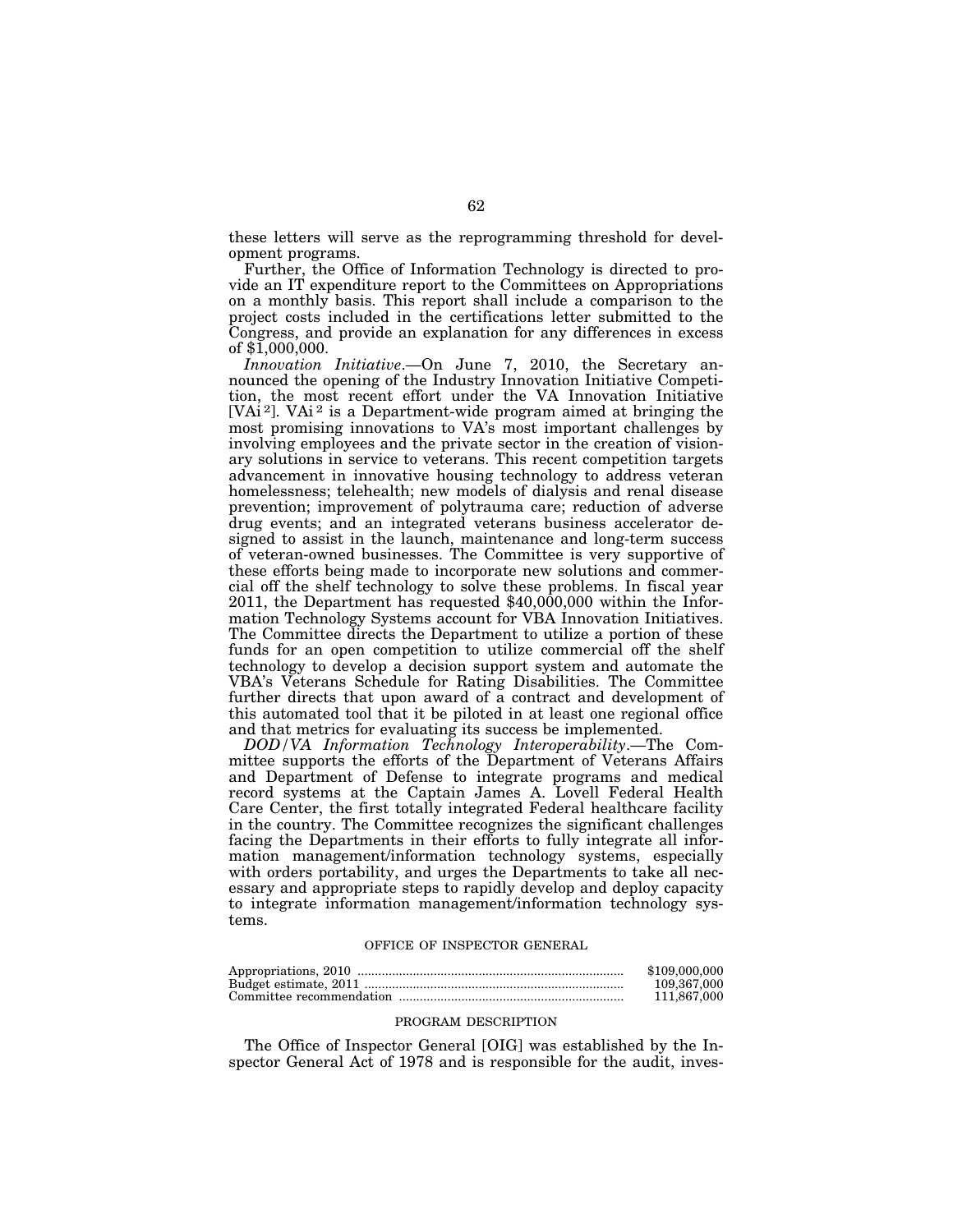these letters will serve as the reprogramming threshold for development programs.

Further, the Office of Information Technology is directed to provide an IT expenditure report to the Committees on Appropriations on a monthly basis. This report shall include a comparison to the project costs included in the certifications letter submitted to the Congress, and provide an explanation for any differences in excess of $1,000,000.

*Innovation Initiative*.—On June 7, 2010, the Secretary announced the opening of the Industry Innovation Initiative Competition, the most recent effort under the VA Innovation Initiative [VAi$^2$]. VAi$^2$ is a Department-wide program aimed at bringing the most promising innovations to VA's most important challenges by involving employees and the private sector in the creation of visionary solutions in service to veterans. This recent competition targets advancement in innovative housing technology to address veteran homelessness; telehealth; new models of dialysis and renal disease prevention; improvement of polytrauma care; reduction of adverse drug events; and an integrated veterans business accelerator designed to assist in the launch, maintenance and long-term success of veteran-owned businesses. The Committee is very supportive of these efforts being made to incorporate new solutions and commercial off the shelf technology to solve these problems. In fiscal year 2011, the Department has requested $40,000,000 within the Information Technology Systems account for VBA Innovation Initiatives. The Committee directs the Department to utilize a portion of these funds for an open competition to utilize commercial off the shelf technology to develop a decision support system and automate the VBA's Veterans Schedule for Rating Disabilities. The Committee further directs that upon award of a contract and development of this automated tool that it be piloted in at least one regional office and that metrics for evaluating its success be implemented.

*DOD/VA Information Technology Interoperability*.—The Committee supports the efforts of the Department of Veterans Affairs and Department of Defense to integrate programs and medical record systems at the Captain James A. Lovell Federal Health Care Center, the first totally integrated Federal healthcare facility in the country. The Committee recognizes the significant challenges facing the Departments in their efforts to fully integrate all information management/information technology systems, especially with orders portability, and urges the Departments to take all necessary and appropriate steps to rapidly develop and deploy capacity to integrate information management/information technology systems.

## OFFICE OF INSPECTOR GENERAL

| | |
|---|---|
| Appropriations, 2010 | $109,000,000 |
| Budget estimate, 2011 | 109,367,000 |
| Committee recommendation | 111,867,000 |

### PROGRAM DESCRIPTION

The Office of Inspector General [OIG] was established by the Inspector General Act of 1978 and is responsible for the audit, inves-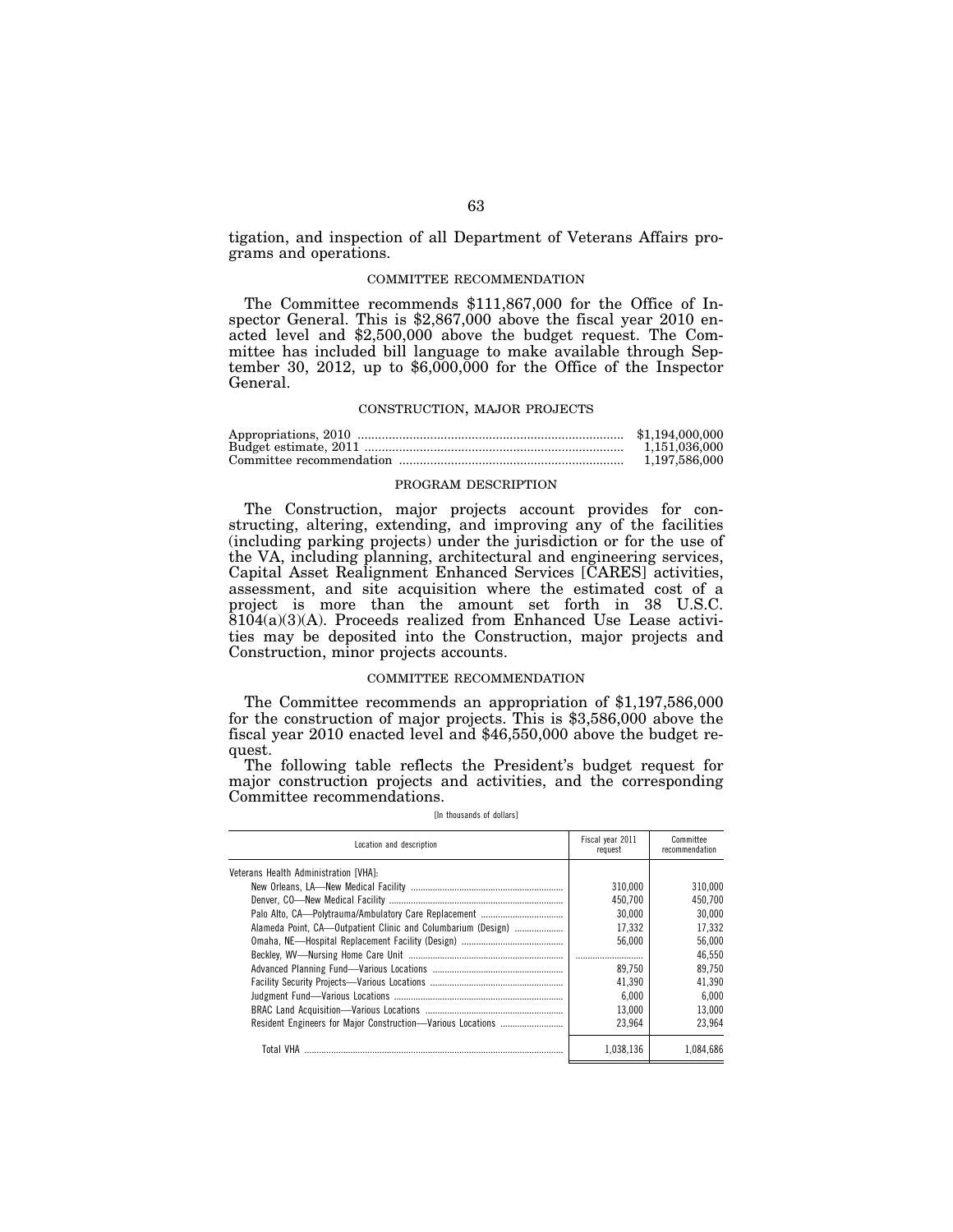tigation, and inspection of all Department of Veterans Affairs programs and operations.

### COMMITTEE RECOMMENDATION

The Committee recommends $111,867,000 for the Office of Inspector General. This is $2,867,000 above the fiscal year 2010 enacted level and $2,500,000 above the budget request. The Committee has included bill language to make available through September 30, 2012, up to $6,000,000 for the Office of the Inspector General.

## CONSTRUCTION, MAJOR PROJECTS

| | |
|---|---|
| Appropriations, 2010 | $1,194,000,000 |
| Budget estimate, 2011 | 1,151,036,000 |
| Committee recommendation | 1,197,586,000 |

### PROGRAM DESCRIPTION

The Construction, major projects account provides for constructing, altering, extending, and improving any of the facilities (including parking projects) under the jurisdiction or for the use of the VA, including planning, architectural and engineering services, Capital Asset Realignment Enhanced Services [CARES] activities, assessment, and site acquisition where the estimated cost of a project is more than the amount set forth in 38 U.S.C. 8104(a)(3)(A). Proceeds realized from Enhanced Use Lease activities may be deposited into the Construction, major projects and Construction, minor projects accounts.

### COMMITTEE RECOMMENDATION

The Committee recommends an appropriation of $1,197,586,000 for the construction of major projects. This is $3,586,000 above the fiscal year 2010 enacted level and $46,550,000 above the budget request.

The following table reflects the President's budget request for major construction projects and activities, and the corresponding Committee recommendations.

[In thousands of dollars]

| Location and description | Fiscal year 2011 request | Committee recommendation |
|---|---|---|
| Veterans Health Administration [VHA]: | | |
| New Orleans, LA—New Medical Facility | 310,000 | 310,000 |
| Denver, CO—New Medical Facility | 450,700 | 450,700 |
| Palo Alto, CA—Polytrauma/Ambulatory Care Replacement | 30,000 | 30,000 |
| Alameda Point, CA—Outpatient Clinic and Columbarium (Design) | 17,332 | 17,332 |
| Omaha, NE—Hospital Replacement Facility (Design) | 56,000 | 56,000 |
| Beckley, WV—Nursing Home Care Unit | | 46,550 |
| Advanced Planning Fund—Various Locations | 89,750 | 89,750 |
| Facility Security Projects—Various Locations | 41,390 | 41,390 |
| Judgment Fund—Various Locations | 6,000 | 6,000 |
| BRAC Land Acquisition—Various Locations | 13,000 | 13,000 |
| Resident Engineers for Major Construction—Various Locations | 23,964 | 23,964 |
| Total VHA | 1,038,136 | 1,084,686 |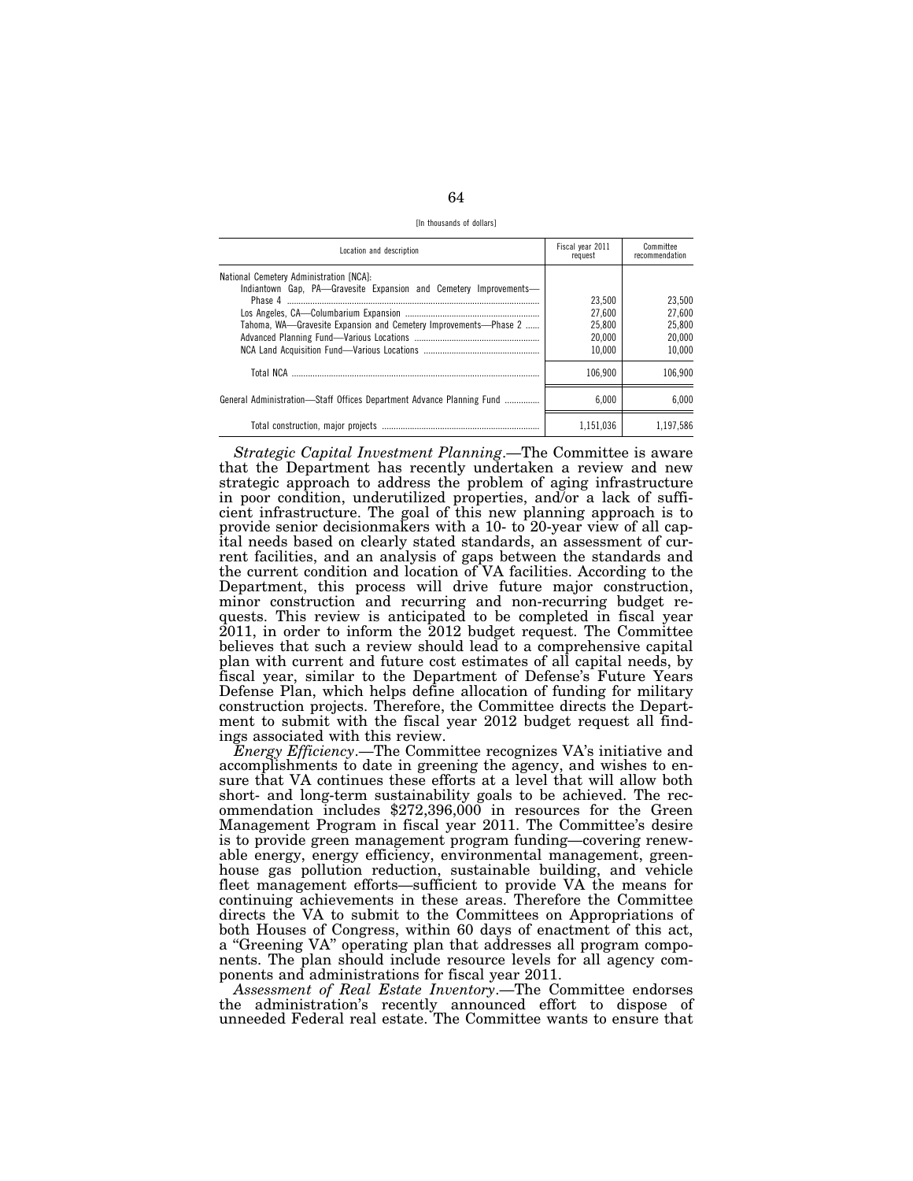[In thousands of dollars]

| Location and description | Fiscal year 2011 request | Committee recommendation |
|---|---|---|
| National Cemetery Administration [NCA]: | | |
| Indiantown Gap, PA—Gravesite Expansion and Cemetery Improvements—Phase 4 | 23,500 | 23,500 |
| Los Angeles, CA—Columbarium Expansion | 27,600 | 27,600 |
| Tahoma, WA—Gravesite Expansion and Cemetery Improvements—Phase 2 | 25,800 | 25,800 |
| Advanced Planning Fund—Various Locations | 20,000 | 20,000 |
| NCA Land Acquisition Fund—Various Locations | 10,000 | 10,000 |
| Total NCA | 106,900 | 106,900 |
| General Administration—Staff Offices Department Advance Planning Fund | 6,000 | 6,000 |
| Total construction, major projects | 1,151,036 | 1,197,586 |

*Strategic Capital Investment Planning*.—The Committee is aware that the Department has recently undertaken a review and new strategic approach to address the problem of aging infrastructure in poor condition, underutilized properties, and/or a lack of sufficient infrastructure. The goal of this new planning approach is to provide senior decisionmakers with a 10- to 20-year view of all capital needs based on clearly stated standards, an assessment of current facilities, and an analysis of gaps between the standards and the current condition and location of VA facilities. According to the Department, this process will drive future major construction, minor construction and recurring and non-recurring budget requests. This review is anticipated to be completed in fiscal year 2011, in order to inform the 2012 budget request. The Committee believes that such a review should lead to a comprehensive capital plan with current and future cost estimates of all capital needs, by fiscal year, similar to the Department of Defense's Future Years Defense Plan, which helps define allocation of funding for military construction projects. Therefore, the Committee directs the Department to submit with the fiscal year 2012 budget request all findings associated with this review.

*Energy Efficiency*.—The Committee recognizes VA's initiative and accomplishments to date in greening the agency, and wishes to ensure that VA continues these efforts at a level that will allow both short- and long-term sustainability goals to be achieved. The recommendation includes $272,396,000 in resources for the Green Management Program in fiscal year 2011. The Committee's desire is to provide green management program funding—covering renewable energy, energy efficiency, environmental management, greenhouse gas pollution reduction, sustainable building, and vehicle fleet management efforts—sufficient to provide VA the means for continuing achievements in these areas. Therefore the Committee directs the VA to submit to the Committees on Appropriations of both Houses of Congress, within 60 days of enactment of this act, a "Greening VA" operating plan that addresses all program components. The plan should include resource levels for all agency components and administrations for fiscal year 2011.

*Assessment of Real Estate Inventory*.—The Committee endorses the administration's recently announced effort to dispose of unneeded Federal real estate. The Committee wants to ensure that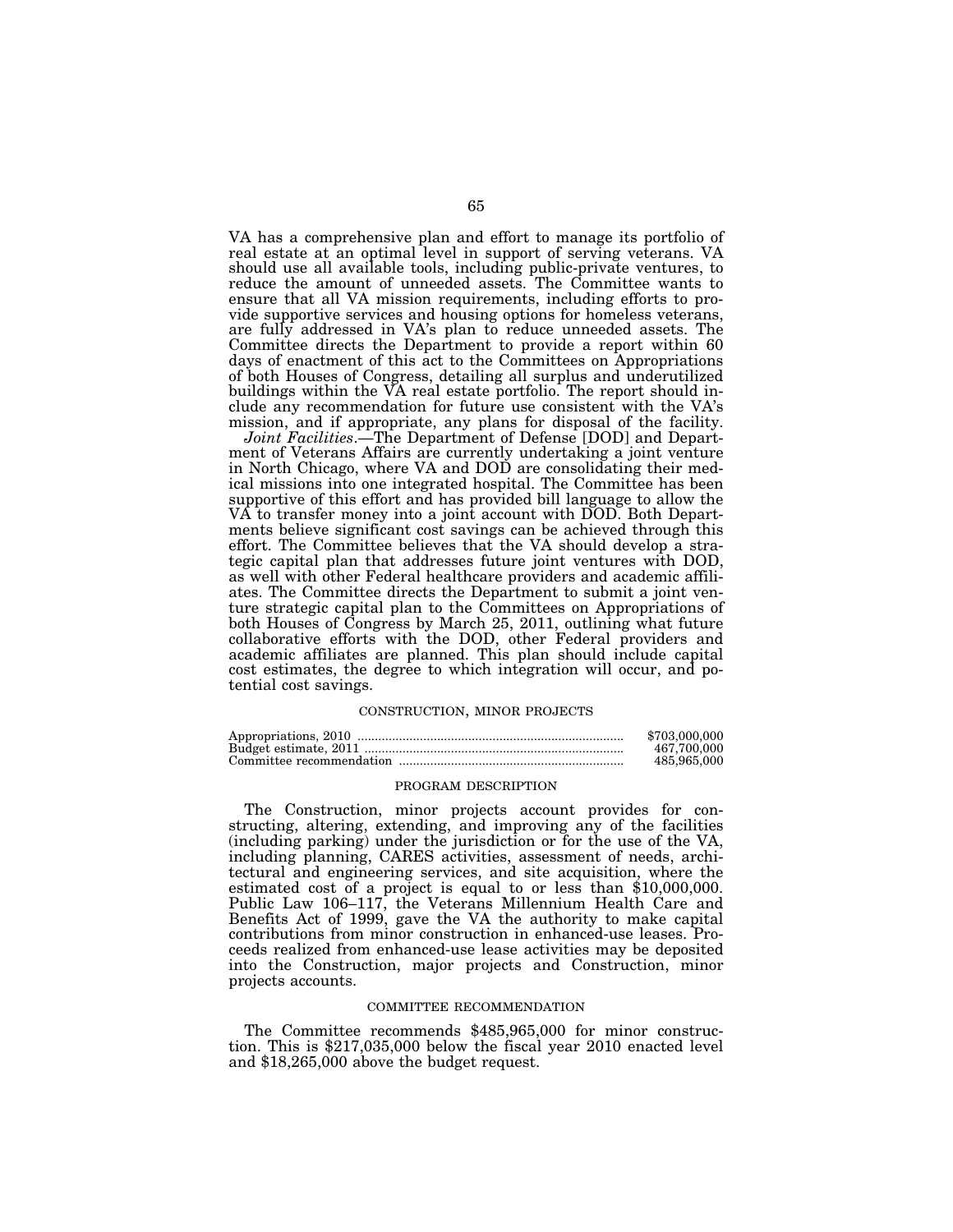VA has a comprehensive plan and effort to manage its portfolio of real estate at an optimal level in support of serving veterans. VA should use all available tools, including public-private ventures, to reduce the amount of unneeded assets. The Committee wants to ensure that all VA mission requirements, including efforts to provide supportive services and housing options for homeless veterans, are fully addressed in VA's plan to reduce unneeded assets. The Committee directs the Department to provide a report within 60 days of enactment of this act to the Committees on Appropriations of both Houses of Congress, detailing all surplus and underutilized buildings within the VA real estate portfolio. The report should include any recommendation for future use consistent with the VA's mission, and if appropriate, any plans for disposal of the facility.

*Joint Facilities*.—The Department of Defense [DOD] and Department of Veterans Affairs are currently undertaking a joint venture in North Chicago, where VA and DOD are consolidating their medical missions into one integrated hospital. The Committee has been supportive of this effort and has provided bill language to allow the VA to transfer money into a joint account with DOD. Both Departments believe significant cost savings can be achieved through this effort. The Committee believes that the VA should develop a strategic capital plan that addresses future joint ventures with DOD, as well with other Federal healthcare providers and academic affiliates. The Committee directs the Department to submit a joint venture strategic capital plan to the Committees on Appropriations of both Houses of Congress by March 25, 2011, outlining what future collaborative efforts with the DOD, other Federal providers and academic affiliates are planned. This plan should include capital cost estimates, the degree to which integration will occur, and potential cost savings.

### CONSTRUCTION, MINOR PROJECTS

| | |
|---|---|
| Appropriations, 2010 | $703,000,000 |
| Budget estimate, 2011 | 467,700,000 |
| Committee recommendation | 485,965,000 |

#### PROGRAM DESCRIPTION

The Construction, minor projects account provides for constructing, altering, extending, and improving any of the facilities (including parking) under the jurisdiction or for the use of the VA, including planning, CARES activities, assessment of needs, architectural and engineering services, and site acquisition, where the estimated cost of a project is equal to or less than $10,000,000. Public Law 106–117, the Veterans Millennium Health Care and Benefits Act of 1999, gave the VA the authority to make capital contributions from minor construction in enhanced-use leases. Proceeds realized from enhanced-use lease activities may be deposited into the Construction, major projects and Construction, minor projects accounts.

#### COMMITTEE RECOMMENDATION

The Committee recommends $485,965,000 for minor construction. This is $217,035,000 below the fiscal year 2010 enacted level and $18,265,000 above the budget request.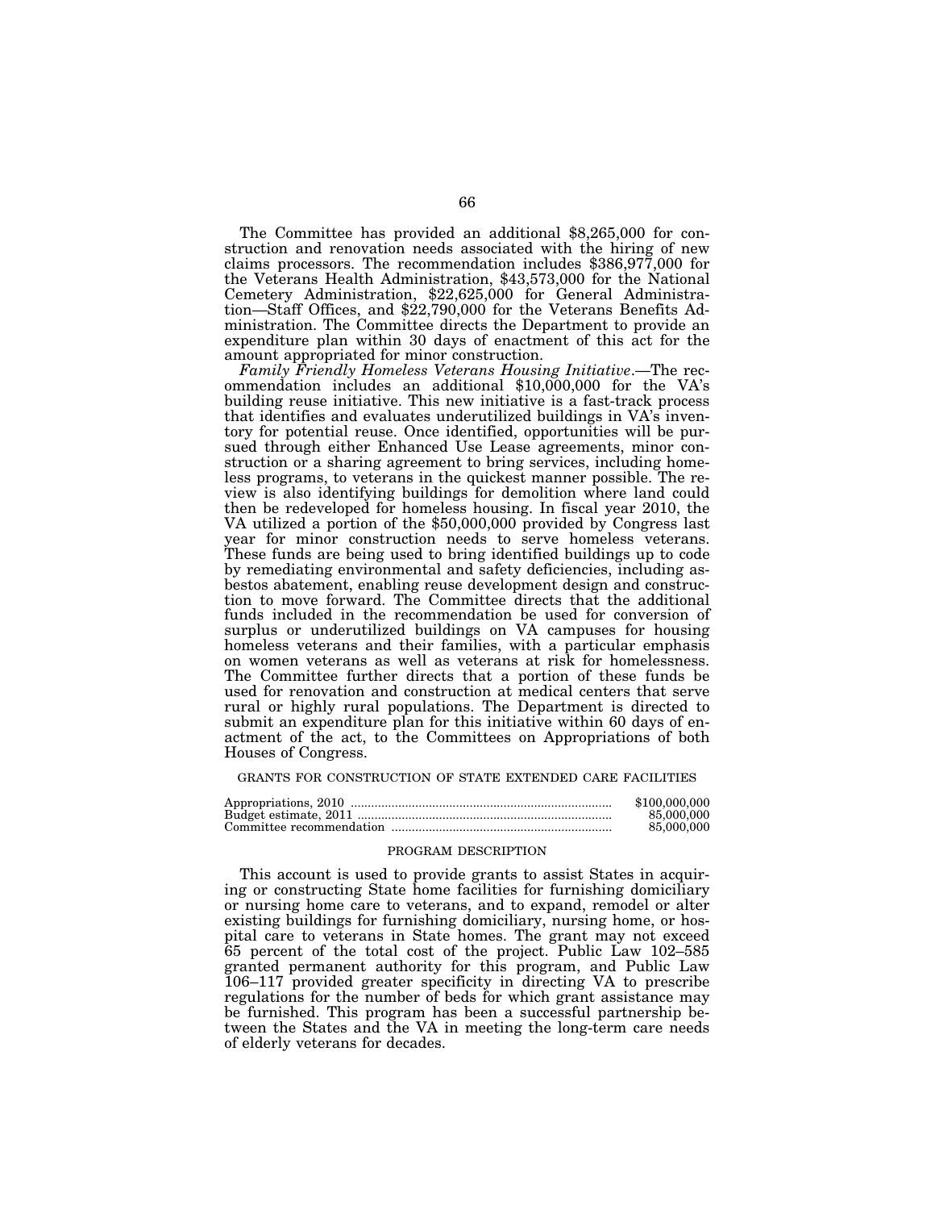The Committee has provided an additional $8,265,000 for construction and renovation needs associated with the hiring of new claims processors. The recommendation includes $386,977,000 for the Veterans Health Administration, $43,573,000 for the National Cemetery Administration, $22,625,000 for General Administration—Staff Offices, and $22,790,000 for the Veterans Benefits Administration. The Committee directs the Department to provide an expenditure plan within 30 days of enactment of this act for the amount appropriated for minor construction.

*Family Friendly Homeless Veterans Housing Initiative*.—The recommendation includes an additional $10,000,000 for the VA's building reuse initiative. This new initiative is a fast-track process that identifies and evaluates underutilized buildings in VA's inventory for potential reuse. Once identified, opportunities will be pursued through either Enhanced Use Lease agreements, minor construction or a sharing agreement to bring services, including homeless programs, to veterans in the quickest manner possible. The review is also identifying buildings for demolition where land could then be redeveloped for homeless housing. In fiscal year 2010, the VA utilized a portion of the $50,000,000 provided by Congress last year for minor construction needs to serve homeless veterans. These funds are being used to bring identified buildings up to code by remediating environmental and safety deficiencies, including asbestos abatement, enabling reuse development design and construction to move forward. The Committee directs that the additional funds included in the recommendation be used for conversion of surplus or underutilized buildings on VA campuses for housing homeless veterans and their families, with a particular emphasis on women veterans as well as veterans at risk for homelessness. The Committee further directs that a portion of these funds be used for renovation and construction at medical centers that serve rural or highly rural populations. The Department is directed to submit an expenditure plan for this initiative within 60 days of enactment of the act, to the Committees on Appropriations of both Houses of Congress.

## GRANTS FOR CONSTRUCTION OF STATE EXTENDED CARE FACILITIES

| | |
|---|---|
| Appropriations, 2010 | $100,000,000 |
| Budget estimate, 2011 | 85,000,000 |
| Committee recommendation | 85,000,000 |

### PROGRAM DESCRIPTION

This account is used to provide grants to assist States in acquiring or constructing State home facilities for furnishing domiciliary or nursing home care to veterans, and to expand, remodel or alter existing buildings for furnishing domiciliary, nursing home, or hospital care to veterans in State homes. The grant may not exceed 65 percent of the total cost of the project. Public Law 102–585 granted permanent authority for this program, and Public Law 106–117 provided greater specificity in directing VA to prescribe regulations for the number of beds for which grant assistance may be furnished. This program has been a successful partnership between the States and the VA in meeting the long-term care needs of elderly veterans for decades.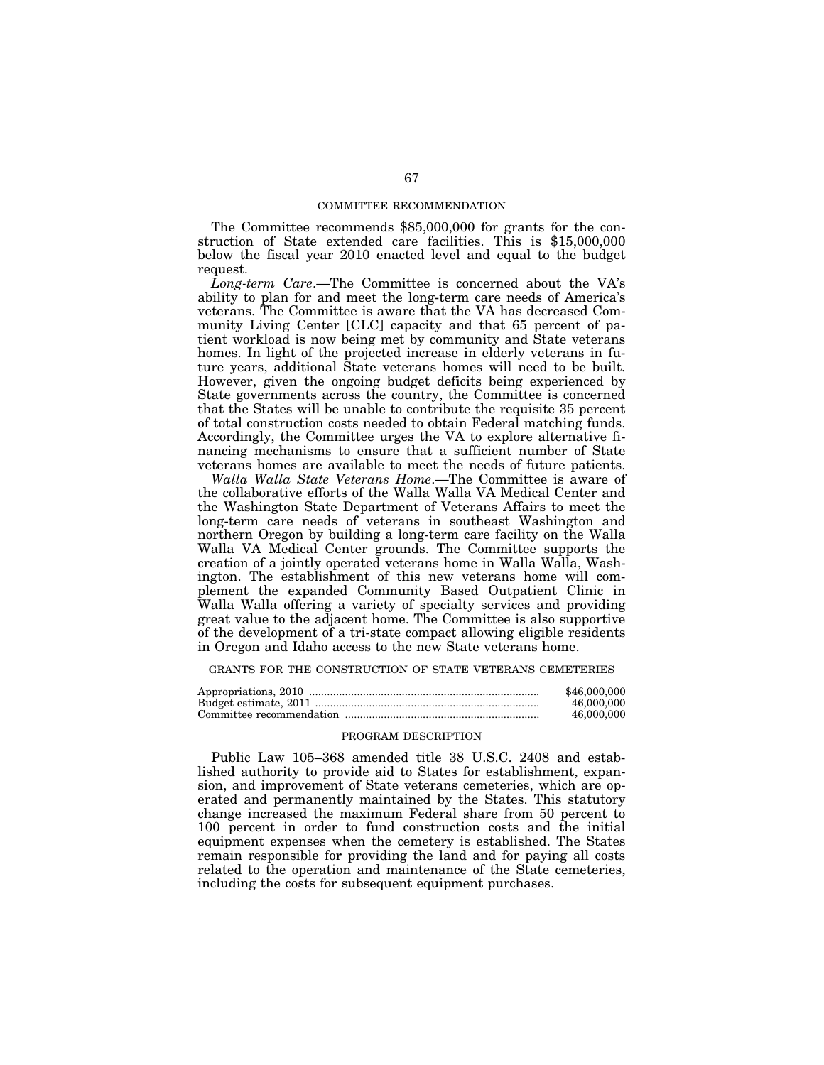## COMMITTEE RECOMMENDATION

The Committee recommends $85,000,000 for grants for the construction of State extended care facilities. This is $15,000,000 below the fiscal year 2010 enacted level and equal to the budget request.

*Long-term Care*.—The Committee is concerned about the VA's ability to plan for and meet the long-term care needs of America's veterans. The Committee is aware that the VA has decreased Community Living Center [CLC] capacity and that 65 percent of patient workload is now being met by community and State veterans homes. In light of the projected increase in elderly veterans in future years, additional State veterans homes will need to be built. However, given the ongoing budget deficits being experienced by State governments across the country, the Committee is concerned that the States will be unable to contribute the requisite 35 percent of total construction costs needed to obtain Federal matching funds. Accordingly, the Committee urges the VA to explore alternative financing mechanisms to ensure that a sufficient number of State veterans homes are available to meet the needs of future patients.

*Walla Walla State Veterans Home*.—The Committee is aware of the collaborative efforts of the Walla Walla VA Medical Center and the Washington State Department of Veterans Affairs to meet the long-term care needs of veterans in southeast Washington and northern Oregon by building a long-term care facility on the Walla Walla VA Medical Center grounds. The Committee supports the creation of a jointly operated veterans home in Walla Walla, Washington. The establishment of this new veterans home will complement the expanded Community Based Outpatient Clinic in Walla Walla offering a variety of specialty services and providing great value to the adjacent home. The Committee is also supportive of the development of a tri-state compact allowing eligible residents in Oregon and Idaho access to the new State veterans home.

## GRANTS FOR THE CONSTRUCTION OF STATE VETERANS CEMETERIES

| | |
|---|---|
| Appropriations, 2010 | $46,000,000 |
| Budget estimate, 2011 | 46,000,000 |
| Committee recommendation | 46,000,000 |

## PROGRAM DESCRIPTION

Public Law 105–368 amended title 38 U.S.C. 2408 and established authority to provide aid to States for establishment, expansion, and improvement of State veterans cemeteries, which are operated and permanently maintained by the States. This statutory change increased the maximum Federal share from 50 percent to 100 percent in order to fund construction costs and the initial equipment expenses when the cemetery is established. The States remain responsible for providing the land and for paying all costs related to the operation and maintenance of the State cemeteries, including the costs for subsequent equipment purchases.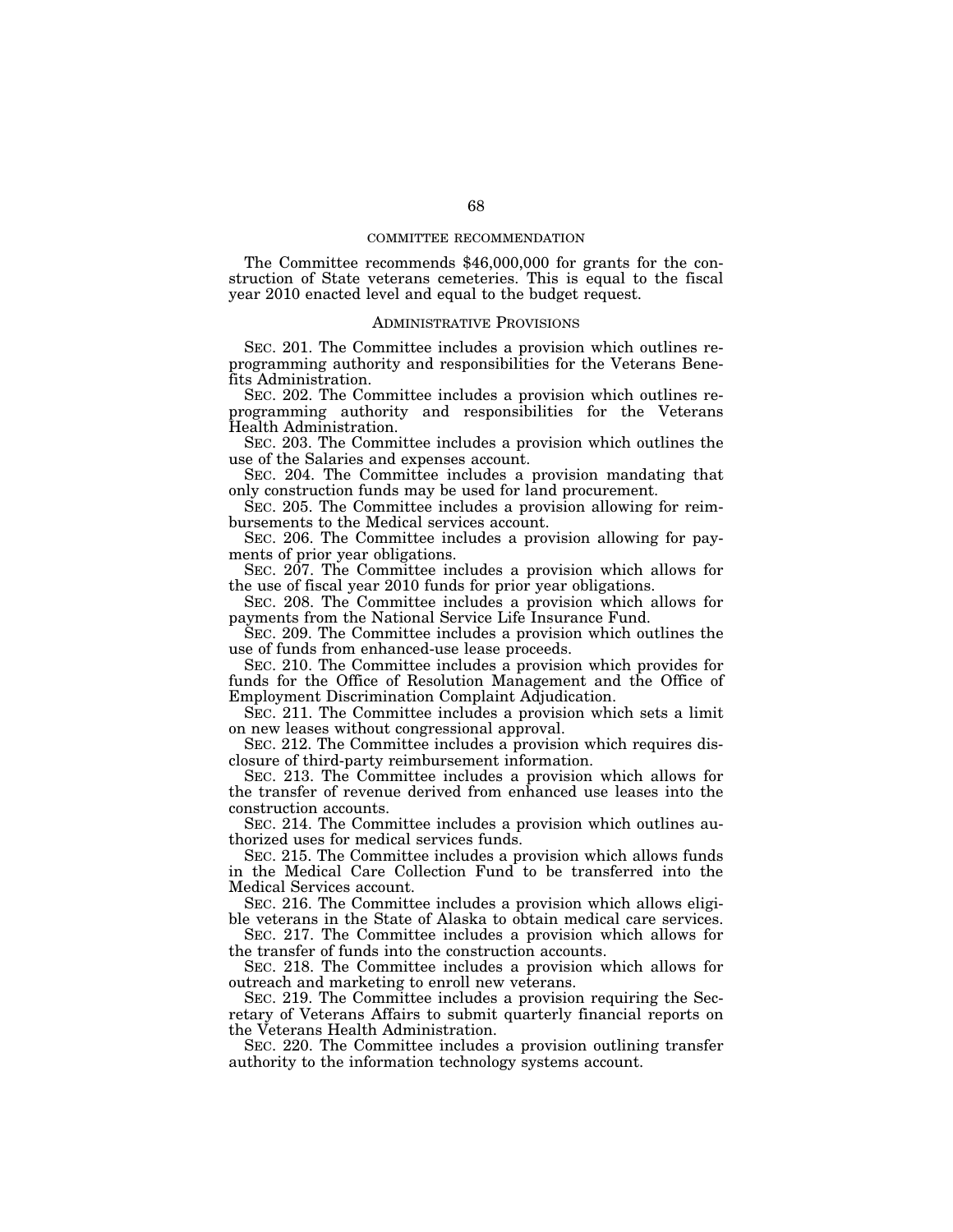## COMMITTEE RECOMMENDATION

The Committee recommends $46,000,000 for grants for the construction of State veterans cemeteries. This is equal to the fiscal year 2010 enacted level and equal to the budget request.

## ADMINISTRATIVE PROVISIONS

SEC. 201. The Committee includes a provision which outlines reprogramming authority and responsibilities for the Veterans Benefits Administration.

SEC. 202. The Committee includes a provision which outlines reprogramming authority and responsibilities for the Veterans Health Administration.

SEC. 203. The Committee includes a provision which outlines the use of the Salaries and expenses account.

SEC. 204. The Committee includes a provision mandating that only construction funds may be used for land procurement.

SEC. 205. The Committee includes a provision allowing for reimbursements to the Medical services account.

SEC. 206. The Committee includes a provision allowing for payments of prior year obligations.

SEC. 207. The Committee includes a provision which allows for the use of fiscal year 2010 funds for prior year obligations.

SEC. 208. The Committee includes a provision which allows for payments from the National Service Life Insurance Fund.

SEC. 209. The Committee includes a provision which outlines the use of funds from enhanced-use lease proceeds.

SEC. 210. The Committee includes a provision which provides for funds for the Office of Resolution Management and the Office of Employment Discrimination Complaint Adjudication.

SEC. 211. The Committee includes a provision which sets a limit on new leases without congressional approval.

SEC. 212. The Committee includes a provision which requires disclosure of third-party reimbursement information.

SEC. 213. The Committee includes a provision which allows for the transfer of revenue derived from enhanced use leases into the construction accounts.

SEC. 214. The Committee includes a provision which outlines authorized uses for medical services funds.

SEC. 215. The Committee includes a provision which allows funds in the Medical Care Collection Fund to be transferred into the Medical Services account.

SEC. 216. The Committee includes a provision which allows eligible veterans in the State of Alaska to obtain medical care services.

SEC. 217. The Committee includes a provision which allows for the transfer of funds into the construction accounts.

SEC. 218. The Committee includes a provision which allows for outreach and marketing to enroll new veterans.

SEC. 219. The Committee includes a provision requiring the Secretary of Veterans Affairs to submit quarterly financial reports on the Veterans Health Administration.

SEC. 220. The Committee includes a provision outlining transfer authority to the information technology systems account.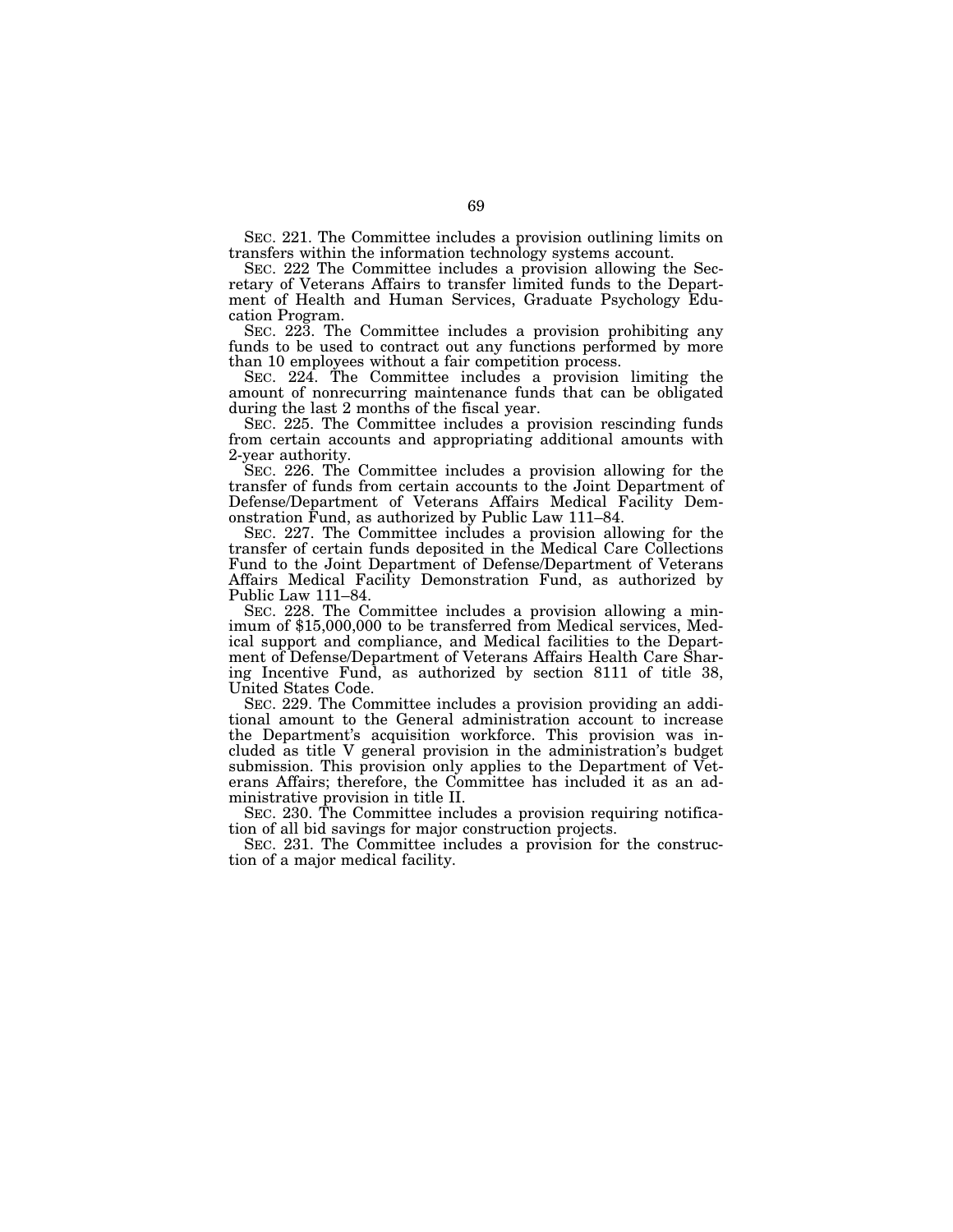SEC. 221. The Committee includes a provision outlining limits on transfers within the information technology systems account.

SEC. 222 The Committee includes a provision allowing the Secretary of Veterans Affairs to transfer limited funds to the Department of Health and Human Services, Graduate Psychology Education Program.

SEC. 223. The Committee includes a provision prohibiting any funds to be used to contract out any functions performed by more than 10 employees without a fair competition process.

SEC. 224. The Committee includes a provision limiting the amount of nonrecurring maintenance funds that can be obligated during the last 2 months of the fiscal year.

SEC. 225. The Committee includes a provision rescinding funds from certain accounts and appropriating additional amounts with 2-year authority.

SEC. 226. The Committee includes a provision allowing for the transfer of funds from certain accounts to the Joint Department of Defense/Department of Veterans Affairs Medical Facility Demonstration Fund, as authorized by Public Law 111–84.

SEC. 227. The Committee includes a provision allowing for the transfer of certain funds deposited in the Medical Care Collections Fund to the Joint Department of Defense/Department of Veterans Affairs Medical Facility Demonstration Fund, as authorized by Public Law 111–84.

SEC. 228. The Committee includes a provision allowing a minimum of $15,000,000 to be transferred from Medical services, Medical support and compliance, and Medical facilities to the Department of Defense/Department of Veterans Affairs Health Care Sharing Incentive Fund, as authorized by section 8111 of title 38, United States Code.

SEC. 229. The Committee includes a provision providing an additional amount to the General administration account to increase the Department's acquisition workforce. This provision was included as title V general provision in the administration's budget submission. This provision only applies to the Department of Veterans Affairs; therefore, the Committee has included it as an administrative provision in title II.

SEC. 230. The Committee includes a provision requiring notification of all bid savings for major construction projects.

SEC. 231. The Committee includes a provision for the construction of a major medical facility.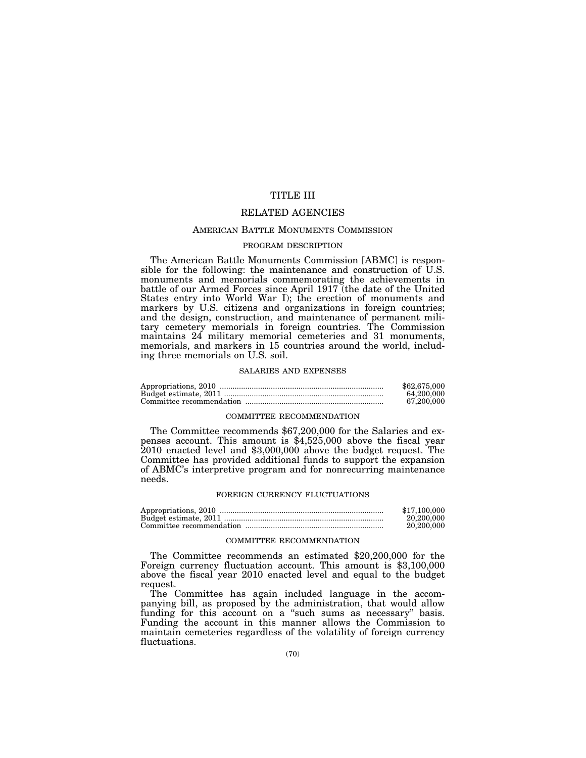# TITLE III

# RELATED AGENCIES

## AMERICAN BATTLE MONUMENTS COMMISSION

### PROGRAM DESCRIPTION

The American Battle Monuments Commission [ABMC] is responsible for the following: the maintenance and construction of U.S. monuments and memorials commemorating the achievements in battle of our Armed Forces since April 1917 (the date of the United States entry into World War I); the erection of monuments and markers by U.S. citizens and organizations in foreign countries; and the design, construction, and maintenance of permanent military cemetery memorials in foreign countries. The Commission maintains 24 military memorial cemeteries and 31 monuments, memorials, and markers in 15 countries around the world, including three memorials on U.S. soil.

### SALARIES AND EXPENSES

| | |
|---|---|
| Appropriations, 2010 | $62,675,000 |
| Budget estimate, 2011 | 64,200,000 |
| Committee recommendation | 67,200,000 |

### COMMITTEE RECOMMENDATION

The Committee recommends $67,200,000 for the Salaries and expenses account. This amount is $4,525,000 above the fiscal year 2010 enacted level and $3,000,000 above the budget request. The Committee has provided additional funds to support the expansion of ABMC's interpretive program and for nonrecurring maintenance needs.

### FOREIGN CURRENCY FLUCTUATIONS

| | |
|---|---|
| Appropriations, 2010 | $17,100,000 |
| Budget estimate, 2011 | 20,200,000 |
| Committee recommendation | 20,200,000 |

### COMMITTEE RECOMMENDATION

The Committee recommends an estimated $20,200,000 for the Foreign currency fluctuation account. This amount is $3,100,000 above the fiscal year 2010 enacted level and equal to the budget request.

The Committee has again included language in the accompanying bill, as proposed by the administration, that would allow funding for this account on a "such sums as necessary" basis. Funding the account in this manner allows the Commission to maintain cemeteries regardless of the volatility of foreign currency fluctuations.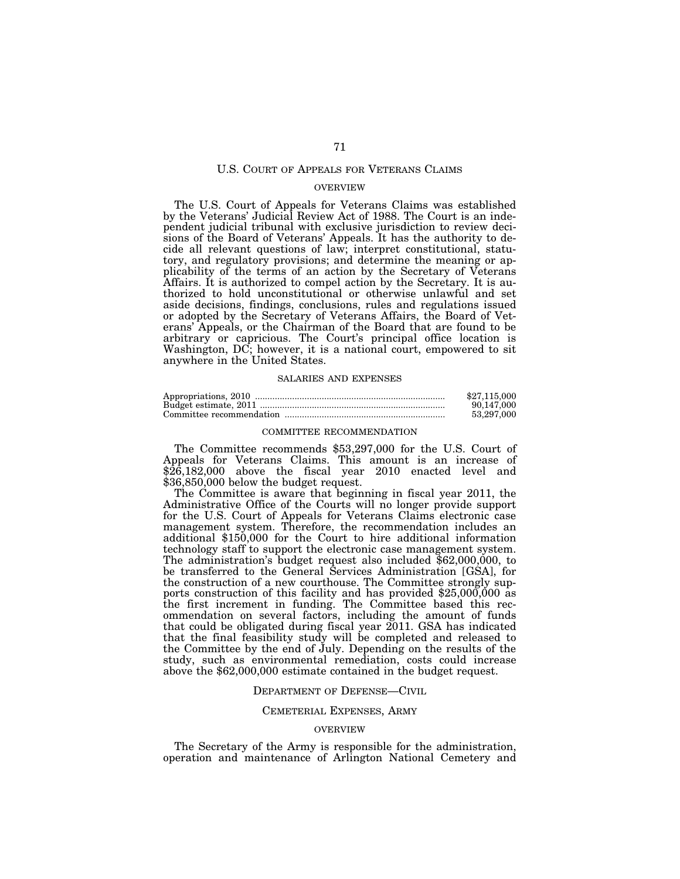## U.S. COURT OF APPEALS FOR VETERANS CLAIMS

### OVERVIEW

The U.S. Court of Appeals for Veterans Claims was established by the Veterans' Judicial Review Act of 1988. The Court is an independent judicial tribunal with exclusive jurisdiction to review decisions of the Board of Veterans' Appeals. It has the authority to decide all relevant questions of law; interpret constitutional, statutory, and regulatory provisions; and determine the meaning or applicability of the terms of an action by the Secretary of Veterans Affairs. It is authorized to compel action by the Secretary. It is authorized to hold unconstitutional or otherwise unlawful and set aside decisions, findings, conclusions, rules and regulations issued or adopted by the Secretary of Veterans Affairs, the Board of Veterans' Appeals, or the Chairman of the Board that are found to be arbitrary or capricious. The Court's principal office location is Washington, DC; however, it is a national court, empowered to sit anywhere in the United States.

### SALARIES AND EXPENSES

| | |
|---|---|
| Appropriations, 2010 | $27,115,000 |
| Budget estimate, 2011 | 90,147,000 |
| Committee recommendation | 53,297,000 |

### COMMITTEE RECOMMENDATION

The Committee recommends $53,297,000 for the U.S. Court of Appeals for Veterans Claims. This amount is an increase of $26,182,000 above the fiscal year 2010 enacted level and $36,850,000 below the budget request.

The Committee is aware that beginning in fiscal year 2011, the Administrative Office of the Courts will no longer provide support for the U.S. Court of Appeals for Veterans Claims electronic case management system. Therefore, the recommendation includes an additional $150,000 for the Court to hire additional information technology staff to support the electronic case management system. The administration's budget request also included $62,000,000, to be transferred to the General Services Administration [GSA], for the construction of a new courthouse. The Committee strongly supports construction of this facility and has provided $25,000,000 as the first increment in funding. The Committee based this recommendation on several factors, including the amount of funds that could be obligated during fiscal year 2011. GSA has indicated that the final feasibility study will be completed and released to the Committee by the end of July. Depending on the results of the study, such as environmental remediation, costs could increase above the $62,000,000 estimate contained in the budget request.

## DEPARTMENT OF DEFENSE—CIVIL

## CEMETERIAL EXPENSES, ARMY

### OVERVIEW

The Secretary of the Army is responsible for the administration, operation and maintenance of Arlington National Cemetery and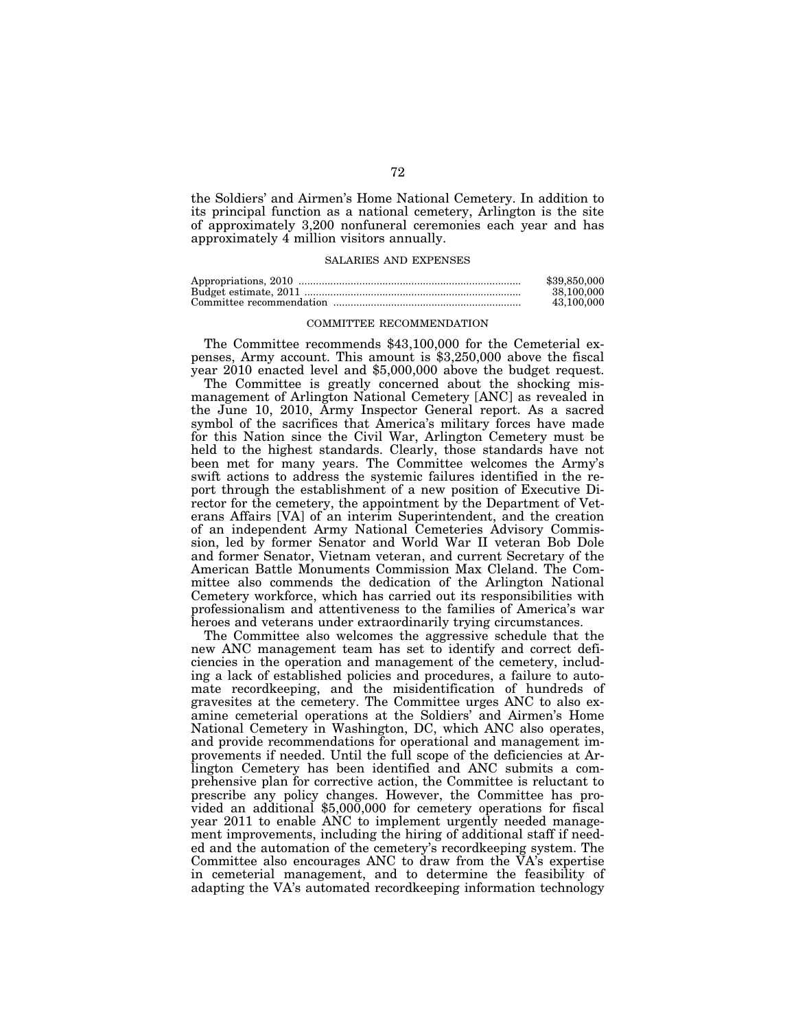the Soldiers' and Airmen's Home National Cemetery. In addition to its principal function as a national cemetery, Arlington is the site of approximately 3,200 nonfuneral ceremonies each year and has approximately 4 million visitors annually.

### SALARIES AND EXPENSES

| | |
|---|---|
| Appropriations, 2010 | $39,850,000 |
| Budget estimate, 2011 | 38,100,000 |
| Committee recommendation | 43,100,000 |

### COMMITTEE RECOMMENDATION

The Committee recommends $43,100,000 for the Cemeterial expenses, Army account. This amount is $3,250,000 above the fiscal year 2010 enacted level and $5,000,000 above the budget request.

The Committee is greatly concerned about the shocking mismanagement of Arlington National Cemetery [ANC] as revealed in the June 10, 2010, Army Inspector General report. As a sacred symbol of the sacrifices that America's military forces have made for this Nation since the Civil War, Arlington Cemetery must be held to the highest standards. Clearly, those standards have not been met for many years. The Committee welcomes the Army's swift actions to address the systemic failures identified in the report through the establishment of a new position of Executive Director for the cemetery, the appointment by the Department of Veterans Affairs [VA] of an interim Superintendent, and the creation of an independent Army National Cemeteries Advisory Commission, led by former Senator and World War II veteran Bob Dole and former Senator, Vietnam veteran, and current Secretary of the American Battle Monuments Commission Max Cleland. The Committee also commends the dedication of the Arlington National Cemetery workforce, which has carried out its responsibilities with professionalism and attentiveness to the families of America's war heroes and veterans under extraordinarily trying circumstances.

The Committee also welcomes the aggressive schedule that the new ANC management team has set to identify and correct deficiencies in the operation and management of the cemetery, including a lack of established policies and procedures, a failure to automate recordkeeping, and the misidentification of hundreds of gravesites at the cemetery. The Committee urges ANC to also examine cemeterial operations at the Soldiers' and Airmen's Home National Cemetery in Washington, DC, which ANC also operates, and provide recommendations for operational and management improvements if needed. Until the full scope of the deficiencies at Arlington Cemetery has been identified and ANC submits a comprehensive plan for corrective action, the Committee is reluctant to prescribe any policy changes. However, the Committee has provided an additional $5,000,000 for cemetery operations for fiscal year 2011 to enable ANC to implement urgently needed management improvements, including the hiring of additional staff if needed and the automation of the cemetery's recordkeeping system. The Committee also encourages ANC to draw from the VA's expertise in cemeterial management, and to determine the feasibility of adapting the VA's automated recordkeeping information technology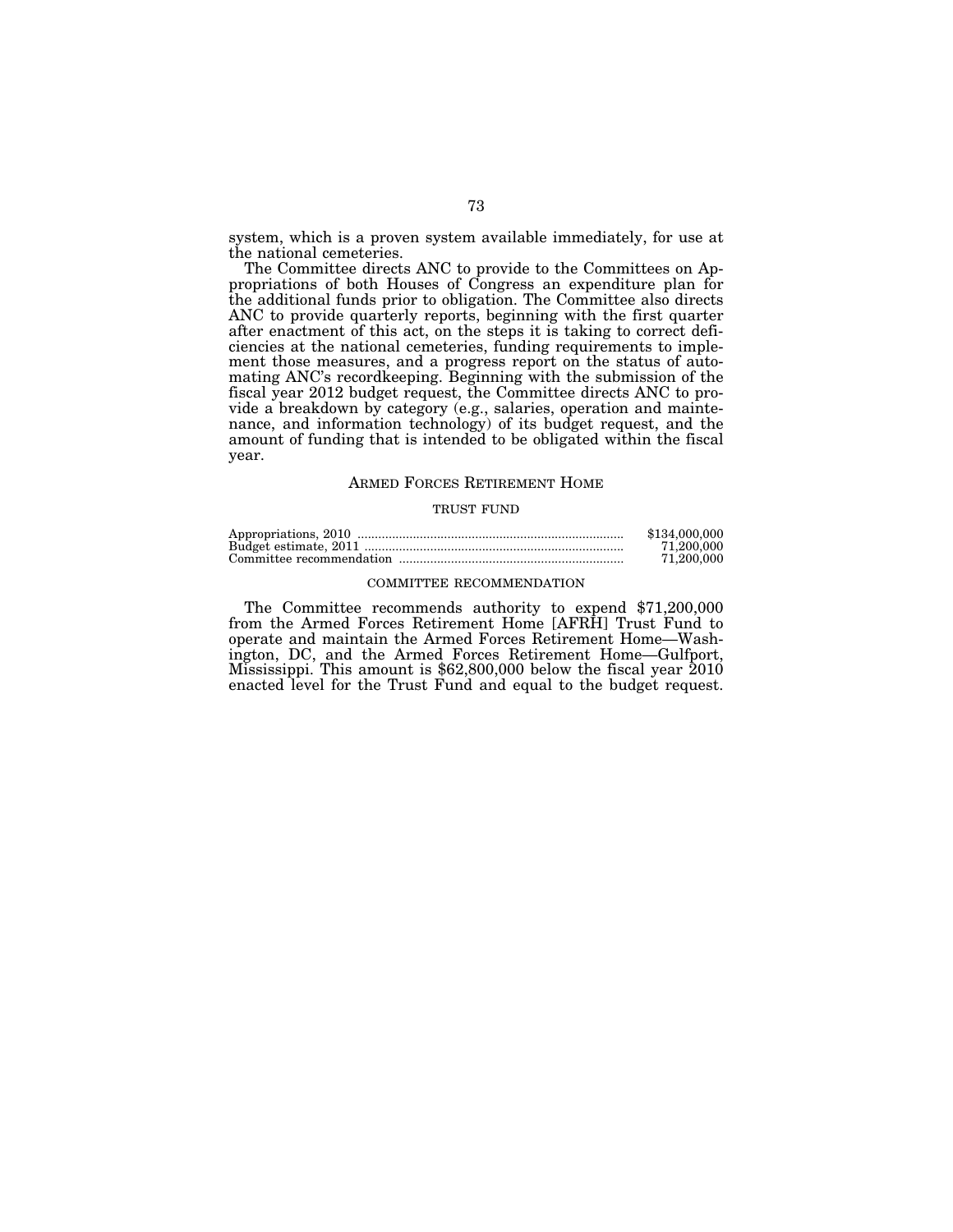system, which is a proven system available immediately, for use at the national cemeteries.

The Committee directs ANC to provide to the Committees on Appropriations of both Houses of Congress an expenditure plan for the additional funds prior to obligation. The Committee also directs ANC to provide quarterly reports, beginning with the first quarter after enactment of this act, on the steps it is taking to correct deficiencies at the national cemeteries, funding requirements to implement those measures, and a progress report on the status of automating ANC's recordkeeping. Beginning with the submission of the fiscal year 2012 budget request, the Committee directs ANC to provide a breakdown by category (e.g., salaries, operation and maintenance, and information technology) of its budget request, and the amount of funding that is intended to be obligated within the fiscal year.

## ARMED FORCES RETIREMENT HOME

### TRUST FUND

| | |
|---|---|
| Appropriations, 2010 | $134,000,000 |
| Budget estimate, 2011 | 71,200,000 |
| Committee recommendation | 71,200,000 |

### COMMITTEE RECOMMENDATION

The Committee recommends authority to expend $71,200,000 from the Armed Forces Retirement Home [AFRH] Trust Fund to operate and maintain the Armed Forces Retirement Home—Washington, DC, and the Armed Forces Retirement Home—Gulfport, Mississippi. This amount is $62,800,000 below the fiscal year 2010 enacted level for the Trust Fund and equal to the budget request.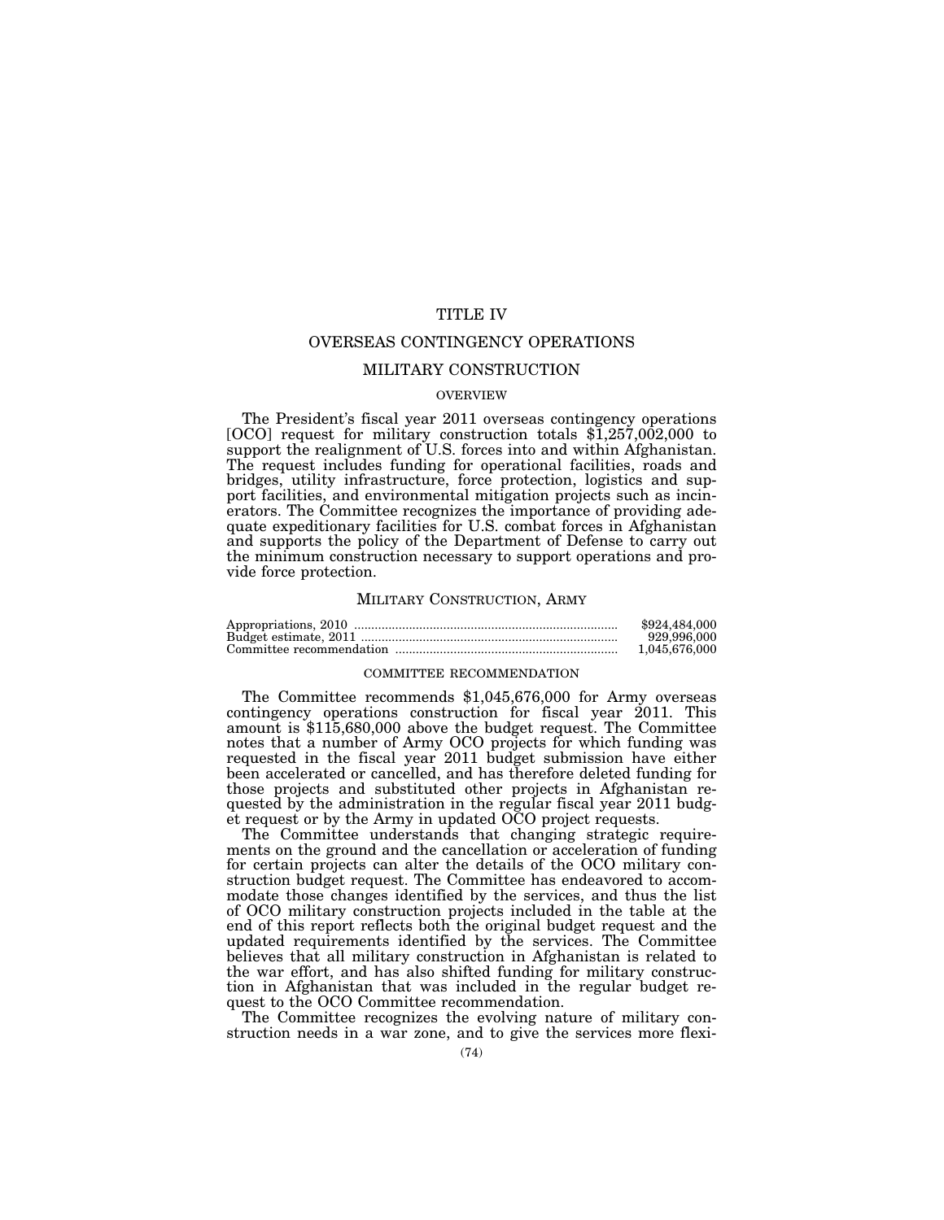# TITLE IV

# OVERSEAS CONTINGENCY OPERATIONS

## MILITARY CONSTRUCTION

### OVERVIEW

The President's fiscal year 2011 overseas contingency operations [OCO] request for military construction totals $1,257,002,000 to support the realignment of U.S. forces into and within Afghanistan. The request includes funding for operational facilities, roads and bridges, utility infrastructure, force protection, logistics and support facilities, and environmental mitigation projects such as incinerators. The Committee recognizes the importance of providing adequate expeditionary facilities for U.S. combat forces in Afghanistan and supports the policy of the Department of Defense to carry out the minimum construction necessary to support operations and provide force protection.

## MILITARY CONSTRUCTION, ARMY

| | |
|---|---|
| Appropriations, 2010 | $924,484,000 |
| Budget estimate, 2011 | 929,996,000 |
| Committee recommendation | 1,045,676,000 |

### COMMITTEE RECOMMENDATION

The Committee recommends $1,045,676,000 for Army overseas contingency operations construction for fiscal year 2011. This amount is $115,680,000 above the budget request. The Committee notes that a number of Army OCO projects for which funding was requested in the fiscal year 2011 budget submission have either been accelerated or cancelled, and has therefore deleted funding for those projects and substituted other projects in Afghanistan requested by the administration in the regular fiscal year 2011 budget request or by the Army in updated OCO project requests.

The Committee understands that changing strategic requirements on the ground and the cancellation or acceleration of funding for certain projects can alter the details of the OCO military construction budget request. The Committee has endeavored to accommodate those changes identified by the services, and thus the list of OCO military construction projects included in the table at the end of this report reflects both the original budget request and the updated requirements identified by the services. The Committee believes that all military construction in Afghanistan is related to the war effort, and has also shifted funding for military construction in Afghanistan that was included in the regular budget request to the OCO Committee recommendation.

The Committee recognizes the evolving nature of military construction needs in a war zone, and to give the services more flexi-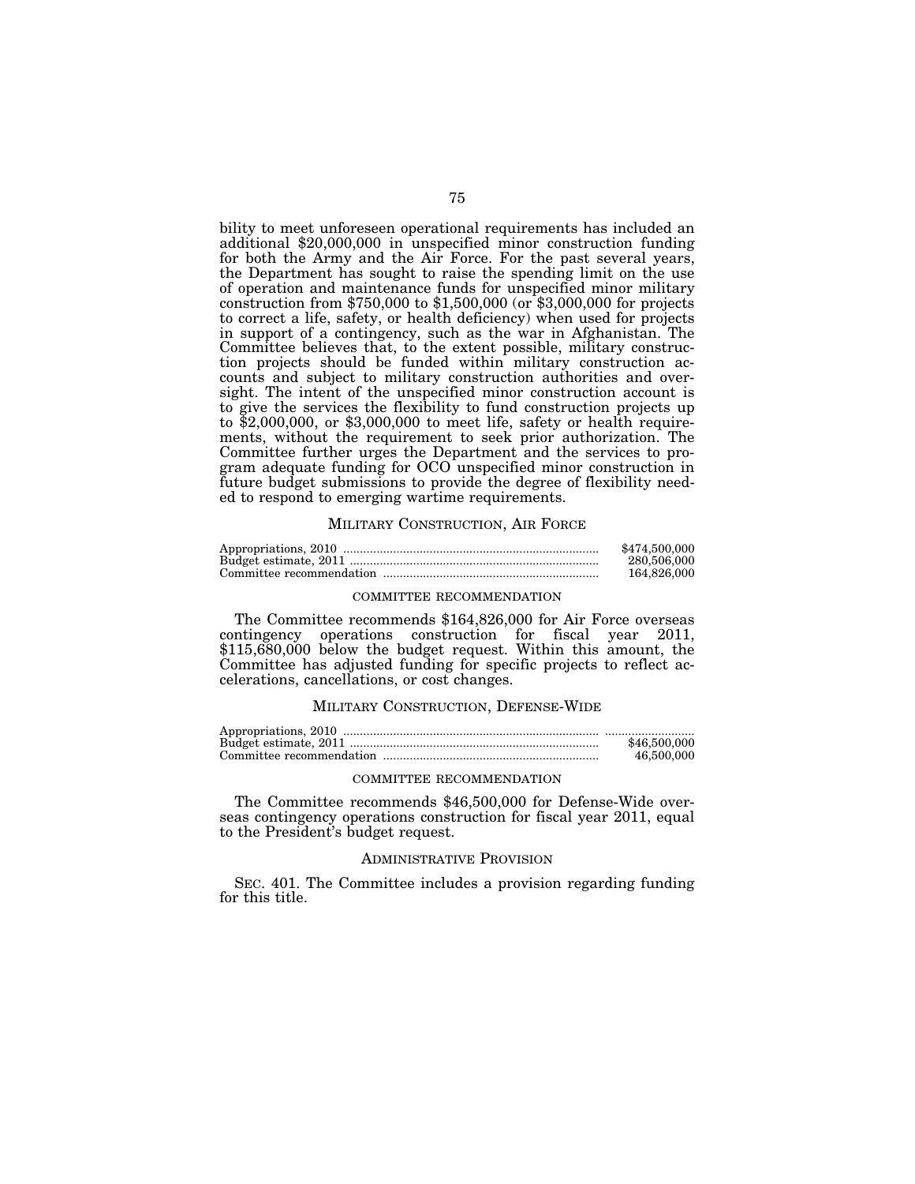bility to meet unforeseen operational requirements has included an additional $20,000,000 in unspecified minor construction funding for both the Army and the Air Force. For the past several years, the Department has sought to raise the spending limit on the use of operation and maintenance funds for unspecified minor military construction from $750,000 to $1,500,000 (or $3,000,000 for projects to correct a life, safety, or health deficiency) when used for projects in support of a contingency, such as the war in Afghanistan. The Committee believes that, to the extent possible, military construction projects should be funded within military construction accounts and subject to military construction authorities and oversight. The intent of the unspecified minor construction account is to give the services the flexibility to fund construction projects up to $2,000,000, or $3,000,000 to meet life, safety or health requirements, without the requirement to seek prior authorization. The Committee further urges the Department and the services to program adequate funding for OCO unspecified minor construction in future budget submissions to provide the degree of flexibility needed to respond to emerging wartime requirements.

## MILITARY CONSTRUCTION, AIR FORCE

| | |
|---|---|
| Appropriations, 2010 | $474,500,000 |
| Budget estimate, 2011 | 280,506,000 |
| Committee recommendation | 164,826,000 |

### COMMITTEE RECOMMENDATION

The Committee recommends $164,826,000 for Air Force overseas contingency operations construction for fiscal year 2011, $115,680,000 below the budget request. Within this amount, the Committee has adjusted funding for specific projects to reflect accelerations, cancellations, or cost changes.

## MILITARY CONSTRUCTION, DEFENSE-WIDE

| | |
|---|---|
| Appropriations, 2010 | |
| Budget estimate, 2011 | $46,500,000 |
| Committee recommendation | 46,500,000 |

### COMMITTEE RECOMMENDATION

The Committee recommends $46,500,000 for Defense-Wide overseas contingency operations construction for fiscal year 2011, equal to the President's budget request.

## ADMINISTRATIVE PROVISION

SEC. 401. The Committee includes a provision regarding funding for this title.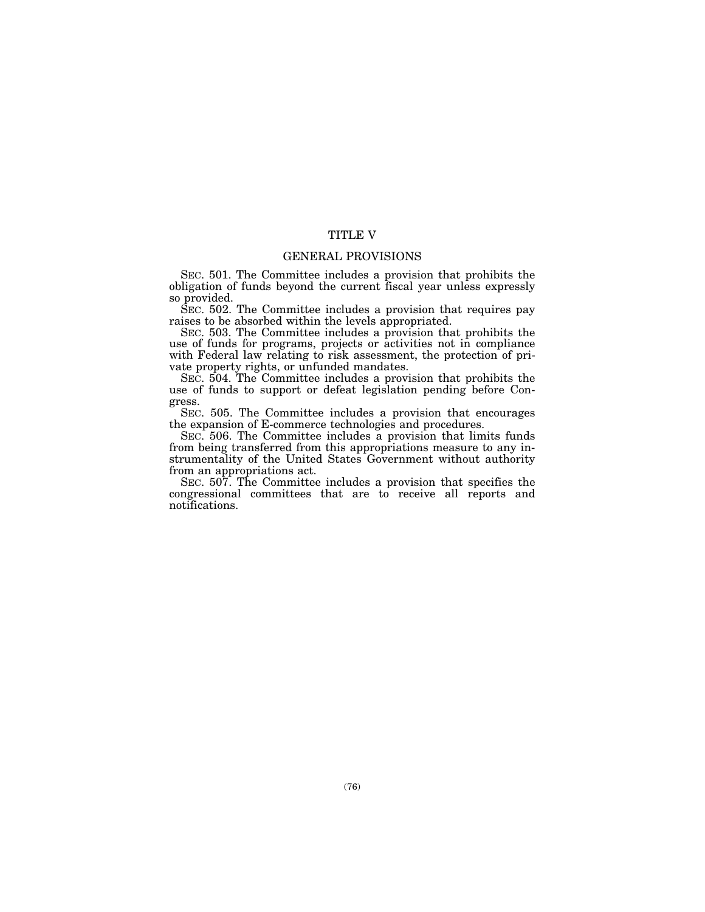# TITLE V

## GENERAL PROVISIONS

SEC. 501. The Committee includes a provision that prohibits the obligation of funds beyond the current fiscal year unless expressly so provided.

SEC. 502. The Committee includes a provision that requires pay raises to be absorbed within the levels appropriated.

SEC. 503. The Committee includes a provision that prohibits the use of funds for programs, projects or activities not in compliance with Federal law relating to risk assessment, the protection of private property rights, or unfunded mandates.

SEC. 504. The Committee includes a provision that prohibits the use of funds to support or defeat legislation pending before Congress.

SEC. 505. The Committee includes a provision that encourages the expansion of E-commerce technologies and procedures.

SEC. 506. The Committee includes a provision that limits funds from being transferred from this appropriations measure to any instrumentality of the United States Government without authority from an appropriations act.

SEC. 507. The Committee includes a provision that specifies the congressional committees that are to receive all reports and notifications.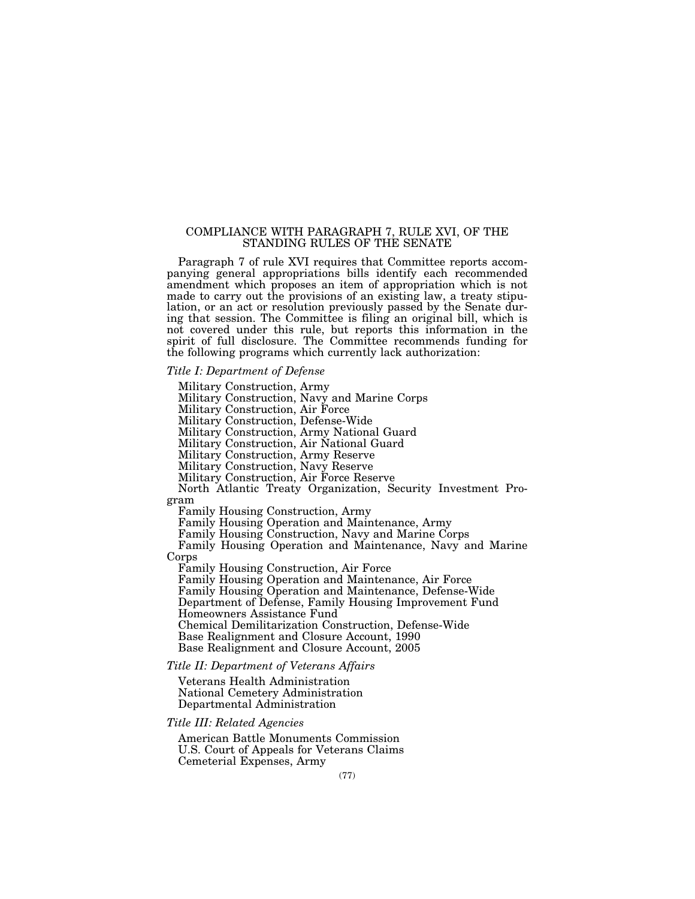## COMPLIANCE WITH PARAGRAPH 7, RULE XVI, OF THE STANDING RULES OF THE SENATE

Paragraph 7 of rule XVI requires that Committee reports accompanying general appropriations bills identify each recommended amendment which proposes an item of appropriation which is not made to carry out the provisions of an existing law, a treaty stipulation, or an act or resolution previously passed by the Senate during that session. The Committee is filing an original bill, which is not covered under this rule, but reports this information in the spirit of full disclosure. The Committee recommends funding for the following programs which currently lack authorization:

*Title I: Department of Defense*

Military Construction, Army
Military Construction, Navy and Marine Corps
Military Construction, Air Force
Military Construction, Defense-Wide
Military Construction, Army National Guard
Military Construction, Air National Guard
Military Construction, Army Reserve
Military Construction, Navy Reserve
Military Construction, Air Force Reserve
North Atlantic Treaty Organization, Security Investment Program
Family Housing Construction, Army
Family Housing Operation and Maintenance, Army
Family Housing Construction, Navy and Marine Corps
Family Housing Operation and Maintenance, Navy and Marine Corps
Family Housing Construction, Air Force
Family Housing Operation and Maintenance, Air Force
Family Housing Operation and Maintenance, Defense-Wide
Department of Defense, Family Housing Improvement Fund
Homeowners Assistance Fund
Chemical Demilitarization Construction, Defense-Wide
Base Realignment and Closure Account, 1990
Base Realignment and Closure Account, 2005

*Title II: Department of Veterans Affairs*

Veterans Health Administration
National Cemetery Administration
Departmental Administration

*Title III: Related Agencies*

American Battle Monuments Commission
U.S. Court of Appeals for Veterans Claims
Cemeterial Expenses, Army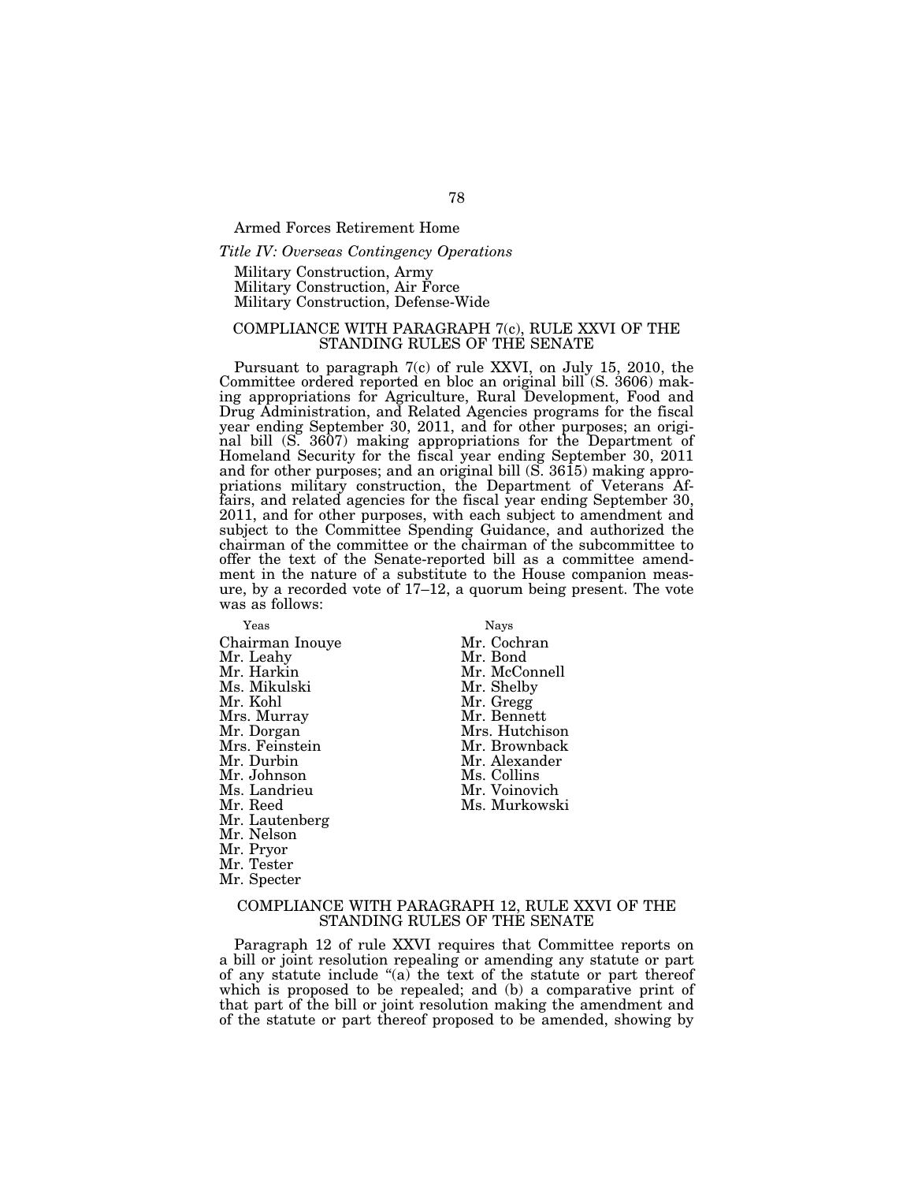Armed Forces Retirement Home

*Title IV: Overseas Contingency Operations*

Military Construction, Army
Military Construction, Air Force
Military Construction, Defense-Wide

## COMPLIANCE WITH PARAGRAPH 7(c), RULE XXVI OF THE STANDING RULES OF THE SENATE

Pursuant to paragraph 7(c) of rule XXVI, on July 15, 2010, the Committee ordered reported en bloc an original bill (S. 3606) making appropriations for Agriculture, Rural Development, Food and Drug Administration, and Related Agencies programs for the fiscal year ending September 30, 2011, and for other purposes; an original bill (S. 3607) making appropriations for the Department of Homeland Security for the fiscal year ending September 30, 2011 and for other purposes; and an original bill (S. 3615) making appropriations military construction, the Department of Veterans Affairs, and related agencies for the fiscal year ending September 30, 2011, and for other purposes, with each subject to amendment and subject to the Committee Spending Guidance, and authorized the chairman of the committee or the chairman of the subcommittee to offer the text of the Senate-reported bill as a committee amendment in the nature of a substitute to the House companion measure, by a recorded vote of 17–12, a quorum being present. The vote was as follows:

| Yeas | Nays |
|---|---|
| Chairman Inouye | Mr. Cochran |
| Mr. Leahy | Mr. Bond |
| Mr. Harkin | Mr. McConnell |
| Ms. Mikulski | Mr. Shelby |
| Mr. Kohl | Mr. Gregg |
| Mrs. Murray | Mr. Bennett |
| Mr. Dorgan | Mrs. Hutchison |
| Mrs. Feinstein | Mr. Brownback |
| Mr. Durbin | Mr. Alexander |
| Mr. Johnson | Ms. Collins |
| Ms. Landrieu | Mr. Voinovich |
| Mr. Reed | Ms. Murkowski |
| Mr. Lautenberg | |
| Mr. Nelson | |
| Mr. Pryor | |
| Mr. Tester | |
| Mr. Specter | |

## COMPLIANCE WITH PARAGRAPH 12, RULE XXVI OF THE STANDING RULES OF THE SENATE

Paragraph 12 of rule XXVI requires that Committee reports on a bill or joint resolution repealing or amending any statute or part of any statute include "(a) the text of the statute or part thereof which is proposed to be repealed; and (b) a comparative print of that part of the bill or joint resolution making the amendment and of the statute or part thereof proposed to be amended, showing by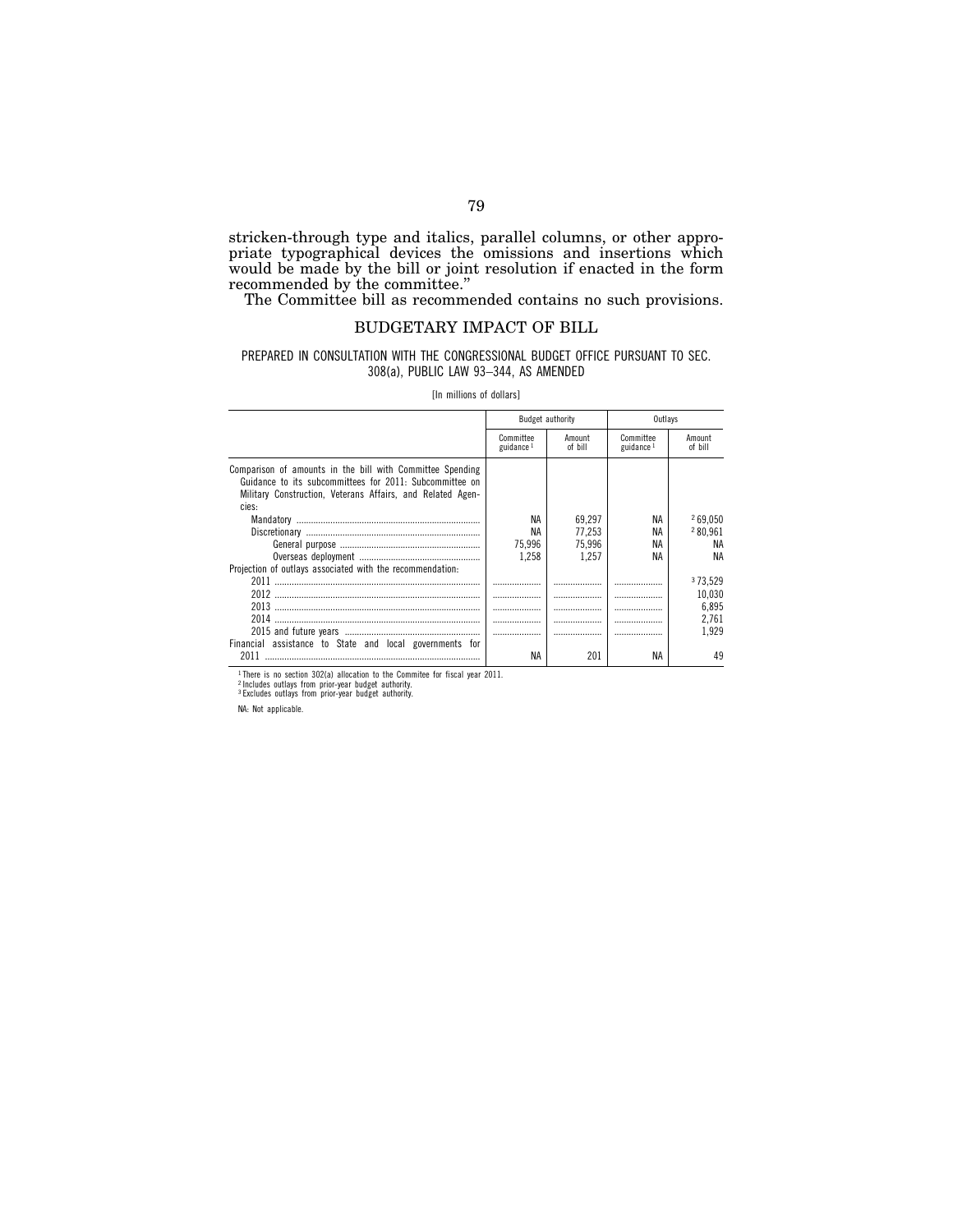stricken-through type and italics, parallel columns, or other appropriate typographical devices the omissions and insertions which would be made by the bill or joint resolution if enacted in the form recommended by the committee."

The Committee bill as recommended contains no such provisions.

## BUDGETARY IMPACT OF BILL

PREPARED IN CONSULTATION WITH THE CONGRESSIONAL BUDGET OFFICE PURSUANT TO SEC. 308(a), PUBLIC LAW 93–344, AS AMENDED

[In millions of dollars]

| | Budget authority | | Outlays | |
|---|---|---|---|---|
| | Committee guidance [1] | Amount of bill | Committee guidance [1] | Amount of bill |
| Comparison of amounts in the bill with Committee Spending Guidance to its subcommittees for 2011: Subcommittee on Military Construction, Veterans Affairs, and Related Agencies: | | | | |
| Mandatory | NA | 69,297 | NA | [2] 69,050 |
| Discretionary | NA | 77,253 | NA | [2] 80,961 |
| General purpose | 75,996 | 75,996 | NA | NA |
| Overseas deployment | 1,258 | 1,257 | NA | NA |
| Projection of outlays associated with the recommendation: | | | | |
| 2011 | | | | [3] 73,529 |
| 2012 | | | | 10,030 |
| 2013 | | | | 6,895 |
| 2014 | | | | 2,761 |
| 2015 and future years | | | | 1,929 |
| Financial assistance to State and local governments for 2011 | NA | 201 | NA | 49 |

[1] There is no section 302(a) allocation to the Commitee for fiscal year 2011.
[2] Includes outlays from prior-year budget authority.
[3] Excludes outlays from prior-year budget authority.

NA: Not applicable.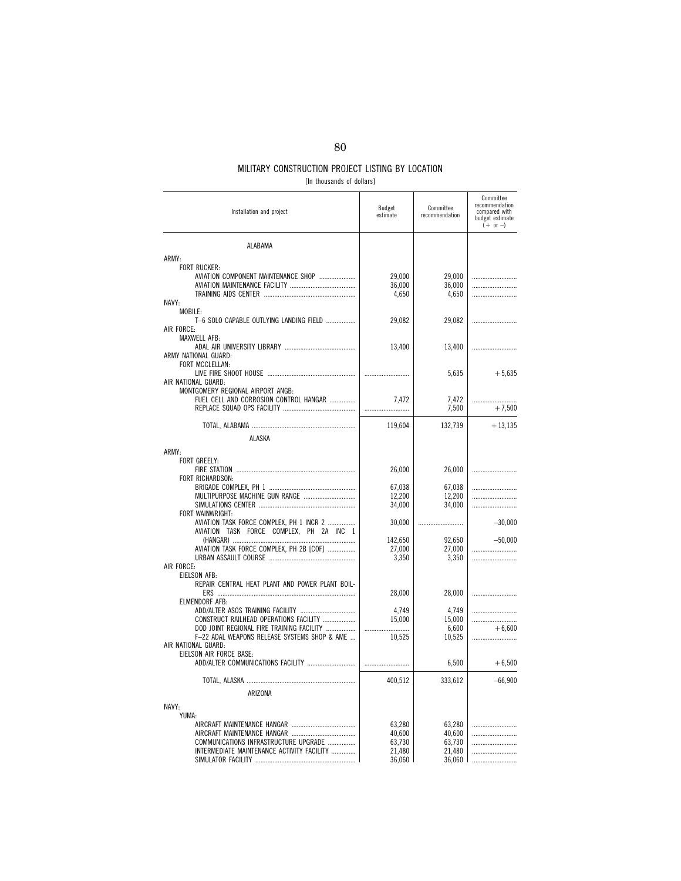## MILITARY CONSTRUCTION PROJECT LISTING BY LOCATION

[In thousands of dollars]

| Installation and project | Budget estimate | Committee recommendation | Committee recommendation compared with budget estimate (+ or –) |
|---|---|---|---|
| ALABAMA | | | |
| ARMY: | | | |
| FORT RUCKER: | | | |
| AVIATION COMPONENT MAINTENANCE SHOP | 29,000 | 29,000 | |
| AVIATION MAINTENANCE FACILITY | 36,000 | 36,000 | |
| TRAINING AIDS CENTER | 4,650 | 4,650 | |
| NAVY: | | | |
| MOBILE: | | | |
| T–6 SOLO CAPABLE OUTLYING LANDING FIELD | 29,082 | 29,082 | |
| AIR FORCE: | | | |
| MAXWELL AFB: | | | |
| ADAL AIR UNIVERSITY LIBRARY | 13,400 | 13,400 | |
| ARMY NATIONAL GUARD: | | | |
| FORT MCCLELLAN: | | | |
| LIVE FIRE SHOOT HOUSE | | 5,635 | +5,635 |
| AIR NATIONAL GUARD: | | | |
| MONTGOMERY REGIONAL AIRPORT ANGB: | | | |
| FUEL CELL AND CORROSION CONTROL HANGAR | 7,472 | 7,472 | |
| REPLACE SQUAD OPS FACILITY | | 7,500 | +7,500 |
| TOTAL, ALABAMA | 119,604 | 132,739 | +13,135 |
| ALASKA | | | |
| ARMY: | | | |
| FORT GREELY: | | | |
| FIRE STATION | 26,000 | 26,000 | |
| FORT RICHARDSON: | | | |
| BRIGADE COMPLEX, PH 1 | 67,038 | 67,038 | |
| MULTIPURPOSE MACHINE GUN RANGE | 12,200 | 12,200 | |
| SIMULATIONS CENTER | 34,000 | 34,000 | |
| FORT WAINWRIGHT: | | | |
| AVIATION TASK FORCE COMPLEX, PH 1 INCR 2 | 30,000 | | –30,000 |
| AVIATION TASK FORCE COMPLEX, PH 2A INC 1 (HANGAR) | 142,650 | 92,650 | –50,000 |
| AVIATION TASK FORCE COMPLEX, PH 2B [COF] | 27,000 | 27,000 | |
| URBAN ASSAULT COURSE | 3,350 | 3,350 | |
| AIR FORCE: | | | |
| EIELSON AFB: | | | |
| REPAIR CENTRAL HEAT PLANT AND POWER PLANT BOILERS | 28,000 | 28,000 | |
| ELMENDORF AFB: | | | |
| ADD/ALTER ASOS TRAINING FACILITY | 4,749 | 4,749 | |
| CONSTRUCT RAILHEAD OPERATIONS FACILITY | 15,000 | 15,000 | |
| DOD JOINT REGIONAL FIRE TRAINING FACILITY | | 6,600 | +6,600 |
| F–22 ADAL WEAPONS RELEASE SYSTEMS SHOP & AME | 10,525 | 10,525 | |
| AIR NATIONAL GUARD: | | | |
| EIELSON AIR FORCE BASE: | | | |
| ADD/ALTER COMMUNICATIONS FACILITY | | 6,500 | +6,500 |
| TOTAL, ALASKA | 400,512 | 333,612 | –66,900 |
| ARIZONA | | | |
| NAVY: | | | |
| YUMA: | | | |
| AIRCRAFT MAINTENANCE HANGAR | 63,280 | 63,280 | |
| AIRCRAFT MAINTENANCE HANGAR | 40,600 | 40,600 | |
| COMMUNICATIONS INFRASTRUCTURE UPGRADE | 63,730 | 63,730 | |
| INTERMEDIATE MAINTENANCE ACTIVITY FACILITY | 21,480 | 21,480 | |
| SIMULATOR FACILITY | 36,060 | 36,060 | |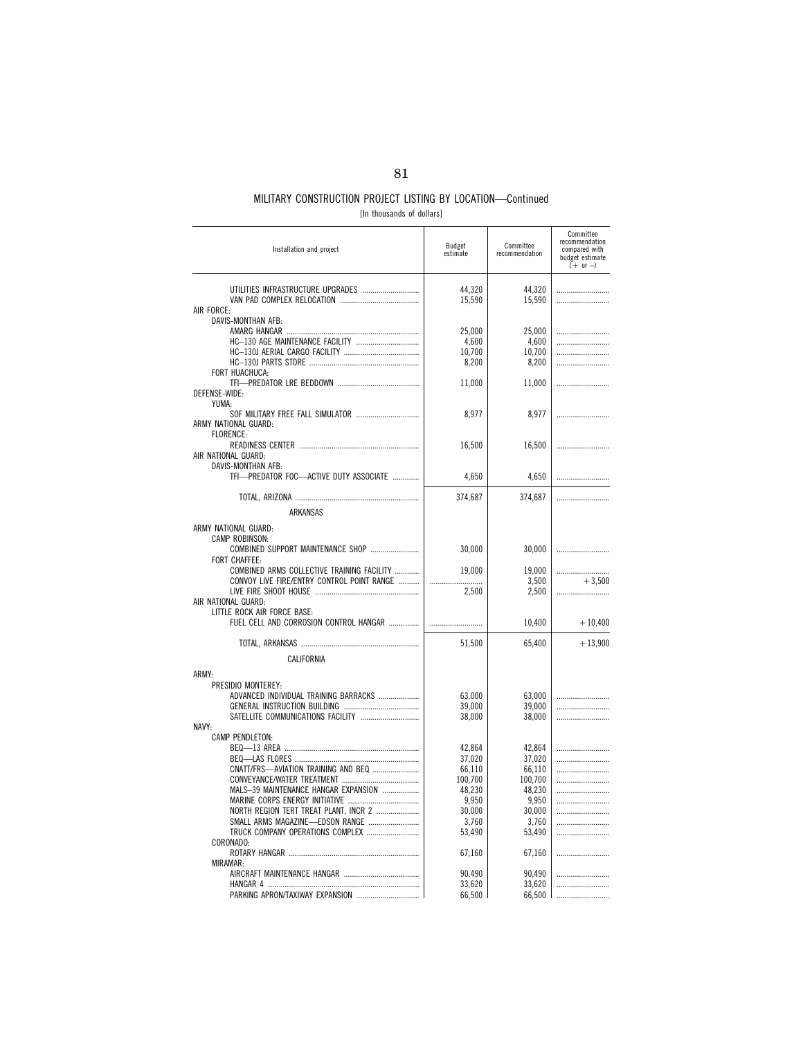## MILITARY CONSTRUCTION PROJECT LISTING BY LOCATION—Continued

[In thousands of dollars]

| Installation and project | Budget estimate | Committee recommendation | Committee recommendation compared with budget estimate (+ or –) |
|---|---|---|---|
| UTILITIES INFRASTRUCTURE UPGRADES | 44,320 | 44,320 | |
| VAN PAD COMPLEX RELOCATION | 15,590 | 15,590 | |
| AIR FORCE: | | | |
| DAVIS-MONTHAN AFB: | | | |
| AMARG HANGAR | 25,000 | 25,000 | |
| HC–130 AGE MAINTENANCE FACILITY | 4,600 | 4,600 | |
| HC–130J AERIAL CARGO FACILITY | 10,700 | 10,700 | |
| HC–130J PARTS STORE | 8,200 | 8,200 | |
| FORT HUACHUCA: | | | |
| TFI—PREDATOR LRE BEDDOWN | 11,000 | 11,000 | |
| DEFENSE-WIDE: | | | |
| YUMA: | | | |
| SOF MILITARY FREE FALL SIMULATOR | 8,977 | 8,977 | |
| ARMY NATIONAL GUARD: | | | |
| FLORENCE: | | | |
| READINESS CENTER | 16,500 | 16,500 | |
| AIR NATIONAL GUARD: | | | |
| DAVIS-MONTHAN AFB: | | | |
| TFI—PREDATOR FOC—ACTIVE DUTY ASSOCIATE | 4,650 | 4,650 | |
| TOTAL, ARIZONA | 374,687 | 374,687 | |
| ARKANSAS | | | |
| ARMY NATIONAL GUARD: | | | |
| CAMP ROBINSON: | | | |
| COMBINED SUPPORT MAINTENANCE SHOP | 30,000 | 30,000 | |
| FORT CHAFFEE: | | | |
| COMBINED ARMS COLLECTIVE TRAINING FACILITY | 19,000 | 19,000 | |
| CONVOY LIVE FIRE/ENTRY CONTROL POINT RANGE | | 3,500 | +3,500 |
| LIVE FIRE SHOOT HOUSE | 2,500 | 2,500 | |
| AIR NATIONAL GUARD: | | | |
| LITTLE ROCK AIR FORCE BASE: | | | |
| FUEL CELL AND CORROSION CONTROL HANGAR | | 10,400 | +10,400 |
| TOTAL, ARKANSAS | 51,500 | 65,400 | +13,900 |
| CALIFORNIA | | | |
| ARMY: | | | |
| PRESIDIO MONTEREY: | | | |
| ADVANCED INDIVIDUAL TRAINING BARRACKS | 63,000 | 63,000 | |
| GENERAL INSTRUCTION BUILDING | 39,000 | 39,000 | |
| SATELLITE COMMUNICATIONS FACILITY | 38,000 | 38,000 | |
| NAVY: | | | |
| CAMP PENDLETON: | | | |
| BEQ—13 AREA | 42,864 | 42,864 | |
| BEQ—LAS FLORES | 37,020 | 37,020 | |
| CNATT/FRS—AVIATION TRAINING AND BEQ | 66,110 | 66,110 | |
| CONVEYANCE/WATER TREATMENT | 100,700 | 100,700 | |
| MALS–39 MAINTENANCE HANGAR EXPANSION | 48,230 | 48,230 | |
| MARINE CORPS ENERGY INITIATIVE | 9,950 | 9,950 | |
| NORTH REGION TERT TREAT PLANT, INCR 2 | 30,000 | 30,000 | |
| SMALL ARMS MAGAZINE—EDSON RANGE | 3,760 | 3,760 | |
| TRUCK COMPANY OPERATIONS COMPLEX | 53,490 | 53,490 | |
| CORONADO: | | | |
| ROTARY HANGAR | 67,160 | 67,160 | |
| MIRAMAR: | | | |
| AIRCRAFT MAINTENANCE HANGAR | 90,490 | 90,490 | |
| HANGAR 4 | 33,620 | 33,620 | |
| PARKING APRON/TAXIWAY EXPANSION | 66,500 | 66,500 | |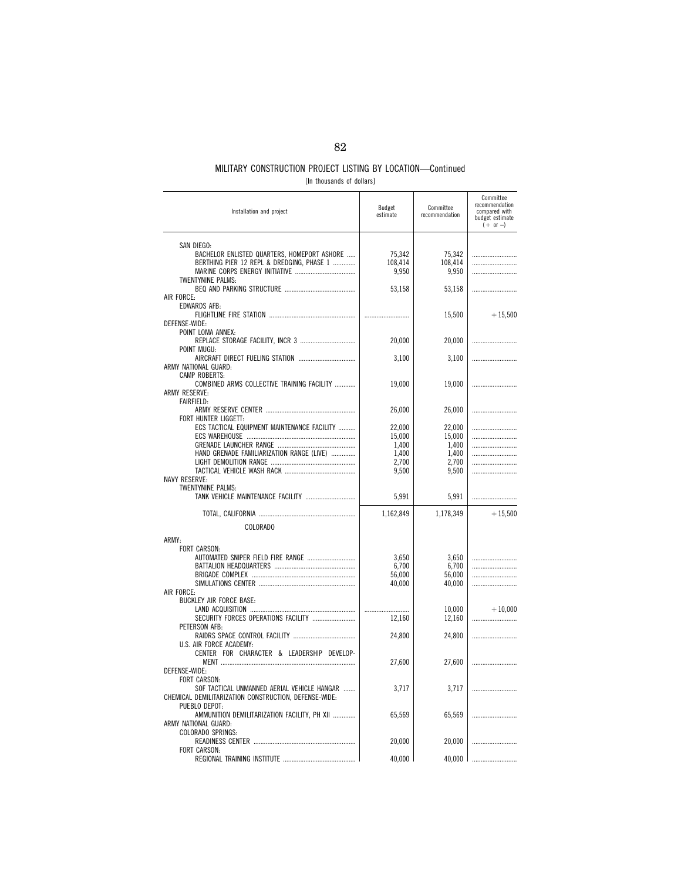## MILITARY CONSTRUCTION PROJECT LISTING BY LOCATION—Continued

[In thousands of dollars]

| Installation and project | Budget estimate | Committee recommendation | Committee recommendation compared with budget estimate (+ or –) |
|---|---|---|---|
| SAN DIEGO: | | | |
| BACHELOR ENLISTED QUARTERS, HOMEPORT ASHORE | 75,342 | 75,342 | |
| BERTHING PIER 12 REPL & DREDGING, PHASE 1 | 108,414 | 108,414 | |
| MARINE CORPS ENERGY INITIATIVE | 9,950 | 9,950 | |
| TWENTYNINE PALMS: | | | |
| BEQ AND PARKING STRUCTURE | 53,158 | 53,158 | |
| AIR FORCE: | | | |
| EDWARDS AFB: | | | |
| FLIGHTLINE FIRE STATION | | 15,500 | +15,500 |
| DEFENSE-WIDE: | | | |
| POINT LOMA ANNEX: | | | |
| REPLACE STORAGE FACILITY, INCR 3 | 20,000 | 20,000 | |
| POINT MUGU: | | | |
| AIRCRAFT DIRECT FUELING STATION | 3,100 | 3,100 | |
| ARMY NATIONAL GUARD: | | | |
| CAMP ROBERTS: | | | |
| COMBINED ARMS COLLECTIVE TRAINING FACILITY | 19,000 | 19,000 | |
| ARMY RESERVE: | | | |
| FAIRFIELD: | | | |
| ARMY RESERVE CENTER | 26,000 | 26,000 | |
| FORT HUNTER LIGGETT: | | | |
| ECS TACTICAL EQUIPMENT MAINTENANCE FACILITY | 22,000 | 22,000 | |
| ECS WAREHOUSE | 15,000 | 15,000 | |
| GRENADE LAUNCHER RANGE | 1,400 | 1,400 | |
| HAND GRENADE FAMILIARIZATION RANGE (LIVE) | 1,400 | 1,400 | |
| LIGHT DEMOLITION RANGE | 2,700 | 2,700 | |
| TACTICAL VEHICLE WASH RACK | 9,500 | 9,500 | |
| NAVY RESERVE: | | | |
| TWENTYNINE PALMS: | | | |
| TANK VEHICLE MAINTENANCE FACILITY | 5,991 | 5,991 | |
| TOTAL, CALIFORNIA | 1,162,849 | 1,178,349 | +15,500 |
| COLORADO | | | |
| ARMY: | | | |
| FORT CARSON: | | | |
| AUTOMATED SNIPER FIELD FIRE RANGE | 3,650 | 3,650 | |
| BATTALION HEADQUARTERS | 6,700 | 6,700 | |
| BRIGADE COMPLEX | 56,000 | 56,000 | |
| SIMULATIONS CENTER | 40,000 | 40,000 | |
| AIR FORCE: | | | |
| BUCKLEY AIR FORCE BASE: | | | |
| LAND ACQUISITION | | 10,000 | +10,000 |
| SECURITY FORCES OPERATIONS FACILITY | 12,160 | 12,160 | |
| PETERSON AFB: | | | |
| RAIDRS SPACE CONTROL FACILITY | 24,800 | 24,800 | |
| U.S. AIR FORCE ACADEMY: | | | |
| CENTER FOR CHARACTER & LEADERSHIP DEVELOPMENT | 27,600 | 27,600 | |
| DEFENSE-WIDE: | | | |
| FORT CARSON: | | | |
| SOF TACTICAL UNMANNED AERIAL VEHICLE HANGAR | 3,717 | 3,717 | |
| CHEMICAL DEMILITARIZATION CONSTRUCTION, DEFENSE-WIDE: | | | |
| PUEBLO DEPOT: | | | |
| AMMUNITION DEMILITARIZATION FACILITY, PH XII | 65,569 | 65,569 | |
| ARMY NATIONAL GUARD: | | | |
| COLORADO SPRINGS: | | | |
| READINESS CENTER | 20,000 | 20,000 | |
| FORT CARSON: | | | |
| REGIONAL TRAINING INSTITUTE | 40,000 | 40,000 | |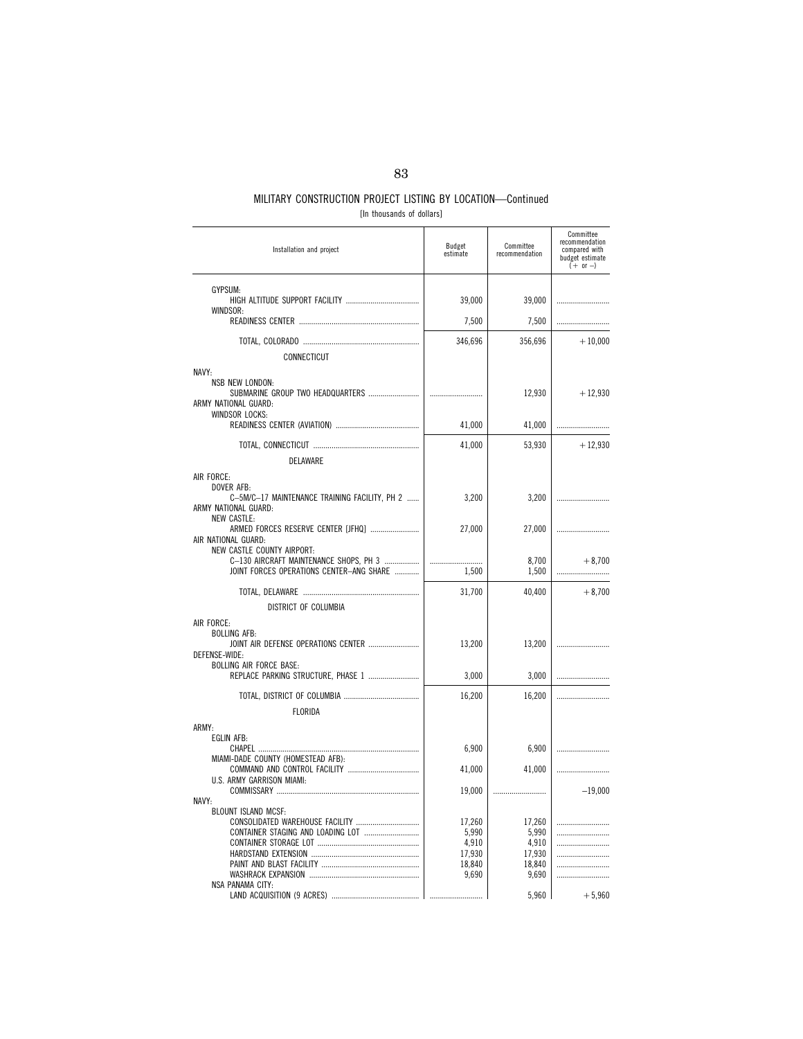## MILITARY CONSTRUCTION PROJECT LISTING BY LOCATION—Continued

[In thousands of dollars]

| Installation and project | Budget estimate | Committee recommendation | Committee recommendation compared with budget estimate (+ or –) |
|---|---|---|---|
| GYPSUM: | | | |
| HIGH ALTITUDE SUPPORT FACILITY | 39,000 | 39,000 | |
| WINDSOR: | | | |
| READINESS CENTER | 7,500 | 7,500 | |
| TOTAL, COLORADO | 346,696 | 356,696 | +10,000 |
| CONNECTICUT | | | |
| NAVY: | | | |
| NSB NEW LONDON: | | | |
| SUBMARINE GROUP TWO HEADQUARTERS | | 12,930 | +12,930 |
| ARMY NATIONAL GUARD: | | | |
| WINDSOR LOCKS: | | | |
| READINESS CENTER (AVIATION) | 41,000 | 41,000 | |
| TOTAL, CONNECTICUT | 41,000 | 53,930 | +12,930 |
| DELAWARE | | | |
| AIR FORCE: | | | |
| DOVER AFB: | | | |
| C–5M/C–17 MAINTENANCE TRAINING FACILITY, PH 2 | 3,200 | 3,200 | |
| ARMY NATIONAL GUARD: | | | |
| NEW CASTLE: | | | |
| ARMED FORCES RESERVE CENTER [JFHQ] | 27,000 | 27,000 | |
| AIR NATIONAL GUARD: | | | |
| NEW CASTLE COUNTY AIRPORT: | | | |
| C–130 AIRCRAFT MAINTENANCE SHOPS, PH 3 | | 8,700 | +8,700 |
| JOINT FORCES OPERATIONS CENTER–ANG SHARE | 1,500 | 1,500 | |
| TOTAL, DELAWARE | 31,700 | 40,400 | +8,700 |
| DISTRICT OF COLUMBIA | | | |
| AIR FORCE: | | | |
| BOLLING AFB: | | | |
| JOINT AIR DEFENSE OPERATIONS CENTER | 13,200 | 13,200 | |
| DEFENSE-WIDE: | | | |
| BOLLING AIR FORCE BASE: | | | |
| REPLACE PARKING STRUCTURE, PHASE 1 | 3,000 | 3,000 | |
| TOTAL, DISTRICT OF COLUMBIA | 16,200 | 16,200 | |
| FLORIDA | | | |
| ARMY: | | | |
| EGLIN AFB: | | | |
| CHAPEL | 6,900 | 6,900 | |
| MIAMI-DADE COUNTY (HOMESTEAD AFB): | | | |
| COMMAND AND CONTROL FACILITY | 41,000 | 41,000 | |
| U.S. ARMY GARRISON MIAMI: | | | |
| COMMISSARY | 19,000 | | –19,000 |
| NAVY: | | | |
| BLOUNT ISLAND MCSF: | | | |
| CONSOLIDATED WAREHOUSE FACILITY | 17,260 | 17,260 | |
| CONTAINER STAGING AND LOADING LOT | 5,990 | 5,990 | |
| CONTAINER STORAGE LOT | 4,910 | 4,910 | |
| HARDSTAND EXTENSION | 17,930 | 17,930 | |
| PAINT AND BLAST FACILITY | 18,840 | 18,840 | |
| WASHRACK EXPANSION | 9,690 | 9,690 | |
| NSA PANAMA CITY: | | | |
| LAND ACQUISITION (9 ACRES) | | 5,960 | +5,960 |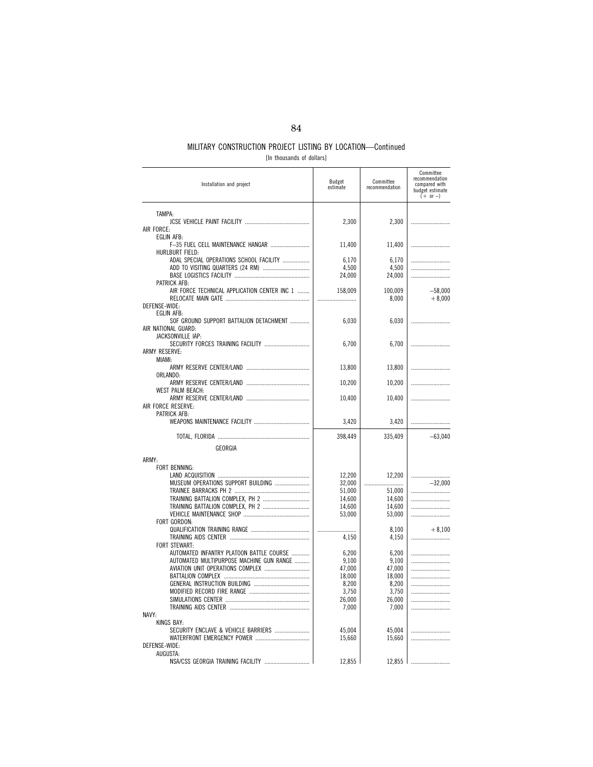MILITARY CONSTRUCTION PROJECT LISTING BY LOCATION—Continued

[In thousands of dollars]

| Installation and project | Budget estimate | Committee recommendation | Committee recommendation compared with budget estimate (+ or –) |
| --- | --- | --- | --- |
| TAMPA: | | | |
| JCSE VEHICLE PAINT FACILITY | 2,300 | 2,300 | |
| AIR FORCE: | | | |
| EGLIN AFB: | | | |
| F–35 FUEL CELL MAINTENANCE HANGAR | 11,400 | 11,400 | |
| HURLBURT FIELD: | | | |
| ADAL SPECIAL OPERATIONS SCHOOL FACILITY | 6,170 | 6,170 | |
| ADD TO VISITING QUARTERS (24 RM) | 4,500 | 4,500 | |
| BASE LOGISTICS FACILITY | 24,000 | 24,000 | |
| PATRICK AFB: | | | |
| AIR FORCE TECHNICAL APPLICATION CENTER INC 1 | 158,009 | 100,009 | –58,000 |
| RELOCATE MAIN GATE | | 8,000 | +8,000 |
| DEFENSE-WIDE: | | | |
| EGLIN AFB: | | | |
| SOF GROUND SUPPORT BATTALION DETACHMENT | 6,030 | 6,030 | |
| AIR NATIONAL GUARD: | | | |
| JACKSONVILLE IAP: | | | |
| SECURITY FORCES TRAINING FACILITY | 6,700 | 6,700 | |
| ARMY RESERVE: | | | |
| MIAMI: | | | |
| ARMY RESERVE CENTER/LAND | 13,800 | 13,800 | |
| ORLANDO: | | | |
| ARMY RESERVE CENTER/LAND | 10,200 | 10,200 | |
| WEST PALM BEACH: | | | |
| ARMY RESERVE CENTER/LAND | 10,400 | 10,400 | |
| AIR FORCE RESERVE: | | | |
| PATRICK AFB: | | | |
| WEAPONS MAINTENANCE FACILITY | 3,420 | 3,420 | |
| TOTAL, FLORIDA | 398,449 | 335,409 | –63,040 |
| GEORGIA | | | |
| ARMY: | | | |
| FORT BENNING: | | | |
| LAND ACQUISITION | 12,200 | 12,200 | |
| MUSEUM OPERATIONS SUPPORT BUILDING | 32,000 | | –32,000 |
| TRAINEE BARRACKS PH 2 | 51,000 | 51,000 | |
| TRAINING BATTALION COMPLEX, PH 2 | 14,600 | 14,600 | |
| TRAINING BATTALION COMPLEX, PH 2 | 14,600 | 14,600 | |
| VEHICLE MAINTENANCE SHOP | 53,000 | 53,000 | |
| FORT GORDON: | | | |
| QUALIFICATION TRAINING RANGE | | 8,100 | +8,100 |
| TRAINING AIDS CENTER | 4,150 | 4,150 | |
| FORT STEWART: | | | |
| AUTOMATED INFANTRY PLATOON BATTLE COURSE | 6,200 | 6,200 | |
| AUTOMATED MULTIPURPOSE MACHINE GUN RANGE | 9,100 | 9,100 | |
| AVIATION UNIT OPERATIONS COMPLEX | 47,000 | 47,000 | |
| BATTALION COMPLEX | 18,000 | 18,000 | |
| GENERAL INSTRUCTION BUILDING | 8,200 | 8,200 | |
| MODIFIED RECORD FIRE RANGE | 3,750 | 3,750 | |
| SIMULATIONS CENTER | 26,000 | 26,000 | |
| TRAINING AIDS CENTER | 7,000 | 7,000 | |
| NAVY: | | | |
| KINGS BAY: | | | |
| SECURITY ENCLAVE & VEHICLE BARRIERS | 45,004 | 45,004 | |
| WATERFRONT EMERGENCY POWER | 15,660 | 15,660 | |
| DEFENSE-WIDE: | | | |
| AUGUSTA: | | | |
| NSA/CSS GEORGIA TRAINING FACILITY | 12,855 | 12,855 | |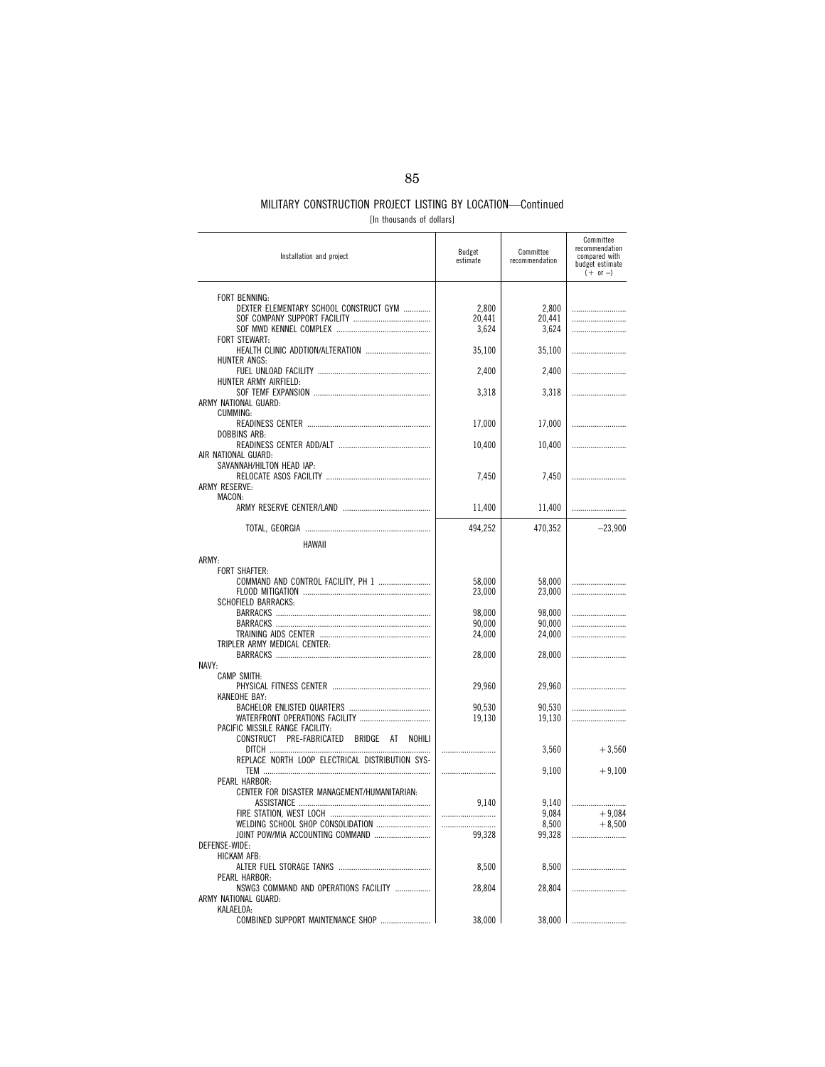MILITARY CONSTRUCTION PROJECT LISTING BY LOCATION—Continued

[In thousands of dollars]

| Installation and project | Budget estimate | Committee recommendation | Committee recommendation compared with budget estimate (+ or −) |
|---|---|---|---|
| FORT BENNING: | | | |
| DEXTER ELEMENTARY SCHOOL CONSTRUCT GYM | 2,800 | 2,800 | |
| SOF COMPANY SUPPORT FACILITY | 20,441 | 20,441 | |
| SOF MWD KENNEL COMPLEX | 3,624 | 3,624 | |
| FORT STEWART: | | | |
| HEALTH CLINIC ADDTION/ALTERATION | 35,100 | 35,100 | |
| HUNTER ANGS: | | | |
| FUEL UNLOAD FACILITY | 2,400 | 2,400 | |
| HUNTER ARMY AIRFIELD: | | | |
| SOF TEMF EXPANSION | 3,318 | 3,318 | |
| ARMY NATIONAL GUARD: | | | |
| CUMMING: | | | |
| READINESS CENTER | 17,000 | 17,000 | |
| DOBBINS ARB: | | | |
| READINESS CENTER ADD/ALT | 10,400 | 10,400 | |
| AIR NATIONAL GUARD: | | | |
| SAVANNAH/HILTON HEAD IAP: | | | |
| RELOCATE ASOS FACILITY | 7,450 | 7,450 | |
| ARMY RESERVE: | | | |
| MACON: | | | |
| ARMY RESERVE CENTER/LAND | 11,400 | 11,400 | |
| TOTAL, GEORGIA | 494,252 | 470,352 | −23,900 |
| HAWAII | | | |
| ARMY: | | | |
| FORT SHAFTER: | | | |
| COMMAND AND CONTROL FACILITY, PH 1 | 58,000 | 58,000 | |
| FLOOD MITIGATION | 23,000 | 23,000 | |
| SCHOFIELD BARRACKS: | | | |
| BARRACKS | 98,000 | 98,000 | |
| BARRACKS | 90,000 | 90,000 | |
| TRAINING AIDS CENTER | 24,000 | 24,000 | |
| TRIPLER ARMY MEDICAL CENTER: | | | |
| BARRACKS | 28,000 | 28,000 | |
| NAVY: | | | |
| CAMP SMITH: | | | |
| PHYSICAL FITNESS CENTER | 29,960 | 29,960 | |
| KANEOHE BAY: | | | |
| BACHELOR ENLISTED QUARTERS | 90,530 | 90,530 | |
| WATERFRONT OPERATIONS FACILITY | 19,130 | 19,130 | |
| PACIFIC MISSILE RANGE FACILITY: | | | |
| CONSTRUCT PRE-FABRICATED BRIDGE AT NOHILI DITCH | | 3,560 | +3,560 |
| REPLACE NORTH LOOP ELECTRICAL DISTRIBUTION SYSTEM | | 9,100 | +9,100 |
| PEARL HARBOR: | | | |
| CENTER FOR DISASTER MANAGEMENT/HUMANITARIAN: ASSISTANCE | 9,140 | 9,140 | |
| FIRE STATION, WEST LOCH | | 9,084 | +9,084 |
| WELDING SCHOOL SHOP CONSOLIDATION | | 8,500 | +8,500 |
| JOINT POW/MIA ACCOUNTING COMMAND | 99,328 | 99,328 | |
| DEFENSE-WIDE: | | | |
| HICKAM AFB: | | | |
| ALTER FUEL STORAGE TANKS | 8,500 | 8,500 | |
| PEARL HARBOR: | | | |
| NSWG3 COMMAND AND OPERATIONS FACILITY | 28,804 | 28,804 | |
| ARMY NATIONAL GUARD: | | | |
| KALAELOA: | | | |
| COMBINED SUPPORT MAINTENANCE SHOP | 38,000 | 38,000 | |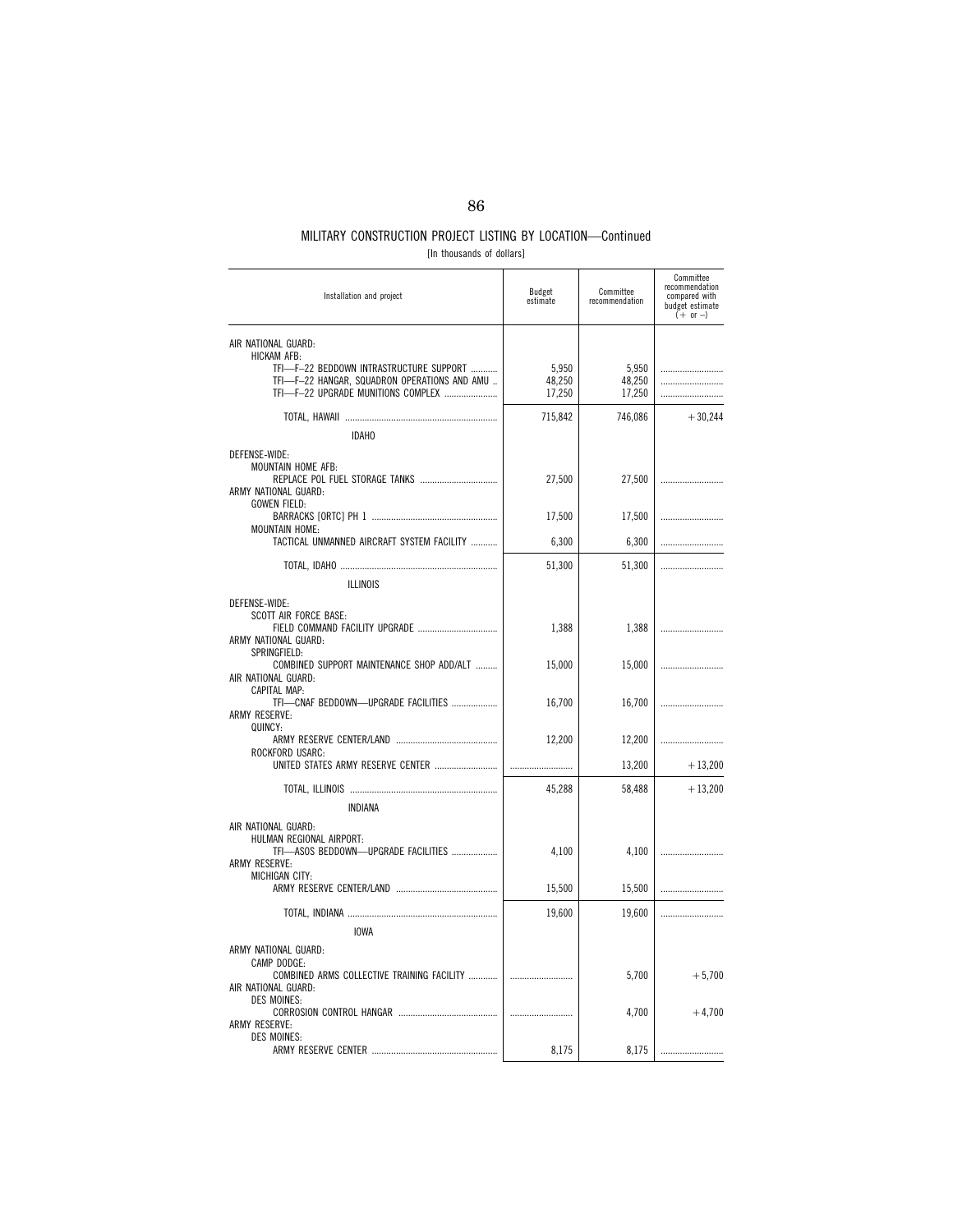MILITARY CONSTRUCTION PROJECT LISTING BY LOCATION—Continued

[In thousands of dollars]

| Installation and project | Budget estimate | Committee recommendation | Committee recommendation compared with budget estimate (+ or –) |
|---|---|---|---|
| AIR NATIONAL GUARD: | | | |
| HICKAM AFB: | | | |
| TFI—F–22 BEDDOWN INTRASTRUCTURE SUPPORT | 5,950 | 5,950 | |
| TFI—F–22 HANGAR, SQUADRON OPERATIONS AND AMU | 48,250 | 48,250 | |
| TFI—F–22 UPGRADE MUNITIONS COMPLEX | 17,250 | 17,250 | |
| TOTAL, HAWAII | 715,842 | 746,086 | +30,244 |
| IDAHO | | | |
| DEFENSE-WIDE: | | | |
| MOUNTAIN HOME AFB: | | | |
| REPLACE POL FUEL STORAGE TANKS | 27,500 | 27,500 | |
| ARMY NATIONAL GUARD: | | | |
| GOWEN FIELD: | | | |
| BARRACKS [ORTC] PH 1 | 17,500 | 17,500 | |
| MOUNTAIN HOME: | | | |
| TACTICAL UNMANNED AIRCRAFT SYSTEM FACILITY | 6,300 | 6,300 | |
| TOTAL, IDAHO | 51,300 | 51,300 | |
| ILLINOIS | | | |
| DEFENSE-WIDE: | | | |
| SCOTT AIR FORCE BASE: | | | |
| FIELD COMMAND FACILITY UPGRADE | 1,388 | 1,388 | |
| ARMY NATIONAL GUARD: | | | |
| SPRINGFIELD: | | | |
| COMBINED SUPPORT MAINTENANCE SHOP ADD/ALT | 15,000 | 15,000 | |
| AIR NATIONAL GUARD: | | | |
| CAPITAL MAP: | | | |
| TFI—CNAF BEDDOWN—UPGRADE FACILITIES | 16,700 | 16,700 | |
| ARMY RESERVE: | | | |
| QUINCY: | | | |
| ARMY RESERVE CENTER/LAND | 12,200 | 12,200 | |
| ROCKFORD USARC: | | | |
| UNITED STATES ARMY RESERVE CENTER | | 13,200 | +13,200 |
| TOTAL, ILLINOIS | 45,288 | 58,488 | +13,200 |
| INDIANA | | | |
| AIR NATIONAL GUARD: | | | |
| HULMAN REGIONAL AIRPORT: | | | |
| TFI—ASOS BEDDOWN—UPGRADE FACILITIES | 4,100 | 4,100 | |
| ARMY RESERVE: | | | |
| MICHIGAN CITY: | | | |
| ARMY RESERVE CENTER/LAND | 15,500 | 15,500 | |
| TOTAL, INDIANA | 19,600 | 19,600 | |
| IOWA | | | |
| ARMY NATIONAL GUARD: | | | |
| CAMP DODGE: | | | |
| COMBINED ARMS COLLECTIVE TRAINING FACILITY | | 5,700 | +5,700 |
| AIR NATIONAL GUARD: | | | |
| DES MOINES: | | | |
| CORROSION CONTROL HANGAR | | 4,700 | +4,700 |
| ARMY RESERVE: | | | |
| DES MOINES: | | | |
| ARMY RESERVE CENTER | 8,175 | 8,175 | |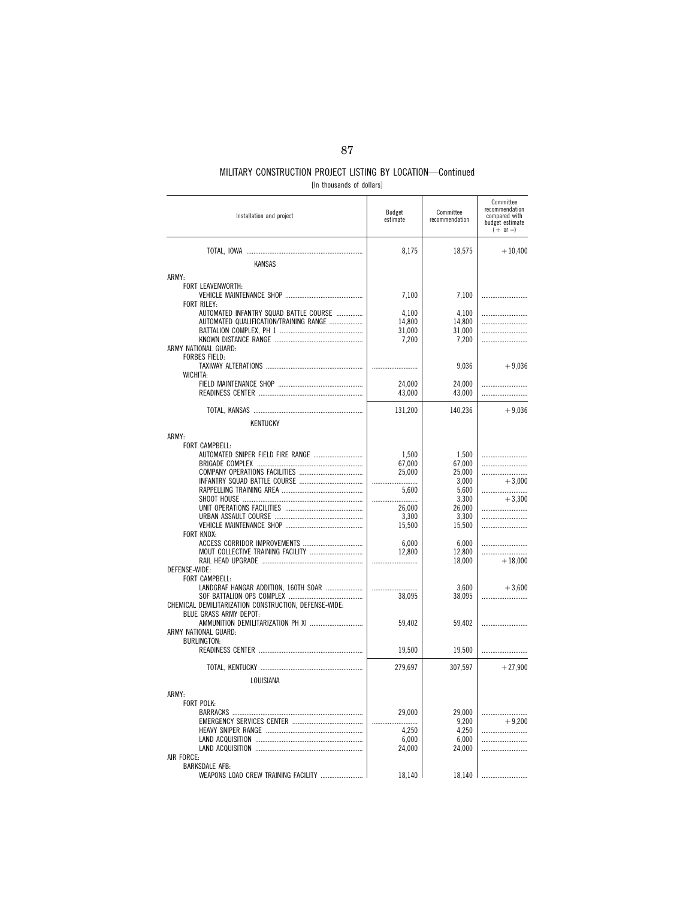MILITARY CONSTRUCTION PROJECT LISTING BY LOCATION—Continued

[In thousands of dollars]

| Installation and project | Budget estimate | Committee recommendation | Committee recommendation compared with budget estimate (+ or −) |
|---|---|---|---|
| TOTAL, IOWA | 8,175 | 18,575 | +10,400 |
| KANSAS | | | |
| ARMY: | | | |
| FORT LEAVENWORTH: | | | |
| VEHICLE MAINTENANCE SHOP | 7,100 | 7,100 | |
| FORT RILEY: | | | |
| AUTOMATED INFANTRY SQUAD BATTLE COURSE | 4,100 | 4,100 | |
| AUTOMATED QUALIFICATION/TRAINING RANGE | 14,800 | 14,800 | |
| BATTALION COMPLEX, PH 1 | 31,000 | 31,000 | |
| KNOWN DISTANCE RANGE | 7,200 | 7,200 | |
| ARMY NATIONAL GUARD: | | | |
| FORBES FIELD: | | | |
| TAXIWAY ALTERATIONS | | 9,036 | +9,036 |
| WICHITA: | | | |
| FIELD MAINTENANCE SHOP | 24,000 | 24,000 | |
| READINESS CENTER | 43,000 | 43,000 | |
| TOTAL, KANSAS | 131,200 | 140,236 | +9,036 |
| KENTUCKY | | | |
| ARMY: | | | |
| FORT CAMPBELL: | | | |
| AUTOMATED SNIPER FIELD FIRE RANGE | 1,500 | 1,500 | |
| BRIGADE COMPLEX | 67,000 | 67,000 | |
| COMPANY OPERATIONS FACILITIES | 25,000 | 25,000 | |
| INFANTRY SQUAD BATTLE COURSE | | 3,000 | +3,000 |
| RAPPELLING TRAINING AREA | 5,600 | 5,600 | |
| SHOOT HOUSE | | 3,300 | +3,300 |
| UNIT OPERATIONS FACILITIES | 26,000 | 26,000 | |
| URBAN ASSAULT COURSE | 3,300 | 3,300 | |
| VEHICLE MAINTENANCE SHOP | 15,500 | 15,500 | |
| FORT KNOX: | | | |
| ACCESS CORRIDOR IMPROVEMENTS | 6,000 | 6,000 | |
| MOUT COLLECTIVE TRAINING FACILITY | 12,800 | 12,800 | |
| RAIL HEAD UPGRADE | | 18,000 | +18,000 |
| DEFENSE-WIDE: | | | |
| FORT CAMPBELL: | | | |
| LANDGRAF HANGAR ADDITION, 160TH SOAR | | 3,600 | +3,600 |
| SOF BATTALION OPS COMPLEX | 38,095 | 38,095 | |
| CHEMICAL DEMILITARIZATION CONSTRUCTION, DEFENSE-WIDE: | | | |
| BLUE GRASS ARMY DEPOT: | | | |
| AMMUNITION DEMILITARIZATION PH XI | 59,402 | 59,402 | |
| ARMY NATIONAL GUARD: | | | |
| BURLINGTON: | | | |
| READINESS CENTER | 19,500 | 19,500 | |
| TOTAL, KENTUCKY | 279,697 | 307,597 | +27,900 |
| LOUISIANA | | | |
| ARMY: | | | |
| FORT POLK: | | | |
| BARRACKS | 29,000 | 29,000 | |
| EMERGENCY SERVICES CENTER | | 9,200 | +9,200 |
| HEAVY SNIPER RANGE | 4,250 | 4,250 | |
| LAND ACQUISITION | 6,000 | 6,000 | |
| LAND ACQUISITION | 24,000 | 24,000 | |
| AIR FORCE: | | | |
| BARKSDALE AFB: | | | |
| WEAPONS LOAD CREW TRAINING FACILITY | 18,140 | 18,140 | |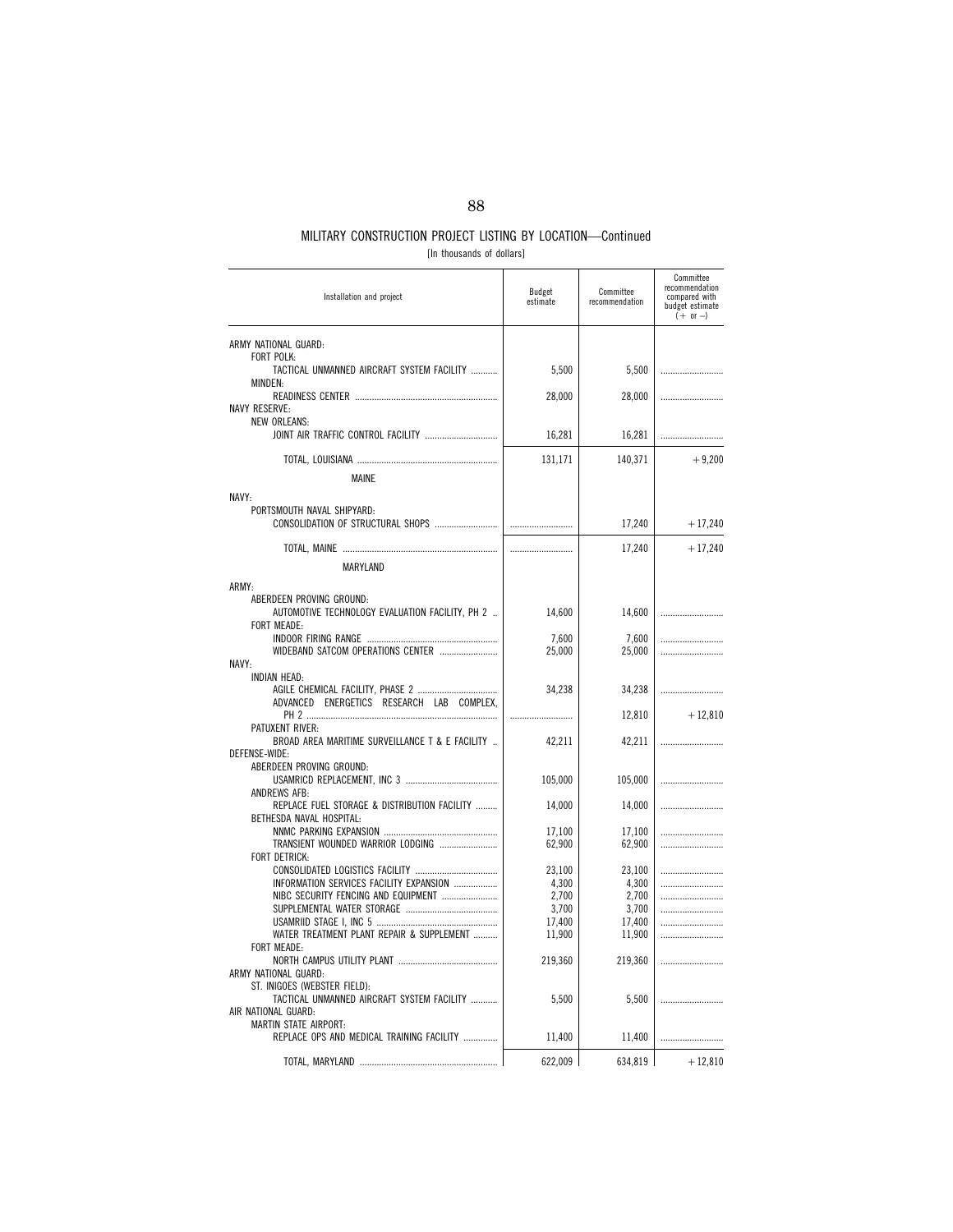## MILITARY CONSTRUCTION PROJECT LISTING BY LOCATION—Continued

[In thousands of dollars]

| Installation and project | Budget estimate | Committee recommendation | Committee recommendation compared with budget estimate (+ or –) |
|---|---|---|---|
| ARMY NATIONAL GUARD: | | | |
| FORT POLK: | | | |
| TACTICAL UNMANNED AIRCRAFT SYSTEM FACILITY | 5,500 | 5,500 | |
| MINDEN: | | | |
| READINESS CENTER | 28,000 | 28,000 | |
| NAVY RESERVE: | | | |
| NEW ORLEANS: | | | |
| JOINT AIR TRAFFIC CONTROL FACILITY | 16,281 | 16,281 | |
| TOTAL, LOUISIANA | 131,171 | 140,371 | +9,200 |
| MAINE | | | |
| NAVY: | | | |
| PORTSMOUTH NAVAL SHIPYARD: | | | |
| CONSOLIDATION OF STRUCTURAL SHOPS | | 17,240 | +17,240 |
| TOTAL, MAINE | | 17,240 | +17,240 |
| MARYLAND | | | |
| ARMY: | | | |
| ABERDEEN PROVING GROUND: | | | |
| AUTOMOTIVE TECHNOLOGY EVALUATION FACILITY, PH 2 | 14,600 | 14,600 | |
| FORT MEADE: | | | |
| INDOOR FIRING RANGE | 7,600 | 7,600 | |
| WIDEBAND SATCOM OPERATIONS CENTER | 25,000 | 25,000 | |
| NAVY: | | | |
| INDIAN HEAD: | | | |
| AGILE CHEMICAL FACILITY, PHASE 2 | 34,238 | 34,238 | |
| ADVANCED ENERGETICS RESEARCH LAB COMPLEX, PH 2 | | 12,810 | +12,810 |
| PATUXENT RIVER: | | | |
| BROAD AREA MARITIME SURVEILLANCE T & E FACILITY | 42,211 | 42,211 | |
| DEFENSE-WIDE: | | | |
| ABERDEEN PROVING GROUND: | | | |
| USAMRICD REPLACEMENT, INC 3 | 105,000 | 105,000 | |
| ANDREWS AFB: | | | |
| REPLACE FUEL STORAGE & DISTRIBUTION FACILITY | 14,000 | 14,000 | |
| BETHESDA NAVAL HOSPITAL: | | | |
| NNMC PARKING EXPANSION | 17,100 | 17,100 | |
| TRANSIENT WOUNDED WARRIOR LODGING | 62,900 | 62,900 | |
| FORT DETRICK: | | | |
| CONSOLIDATED LOGISTICS FACILITY | 23,100 | 23,100 | |
| INFORMATION SERVICES FACILITY EXPANSION | 4,300 | 4,300 | |
| NIBC SECURITY FENCING AND EQUIPMENT | 2,700 | 2,700 | |
| SUPPLEMENTAL WATER STORAGE | 3,700 | 3,700 | |
| USAMRIID STAGE I, INC 5 | 17,400 | 17,400 | |
| WATER TREATMENT PLANT REPAIR & SUPPLEMENT | 11,900 | 11,900 | |
| FORT MEADE: | | | |
| NORTH CAMPUS UTILITY PLANT | 219,360 | 219,360 | |
| ARMY NATIONAL GUARD: | | | |
| ST. INIGOES (WEBSTER FIELD): | | | |
| TACTICAL UNMANNED AIRCRAFT SYSTEM FACILITY | 5,500 | 5,500 | |
| AIR NATIONAL GUARD: | | | |
| MARTIN STATE AIRPORT: | | | |
| REPLACE OPS AND MEDICAL TRAINING FACILITY | 11,400 | 11,400 | |
| TOTAL, MARYLAND | 622,009 | 634,819 | +12,810 |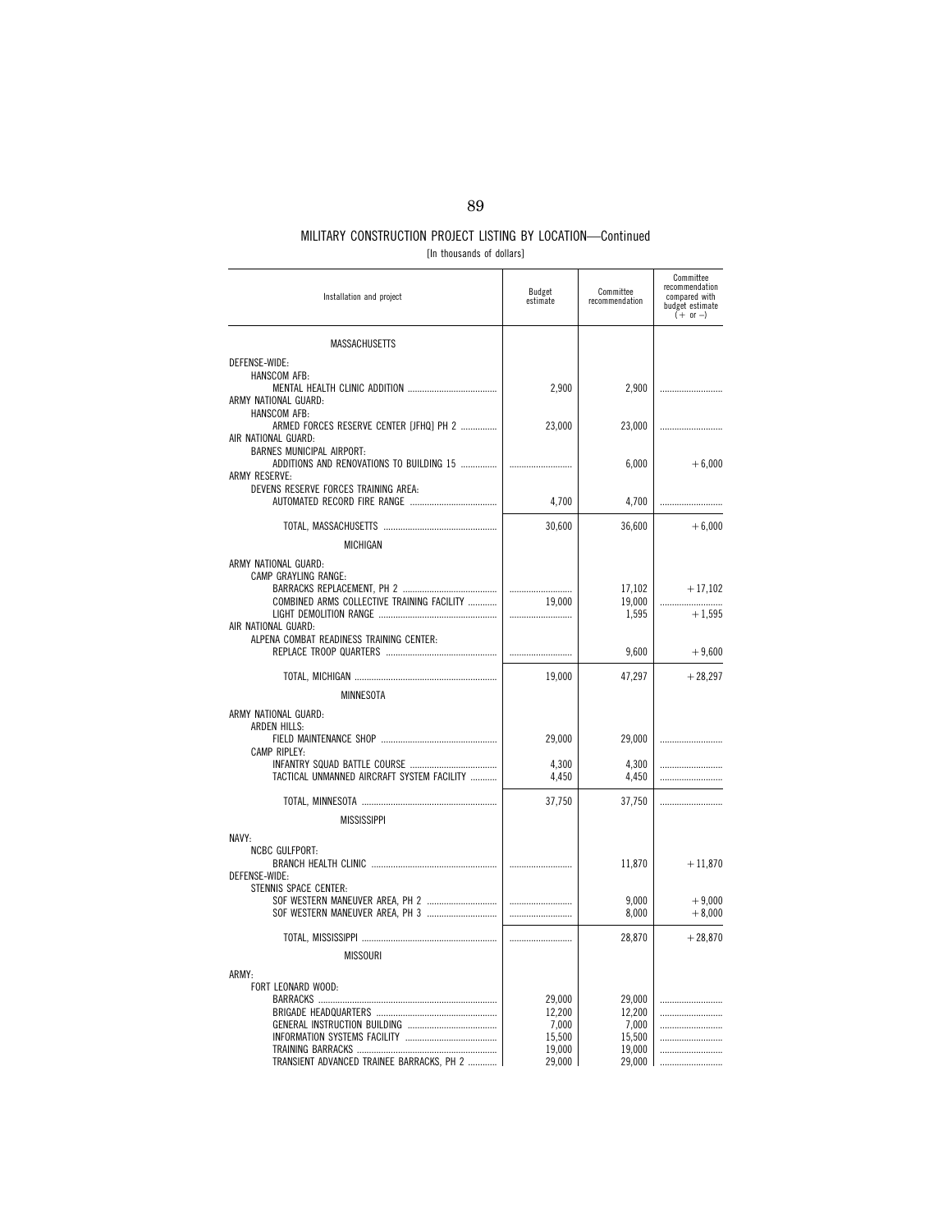MILITARY CONSTRUCTION PROJECT LISTING BY LOCATION—Continued

[In thousands of dollars]

| Installation and project | Budget estimate | Committee recommendation | Committee recommendation compared with budget estimate (+ or –) |
|---|---|---|---|
| MASSACHUSETTS | | | |
| DEFENSE-WIDE: | | | |
| HANSCOM AFB: | | | |
| MENTAL HEALTH CLINIC ADDITION | 2,900 | 2,900 | |
| ARMY NATIONAL GUARD: | | | |
| HANSCOM AFB: | | | |
| ARMED FORCES RESERVE CENTER [JFHQ] PH 2 | 23,000 | 23,000 | |
| AIR NATIONAL GUARD: | | | |
| BARNES MUNICIPAL AIRPORT: | | | |
| ADDITIONS AND RENOVATIONS TO BUILDING 15 | | 6,000 | +6,000 |
| ARMY RESERVE: | | | |
| DEVENS RESERVE FORCES TRAINING AREA: | | | |
| AUTOMATED RECORD FIRE RANGE | 4,700 | 4,700 | |
| TOTAL, MASSACHUSETTS | 30,600 | 36,600 | +6,000 |
| MICHIGAN | | | |
| ARMY NATIONAL GUARD: | | | |
| CAMP GRAYLING RANGE: | | | |
| BARRACKS REPLACEMENT, PH 2 | | 17,102 | +17,102 |
| COMBINED ARMS COLLECTIVE TRAINING FACILITY | 19,000 | 19,000 | |
| LIGHT DEMOLITION RANGE | | 1,595 | +1,595 |
| AIR NATIONAL GUARD: | | | |
| ALPENA COMBAT READINESS TRAINING CENTER: | | | |
| REPLACE TROOP QUARTERS | | 9,600 | +9,600 |
| TOTAL, MICHIGAN | 19,000 | 47,297 | +28,297 |
| MINNESOTA | | | |
| ARMY NATIONAL GUARD: | | | |
| ARDEN HILLS: | | | |
| FIELD MAINTENANCE SHOP | 29,000 | 29,000 | |
| CAMP RIPLEY: | | | |
| INFANTRY SQUAD BATTLE COURSE | 4,300 | 4,300 | |
| TACTICAL UNMANNED AIRCRAFT SYSTEM FACILITY | 4,450 | 4,450 | |
| TOTAL, MINNESOTA | 37,750 | 37,750 | |
| MISSISSIPPI | | | |
| NAVY: | | | |
| NCBC GULFPORT: | | | |
| BRANCH HEALTH CLINIC | | 11,870 | +11,870 |
| DEFENSE-WIDE: | | | |
| STENNIS SPACE CENTER: | | | |
| SOF WESTERN MANEUVER AREA, PH 2 | | 9,000 | +9,000 |
| SOF WESTERN MANEUVER AREA, PH 3 | | 8,000 | +8,000 |
| TOTAL, MISSISSIPPI | | 28,870 | +28,870 |
| MISSOURI | | | |
| ARMY: | | | |
| FORT LEONARD WOOD: | | | |
| BARRACKS | 29,000 | 29,000 | |
| BRIGADE HEADQUARTERS | 12,200 | 12,200 | |
| GENERAL INSTRUCTION BUILDING | 7,000 | 7,000 | |
| INFORMATION SYSTEMS FACILITY | 15,500 | 15,500 | |
| TRAINING BARRACKS | 19,000 | 19,000 | |
| TRANSIENT ADVANCED TRAINEE BARRACKS, PH 2 | 29,000 | 29,000 | |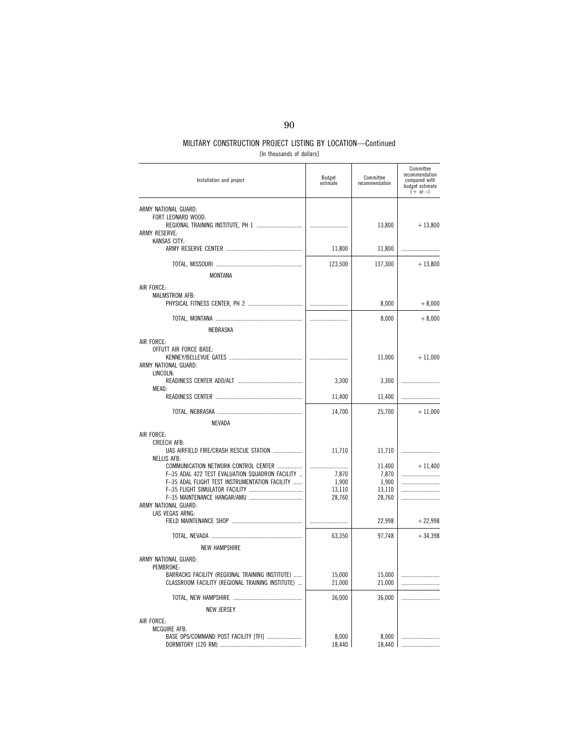## MILITARY CONSTRUCTION PROJECT LISTING BY LOCATION—Continued

[In thousands of dollars]

| Installation and project | Budget estimate | Committee recommendation | Committee recommendation compared with budget estimate (+ or –) |
|---|---|---|---|
| ARMY NATIONAL GUARD: | | | |
| FORT LEONARD WOOD: | | | |
| REGIONAL TRAINING INSTITUTE, PH 1 | .......................... | 13,800 | +13,800 |
| ARMY RESERVE: | | | |
| KANSAS CITY: | | | |
| ARMY RESERVE CENTER | 11,800 | 11,800 | .......................... |
| TOTAL, MISSOURI | 123,500 | 137,300 | +13,800 |
| MONTANA | | | |
| AIR FORCE: | | | |
| MALMSTROM AFB: | | | |
| PHYSICAL FITNESS CENTER, PH 2 | .......................... | 8,000 | +8,000 |
| TOTAL, MONTANA | .......................... | 8,000 | +8,000 |
| NEBRASKA | | | |
| AIR FORCE: | | | |
| OFFUTT AIR FORCE BASE: | | | |
| KENNEY/BELLEVUE GATES | .......................... | 11,000 | +11,000 |
| ARMY NATIONAL GUARD: | | | |
| LINCOLN: | | | |
| READINESS CENTER ADD/ALT | 3,300 | 3,300 | .......................... |
| MEAD: | | | |
| READINESS CENTER | 11,400 | 11,400 | .......................... |
| TOTAL, NEBRASKA | 14,700 | 25,700 | +11,000 |
| NEVADA | | | |
| AIR FORCE: | | | |
| CREECH AFB: | | | |
| UAS AIRFIELD FIRE/CRASH RESCUE STATION | 11,710 | 11,710 | .......................... |
| NELLIS AFB: | | | |
| COMMUNICATION NETWORK CONTROL CENTER | .......................... | 11,400 | +11,400 |
| F–35 ADAL 422 TEST EVALUATION SQUADRON FACILITY | 7,870 | 7,870 | .......................... |
| F–35 ADAL FLIGHT TEST INSTRUMENTATION FACILITY | 1,900 | 1,900 | .......................... |
| F–35 FLIGHT SIMULATOR FACILITY | 13,110 | 13,110 | .......................... |
| F–35 MAINTENANCE HANGAR/AMU | 28,760 | 28,760 | .......................... |
| ARMY NATIONAL GUARD: | | | |
| LAS VEGAS ARNG: | | | |
| FIELD MAINTENANCE SHOP | .......................... | 22,998 | +22,998 |
| TOTAL, NEVADA | 63,350 | 97,748 | +34,398 |
| NEW HAMPSHIRE | | | |
| ARMY NATIONAL GUARD: | | | |
| PEMBROKE: | | | |
| BARRACKS FACILITY (REGIONAL TRAINING INSTITUTE) | 15,000 | 15,000 | .......................... |
| CLASSROOM FACILITY (REGIONAL TRAINING INSTITUTE) | 21,000 | 21,000 | .......................... |
| TOTAL, NEW HAMPSHIRE | 36,000 | 36,000 | .......................... |
| NEW JERSEY | | | |
| AIR FORCE: | | | |
| MCGUIRE AFB: | | | |
| BASE OPS/COMMAND POST FACILITY [TFI] | 8,000 | 8,000 | .......................... |
| DORMITORY (120 RM) | 18,440 | 18,440 | .......................... |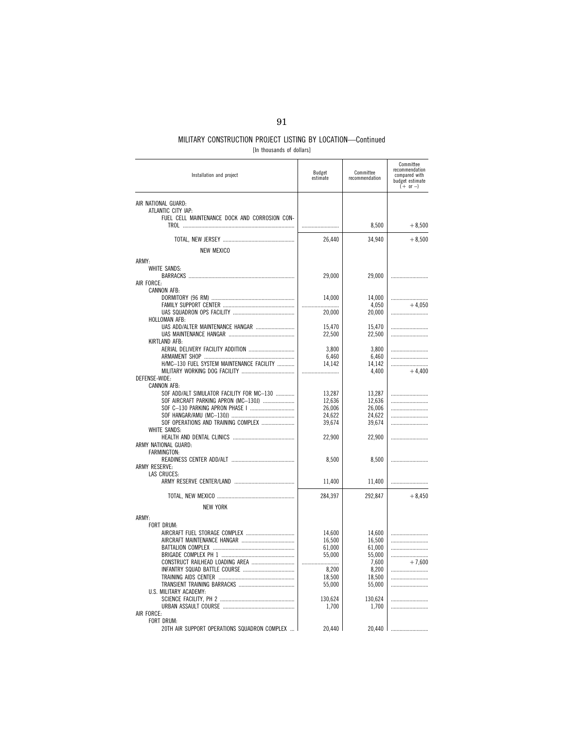## MILITARY CONSTRUCTION PROJECT LISTING BY LOCATION—Continued

[In thousands of dollars]

| Installation and project | Budget estimate | Committee recommendation | Committee recommendation compared with budget estimate (+ or –) |
|---|---|---|---|
| AIR NATIONAL GUARD: | | | |
| ATLANTIC CITY IAP: | | | |
| FUEL CELL MAINTENANCE DOCK AND CORROSION CONTROL | .......................... | 8,500 | +8,500 |
| TOTAL, NEW JERSEY | 26,440 | 34,940 | +8,500 |
| NEW MEXICO | | | |
| ARMY: | | | |
| WHITE SANDS: | | | |
| BARRACKS | 29,000 | 29,000 | .......................... |
| AIR FORCE: | | | |
| CANNON AFB: | | | |
| DORMITORY (96 RM) | 14,000 | 14,000 | .......................... |
| FAMILY SUPPORT CENTER | .......................... | 4,050 | +4,050 |
| UAS SQUADRON OPS FACILITY | 20,000 | 20,000 | .......................... |
| HOLLOMAN AFB: | | | |
| UAS ADD/ALTER MAINTENANCE HANGAR | 15,470 | 15,470 | .......................... |
| UAS MAINTENANCE HANGAR | 22,500 | 22,500 | .......................... |
| KIRTLAND AFB: | | | |
| AERIAL DELIVERY FACILITY ADDITION | 3,800 | 3,800 | .......................... |
| ARMAMENT SHOP | 6,460 | 6,460 | .......................... |
| H/MC–130 FUEL SYSTEM MAINTENANCE FACILITY | 14,142 | 14,142 | .......................... |
| MILITARY WORKING DOG FACILITY | .......................... | 4,400 | +4,400 |
| DEFENSE-WIDE: | | | |
| CANNON AFB: | | | |
| SOF ADD/ALT SIMULATOR FACILITY FOR MC–130 | 13,287 | 13,287 | .......................... |
| SOF AIRCRAFT PARKING APRON (MC–130J) | 12,636 | 12,636 | .......................... |
| SOF C–130 PARKING APRON PHASE I | 26,006 | 26,006 | .......................... |
| SOF HANGAR/AMU (MC–130J) | 24,622 | 24,622 | .......................... |
| SOF OPERATIONS AND TRAINING COMPLEX | 39,674 | 39,674 | .......................... |
| WHITE SANDS: | | | |
| HEALTH AND DENTAL CLINICS | 22,900 | 22,900 | .......................... |
| ARMY NATIONAL GUARD: | | | |
| FARMINGTON: | | | |
| READINESS CENTER ADD/ALT | 8,500 | 8,500 | .......................... |
| ARMY RESERVE: | | | |
| LAS CRUCES: | | | |
| ARMY RESERVE CENTER/LAND | 11,400 | 11,400 | .......................... |
| TOTAL, NEW MEXICO | 284,397 | 292,847 | +8,450 |
| NEW YORK | | | |
| ARMY: | | | |
| FORT DRUM: | | | |
| AIRCRAFT FUEL STORAGE COMPLEX | 14,600 | 14,600 | .......................... |
| AIRCRAFT MAINTENANCE HANGAR | 16,500 | 16,500 | .......................... |
| BATTALION COMPLEX | 61,000 | 61,000 | .......................... |
| BRIGADE COMPLEX PH 1 | 55,000 | 55,000 | .......................... |
| CONSTRUCT RAILHEAD LOADING AREA | .......................... | 7,600 | +7,600 |
| INFANTRY SQUAD BATTLE COURSE | 8,200 | 8,200 | .......................... |
| TRAINING AIDS CENTER | 18,500 | 18,500 | .......................... |
| TRANSIENT TRAINING BARRACKS | 55,000 | 55,000 | .......................... |
| U.S. MILITARY ACADEMY: | | | |
| SCIENCE FACILITY, PH 2 | 130,624 | 130,624 | .......................... |
| URBAN ASSAULT COURSE | 1,700 | 1,700 | .......................... |
| AIR FORCE: | | | |
| FORT DRUM: | | | |
| 20TH AIR SUPPORT OPERATIONS SQUADRON COMPLEX | 20,440 | 20,440 | .......................... |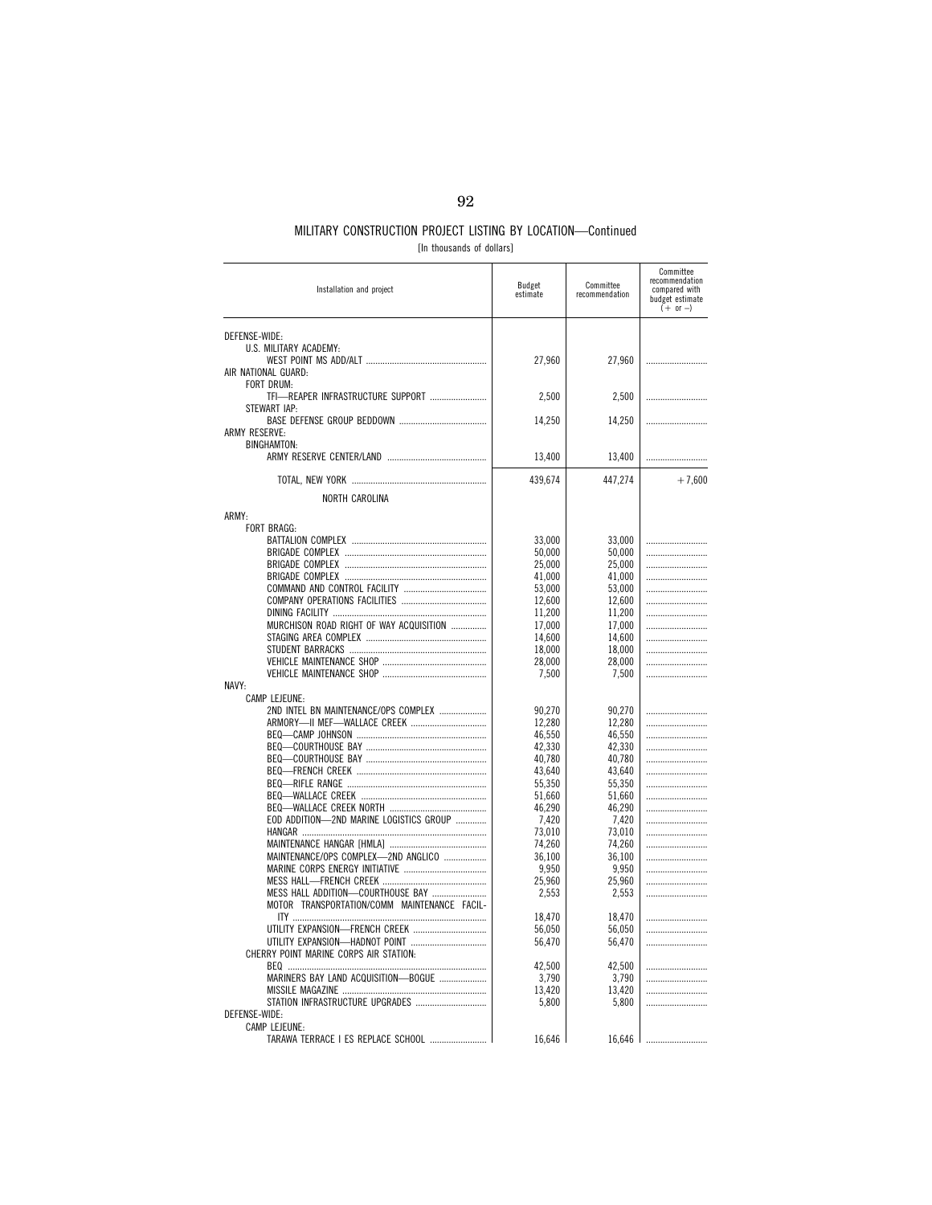## MILITARY CONSTRUCTION PROJECT LISTING BY LOCATION—Continued

[In thousands of dollars]

| Installation and project | Budget estimate | Committee recommendation | Committee recommendation compared with budget estimate (+ or –) |
|---|---|---|---|
| DEFENSE-WIDE: | | | |
| U.S. MILITARY ACADEMY: | | | |
| WEST POINT MS ADD/ALT | 27,960 | 27,960 | |
| AIR NATIONAL GUARD: | | | |
| FORT DRUM: | | | |
| TFI—REAPER INFRASTRUCTURE SUPPORT | 2,500 | 2,500 | |
| STEWART IAP: | | | |
| BASE DEFENSE GROUP BEDDOWN | 14,250 | 14,250 | |
| ARMY RESERVE: | | | |
| BINGHAMTON: | | | |
| ARMY RESERVE CENTER/LAND | 13,400 | 13,400 | |
| TOTAL, NEW YORK | 439,674 | 447,274 | +7,600 |
| NORTH CAROLINA | | | |
| ARMY: | | | |
| FORT BRAGG: | | | |
| BATTALION COMPLEX | 33,000 | 33,000 | |
| BRIGADE COMPLEX | 50,000 | 50,000 | |
| BRIGADE COMPLEX | 25,000 | 25,000 | |
| BRIGADE COMPLEX | 41,000 | 41,000 | |
| COMMAND AND CONTROL FACILITY | 53,000 | 53,000 | |
| COMPANY OPERATIONS FACILITIES | 12,600 | 12,600 | |
| DINING FACILITY | 11,200 | 11,200 | |
| MURCHISON ROAD RIGHT OF WAY ACQUISITION | 17,000 | 17,000 | |
| STAGING AREA COMPLEX | 14,600 | 14,600 | |
| STUDENT BARRACKS | 18,000 | 18,000 | |
| VEHICLE MAINTENANCE SHOP | 28,000 | 28,000 | |
| VEHICLE MAINTENANCE SHOP | 7,500 | 7,500 | |
| NAVY: | | | |
| CAMP LEJEUNE: | | | |
| 2ND INTEL BN MAINTENANCE/OPS COMPLEX | 90,270 | 90,270 | |
| ARMORY—II MEF—WALLACE CREEK | 12,280 | 12,280 | |
| BEQ—CAMP JOHNSON | 46,550 | 46,550 | |
| BEQ—COURTHOUSE BAY | 42,330 | 42,330 | |
| BEQ—COURTHOUSE BAY | 40,780 | 40,780 | |
| BEQ—FRENCH CREEK | 43,640 | 43,640 | |
| BEQ—RIFLE RANGE | 55,350 | 55,350 | |
| BEQ—WALLACE CREEK | 51,660 | 51,660 | |
| BEQ—WALLACE CREEK NORTH | 46,290 | 46,290 | |
| EOD ADDITION—2ND MARINE LOGISTICS GROUP | 7,420 | 7,420 | |
| HANGAR | 73,010 | 73,010 | |
| MAINTENANCE HANGAR [HMLA] | 74,260 | 74,260 | |
| MAINTENANCE/OPS COMPLEX—2ND ANGLICO | 36,100 | 36,100 | |
| MARINE CORPS ENERGY INITIATIVE | 9,950 | 9,950 | |
| MESS HALL—FRENCH CREEK | 25,960 | 25,960 | |
| MESS HALL ADDITION—COURTHOUSE BAY | 2,553 | 2,553 | |
| MOTOR TRANSPORTATION/COMM MAINTENANCE FACILITY | 18,470 | 18,470 | |
| UTILITY EXPANSION—FRENCH CREEK | 56,050 | 56,050 | |
| UTILITY EXPANSION—HADNOT POINT | 56,470 | 56,470 | |
| CHERRY POINT MARINE CORPS AIR STATION: | | | |
| BEQ | 42,500 | 42,500 | |
| MARINERS BAY LAND ACQUISITION—BOGUE | 3,790 | 3,790 | |
| MISSILE MAGAZINE | 13,420 | 13,420 | |
| STATION INFRASTRUCTURE UPGRADES | 5,800 | 5,800 | |
| DEFENSE-WIDE: | | | |
| CAMP LEJEUNE: | | | |
| TARAWA TERRACE I ES REPLACE SCHOOL | 16,646 | 16,646 | |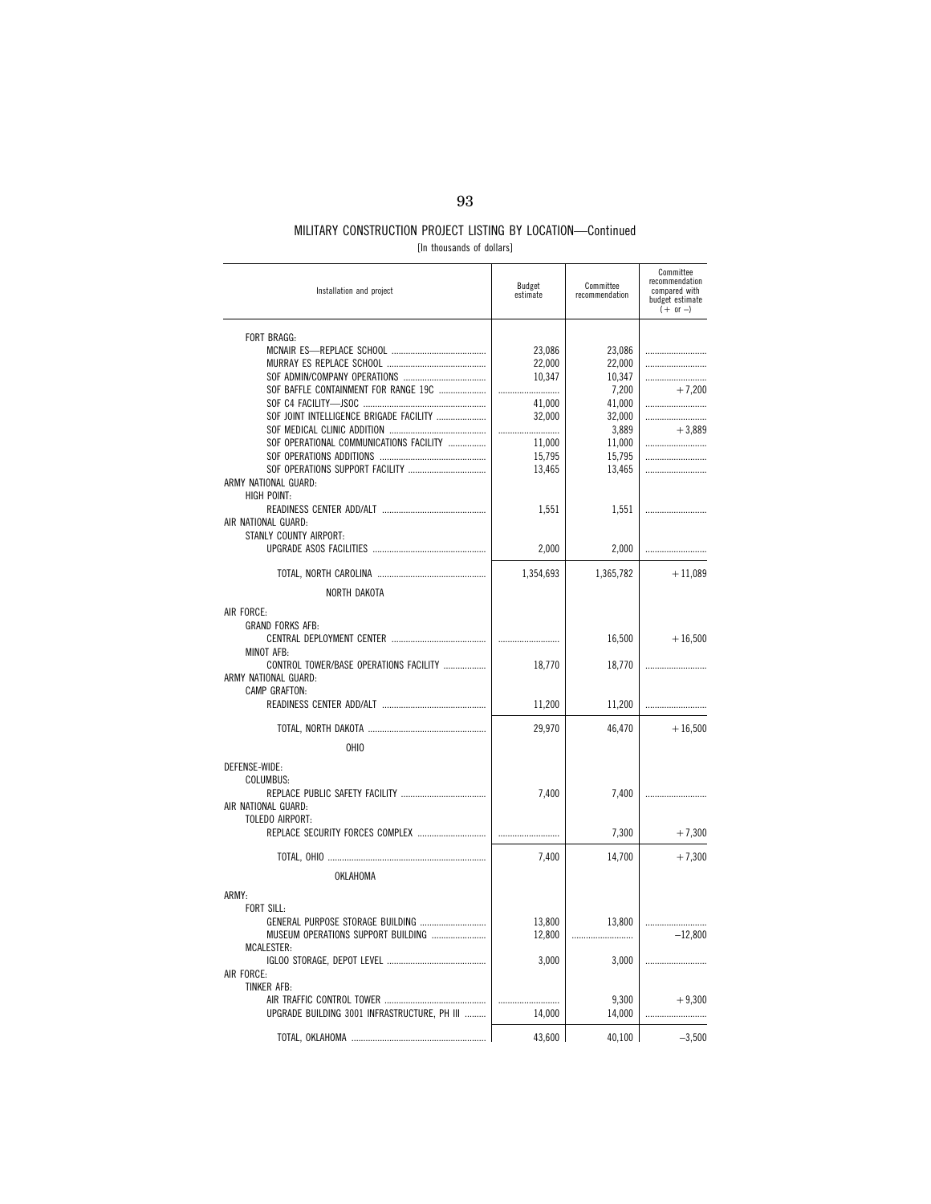## MILITARY CONSTRUCTION PROJECT LISTING BY LOCATION—Continued

[In thousands of dollars]

| Installation and project | Budget estimate | Committee recommendation | Committee recommendation compared with budget estimate (+ or –) |
|---|---|---|---|
| FORT BRAGG: | | | |
| MCNAIR ES—REPLACE SCHOOL | 23,086 | 23,086 | .......................... |
| MURRAY ES REPLACE SCHOOL | 22,000 | 22,000 | .......................... |
| SOF ADMIN/COMPANY OPERATIONS | 10,347 | 10,347 | .......................... |
| SOF BAFFLE CONTAINMENT FOR RANGE 19C | .......................... | 7,200 | +7,200 |
| SOF C4 FACILITY—JSOC | 41,000 | 41,000 | .......................... |
| SOF JOINT INTELLIGENCE BRIGADE FACILITY | 32,000 | 32,000 | .......................... |
| SOF MEDICAL CLINIC ADDITION | .......................... | 3,889 | +3,889 |
| SOF OPERATIONAL COMMUNICATIONS FACILITY | 11,000 | 11,000 | .......................... |
| SOF OPERATIONS ADDITIONS | 15,795 | 15,795 | .......................... |
| SOF OPERATIONS SUPPORT FACILITY | 13,465 | 13,465 | .......................... |
| ARMY NATIONAL GUARD: | | | |
| HIGH POINT: | | | |
| READINESS CENTER ADD/ALT | 1,551 | 1,551 | .......................... |
| AIR NATIONAL GUARD: | | | |
| STANLY COUNTY AIRPORT: | | | |
| UPGRADE ASOS FACILITIES | 2,000 | 2,000 | .......................... |
| TOTAL, NORTH CAROLINA | 1,354,693 | 1,365,782 | +11,089 |
| NORTH DAKOTA | | | |
| AIR FORCE: | | | |
| GRAND FORKS AFB: | | | |
| CENTRAL DEPLOYMENT CENTER | .......................... | 16,500 | +16,500 |
| MINOT AFB: | | | |
| CONTROL TOWER/BASE OPERATIONS FACILITY | 18,770 | 18,770 | .......................... |
| ARMY NATIONAL GUARD: | | | |
| CAMP GRAFTON: | | | |
| READINESS CENTER ADD/ALT | 11,200 | 11,200 | .......................... |
| TOTAL, NORTH DAKOTA | 29,970 | 46,470 | +16,500 |
| OHIO | | | |
| DEFENSE-WIDE: | | | |
| COLUMBUS: | | | |
| REPLACE PUBLIC SAFETY FACILITY | 7,400 | 7,400 | .......................... |
| AIR NATIONAL GUARD: | | | |
| TOLEDO AIRPORT: | | | |
| REPLACE SECURITY FORCES COMPLEX | .......................... | 7,300 | +7,300 |
| TOTAL, OHIO | 7,400 | 14,700 | +7,300 |
| OKLAHOMA | | | |
| ARMY: | | | |
| FORT SILL: | | | |
| GENERAL PURPOSE STORAGE BUILDING | 13,800 | 13,800 | .......................... |
| MUSEUM OPERATIONS SUPPORT BUILDING | 12,800 | .......................... | –12,800 |
| MCALESTER: | | | |
| IGLOO STORAGE, DEPOT LEVEL | 3,000 | 3,000 | .......................... |
| AIR FORCE: | | | |
| TINKER AFB: | | | |
| AIR TRAFFIC CONTROL TOWER | .......................... | 9,300 | +9,300 |
| UPGRADE BUILDING 3001 INFRASTRUCTURE, PH III | 14,000 | 14,000 | .......................... |
| TOTAL, OKLAHOMA | 43,600 | 40,100 | –3,500 |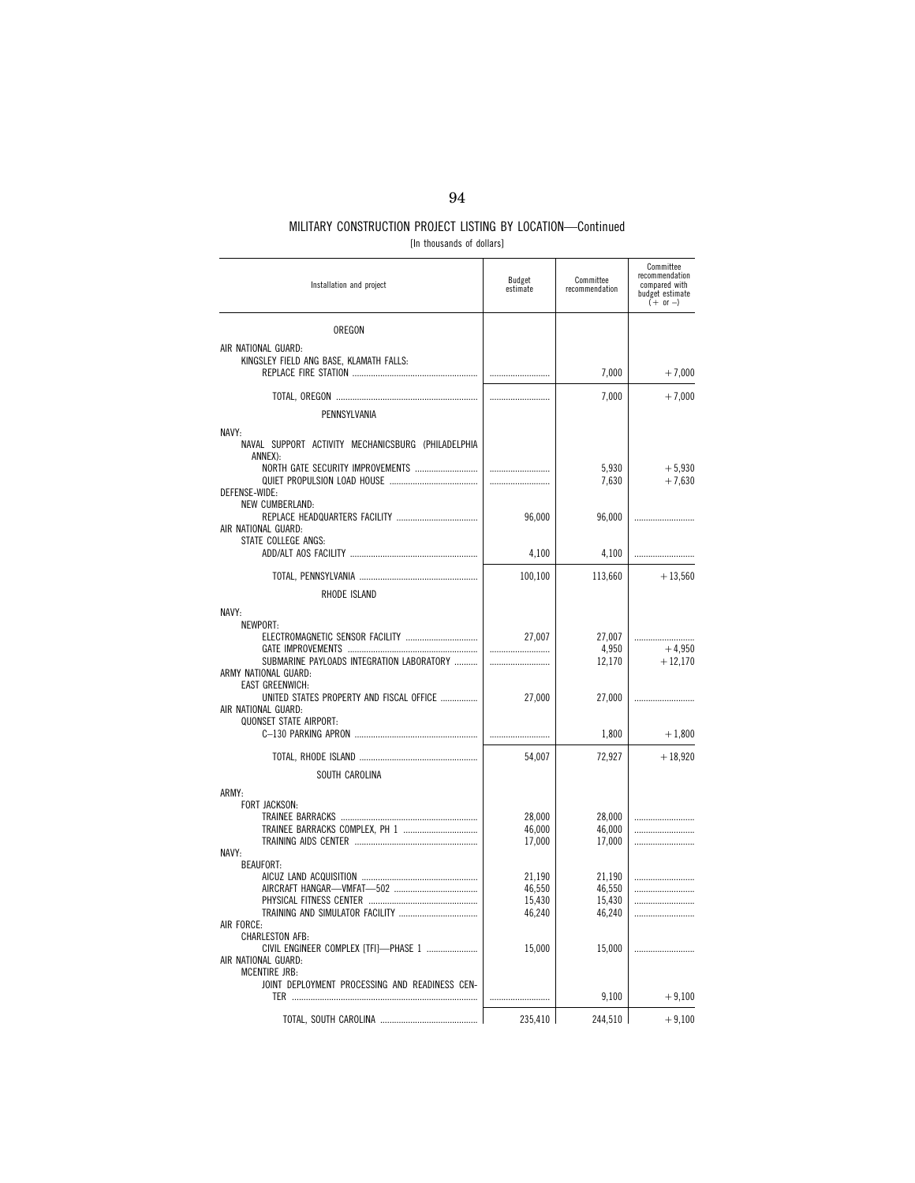## MILITARY CONSTRUCTION PROJECT LISTING BY LOCATION—Continued

[In thousands of dollars]

| Installation and project | Budget estimate | Committee recommendation | Committee recommendation compared with budget estimate (+ or –) |
|---|---|---|---|
| OREGON | | | |
| AIR NATIONAL GUARD: | | | |
| KINGSLEY FIELD ANG BASE, KLAMATH FALLS: | | | |
| REPLACE FIRE STATION | .......................... | 7,000 | +7,000 |
| TOTAL, OREGON | .......................... | 7,000 | +7,000 |
| PENNSYLVANIA | | | |
| NAVY: | | | |
| NAVAL SUPPORT ACTIVITY MECHANICSBURG (PHILADELPHIA ANNEX): | | | |
| NORTH GATE SECURITY IMPROVEMENTS | .......................... | 5,930 | +5,930 |
| QUIET PROPULSION LOAD HOUSE | .......................... | 7,630 | +7,630 |
| DEFENSE-WIDE: | | | |
| NEW CUMBERLAND: | | | |
| REPLACE HEADQUARTERS FACILITY | 96,000 | 96,000 | .......................... |
| AIR NATIONAL GUARD: | | | |
| STATE COLLEGE ANGS: | | | |
| ADD/ALT AOS FACILITY | 4,100 | 4,100 | .......................... |
| TOTAL, PENNSYLVANIA | 100,100 | 113,660 | +13,560 |
| RHODE ISLAND | | | |
| NAVY: | | | |
| NEWPORT: | | | |
| ELECTROMAGNETIC SENSOR FACILITY | 27,007 | 27,007 | .......................... |
| GATE IMPROVEMENTS | .......................... | 4,950 | +4,950 |
| SUBMARINE PAYLOADS INTEGRATION LABORATORY | .......................... | 12,170 | +12,170 |
| ARMY NATIONAL GUARD: | | | |
| EAST GREENWICH: | | | |
| UNITED STATES PROPERTY AND FISCAL OFFICE | 27,000 | 27,000 | .......................... |
| AIR NATIONAL GUARD: | | | |
| QUONSET STATE AIRPORT: | | | |
| C–130 PARKING APRON | .......................... | 1,800 | +1,800 |
| TOTAL, RHODE ISLAND | 54,007 | 72,927 | +18,920 |
| SOUTH CAROLINA | | | |
| ARMY: | | | |
| FORT JACKSON: | | | |
| TRAINEE BARRACKS | 28,000 | 28,000 | .......................... |
| TRAINEE BARRACKS COMPLEX, PH 1 | 46,000 | 46,000 | .......................... |
| TRAINING AIDS CENTER | 17,000 | 17,000 | .......................... |
| NAVY: | | | |
| BEAUFORT: | | | |
| AICUZ LAND ACQUISITION | 21,190 | 21,190 | .......................... |
| AIRCRAFT HANGAR—VMFAT—502 | 46,550 | 46,550 | .......................... |
| PHYSICAL FITNESS CENTER | 15,430 | 15,430 | .......................... |
| TRAINING AND SIMULATOR FACILITY | 46,240 | 46,240 | .......................... |
| AIR FORCE: | | | |
| CHARLESTON AFB: | | | |
| CIVIL ENGINEER COMPLEX [TFI]—PHASE 1 | 15,000 | 15,000 | .......................... |
| AIR NATIONAL GUARD: | | | |
| MCENTIRE JRB: | | | |
| JOINT DEPLOYMENT PROCESSING AND READINESS CENTER | .......................... | 9,100 | +9,100 |
| TOTAL, SOUTH CAROLINA | 235,410 | 244,510 | +9,100 |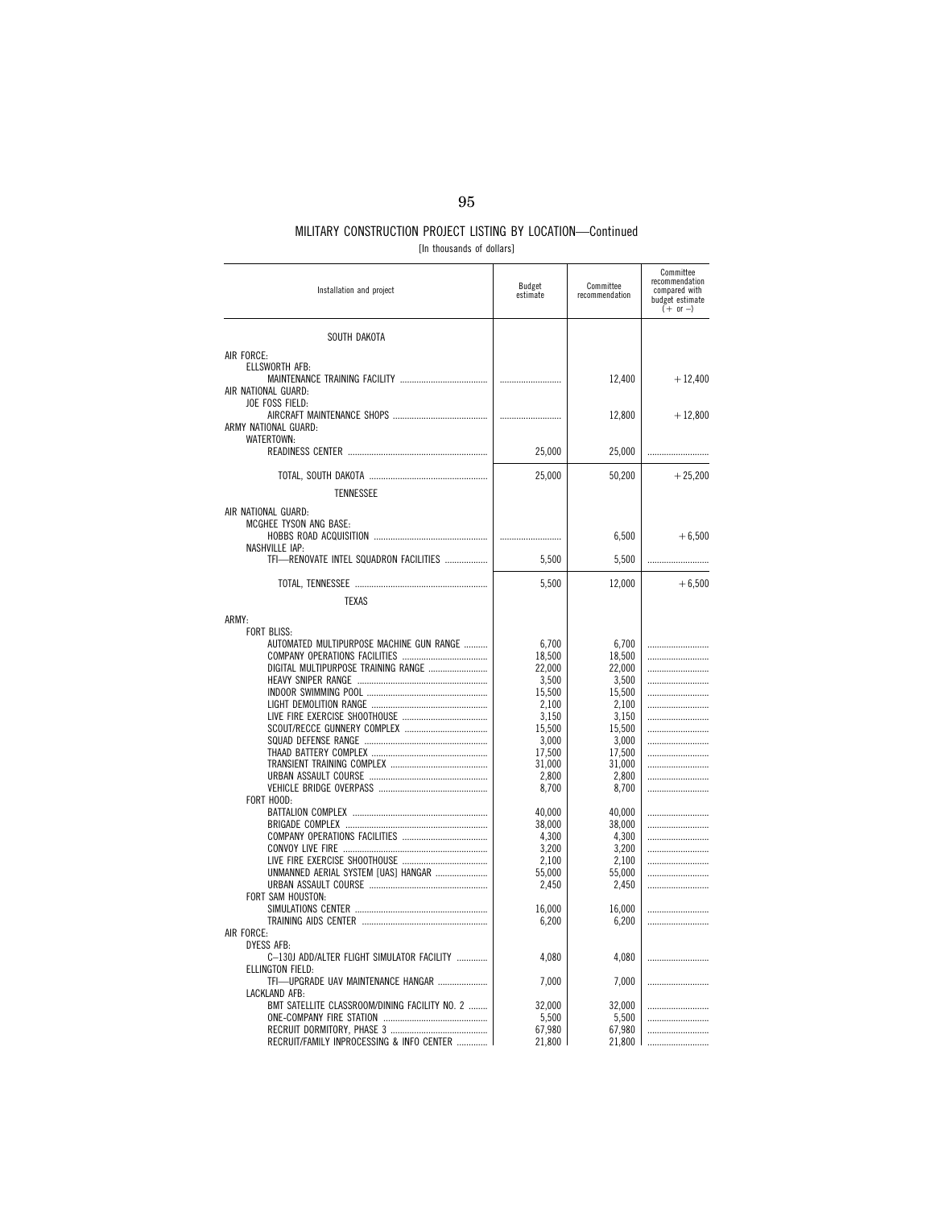## MILITARY CONSTRUCTION PROJECT LISTING BY LOCATION—Continued

[In thousands of dollars]

| Installation and project | Budget estimate | Committee recommendation | Committee recommendation compared with budget estimate (+ or –) |
|---|---|---|---|
| SOUTH DAKOTA | | | |
| AIR FORCE: | | | |
| ELLSWORTH AFB: | | | |
| MAINTENANCE TRAINING FACILITY | .......................... | 12,400 | +12,400 |
| AIR NATIONAL GUARD: | | | |
| JOE FOSS FIELD: | | | |
| AIRCRAFT MAINTENANCE SHOPS | .......................... | 12,800 | +12,800 |
| ARMY NATIONAL GUARD: | | | |
| WATERTOWN: | | | |
| READINESS CENTER | 25,000 | 25,000 | .......................... |
| TOTAL, SOUTH DAKOTA | 25,000 | 50,200 | +25,200 |
| TENNESSEE | | | |
| AIR NATIONAL GUARD: | | | |
| MCGHEE TYSON ANG BASE: | | | |
| HOBBS ROAD ACQUISITION | .......................... | 6,500 | +6,500 |
| NASHVILLE IAP: | | | |
| TFI—RENOVATE INTEL SQUADRON FACILITIES | 5,500 | 5,500 | .......................... |
| TOTAL, TENNESSEE | 5,500 | 12,000 | +6,500 |
| TEXAS | | | |
| ARMY: | | | |
| FORT BLISS: | | | |
| AUTOMATED MULTIPURPOSE MACHINE GUN RANGE | 6,700 | 6,700 | .......................... |
| COMPANY OPERATIONS FACILITIES | 18,500 | 18,500 | .......................... |
| DIGITAL MULTIPURPOSE TRAINING RANGE | 22,000 | 22,000 | .......................... |
| HEAVY SNIPER RANGE | 3,500 | 3,500 | .......................... |
| INDOOR SWIMMING POOL | 15,500 | 15,500 | .......................... |
| LIGHT DEMOLITION RANGE | 2,100 | 2,100 | .......................... |
| LIVE FIRE EXERCISE SHOOTHOUSE | 3,150 | 3,150 | .......................... |
| SCOUT/RECCE GUNNERY COMPLEX | 15,500 | 15,500 | .......................... |
| SQUAD DEFENSE RANGE | 3,000 | 3,000 | .......................... |
| THAAD BATTERY COMPLEX | 17,500 | 17,500 | .......................... |
| TRANSIENT TRAINING COMPLEX | 31,000 | 31,000 | .......................... |
| URBAN ASSAULT COURSE | 2,800 | 2,800 | .......................... |
| VEHICLE BRIDGE OVERPASS | 8,700 | 8,700 | .......................... |
| FORT HOOD: | | | |
| BATTALION COMPLEX | 40,000 | 40,000 | .......................... |
| BRIGADE COMPLEX | 38,000 | 38,000 | .......................... |
| COMPANY OPERATIONS FACILITIES | 4,300 | 4,300 | .......................... |
| CONVOY LIVE FIRE | 3,200 | 3,200 | .......................... |
| LIVE FIRE EXERCISE SHOOTHOUSE | 2,100 | 2,100 | .......................... |
| UNMANNED AERIAL SYSTEM [UAS] HANGAR | 55,000 | 55,000 | .......................... |
| URBAN ASSAULT COURSE | 2,450 | 2,450 | .......................... |
| FORT SAM HOUSTON: | | | |
| SIMULATIONS CENTER | 16,000 | 16,000 | .......................... |
| TRAINING AIDS CENTER | 6,200 | 6,200 | .......................... |
| AIR FORCE: | | | |
| DYESS AFB: | | | |
| C–130J ADD/ALTER FLIGHT SIMULATOR FACILITY | 4,080 | 4,080 | .......................... |
| ELLINGTON FIELD: | | | |
| TFI—UPGRADE UAV MAINTENANCE HANGAR | 7,000 | 7,000 | .......................... |
| LACKLAND AFB: | | | |
| BMT SATELLITE CLASSROOM/DINING FACILITY NO. 2 | 32,000 | 32,000 | .......................... |
| ONE-COMPANY FIRE STATION | 5,500 | 5,500 | .......................... |
| RECRUIT DORMITORY, PHASE 3 | 67,980 | 67,980 | .......................... |
| RECRUIT/FAMILY INPROCESSING & INFO CENTER | 21,800 | 21,800 | .......................... |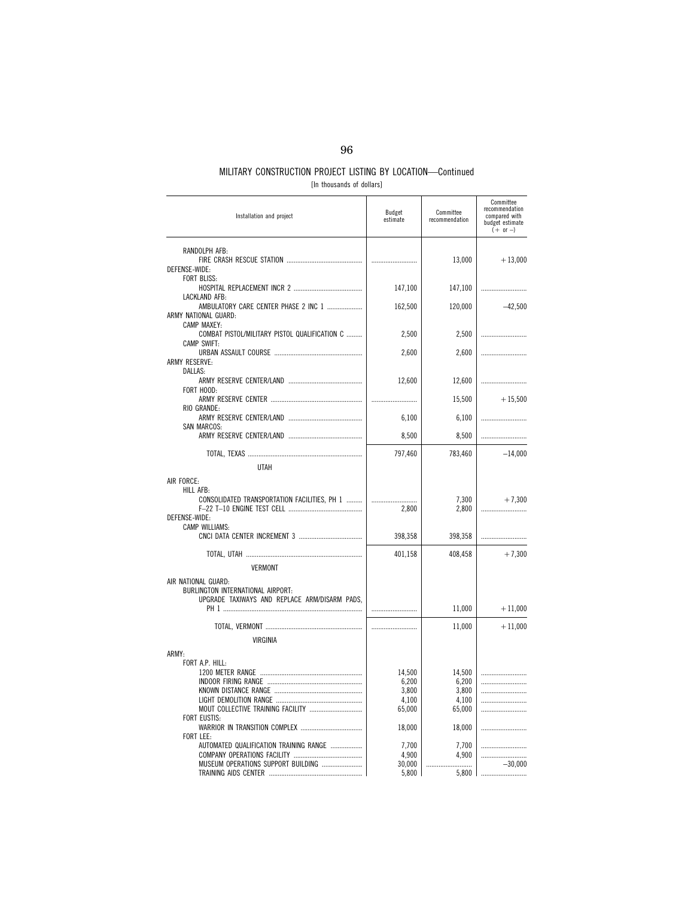MILITARY CONSTRUCTION PROJECT LISTING BY LOCATION—Continued

[In thousands of dollars]

| Installation and project | Budget estimate | Committee recommendation | Committee recommendation compared with budget estimate (+ or −) |
|---|---|---|---|
| RANDOLPH AFB: | | | |
| FIRE CRASH RESCUE STATION | .......................... | 13,000 | +13,000 |
| DEFENSE-WIDE: | | | |
| FORT BLISS: | | | |
| HOSPITAL REPLACEMENT INCR 2 | 147,100 | 147,100 | .......................... |
| LACKLAND AFB: | | | |
| AMBULATORY CARE CENTER PHASE 2 INC 1 | 162,500 | 120,000 | −42,500 |
| ARMY NATIONAL GUARD: | | | |
| CAMP MAXEY: | | | |
| COMBAT PISTOL/MILITARY PISTOL QUALIFICATION C | 2,500 | 2,500 | .......................... |
| CAMP SWIFT: | | | |
| URBAN ASSAULT COURSE | 2,600 | 2,600 | .......................... |
| ARMY RESERVE: | | | |
| DALLAS: | | | |
| ARMY RESERVE CENTER/LAND | 12,600 | 12,600 | .......................... |
| FORT HOOD: | | | |
| ARMY RESERVE CENTER | .......................... | 15,500 | +15,500 |
| RIO GRANDE: | | | |
| ARMY RESERVE CENTER/LAND | 6,100 | 6,100 | .......................... |
| SAN MARCOS: | | | |
| ARMY RESERVE CENTER/LAND | 8,500 | 8,500 | .......................... |
| TOTAL, TEXAS | 797,460 | 783,460 | −14,000 |
| UTAH | | | |
| AIR FORCE: | | | |
| HILL AFB: | | | |
| CONSOLIDATED TRANSPORTATION FACILITIES, PH 1 | .......................... | 7,300 | +7,300 |
| F–22 T–10 ENGINE TEST CELL | 2,800 | 2,800 | .......................... |
| DEFENSE-WIDE: | | | |
| CAMP WILLIAMS: | | | |
| CNCI DATA CENTER INCREMENT 3 | 398,358 | 398,358 | .......................... |
| TOTAL, UTAH | 401,158 | 408,458 | +7,300 |
| VERMONT | | | |
| AIR NATIONAL GUARD: | | | |
| BURLINGTON INTERNATIONAL AIRPORT: | | | |
| UPGRADE TAXIWAYS AND REPLACE ARM/DISARM PADS, PH 1 | .......................... | 11,000 | +11,000 |
| TOTAL, VERMONT | .......................... | 11,000 | +11,000 |
| VIRGINIA | | | |
| ARMY: | | | |
| FORT A.P. HILL: | | | |
| 1200 METER RANGE | 14,500 | 14,500 | .......................... |
| INDOOR FIRING RANGE | 6,200 | 6,200 | .......................... |
| KNOWN DISTANCE RANGE | 3,800 | 3,800 | .......................... |
| LIGHT DEMOLITION RANGE | 4,100 | 4,100 | .......................... |
| MOUT COLLECTIVE TRAINING FACILITY | 65,000 | 65,000 | .......................... |
| FORT EUSTIS: | | | |
| WARRIOR IN TRANSITION COMPLEX | 18,000 | 18,000 | .......................... |
| FORT LEE: | | | |
| AUTOMATED QUALIFICATION TRAINING RANGE | 7,700 | 7,700 | .......................... |
| COMPANY OPERATIONS FACILITY | 4,900 | 4,900 | .......................... |
| MUSEUM OPERATIONS SUPPORT BUILDING | 30,000 | .......................... | −30,000 |
| TRAINING AIDS CENTER | 5,800 | 5,800 | .......................... |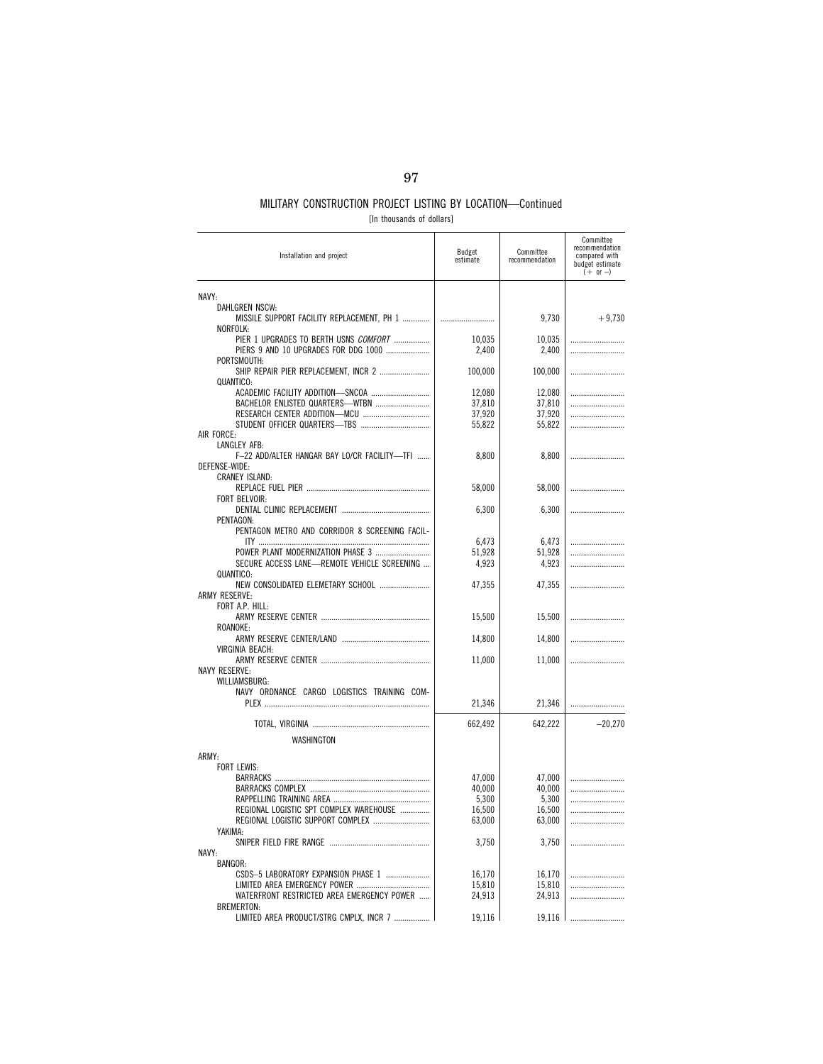## MILITARY CONSTRUCTION PROJECT LISTING BY LOCATION—Continued

[In thousands of dollars]

| Installation and project | Budget estimate | Committee recommendation | Committee recommendation compared with budget estimate (+ or –) |
|---|---|---|---|
| NAVY: | | | |
| DAHLGREN NSCW: | | | |
| MISSILE SUPPORT FACILITY REPLACEMENT, PH 1 | .......................... | 9,730 | +9,730 |
| NORFOLK: | | | |
| PIER 1 UPGRADES TO BERTH USNS *COMFORT* | 10,035 | 10,035 | .......................... |
| PIERS 9 AND 10 UPGRADES FOR DDG 1000 | 2,400 | 2,400 | .......................... |
| PORTSMOUTH: | | | |
| SHIP REPAIR PIER REPLACEMENT, INCR 2 | 100,000 | 100,000 | .......................... |
| QUANTICO: | | | |
| ACADEMIC FACILITY ADDITION—SNCOA | 12,080 | 12,080 | .......................... |
| BACHELOR ENLISTED QUARTERS—WTBN | 37,810 | 37,810 | .......................... |
| RESEARCH CENTER ADDITION—MCU | 37,920 | 37,920 | .......................... |
| STUDENT OFFICER QUARTERS—TBS | 55,822 | 55,822 | .......................... |
| AIR FORCE: | | | |
| LANGLEY AFB: | | | |
| F–22 ADD/ALTER HANGAR BAY LO/CR FACILITY—TFI | 8,800 | 8,800 | .......................... |
| DEFENSE-WIDE: | | | |
| CRANEY ISLAND: | | | |
| REPLACE FUEL PIER | 58,000 | 58,000 | .......................... |
| FORT BELVOIR: | | | |
| DENTAL CLINIC REPLACEMENT | 6,300 | 6,300 | .......................... |
| PENTAGON: | | | |
| PENTAGON METRO AND CORRIDOR 8 SCREENING FACILITY | 6,473 | 6,473 | .......................... |
| POWER PLANT MODERNIZATION PHASE 3 | 51,928 | 51,928 | .......................... |
| SECURE ACCESS LANE—REMOTE VEHICLE SCREENING | 4,923 | 4,923 | .......................... |
| QUANTICO: | | | |
| NEW CONSOLIDATED ELEMETARY SCHOOL | 47,355 | 47,355 | .......................... |
| ARMY RESERVE: | | | |
| FORT A.P. HILL: | | | |
| ARMY RESERVE CENTER | 15,500 | 15,500 | .......................... |
| ROANOKE: | | | |
| ARMY RESERVE CENTER/LAND | 14,800 | 14,800 | .......................... |
| VIRGINIA BEACH: | | | |
| ARMY RESERVE CENTER | 11,000 | 11,000 | .......................... |
| NAVY RESERVE: | | | |
| WILLIAMSBURG: | | | |
| NAVY ORDNANCE CARGO LOGISTICS TRAINING COMPLEX | 21,346 | 21,346 | .......................... |
| TOTAL, VIRGINIA | 662,492 | 642,222 | –20,270 |
| **WASHINGTON** | | | |
| ARMY: | | | |
| FORT LEWIS: | | | |
| BARRACKS | 47,000 | 47,000 | .......................... |
| BARRACKS COMPLEX | 40,000 | 40,000 | .......................... |
| RAPPELLING TRAINING AREA | 5,300 | 5,300 | .......................... |
| REGIONAL LOGISTIC SPT COMPLEX WAREHOUSE | 16,500 | 16,500 | .......................... |
| REGIONAL LOGISTIC SUPPORT COMPLEX | 63,000 | 63,000 | .......................... |
| YAKIMA: | | | |
| SNIPER FIELD FIRE RANGE | 3,750 | 3,750 | .......................... |
| NAVY: | | | |
| BANGOR: | | | |
| CSDS–5 LABORATORY EXPANSION PHASE 1 | 16,170 | 16,170 | .......................... |
| LIMITED AREA EMERGENCY POWER | 15,810 | 15,810 | .......................... |
| WATERFRONT RESTRICTED AREA EMERGENCY POWER | 24,913 | 24,913 | .......................... |
| BREMERTON: | | | |
| LIMITED AREA PRODUCT/STRG CMPLX, INCR 7 | 19,116 | 19,116 | .......................... |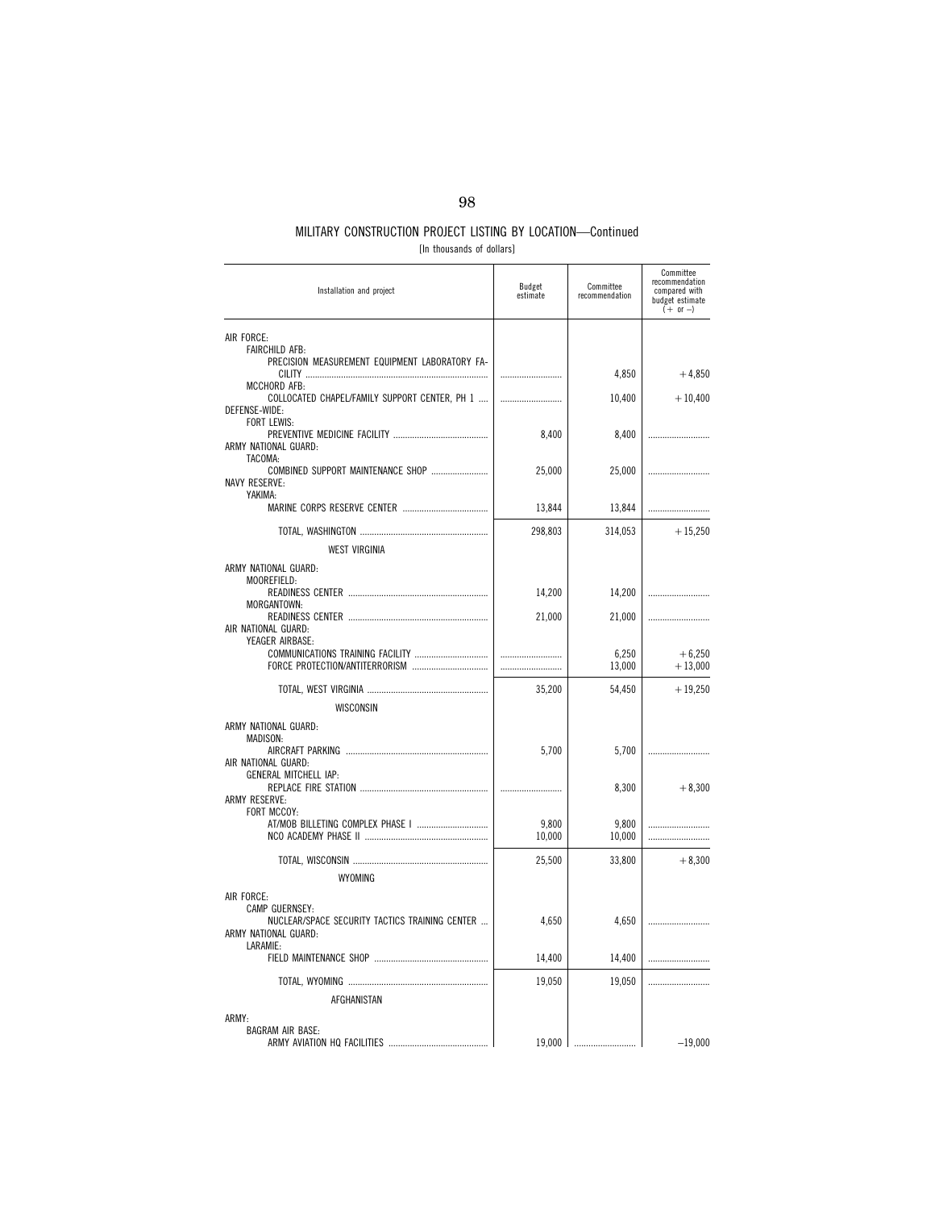## MILITARY CONSTRUCTION PROJECT LISTING BY LOCATION—Continued

[In thousands of dollars]

| Installation and project | Budget estimate | Committee recommendation | Committee recommendation compared with budget estimate (+ or –) |
|---|---|---|---|
| AIR FORCE: | | | |
| FAIRCHILD AFB: | | | |
| PRECISION MEASUREMENT EQUIPMENT LABORATORY FACILITY | | 4,850 | +4,850 |
| MCCHORD AFB: | | | |
| COLLOCATED CHAPEL/FAMILY SUPPORT CENTER, PH 1 | | 10,400 | +10,400 |
| DEFENSE-WIDE: | | | |
| FORT LEWIS: | | | |
| PREVENTIVE MEDICINE FACILITY | 8,400 | 8,400 | |
| ARMY NATIONAL GUARD: | | | |
| TACOMA: | | | |
| COMBINED SUPPORT MAINTENANCE SHOP | 25,000 | 25,000 | |
| NAVY RESERVE: | | | |
| YAKIMA: | | | |
| MARINE CORPS RESERVE CENTER | 13,844 | 13,844 | |
| TOTAL, WASHINGTON | 298,803 | 314,053 | +15,250 |
| WEST VIRGINIA | | | |
| ARMY NATIONAL GUARD: | | | |
| MOOREFIELD: | | | |
| READINESS CENTER | 14,200 | 14,200 | |
| MORGANTOWN: | | | |
| READINESS CENTER | 21,000 | 21,000 | |
| AIR NATIONAL GUARD: | | | |
| YEAGER AIRBASE: | | | |
| COMMUNICATIONS TRAINING FACILITY | | 6,250 | +6,250 |
| FORCE PROTECTION/ANTITERRORISM | | 13,000 | +13,000 |
| TOTAL, WEST VIRGINIA | 35,200 | 54,450 | +19,250 |
| WISCONSIN | | | |
| ARMY NATIONAL GUARD: | | | |
| MADISON: | | | |
| AIRCRAFT PARKING | 5,700 | 5,700 | |
| AIR NATIONAL GUARD: | | | |
| GENERAL MITCHELL IAP: | | | |
| REPLACE FIRE STATION | | 8,300 | +8,300 |
| ARMY RESERVE: | | | |
| FORT MCCOY: | | | |
| AT/MOB BILLETING COMPLEX PHASE I | 9,800 | 9,800 | |
| NCO ACADEMY PHASE II | 10,000 | 10,000 | |
| TOTAL, WISCONSIN | 25,500 | 33,800 | +8,300 |
| WYOMING | | | |
| AIR FORCE: | | | |
| CAMP GUERNSEY: | | | |
| NUCLEAR/SPACE SECURITY TACTICS TRAINING CENTER | 4,650 | 4,650 | |
| ARMY NATIONAL GUARD: | | | |
| LARAMIE: | | | |
| FIELD MAINTENANCE SHOP | 14,400 | 14,400 | |
| TOTAL, WYOMING | 19,050 | 19,050 | |
| AFGHANISTAN | | | |
| ARMY: | | | |
| BAGRAM AIR BASE: | | | |
| ARMY AVIATION HQ FACILITIES | 19,000 | | –19,000 |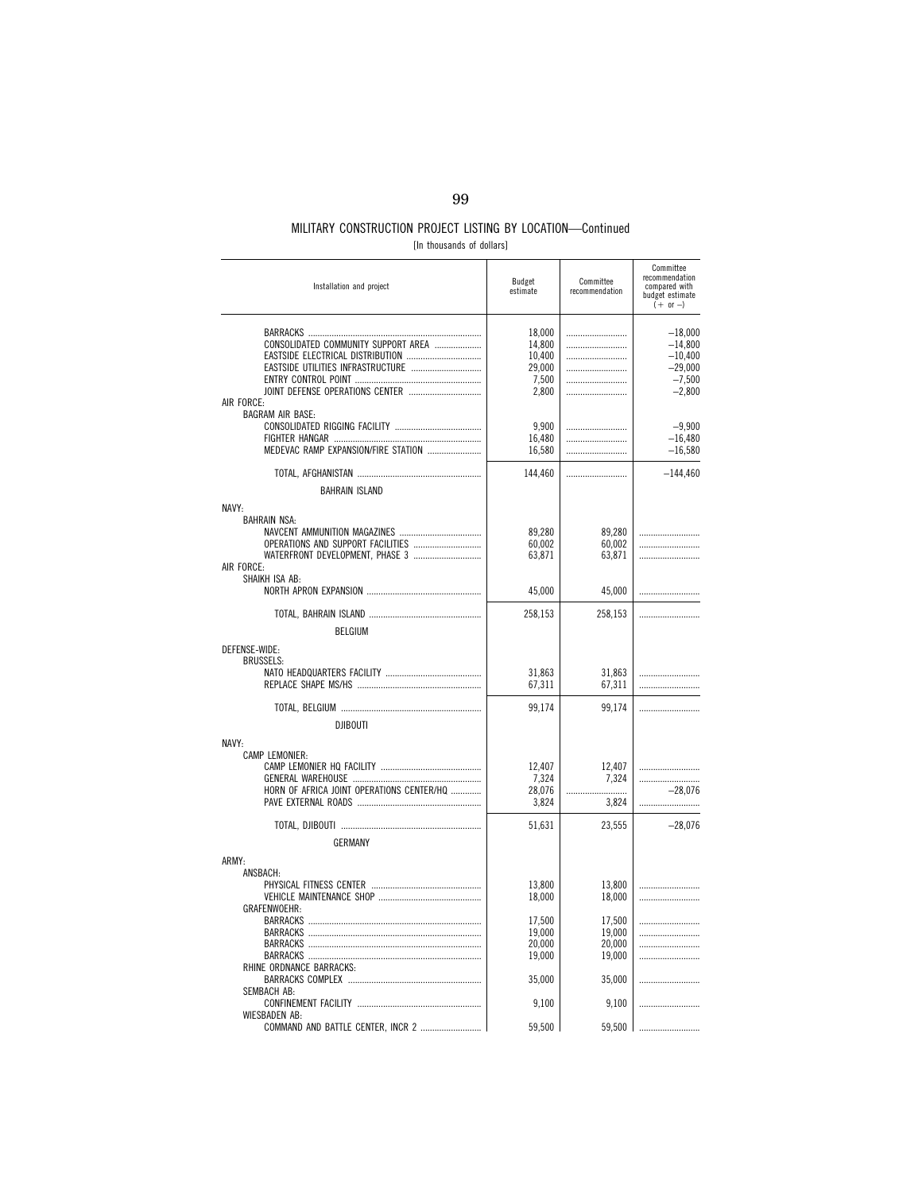## MILITARY CONSTRUCTION PROJECT LISTING BY LOCATION—Continued

[In thousands of dollars]

| Installation and project | Budget estimate | Committee recommendation | Committee recommendation compared with budget estimate (+ or –) |
|---|---|---|---|
| BARRACKS | 18,000 | | –18,000 |
| CONSOLIDATED COMMUNITY SUPPORT AREA | 14,800 | | –14,800 |
| EASTSIDE ELECTRICAL DISTRIBUTION | 10,400 | | –10,400 |
| EASTSIDE UTILITIES INFRASTRUCTURE | 29,000 | | –29,000 |
| ENTRY CONTROL POINT | 7,500 | | –7,500 |
| JOINT DEFENSE OPERATIONS CENTER | 2,800 | | –2,800 |
| AIR FORCE: | | | |
| BAGRAM AIR BASE: | | | |
| CONSOLIDATED RIGGING FACILITY | 9,900 | | –9,900 |
| FIGHTER HANGAR | 16,480 | | –16,480 |
| MEDEVAC RAMP EXPANSION/FIRE STATION | 16,580 | | –16,580 |
| TOTAL, AFGHANISTAN | 144,460 | | –144,460 |
| BAHRAIN ISLAND | | | |
| NAVY: | | | |
| BAHRAIN NSA: | | | |
| NAVCENT AMMUNITION MAGAZINES | 89,280 | 89,280 | |
| OPERATIONS AND SUPPORT FACILITIES | 60,002 | 60,002 | |
| WATERFRONT DEVELOPMENT, PHASE 3 | 63,871 | 63,871 | |
| AIR FORCE: | | | |
| SHAIKH ISA AB: | | | |
| NORTH APRON EXPANSION | 45,000 | 45,000 | |
| TOTAL, BAHRAIN ISLAND | 258,153 | 258,153 | |
| BELGIUM | | | |
| DEFENSE-WIDE: | | | |
| BRUSSELS: | | | |
| NATO HEADQUARTERS FACILITY | 31,863 | 31,863 | |
| REPLACE SHAPE MS/HS | 67,311 | 67,311 | |
| TOTAL, BELGIUM | 99,174 | 99,174 | |
| DJIBOUTI | | | |
| NAVY: | | | |
| CAMP LEMONIER: | | | |
| CAMP LEMONIER HQ FACILITY | 12,407 | 12,407 | |
| GENERAL WAREHOUSE | 7,324 | 7,324 | |
| HORN OF AFRICA JOINT OPERATIONS CENTER/HQ | 28,076 | | –28,076 |
| PAVE EXTERNAL ROADS | 3,824 | 3,824 | |
| TOTAL, DJIBOUTI | 51,631 | 23,555 | –28,076 |
| GERMANY | | | |
| ARMY: | | | |
| ANSBACH: | | | |
| PHYSICAL FITNESS CENTER | 13,800 | 13,800 | |
| VEHICLE MAINTENANCE SHOP | 18,000 | 18,000 | |
| GRAFENWOEHR: | | | |
| BARRACKS | 17,500 | 17,500 | |
| BARRACKS | 19,000 | 19,000 | |
| BARRACKS | 20,000 | 20,000 | |
| BARRACKS | 19,000 | 19,000 | |
| RHINE ORDNANCE BARRACKS: | | | |
| BARRACKS COMPLEX | 35,000 | 35,000 | |
| SEMBACH AB: | | | |
| CONFINEMENT FACILITY | 9,100 | 9,100 | |
| WIESBADEN AB: | | | |
| COMMAND AND BATTLE CENTER, INCR 2 | 59,500 | 59,500 | |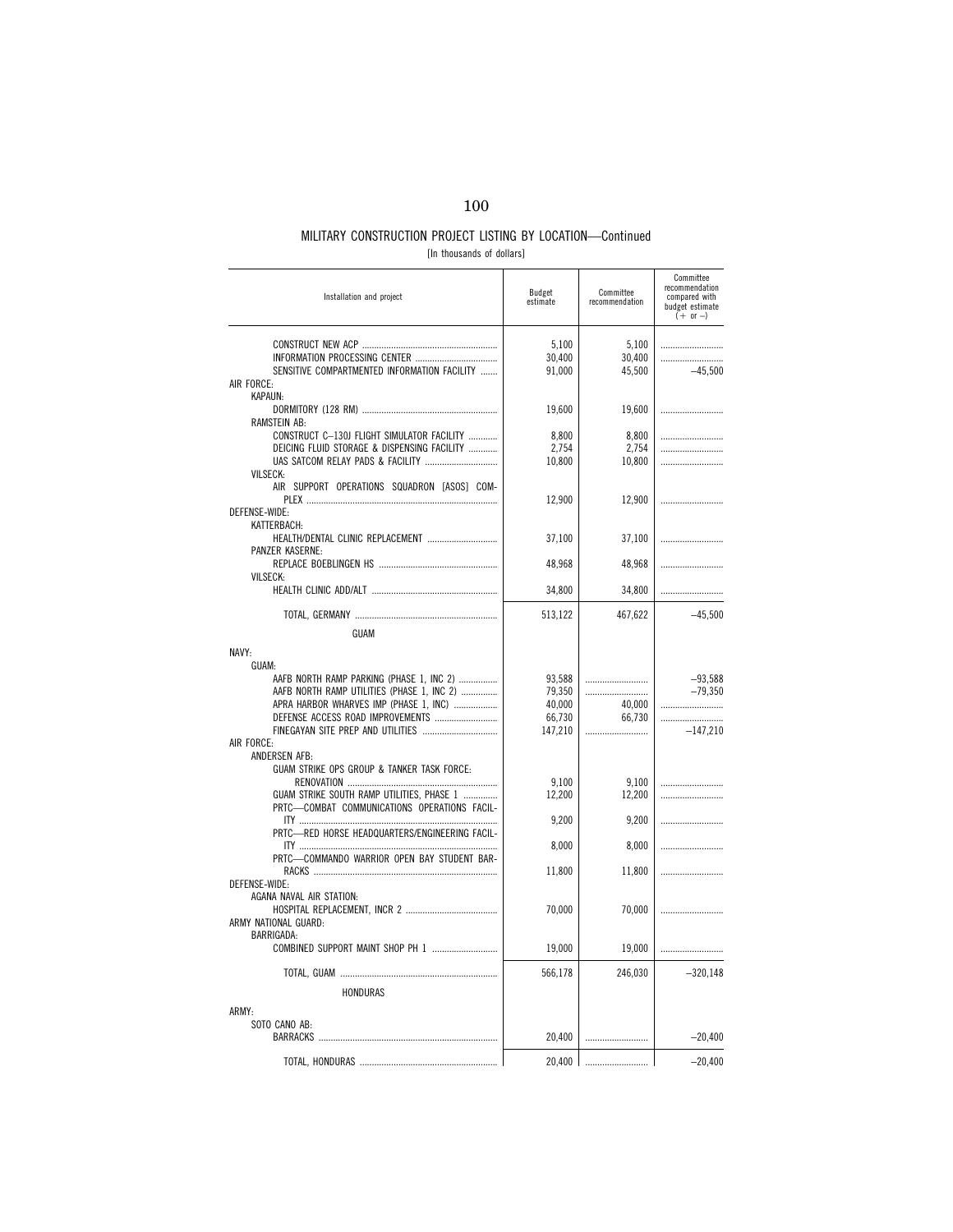## MILITARY CONSTRUCTION PROJECT LISTING BY LOCATION—Continued

[In thousands of dollars]

| Installation and project | Budget estimate | Committee recommendation | Committee recommendation compared with budget estimate (+ or –) |
|---|---|---|---|
| CONSTRUCT NEW ACP | 5,100 | 5,100 | .......................... |
| INFORMATION PROCESSING CENTER | 30,400 | 30,400 | .......................... |
| SENSITIVE COMPARTMENTED INFORMATION FACILITY | 91,000 | 45,500 | –45,500 |
| AIR FORCE: | | | |
| KAPAUN: | | | |
| DORMITORY (128 RM) | 19,600 | 19,600 | .......................... |
| RAMSTEIN AB: | | | |
| CONSTRUCT C–130J FLIGHT SIMULATOR FACILITY | 8,800 | 8,800 | .......................... |
| DEICING FLUID STORAGE & DISPENSING FACILITY | 2,754 | 2,754 | .......................... |
| UAS SATCOM RELAY PADS & FACILITY | 10,800 | 10,800 | .......................... |
| VILSECK: | | | |
| AIR SUPPORT OPERATIONS SQUADRON [ASOS] COMPLEX | 12,900 | 12,900 | .......................... |
| DEFENSE-WIDE: | | | |
| KATTERBACH: | | | |
| HEALTH/DENTAL CLINIC REPLACEMENT | 37,100 | 37,100 | .......................... |
| PANZER KASERNE: | | | |
| REPLACE BOEBLINGEN HS | 48,968 | 48,968 | .......................... |
| VILSECK: | | | |
| HEALTH CLINIC ADD/ALT | 34,800 | 34,800 | .......................... |
| TOTAL, GERMANY | 513,122 | 467,622 | –45,500 |
| **GUAM** | | | |
| NAVY: | | | |
| GUAM: | | | |
| AAFB NORTH RAMP PARKING (PHASE 1, INC 2) | 93,588 | .......................... | –93,588 |
| AAFB NORTH RAMP UTILITIES (PHASE 1, INC 2) | 79,350 | .......................... | –79,350 |
| APRA HARBOR WHARVES IMP (PHASE 1, INC) | 40,000 | 40,000 | .......................... |
| DEFENSE ACCESS ROAD IMPROVEMENTS | 66,730 | 66,730 | .......................... |
| FINEGAYAN SITE PREP AND UTILITIES | 147,210 | .......................... | –147,210 |
| AIR FORCE: | | | |
| ANDERSEN AFB: | | | |
| GUAM STRIKE OPS GROUP & TANKER TASK FORCE: RENOVATION | 9,100 | 9,100 | .......................... |
| GUAM STRIKE SOUTH RAMP UTILITIES, PHASE 1 | 12,200 | 12,200 | .......................... |
| PRTC—COMBAT COMMUNICATIONS OPERATIONS FACILITY | 9,200 | 9,200 | .......................... |
| PRTC—RED HORSE HEADQUARTERS/ENGINEERING FACILITY | 8,000 | 8,000 | .......................... |
| PRTC—COMMANDO WARRIOR OPEN BAY STUDENT BARRACKS | 11,800 | 11,800 | .......................... |
| DEFENSE-WIDE: | | | |
| AGANA NAVAL AIR STATION: | | | |
| HOSPITAL REPLACEMENT, INCR 2 | 70,000 | 70,000 | .......................... |
| ARMY NATIONAL GUARD: | | | |
| BARRIGADA: | | | |
| COMBINED SUPPORT MAINT SHOP PH 1 | 19,000 | 19,000 | .......................... |
| TOTAL, GUAM | 566,178 | 246,030 | –320,148 |
| **HONDURAS** | | | |
| ARMY: | | | |
| SOTO CANO AB: | | | |
| BARRACKS | 20,400 | .......................... | –20,400 |
| TOTAL, HONDURAS | 20,400 | .......................... | –20,400 |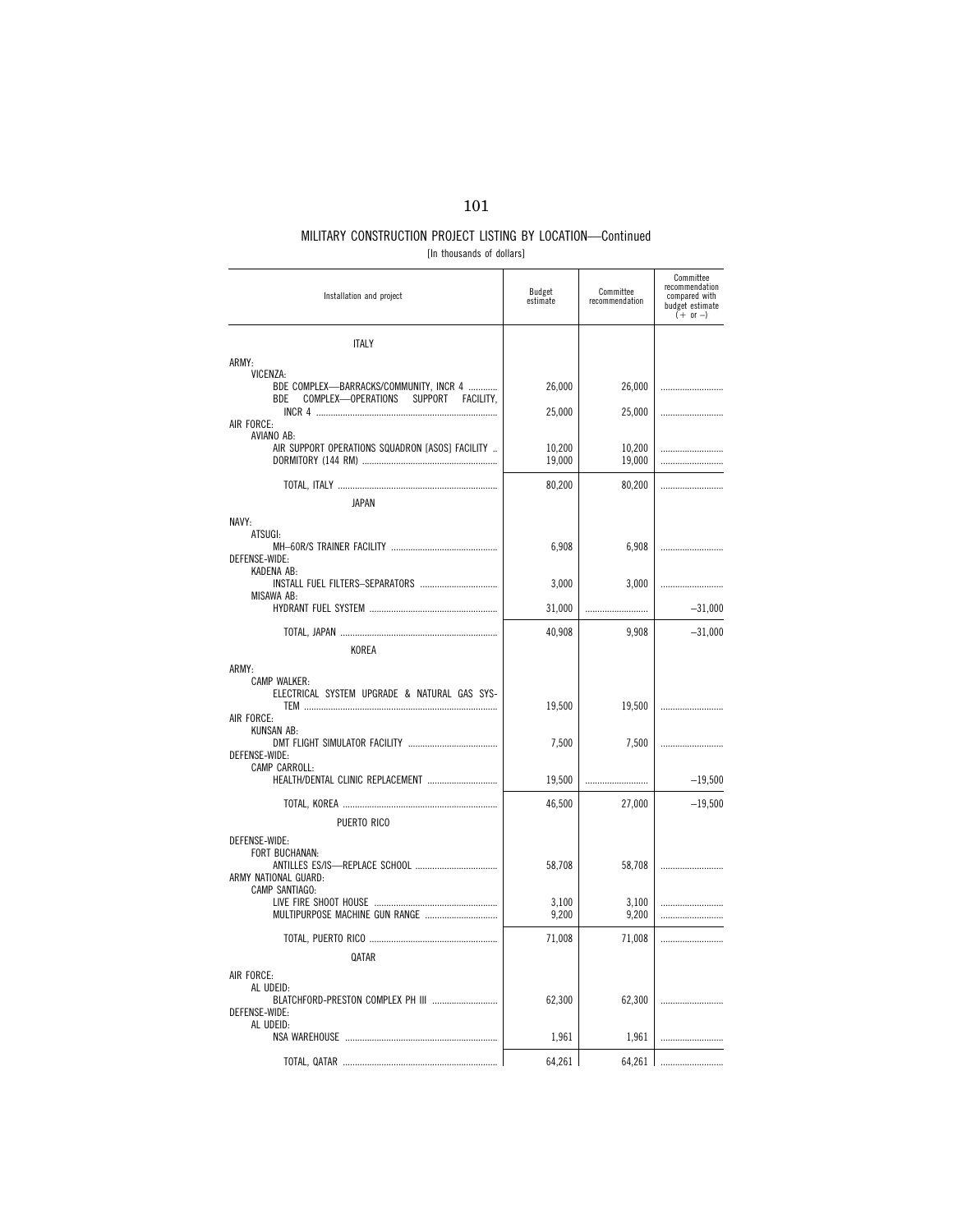## MILITARY CONSTRUCTION PROJECT LISTING BY LOCATION—Continued

[In thousands of dollars]

| Installation and project | Budget estimate | Committee recommendation | Committee recommendation compared with budget estimate (+ or –) |
|---|---|---|---|
| ITALY | | | |
| ARMY: | | | |
| VICENZA: | | | |
| BDE COMPLEX—BARRACKS/COMMUNITY, INCR 4 | 26,000 | 26,000 | |
| BDE COMPLEX—OPERATIONS SUPPORT FACILITY, INCR 4 | 25,000 | 25,000 | |
| AIR FORCE: | | | |
| AVIANO AB: | | | |
| AIR SUPPORT OPERATIONS SQUADRON [ASOS] FACILITY | 10,200 | 10,200 | |
| DORMITORY (144 RM) | 19,000 | 19,000 | |
| TOTAL, ITALY | 80,200 | 80,200 | |
| JAPAN | | | |
| NAVY: | | | |
| ATSUGI: | | | |
| MH–60R/S TRAINER FACILITY | 6,908 | 6,908 | |
| DEFENSE-WIDE: | | | |
| KADENA AB: | | | |
| INSTALL FUEL FILTERS–SEPARATORS | 3,000 | 3,000 | |
| MISAWA AB: | | | |
| HYDRANT FUEL SYSTEM | 31,000 | | –31,000 |
| TOTAL, JAPAN | 40,908 | 9,908 | –31,000 |
| KOREA | | | |
| ARMY: | | | |
| CAMP WALKER: | | | |
| ELECTRICAL SYSTEM UPGRADE & NATURAL GAS SYSTEM | 19,500 | 19,500 | |
| AIR FORCE: | | | |
| KUNSAN AB: | | | |
| DMT FLIGHT SIMULATOR FACILITY | 7,500 | 7,500 | |
| DEFENSE-WIDE: | | | |
| CAMP CARROLL: | | | |
| HEALTH/DENTAL CLINIC REPLACEMENT | 19,500 | | –19,500 |
| TOTAL, KOREA | 46,500 | 27,000 | –19,500 |
| PUERTO RICO | | | |
| DEFENSE-WIDE: | | | |
| FORT BUCHANAN: | | | |
| ANTILLES ES/IS—REPLACE SCHOOL | 58,708 | 58,708 | |
| ARMY NATIONAL GUARD: | | | |
| CAMP SANTIAGO: | | | |
| LIVE FIRE SHOOT HOUSE | 3,100 | 3,100 | |
| MULTIPURPOSE MACHINE GUN RANGE | 9,200 | 9,200 | |
| TOTAL, PUERTO RICO | 71,008 | 71,008 | |
| QATAR | | | |
| AIR FORCE: | | | |
| AL UDEID: | | | |
| BLATCHFORD-PRESTON COMPLEX PH III | 62,300 | 62,300 | |
| DEFENSE-WIDE: | | | |
| AL UDEID: | | | |
| NSA WAREHOUSE | 1,961 | 1,961 | |
| TOTAL, QATAR | 64,261 | 64,261 | |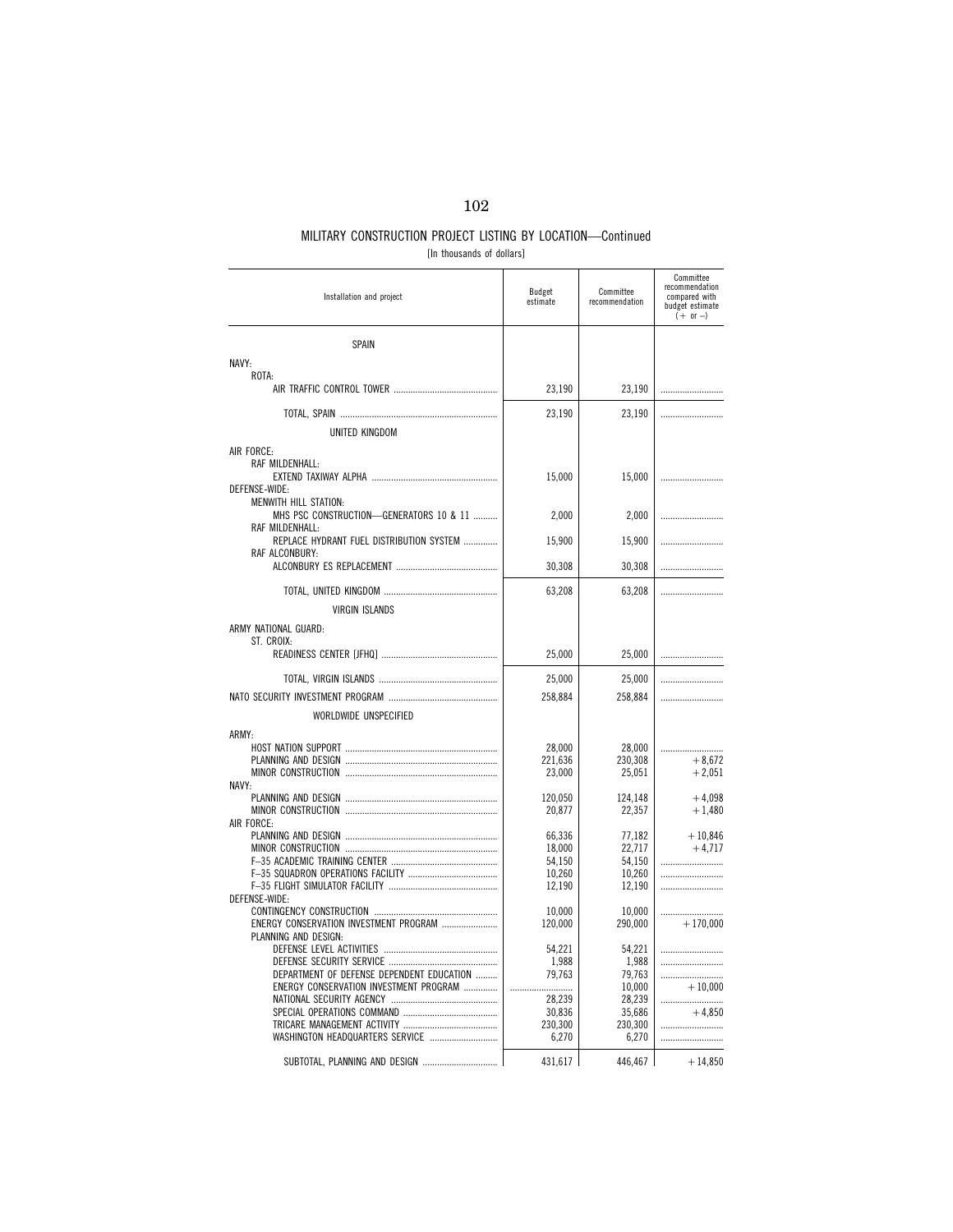## MILITARY CONSTRUCTION PROJECT LISTING BY LOCATION—Continued

[In thousands of dollars]

| Installation and project | Budget estimate | Committee recommendation | Committee recommendation compared with budget estimate (+ or –) |
|---|---|---|---|
| SPAIN | | | |
| NAVY: | | | |
| ROTA: | | | |
| AIR TRAFFIC CONTROL TOWER | 23,190 | 23,190 | .......................... |
| TOTAL, SPAIN | 23,190 | 23,190 | .......................... |
| UNITED KINGDOM | | | |
| AIR FORCE: | | | |
| RAF MILDENHALL: | | | |
| EXTEND TAXIWAY ALPHA | 15,000 | 15,000 | .......................... |
| DEFENSE-WIDE: | | | |
| MENWITH HILL STATION: | | | |
| MHS PSC CONSTRUCTION—GENERATORS 10 & 11 | 2,000 | 2,000 | .......................... |
| RAF MILDENHALL: | | | |
| REPLACE HYDRANT FUEL DISTRIBUTION SYSTEM | 15,900 | 15,900 | .......................... |
| RAF ALCONBURY: | | | |
| ALCONBURY ES REPLACEMENT | 30,308 | 30,308 | .......................... |
| TOTAL, UNITED KINGDOM | 63,208 | 63,208 | .......................... |
| VIRGIN ISLANDS | | | |
| ARMY NATIONAL GUARD: | | | |
| ST. CROIX: | | | |
| READINESS CENTER [JFHQ] | 25,000 | 25,000 | .......................... |
| TOTAL, VIRGIN ISLANDS | 25,000 | 25,000 | .......................... |
| NATO SECURITY INVESTMENT PROGRAM | 258,884 | 258,884 | .......................... |
| WORLDWIDE UNSPECIFIED | | | |
| ARMY: | | | |
| HOST NATION SUPPORT | 28,000 | 28,000 | .......................... |
| PLANNING AND DESIGN | 221,636 | 230,308 | +8,672 |
| MINOR CONSTRUCTION | 23,000 | 25,051 | +2,051 |
| NAVY: | | | |
| PLANNING AND DESIGN | 120,050 | 124,148 | +4,098 |
| MINOR CONSTRUCTION | 20,877 | 22,357 | +1,480 |
| AIR FORCE: | | | |
| PLANNING AND DESIGN | 66,336 | 77,182 | +10,846 |
| MINOR CONSTRUCTION | 18,000 | 22,717 | +4,717 |
| F–35 ACADEMIC TRAINING CENTER | 54,150 | 54,150 | .......................... |
| F–35 SQUADRON OPERATIONS FACILITY | 10,260 | 10,260 | .......................... |
| F–35 FLIGHT SIMULATOR FACILITY | 12,190 | 12,190 | .......................... |
| DEFENSE-WIDE: | | | |
| CONTINGENCY CONSTRUCTION | 10,000 | 10,000 | .......................... |
| ENERGY CONSERVATION INVESTMENT PROGRAM | 120,000 | 290,000 | +170,000 |
| PLANNING AND DESIGN: | | | |
| DEFENSE LEVEL ACTIVITIES | 54,221 | 54,221 | .......................... |
| DEFENSE SECURITY SERVICE | 1,988 | 1,988 | .......................... |
| DEPARTMENT OF DEFENSE DEPENDENT EDUCATION | 79,763 | 79,763 | .......................... |
| ENERGY CONSERVATION INVESTMENT PROGRAM | .......................... | 10,000 | +10,000 |
| NATIONAL SECURITY AGENCY | 28,239 | 28,239 | .......................... |
| SPECIAL OPERATIONS COMMAND | 30,836 | 35,686 | +4,850 |
| TRICARE MANAGEMENT ACTIVITY | 230,300 | 230,300 | .......................... |
| WASHINGTON HEADQUARTERS SERVICE | 6,270 | 6,270 | .......................... |
| SUBTOTAL, PLANNING AND DESIGN | 431,617 | 446,467 | +14,850 |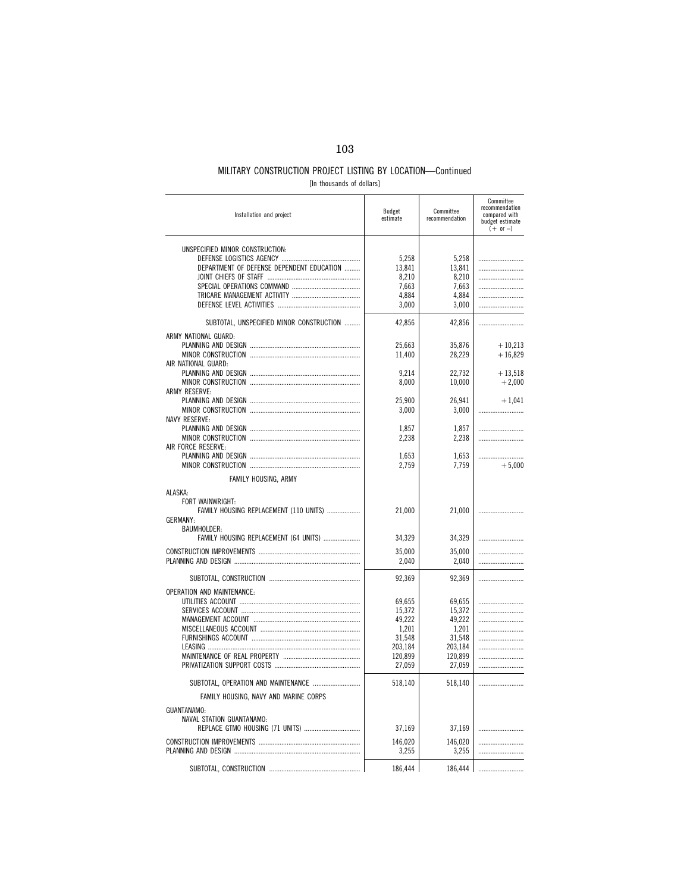MILITARY CONSTRUCTION PROJECT LISTING BY LOCATION—Continued

[In thousands of dollars]

| Installation and project | Budget estimate | Committee recommendation | Committee recommendation compared with budget estimate (+ or –) |
|---|---|---|---|
| UNSPECIFIED MINOR CONSTRUCTION: | | | |
| DEFENSE LOGISTICS AGENCY | 5,258 | 5,258 | |
| DEPARTMENT OF DEFENSE DEPENDENT EDUCATION | 13,841 | 13,841 | |
| JOINT CHIEFS OF STAFF | 8,210 | 8,210 | |
| SPECIAL OPERATIONS COMMAND | 7,663 | 7,663 | |
| TRICARE MANAGEMENT ACTIVITY | 4,884 | 4,884 | |
| DEFENSE LEVEL ACTIVITIES | 3,000 | 3,000 | |
| SUBTOTAL, UNSPECIFIED MINOR CONSTRUCTION | 42,856 | 42,856 | |
| ARMY NATIONAL GUARD: | | | |
| PLANNING AND DESIGN | 25,663 | 35,876 | +10,213 |
| MINOR CONSTRUCTION | 11,400 | 28,229 | +16,829 |
| AIR NATIONAL GUARD: | | | |
| PLANNING AND DESIGN | 9,214 | 22,732 | +13,518 |
| MINOR CONSTRUCTION | 8,000 | 10,000 | +2,000 |
| ARMY RESERVE: | | | |
| PLANNING AND DESIGN | 25,900 | 26,941 | +1,041 |
| MINOR CONSTRUCTION | 3,000 | 3,000 | |
| NAVY RESERVE: | | | |
| PLANNING AND DESIGN | 1,857 | 1,857 | |
| MINOR CONSTRUCTION | 2,238 | 2,238 | |
| AIR FORCE RESERVE: | | | |
| PLANNING AND DESIGN | 1,653 | 1,653 | |
| MINOR CONSTRUCTION | 2,759 | 7,759 | +5,000 |
| FAMILY HOUSING, ARMY | | | |
| ALASKA: | | | |
| FORT WAINWRIGHT: | | | |
| FAMILY HOUSING REPLACEMENT (110 UNITS) | 21,000 | 21,000 | |
| GERMANY: | | | |
| BAUMHOLDER: | | | |
| FAMILY HOUSING REPLACEMENT (64 UNITS) | 34,329 | 34,329 | |
| CONSTRUCTION IMPROVEMENTS | 35,000 | 35,000 | |
| PLANNING AND DESIGN | 2,040 | 2,040 | |
| SUBTOTAL, CONSTRUCTION | 92,369 | 92,369 | |
| OPERATION AND MAINTENANCE: | | | |
| UTILITIES ACCOUNT | 69,655 | 69,655 | |
| SERVICES ACCOUNT | 15,372 | 15,372 | |
| MANAGEMENT ACCOUNT | 49,222 | 49,222 | |
| MISCELLANEOUS ACCOUNT | 1,201 | 1,201 | |
| FURNISHINGS ACCOUNT | 31,548 | 31,548 | |
| LEASING | 203,184 | 203,184 | |
| MAINTENANCE OF REAL PROPERTY | 120,899 | 120,899 | |
| PRIVATIZATION SUPPORT COSTS | 27,059 | 27,059 | |
| SUBTOTAL, OPERATION AND MAINTENANCE | 518,140 | 518,140 | |
| FAMILY HOUSING, NAVY AND MARINE CORPS | | | |
| GUANTANAMO: | | | |
| NAVAL STATION GUANTANAMO: | | | |
| REPLACE GTMO HOUSING (71 UNITS) | 37,169 | 37,169 | |
| CONSTRUCTION IMPROVEMENTS | 146,020 | 146,020 | |
| PLANNING AND DESIGN | 3,255 | 3,255 | |
| SUBTOTAL, CONSTRUCTION | 186,444 | 186,444 | |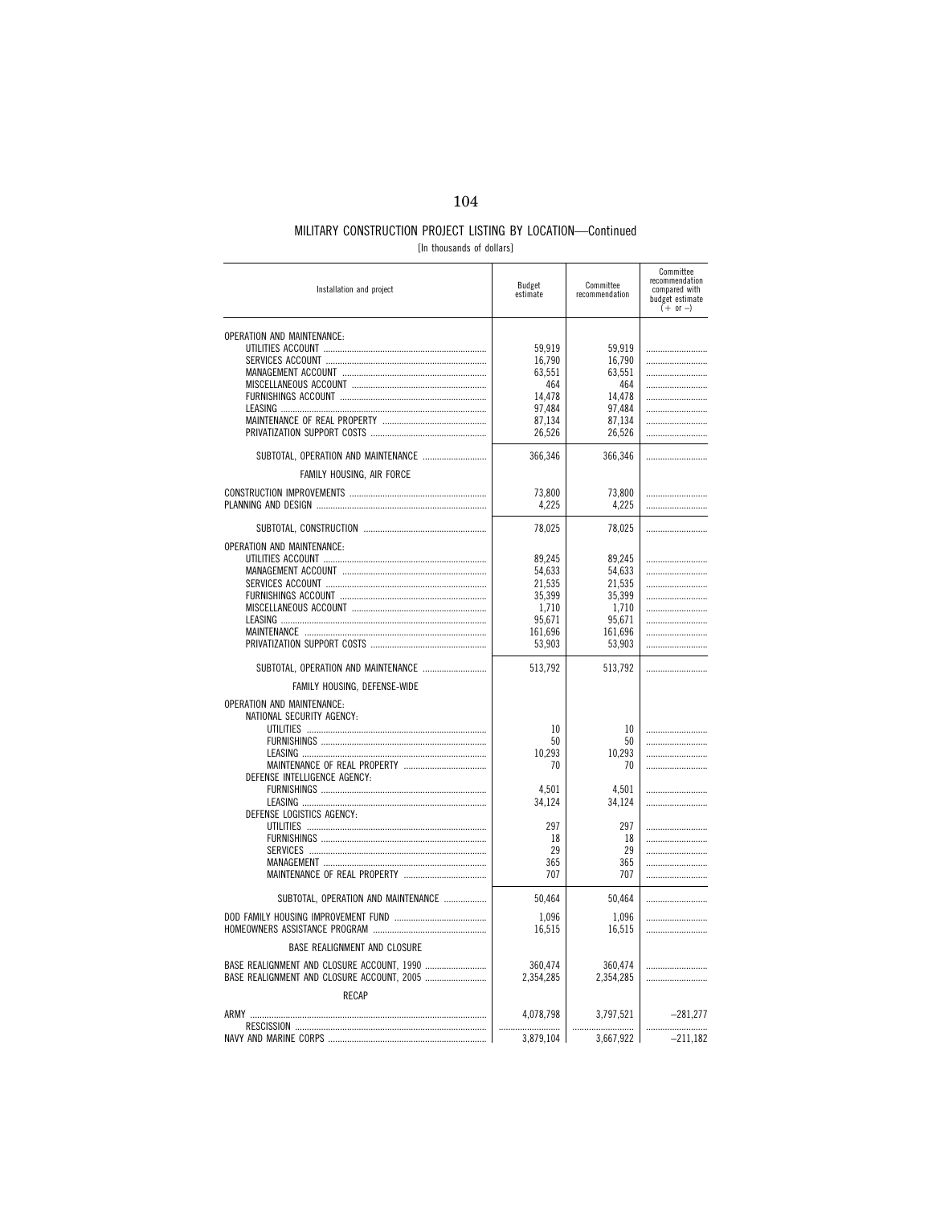## MILITARY CONSTRUCTION PROJECT LISTING BY LOCATION—Continued

[In thousands of dollars]

| Installation and project | Budget estimate | Committee recommendation | Committee recommendation compared with budget estimate (+ or −) |
|---|---|---|---|
| OPERATION AND MAINTENANCE: | | | |
| UTILITIES ACCOUNT | 59,919 | 59,919 | |
| SERVICES ACCOUNT | 16,790 | 16,790 | |
| MANAGEMENT ACCOUNT | 63,551 | 63,551 | |
| MISCELLANEOUS ACCOUNT | 464 | 464 | |
| FURNISHINGS ACCOUNT | 14,478 | 14,478 | |
| LEASING | 97,484 | 97,484 | |
| MAINTENANCE OF REAL PROPERTY | 87,134 | 87,134 | |
| PRIVATIZATION SUPPORT COSTS | 26,526 | 26,526 | |
| SUBTOTAL, OPERATION AND MAINTENANCE | 366,346 | 366,346 | |
| FAMILY HOUSING, AIR FORCE | | | |
| CONSTRUCTION IMPROVEMENTS | 73,800 | 73,800 | |
| PLANNING AND DESIGN | 4,225 | 4,225 | |
| SUBTOTAL, CONSTRUCTION | 78,025 | 78,025 | |
| OPERATION AND MAINTENANCE: | | | |
| UTILITIES ACCOUNT | 89,245 | 89,245 | |
| MANAGEMENT ACCOUNT | 54,633 | 54,633 | |
| SERVICES ACCOUNT | 21,535 | 21,535 | |
| FURNISHINGS ACCOUNT | 35,399 | 35,399 | |
| MISCELLANEOUS ACCOUNT | 1,710 | 1,710 | |
| LEASING | 95,671 | 95,671 | |
| MAINTENANCE | 161,696 | 161,696 | |
| PRIVATIZATION SUPPORT COSTS | 53,903 | 53,903 | |
| SUBTOTAL, OPERATION AND MAINTENANCE | 513,792 | 513,792 | |
| FAMILY HOUSING, DEFENSE-WIDE | | | |
| OPERATION AND MAINTENANCE: | | | |
| NATIONAL SECURITY AGENCY: | | | |
| UTILITIES | 10 | 10 | |
| FURNISHINGS | 50 | 50 | |
| LEASING | 10,293 | 10,293 | |
| MAINTENANCE OF REAL PROPERTY | 70 | 70 | |
| DEFENSE INTELLIGENCE AGENCY: | | | |
| FURNISHINGS | 4,501 | 4,501 | |
| LEASING | 34,124 | 34,124 | |
| DEFENSE LOGISTICS AGENCY: | | | |
| UTILITIES | 297 | 297 | |
| FURNISHINGS | 18 | 18 | |
| SERVICES | 29 | 29 | |
| MANAGEMENT | 365 | 365 | |
| MAINTENANCE OF REAL PROPERTY | 707 | 707 | |
| SUBTOTAL, OPERATION AND MAINTENANCE | 50,464 | 50,464 | |
| DOD FAMILY HOUSING IMPROVEMENT FUND | 1,096 | 1,096 | |
| HOMEOWNERS ASSISTANCE PROGRAM | 16,515 | 16,515 | |
| BASE REALIGNMENT AND CLOSURE | | | |
| BASE REALIGNMENT AND CLOSURE ACCOUNT, 1990 | 360,474 | 360,474 | |
| BASE REALIGNMENT AND CLOSURE ACCOUNT, 2005 | 2,354,285 | 2,354,285 | |
| RECAP | | | |
| ARMY | 4,078,798 | 3,797,521 | −281,277 |
| RESCISSION | | | |
| NAVY AND MARINE CORPS | 3,879,104 | 3,667,922 | −211,182 |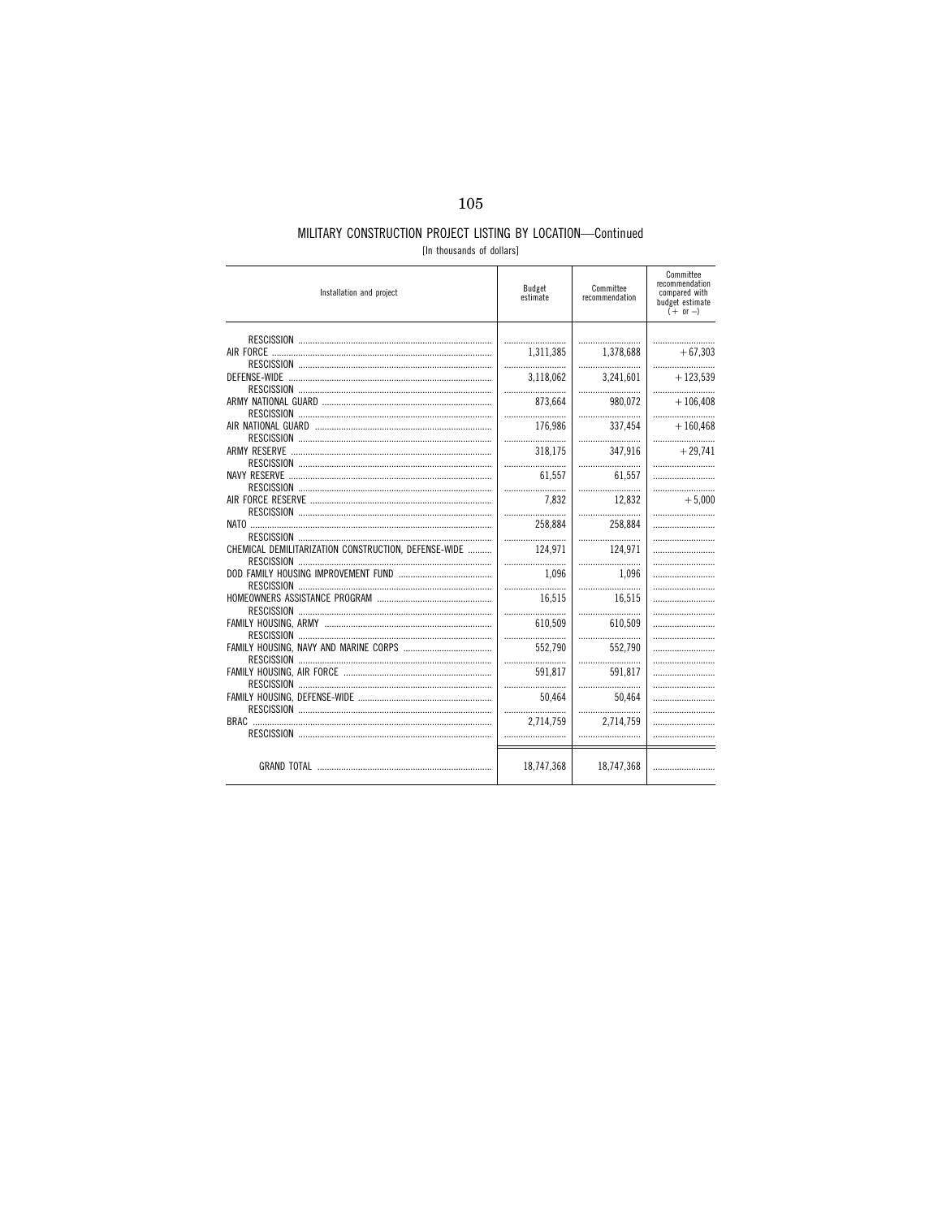## MILITARY CONSTRUCTION PROJECT LISTING BY LOCATION—Continued

[In thousands of dollars]

| Installation and project | Budget estimate | Committee recommendation | Committee recommendation compared with budget estimate (+ or –) |
|---|---|---|---|
| RESCISSION | | | |
| AIR FORCE | 1,311,385 | 1,378,688 | +67,303 |
| RESCISSION | | | |
| DEFENSE-WIDE | 3,118,062 | 3,241,601 | +123,539 |
| RESCISSION | | | |
| ARMY NATIONAL GUARD | 873,664 | 980,072 | +106,408 |
| RESCISSION | | | |
| AIR NATIONAL GUARD | 176,986 | 337,454 | +160,468 |
| RESCISSION | | | |
| ARMY RESERVE | 318,175 | 347,916 | +29,741 |
| RESCISSION | | | |
| NAVY RESERVE | 61,557 | 61,557 | |
| RESCISSION | | | |
| AIR FORCE RESERVE | 7,832 | 12,832 | +5,000 |
| RESCISSION | | | |
| NATO | 258,884 | 258,884 | |
| RESCISSION | | | |
| CHEMICAL DEMILITARIZATION CONSTRUCTION, DEFENSE-WIDE | 124,971 | 124,971 | |
| RESCISSION | | | |
| DOD FAMILY HOUSING IMPROVEMENT FUND | 1,096 | 1,096 | |
| RESCISSION | | | |
| HOMEOWNERS ASSISTANCE PROGRAM | 16,515 | 16,515 | |
| RESCISSION | | | |
| FAMILY HOUSING, ARMY | 610,509 | 610,509 | |
| RESCISSION | | | |
| FAMILY HOUSING, NAVY AND MARINE CORPS | 552,790 | 552,790 | |
| RESCISSION | | | |
| FAMILY HOUSING, AIR FORCE | 591,817 | 591,817 | |
| RESCISSION | | | |
| FAMILY HOUSING, DEFENSE-WIDE | 50,464 | 50,464 | |
| RESCISSION | | | |
| BRAC | 2,714,759 | 2,714,759 | |
| RESCISSION | | | |
| GRAND TOTAL | 18,747,368 | 18,747,368 | |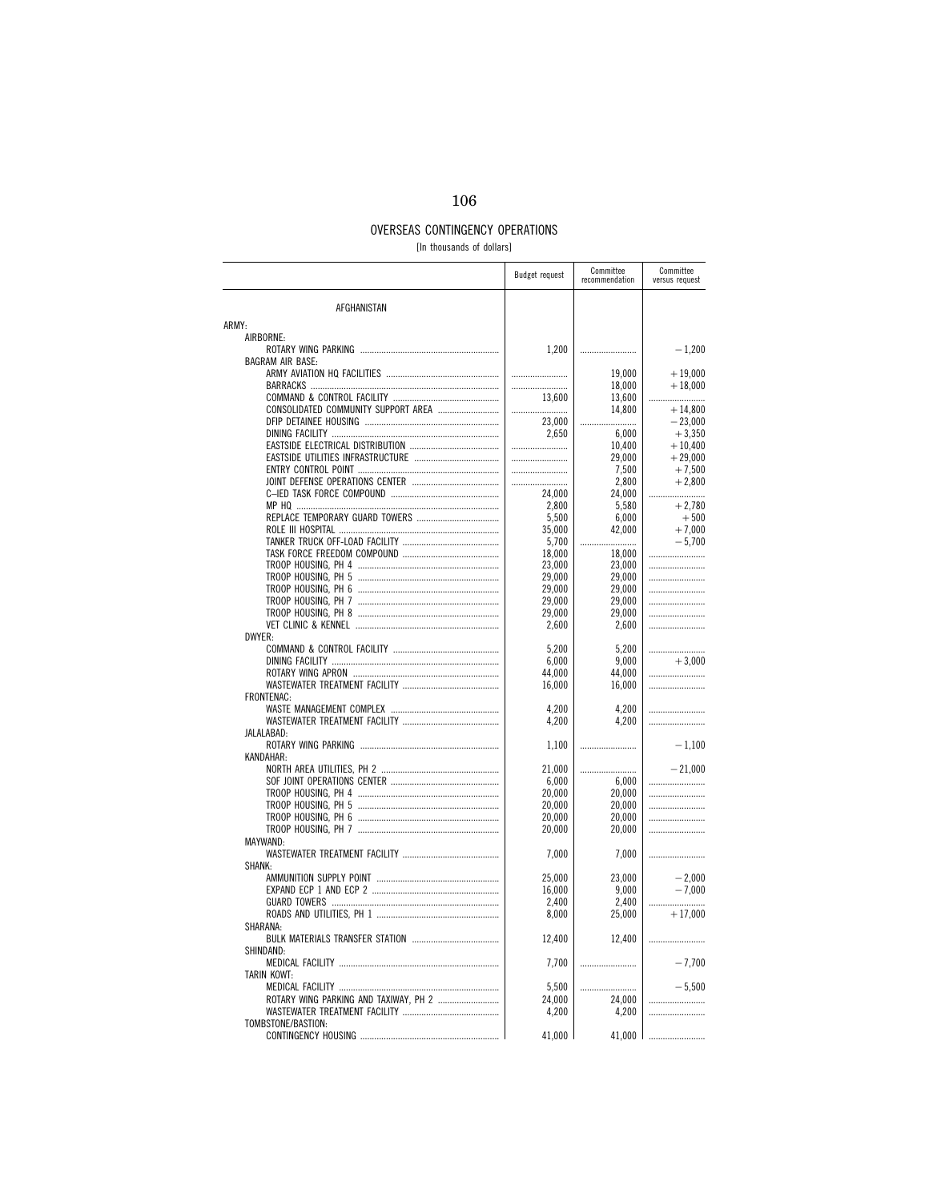# OVERSEAS CONTINGENCY OPERATIONS

[In thousands of dollars]

| | Budget request | Committee recommendation | Committee versus request |
|---|---|---|---|
| AFGHANISTAN | | | |
| ARMY: | | | |
| AIRBORNE: | | | |
| ROTARY WING PARKING | 1,200 | | −1,200 |
| BAGRAM AIR BASE: | | | |
| ARMY AVIATION HQ FACILITIES | | 19,000 | +19,000 |
| BARRACKS | | 18,000 | +18,000 |
| COMMAND & CONTROL FACILITY | 13,600 | 13,600 | |
| CONSOLIDATED COMMUNITY SUPPORT AREA | | 14,800 | +14,800 |
| DFIP DETAINEE HOUSING | 23,000 | | −23,000 |
| DINING FACILITY | 2,650 | 6,000 | +3,350 |
| EASTSIDE ELECTRICAL DISTRIBUTION | | 10,400 | +10,400 |
| EASTSIDE UTILITIES INFRASTRUCTURE | | 29,000 | +29,000 |
| ENTRY CONTROL POINT | | 7,500 | +7,500 |
| JOINT DEFENSE OPERATIONS CENTER | | 2,800 | +2,800 |
| C–IED TASK FORCE COMPOUND | 24,000 | 24,000 | |
| MP HQ | 2,800 | 5,580 | +2,780 |
| REPLACE TEMPORARY GUARD TOWERS | 5,500 | 6,000 | +500 |
| ROLE III HOSPITAL | 35,000 | 42,000 | +7,000 |
| TANKER TRUCK OFF-LOAD FACILITY | 5,700 | | −5,700 |
| TASK FORCE FREEDOM COMPOUND | 18,000 | 18,000 | |
| TROOP HOUSING, PH 4 | 23,000 | 23,000 | |
| TROOP HOUSING, PH 5 | 29,000 | 29,000 | |
| TROOP HOUSING, PH 6 | 29,000 | 29,000 | |
| TROOP HOUSING, PH 7 | 29,000 | 29,000 | |
| TROOP HOUSING, PH 8 | 29,000 | 29,000 | |
| VET CLINIC & KENNEL | 2,600 | 2,600 | |
| DWYER: | | | |
| COMMAND & CONTROL FACILITY | 5,200 | 5,200 | |
| DINING FACILITY | 6,000 | 9,000 | +3,000 |
| ROTARY WING APRON | 44,000 | 44,000 | |
| WASTEWATER TREATMENT FACILITY | 16,000 | 16,000 | |
| FRONTENAC: | | | |
| WASTE MANAGEMENT COMPLEX | 4,200 | 4,200 | |
| WASTEWATER TREATMENT FACILITY | 4,200 | 4,200 | |
| JALALABAD: | | | |
| ROTARY WING PARKING | 1,100 | | −1,100 |
| KANDAHAR: | | | |
| NORTH AREA UTILITIES, PH 2 | 21,000 | | −21,000 |
| SOF JOINT OPERATIONS CENTER | 6,000 | 6,000 | |
| TROOP HOUSING, PH 4 | 20,000 | 20,000 | |
| TROOP HOUSING, PH 5 | 20,000 | 20,000 | |
| TROOP HOUSING, PH 6 | 20,000 | 20,000 | |
| TROOP HOUSING, PH 7 | 20,000 | 20,000 | |
| MAYWAND: | | | |
| WASTEWATER TREATMENT FACILITY | 7,000 | 7,000 | |
| SHANK: | | | |
| AMMUNITION SUPPLY POINT | 25,000 | 23,000 | −2,000 |
| EXPAND ECP 1 AND ECP 2 | 16,000 | 9,000 | −7,000 |
| GUARD TOWERS | 2,400 | 2,400 | |
| ROADS AND UTILITIES, PH 1 | 8,000 | 25,000 | +17,000 |
| SHARANA: | | | |
| BULK MATERIALS TRANSFER STATION | 12,400 | 12,400 | |
| SHINDAND: | | | |
| MEDICAL FACILITY | 7,700 | | −7,700 |
| TARIN KOWT: | | | |
| MEDICAL FACILITY | 5,500 | | −5,500 |
| ROTARY WING PARKING AND TAXIWAY, PH 2 | 24,000 | 24,000 | |
| WASTEWATER TREATMENT FACILITY | 4,200 | 4,200 | |
| TOMBSTONE/BASTION: | | | |
| CONTINGENCY HOUSING | 41,000 | 41,000 | |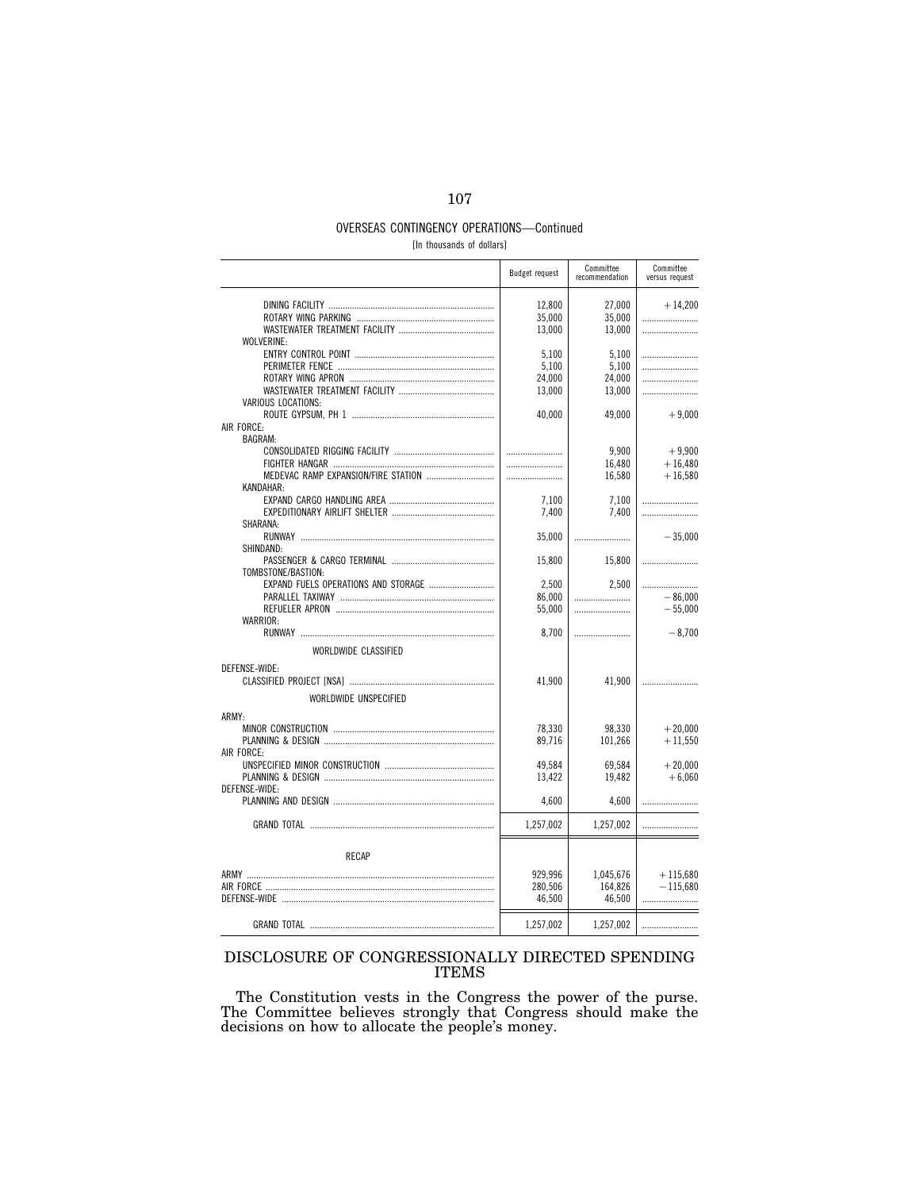OVERSEAS CONTINGENCY OPERATIONS—Continued

[In thousands of dollars]

| | Budget request | Committee recommendation | Committee versus request |
|---|---|---|---|
| DINING FACILITY | 12,800 | 27,000 | +14,200 |
| ROTARY WING PARKING | 35,000 | 35,000 | |
| WASTEWATER TREATMENT FACILITY | 13,000 | 13,000 | |
| WOLVERINE: | | | |
| ENTRY CONTROL POINT | 5,100 | 5,100 | |
| PERIMETER FENCE | 5,100 | 5,100 | |
| ROTARY WING APRON | 24,000 | 24,000 | |
| WASTEWATER TREATMENT FACILITY | 13,000 | 13,000 | |
| VARIOUS LOCATIONS: | | | |
| ROUTE GYPSUM, PH 1 | 40,000 | 49,000 | +9,000 |
| AIR FORCE: | | | |
| BAGRAM: | | | |
| CONSOLIDATED RIGGING FACILITY | | 9,900 | +9,900 |
| FIGHTER HANGAR | | 16,480 | +16,480 |
| MEDEVAC RAMP EXPANSION/FIRE STATION | | 16,580 | +16,580 |
| KANDAHAR: | | | |
| EXPAND CARGO HANDLING AREA | 7,100 | 7,100 | |
| EXPEDITIONARY AIRLIFT SHELTER | 7,400 | 7,400 | |
| SHARANA: | | | |
| RUNWAY | 35,000 | | −35,000 |
| SHINDAND: | | | |
| PASSENGER & CARGO TERMINAL | 15,800 | 15,800 | |
| TOMBSTONE/BASTION: | | | |
| EXPAND FUELS OPERATIONS AND STORAGE | 2,500 | 2,500 | |
| PARALLEL TAXIWAY | 86,000 | | −86,000 |
| REFUELER APRON | 55,000 | | −55,000 |
| WARRIOR: | | | |
| RUNWAY | 8,700 | | −8,700 |
| WORLDWIDE CLASSIFIED | | | |
| DEFENSE-WIDE: | | | |
| CLASSIFIED PROJECT [NSA] | 41,900 | 41,900 | |
| WORLDWIDE UNSPECIFIED | | | |
| ARMY: | | | |
| MINOR CONSTRUCTION | 78,330 | 98,330 | +20,000 |
| PLANNING & DESIGN | 89,716 | 101,266 | +11,550 |
| AIR FORCE: | | | |
| UNSPECIFIED MINOR CONSTRUCTION | 49,584 | 69,584 | +20,000 |
| PLANNING & DESIGN | 13,422 | 19,482 | +6,060 |
| DEFENSE-WIDE: | | | |
| PLANNING AND DESIGN | 4,600 | 4,600 | |
| GRAND TOTAL | 1,257,002 | 1,257,002 | |
| RECAP | | | |
| ARMY | 929,996 | 1,045,676 | +115,680 |
| AIR FORCE | 280,506 | 164,826 | −115,680 |
| DEFENSE-WIDE | 46,500 | 46,500 | |
| GRAND TOTAL | 1,257,002 | 1,257,002 | |

## DISCLOSURE OF CONGRESSIONALLY DIRECTED SPENDING ITEMS

The Constitution vests in the Congress the power of the purse. The Committee believes strongly that Congress should make the decisions on how to allocate the people's money.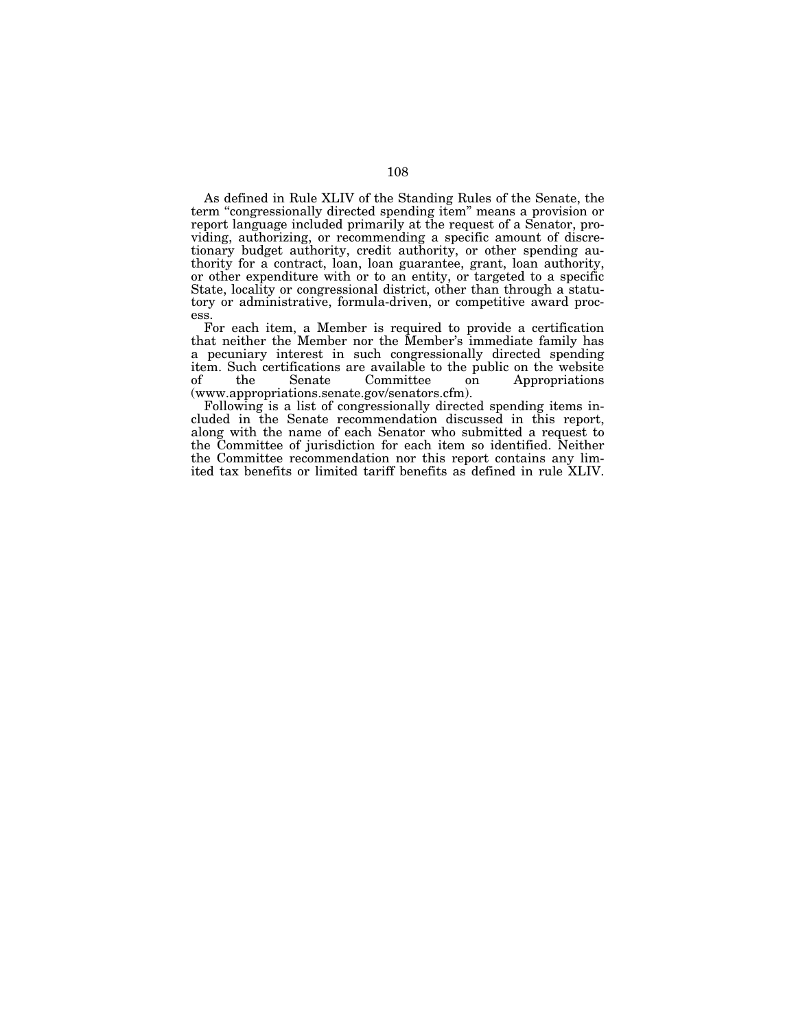As defined in Rule XLIV of the Standing Rules of the Senate, the term "congressionally directed spending item" means a provision or report language included primarily at the request of a Senator, providing, authorizing, or recommending a specific amount of discretionary budget authority, credit authority, or other spending authority for a contract, loan, loan guarantee, grant, loan authority, or other expenditure with or to an entity, or targeted to a specific State, locality or congressional district, other than through a statutory or administrative, formula-driven, or competitive award process.

For each item, a Member is required to provide a certification that neither the Member nor the Member's immediate family has a pecuniary interest in such congressionally directed spending item. Such certifications are available to the public on the website of the Senate Committee on Appropriations (www.appropriations.senate.gov/senators.cfm).

Following is a list of congressionally directed spending items included in the Senate recommendation discussed in this report, along with the name of each Senator who submitted a request to the Committee of jurisdiction for each item so identified. Neither the Committee recommendation nor this report contains any limited tax benefits or limited tariff benefits as defined in rule XLIV.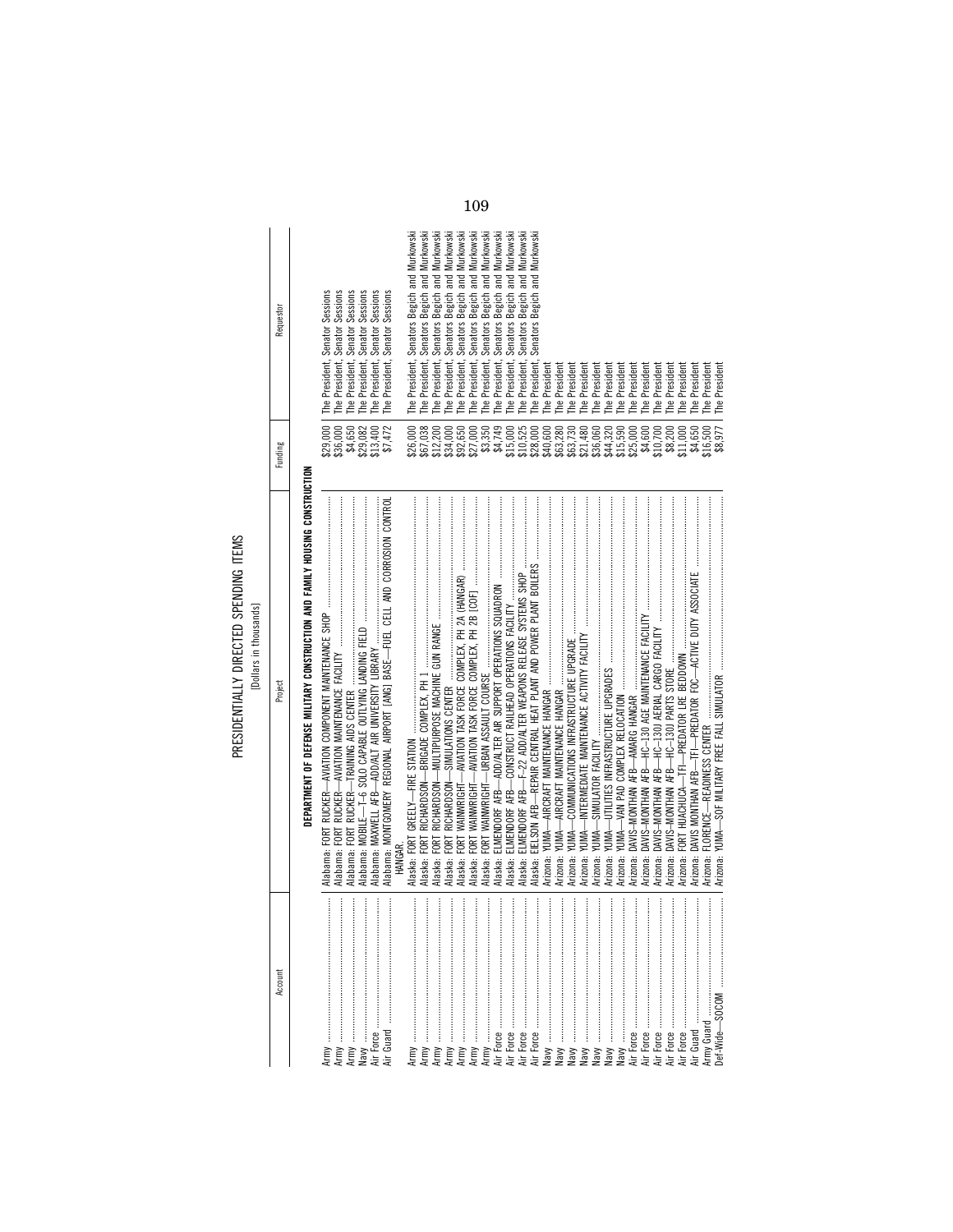# PRESIDENTIALLY DIRECTED SPENDING ITEMS

[Dollars in thousands]

| Account | Project | Funding | Requestor |
|---|---|---|---|
| | **DEPARTMENT OF DEFENSE MILITARY CONSTRUCTION AND FAMILY HOUSING CONSTRUCTION** | | |
| Army | Alabama: FORT RUCKER—AVIATION COMPONENT MAINTENANCE SHOP | $29,000 | The President, Senator Sessions |
| Army | Alabama: FORT RUCKER—AVIATION MAINTENANCE FACILITY | $36,000 | The President, Senator Sessions |
| Army | Alabama: FORT RUCKER—TRAINING AIDS CENTER | $4,650 | The President, Senator Sessions |
| Navy | Alabama: MOBILE—T-6 SOLO CAPABLE OUTLYING LANDING FIELD | $29,082 | The President, Senator Sessions |
| Air Force | Alabama: MAXWELL AFB—ADD/ALT AIR UNIVERSITY LIBRARY | $13,400 | The President, Senator Sessions |
| Air Guard | Alabama: MONTGOMERY REGIONAL AIRPORT (ANG) BASE—FUEL CELL AND CORROSION CONTROL HANGAR. | $7,472 | The President, Senator Sessions |
| Army | Alaska: FORT GREELY—FIRE STATION | $26,000 | The President, Senators Begich and Murkowski |
| Army | Alaska: FORT RICHARDSON—BRIGADE COMPLEX, PH 1 | $67,038 | The President, Senators Begich and Murkowski |
| Army | Alaska: FORT RICHARDSON—MULTIPURPOSE MACHINE GUN RANGE | $12,200 | The President, Senators Begich and Murkowski |
| Army | Alaska: FORT RICHARDSON—SIMULATIONS CENTER | $34,000 | The President, Senators Begich and Murkowski |
| Army | Alaska: FORT WAINWRIGHT—AVIATION TASK FORCE COMPLEX, PH 2A (HANGAR) | $92,650 | The President, Senators Begich and Murkowski |
| Army | Alaska: FORT WAINWRIGHT—AVIATION TASK FORCE COMPLEX, PH 2B (COF) | $27,000 | The President, Senators Begich and Murkowski |
| Army | Alaska: FORT WAINWRIGHT—URBAN ASSAULT COURSE | $3,350 | The President, Senators Begich and Murkowski |
| Air Force | Alaska: ELMENDORF AFB—ADD/ALTER AIR SUPPORT OPERATIONS SQUADRON | $4,749 | The President, Senators Begich and Murkowski |
| Air Force | Alaska: ELMENDORF AFB—CONSTRUCT RAILHEAD OPERATIONS FACILITY | $15,000 | The President, Senators Begich and Murkowski |
| Air Force | Alaska: ELMENDORF AFB—F-22 ADD/ALTER WEAPONS RELEASE SYSTEMS SHOP | $10,525 | The President, Senators Begich and Murkowski |
| Air Force | Alaska: EIELSON AFB—REPAIR CENTRAL HEAT PLANT AND POWER PLANT BOILERS | $28,000 | The President, Senators Begich and Murkowski |
| Navy | Arizona: YUMA—AIRCRAFT MAINTENANCE HANGAR | $40,600 | The President |
| Navy | Arizona: YUMA—AIRCRAFT MAINTENANCE HANGAR | $63,280 | The President |
| Navy | Arizona: YUMA—COMMUNICATIONS INFRASTRUCTURE UPGRADE | $63,730 | The President |
| Navy | Arizona: YUMA—INTERMEDIATE MAINTENANCE ACTIVITY FACILITY | $21,480 | The President |
| Navy | Arizona: YUMA—SIMULATOR FACILITY | $36,060 | The President |
| Navy | Arizona: YUMA—UTILITIES INFRASTRUCTURE UPGRADES | $44,320 | The President |
| Navy | Arizona: YUMA—VAN PAD COMPLEX RELOCATION | $15,590 | The President |
| Air Force | Arizona: DAVIS-MONTHAN AFB—AMARG HANGAR | $25,000 | The President |
| Air Force | Arizona: DAVIS-MONTHAN AFB—HC-130 AGE MAINTENANCE FACILITY | $4,600 | The President |
| Air Force | Arizona: DAVIS-MONTHAN AFB—HC-130J AERIAL CARGO FACILITY | $10,700 | The President |
| Air Force | Arizona: DAVIS-MONTHAN AFB—HC-130J PARTS STORE | $8,200 | The President |
| Air Force | Arizona: FORT HUACHUCA—TFI—PREDATOR LRE BEDDOWN | $11,000 | The President |
| Air Guard | Arizona: DAVIS MONTHAN AFB—TFI—PREDATOR FOC—ACTIVE DUTY ASSOCIATE | $4,650 | The President |
| Army Guard | Arizona: FLORENCE—READINESS CENTER | $16,500 | The President |
| Def-Wide—SOCOM | Arizona: YUMA—SOF MILITARY FREE FALL SIMULATOR | $8,977 | The President |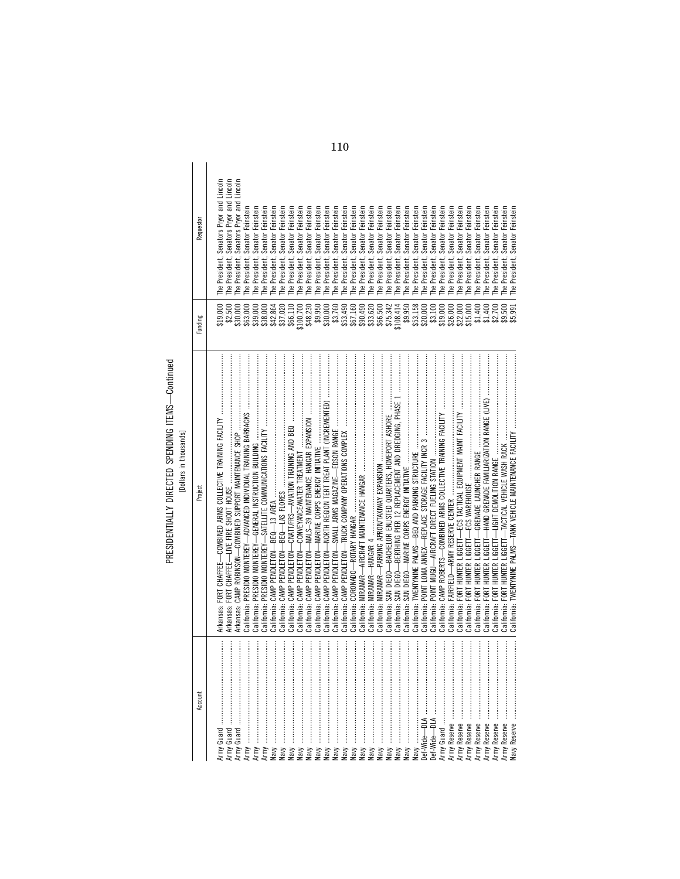PRESIDENTIALLY DIRECTED SPENDING ITEMS—Continued

[Dollars in thousands]

| Account | Project | Funding | Requestor |
|---|---|---|---|
| Army Guard | Arkansas: FORT CHAFFEE—COMBINED ARMS COLLECTIVE TRAINING FACILITY | $19,000 | The President, Senators Pryor and Lincoln |
| Army Guard | Arkansas: FORT CHAFFEE—LIVE FIRE SHOOT HOUSE | $2,500 | The President, Senators Pryor and Lincoln |
| Army Guard | Arkansas: CAMP ROBINSON—COMBINED SUPPORT MAINTENANCE SHOP | $30,000 | The President, Senators Pryor and Lincoln |
| Army | California: PRESIDIO MONTEREY—ADVANCED INDIVIDUAL TRAINING BARRACKS | $63,000 | The President, Senator Feinstein |
| Army | California: PRESIDIO MONTEREY—GENERAL INSTRUCTION BUILDING | $39,000 | The President, Senator Feinstein |
| Army | California: PRESIDIO MONTEREY—SATELLITE COMMUNICATIONS FACILITY | $38,000 | The President, Senator Feinstein |
| Navy | California: CAMP PENDLETON—BEQ—13 AREA | $42,864 | The President, Senator Feinstein |
| Navy | California: CAMP PENDLETON—BEQ—LAS FLORES | $37,020 | The President, Senator Feinstein |
| Navy | California: CAMP PENDLETON—CNATT/FRS—AVIATION TRAINING AND BEQ | $66,110 | The President, Senator Feinstein |
| Navy | California: CAMP PENDLETON—CONVEYANCE/WATER TREATMENT | $100,700 | The President, Senator Feinstein |
| Navy | California: CAMP PENDLETON—MALS–39 MAINTENANCE HANGAR EXPANSION | $48,230 | The President, Senator Feinstein |
| Navy | California: CAMP PENDLETON—MARINE CORPS ENERGY INITIATIVE | $9,950 | The President, Senator Feinstein |
| Navy | California: CAMP PENDLETON—NORTH REGION TERT TREAT PLANT (INCREMENTED) | $30,000 | The President, Senator Feinstein |
| Navy | California: CAMP PENDLETON—SMALL ARMS MAGAZINE—EDSON RANGE | $3,760 | The President, Senator Feinstein |
| Navy | California: CAMP PENDLETON—TRUCK COMPANY OPERATIONS COMPLEX | $53,490 | The President, Senator Feinstein |
| Navy | California: CORONADO—ROTARY HANGAR | $67,160 | The President, Senator Feinstein |
| Navy | California: MIRAMAR—AIRCRAFT MAINTENANCE HANGAR | $90,490 | The President, Senator Feinstein |
| Navy | California: MIRAMAR—HANGAR 4 | $33,620 | The President, Senator Feinstein |
| Navy | California: MIRAMAR—PARKING APRON/TAXIWAY EXPANSION | $66,500 | The President, Senator Feinstein |
| Navy | California: SAN DIEGO—BACHELOR ENLISTED QUARTERS, HOMEPORT ASHORE | $75,342 | The President, Senator Feinstein |
| Navy | California: SAN DIEGO—BERTHING PIER 12 REPLACEMENT AND DREDGING, PHASE 1 | $108,414 | The President, Senator Feinstein |
| Navy | California: SAN DIEGO—MARINE CORPS ENERGY INITIATIVE | $9,950 | The President, Senator Feinstein |
| Navy | California: TWENTYNINE PALMS—BEQ AND PARKING STRUCTURE | $53,158 | The President, Senator Feinstein |
| Def-Wide—DLA | California: POINT LOMA ANNEX—REPLACE STORAGE FACILITY INCR 3 | $20,000 | The President, Senator Feinstein |
| Def-Wide—DLA | California: POINT MUGU—AIRCRAFT DIRECT FUELING STATION | $3,100 | The President, Senator Feinstein |
| Army Guard | California: CAMP ROBERTS—COMBINED ARMS COLLECTIVE TRAINING FACILITY | $19,000 | The President, Senator Feinstein |
| Army Reserve | California: FAIRFIELD—ARMY RESERVE CENTER | $26,000 | The President, Senator Feinstein |
| Army Reserve | California: FORT HUNTER LIGGETT—ECS TACTICAL EQUIPMENT MAINT FACILITY | $22,000 | The President, Senator Feinstein |
| Army Reserve | California: FORT HUNTER LIGGETT—ECS WAREHOUSE | $15,000 | The President, Senator Feinstein |
| Army Reserve | California: FORT HUNTER LIGGETT—GRENADE LAUNCHER RANGE | $1,400 | The President, Senator Feinstein |
| Army Reserve | California: FORT HUNTER LIGGETT—HAND GRENADE FAMILIARIZATION RANGE (LIVE) | $1,400 | The President, Senator Feinstein |
| Army Reserve | California: FORT HUNTER LIGGETT—LIGHT DEMOLITION RANGE | $2,700 | The President, Senator Feinstein |
| Army Reserve | California: FORT HUNTER LIGGETT—TACTICAL VEHICLE WASH RACK | $9,500 | The President, Senator Feinstein |
| Navy Reserve | California: TWENTYNINE PALMS—TANK VEHICLE MAINTENANCE FACILITY | $5,991 | The President, Senator Feinstein |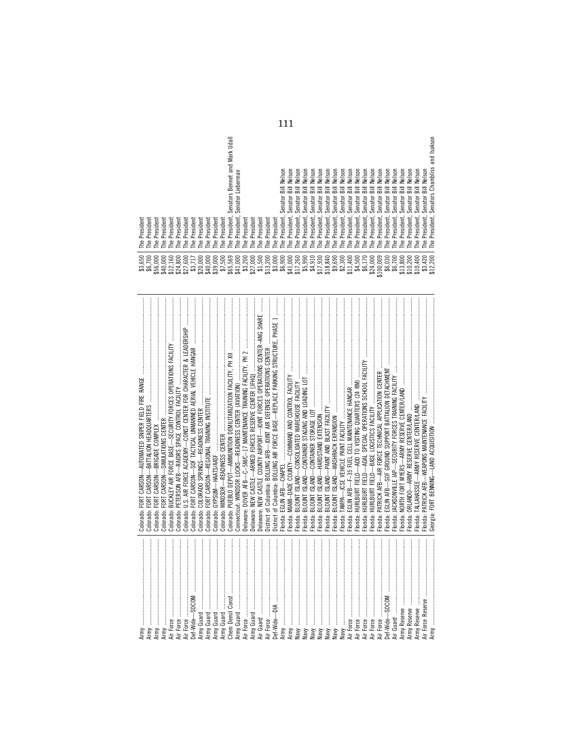| | | | |
|---|---|---|---|
| Army | Colorado: FORT CARSON—AUTOMATED SNIPER FIELD FIRE RANGE | $3,650 | The President |
| Army | Colorado: FORT CARSON—BATTALION HEADQUARTERS | $6,700 | The President |
| Army | Colorado: FORT CARSON—BRIGADE COMPLEX | $56,000 | The President |
| Army | Colorado: FORT CARSON—SIMULATIONS CENTER | $40,000 | The President |
| Air Force | Colorado: BUCKLEY AIR FORCE BASE—SECURITY FORCES OPERATIONS FACILITY | $12,160 | The President |
| Air Force | Colorado: PETERSON AFB—RAIDRS SPACE CONTROL FACILITY | $24,800 | The President |
| Air Force | Colorado: U.S. AIR FORCE ACADEMY—CONST CENTER FOR CHARACTER & LEADERSHIP | $27,600 | The President |
| Def-Wide—SOCOM | Colorado: FORT CARSON—SOF TACTICAL UNMANNED AERIAL VEHICLE HANGAR | $3,717 | The President |
| Army Guard | Colorado: COLORADO SPRINGS—READINESS CENTER | $20,000 | The President |
| Army Guard | Colorado: FORT CARSON—REGIONAL TRAINING INSTITUTE | $40,000 | The President |
| Army Guard | Colorado: GYPSUM—HAATS/AASF | $39,000 | The President |
| Army Guard | Colorado: WINDSOR—READINESS CENTER | $7,500 | The President |
| Chem Demil Const | Colorado: PUEBLO DEPOT—AMMUNITION DEMILITARIZATION FACILITY, PH XII | $65,569 | The President, Senators Bennet and Mark Udall |
| Army Guard | Connecticut: WINDSOR LOCKS—READINESS CENTER (AVIATION) | $41,000 | The President, Senator Lieberman |
| Air Force | Delaware: DOVER AFB—C–5M/C–17 MAINTENANCE TRAINING FACILITY, PH 2 | $3,200 | The President |
| Army Guard | Delaware: NEW CASTLE—ARMED FORCES RESERVE CENTER (JFHQ) | $27,000 | The President |
| Air Guard | Delaware: NEW CASTLE COUNTY AIRPORT—JOINT FORCES OPERATIONS CENTER–ANG SHARE | $1,500 | The President |
| Air Force | District of Columbia: BOLLING AFB—JOINT AIR DEFENSE OPERATIONS CENTER | $13,200 | The President |
| Def-Wide—DIA | District of Columbia: BOLLING AIR FORCE BASE—REPLACE PARKING STRUCTURE, PHASE 1 | $3,000 | The President |
| Army | Florida: EGLIN AFB—CHAPEL | $6,900 | The President, Senator Bill Nelson |
| Army | Florida: MIAMI–DADE COUNTY—COMMAND AND CONTROL FACILITY | $41,000 | The President, Senator Bill Nelson |
| Navy | Florida: BLOUNT ISLAND—CONSOLIDATED WAREHOUSE FACILITY | $17,260 | The President, Senator Bill Nelson |
| Navy | Florida: BLOUNT ISLAND—CONTAINER STAGING AND LOADING LOT | $5,990 | The President, Senator Bill Nelson |
| Navy | Florida: BLOUNT ISLAND—CONTAINER STORAGE LOT | $4,910 | The President, Senator Bill Nelson |
| Navy | Florida: BLOUNT ISLAND—HARDSTAND EXTENSION | $17,930 | The President, Senator Bill Nelson |
| Navy | Florida: BLOUNT ISLAND—PAINT AND BLAST FACILITY | $18,840 | The President, Senator Bill Nelson |
| Navy | Florida: BLOUNT ISLAND—WASHRACK EXPANSION | $9,690 | The President, Senator Bill Nelson |
| Navy | Florida: TAMPA—JCSE VEHICLE PAINT FACILITY | $2,300 | The President, Senator Bill Nelson |
| Air Force | Florida: EGLIN AFB—F–35 FUEL CELL MAINTENANCE HANGAR | $11,400 | The President, Senator Bill Nelson |
| Air Force | Florida: HURLBURT FIELD—ADD TO VISITING QUARTERS (24 RM) | $4,500 | The President, Senator Bill Nelson |
| Air Force | Florida: HURLBURT FIELD—ADAL SPECIAL OPERATIONS SCHOOL FACILITY | $6,170 | The President, Senator Bill Nelson |
| Air Force | Florida: HURLBURT FIELD—BASE LOGISTICS FACILITY | $24,000 | The President, Senator Bill Nelson |
| Air Force | Florida: PATRICK AFB—AIR FORCE TECHNICAL APPLICATION CENTER | $100,009 | The President, Senator Bill Nelson |
| Def-Wide—SOCOM | Florida: EGLIN AFB—SOF GROUND SUPPORT BATTALION DETACHMENT | $6,030 | The President, Senator Bill Nelson |
| Air Guard | Florida: JACKSONVILLE IAP—SECURITY FORCES TRAINING FACILITY | $6,700 | The President, Senator Bill Nelson |
| Army Reserve | Florida: NORTH FORT MYERS—ARMY RESERVE CENTER/LAND | $13,800 | The President, Senator Bill Nelson |
| Army Reserve | Florida: ORLANDO—ARMY RESERVE CENTER/LAND | $10,200 | The President, Senator Bill Nelson |
| Army Reserve | Florida: TALLAHASSEE—ARMY RESERVE CENTER/LAND | $10,400 | The President, Senator Bill Nelson |
| Air Force Reserve | Florida: PATRICK AFB—WEAPONS MAINTENANCE FACILITY | $3,420 | The President, Senator Bill Nelson |
| Army | Georgia: FORT BENNING—LAND ACQUISITION | $12,200 | The President, Senators Chambliss and Isakson |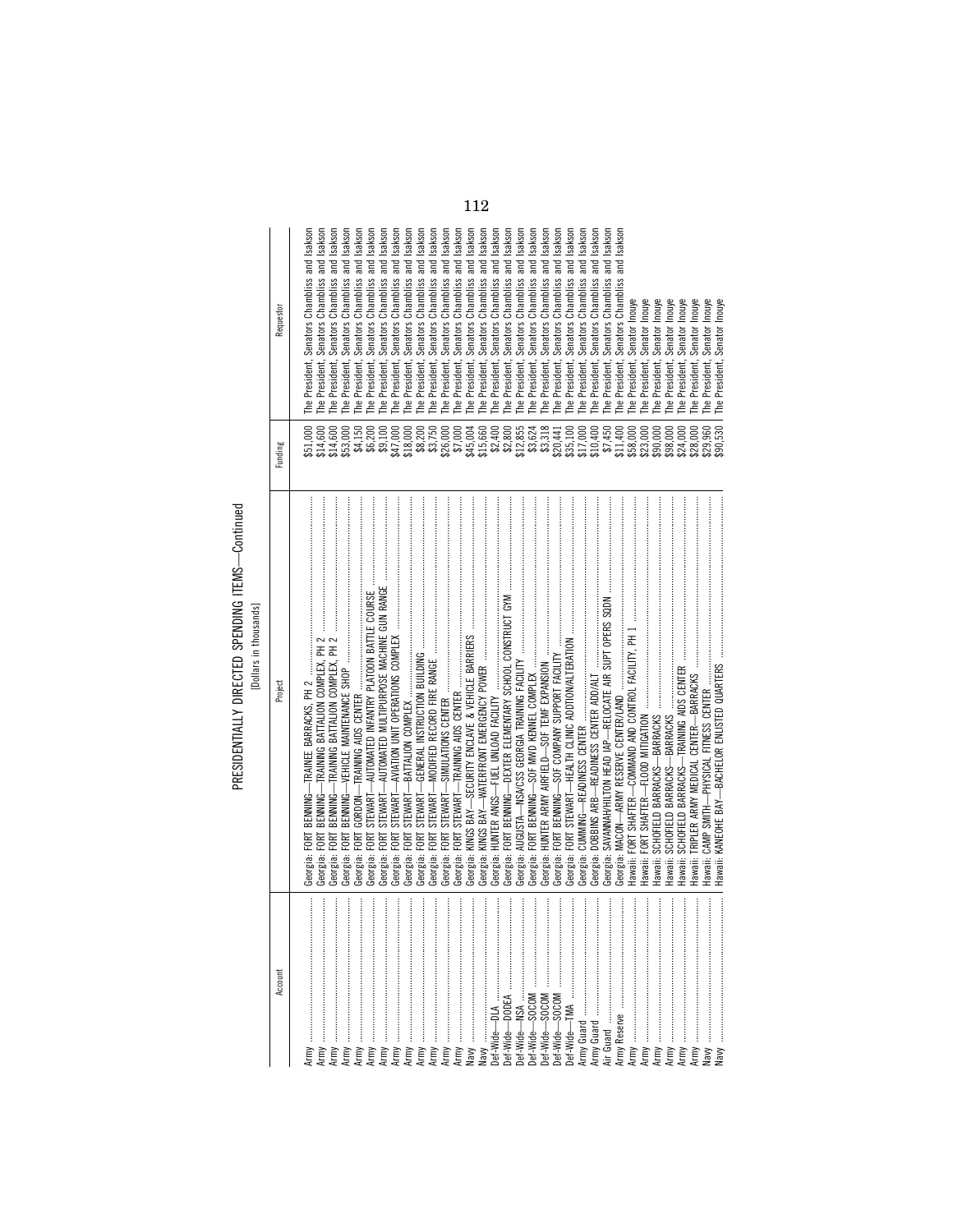PRESIDENTIALLY DIRECTED SPENDING ITEMS—Continued

[Dollars in thousands]

| Account | Project | Funding | Requestor |
| --- | --- | --- | --- |
| Army | Georgia: FORT BENNING—TRAINEE BARRACKS, PH 2 | $51,000 | The President, Senators Chambliss and Isakson |
| Army | Georgia: FORT BENNING—TRAINING BATTALION COMPLEX, PH 2 | $14,600 | The President, Senators Chambliss and Isakson |
| Army | Georgia: FORT BENNING—TRAINING BATTALION COMPLEX, PH 2 | $14,600 | The President, Senators Chambliss and Isakson |
| Army | Georgia: FORT BENNING—VEHICLE MAINTENANCE SHOP | $53,000 | The President, Senators Chambliss and Isakson |
| Army | Georgia: FORT GORDON—TRAINING AIDS CENTER | $4,150 | The President, Senators Chambliss and Isakson |
| Army | Georgia: FORT STEWART—AUTOMATED INFANTRY PLATOON BATTLE COURSE | $6,200 | The President, Senators Chambliss and Isakson |
| Army | Georgia: FORT STEWART—AUTOMATED MULTIPURPOSE MACHINE GUN RANGE | $9,100 | The President, Senators Chambliss and Isakson |
| Army | Georgia: FORT STEWART—AVIATION UNIT OPERATIONS COMPLEX | $47,000 | The President, Senators Chambliss and Isakson |
| Army | Georgia: FORT STEWART—BATTALION COMPLEX | $18,000 | The President, Senators Chambliss and Isakson |
| Army | Georgia: FORT STEWART—GENERAL INSTRUCTION BUILDING | $8,200 | The President, Senators Chambliss and Isakson |
| Army | Georgia: FORT STEWART—MODIFIED RECORD FIRE RANGE | $3,750 | The President, Senators Chambliss and Isakson |
| Army | Georgia: FORT STEWART—SIMULATIONS CENTER | $26,000 | The President, Senators Chambliss and Isakson |
| Army | Georgia: FORT STEWART—TRAINING AIDS CENTER | $7,000 | The President, Senators Chambliss and Isakson |
| Navy | Georgia: KINGS BAY—SECURITY ENCLAVE & VEHICLE BARRIERS | $45,004 | The President, Senators Chambliss and Isakson |
| Navy | Georgia: KINGS BAY—WATERFRONT EMERGENCY POWER | $15,660 | The President, Senators Chambliss and Isakson |
| Def-Wide—DLA | Georgia: HUNTER ANGS—FUEL UNLOAD FACILITY | $2,400 | The President, Senators Chambliss and Isakson |
| Def-Wide—DODEA | Georgia: FORT BENNING—DEXTER ELEMENTARY SCHOOL CONSTRUCT GYM | $2,800 | The President, Senators Chambliss and Isakson |
| Def-Wide—NSA | Georgia: AUGUSTA—NSA/CSS GEORGIA TRAINING FACILITY | $12,855 | The President, Senators Chambliss and Isakson |
| Def-Wide—SOCOM | Georgia: FORT BENNING—SOF MWD KENNEL COMPLEX | $3,624 | The President, Senators Chambliss and Isakson |
| Def-Wide—SOCOM | Georgia: HUNTER ARMY AIRFIELD—SOF TEMF EXPANSION | $3,318 | The President, Senators Chambliss and Isakson |
| Def-Wide—SOCOM | Georgia: FORT BENNING—SOF COMPANY SUPPORT FACILITY | $20,441 | The President, Senators Chambliss and Isakson |
| Def-Wide—TMA | Georgia: FORT STEWART—HEALTH CLINIC ADDITION/ALTERATION | $35,100 | The President, Senators Chambliss and Isakson |
| Army Guard | Georgia: CUMMING—READINESS CENTER | $17,000 | The President, Senators Chambliss and Isakson |
| Army Guard | Georgia: DOBBINS ARB—READINESS CENTER ADD/ALT | $10,400 | The President, Senators Chambliss and Isakson |
| Air Guard | Georgia: SAVANNAH/HILTON HEAD IAP—RELOCATE AIR SUPT OPERS SQDN | $7,450 | The President, Senators Chambliss and Isakson |
| Army Reserve | Georgia: MACON—ARMY RESERVE CENTER/LAND | $11,400 | The President, Senators Chambliss and Isakson |
| Army | Hawaii: FORT SHAFTER—COMMAND AND CONTROL FACILITY, PH 1 | $58,000 | The President, Senator Inouye |
| Army | Hawaii: FORT SHAFTER—FLOOD MITIGATION | $23,000 | The President, Senator Inouye |
| Army | Hawaii: SCHOFIELD BARRACKS—BARRACKS | $90,000 | The President, Senator Inouye |
| Army | Hawaii: SCHOFIELD BARRACKS—BARRACKS | $98,000 | The President, Senator Inouye |
| Army | Hawaii: SCHOFIELD BARRACKS—TRAINING AIDS CENTER | $24,000 | The President, Senator Inouye |
| Army | Hawaii: TRIPLER ARMY MEDICAL CENTER—BARRACKS | $28,000 | The President, Senator Inouye |
| Navy | Hawaii: CAMP SMITH—PHYSICAL FITNESS CENTER | $29,960 | The President, Senator Inouye |
| Navy | Hawaii: KANEOHE BAY—BACHELOR ENLISTED QUARTERS | $90,530 | The President, Senator Inouye |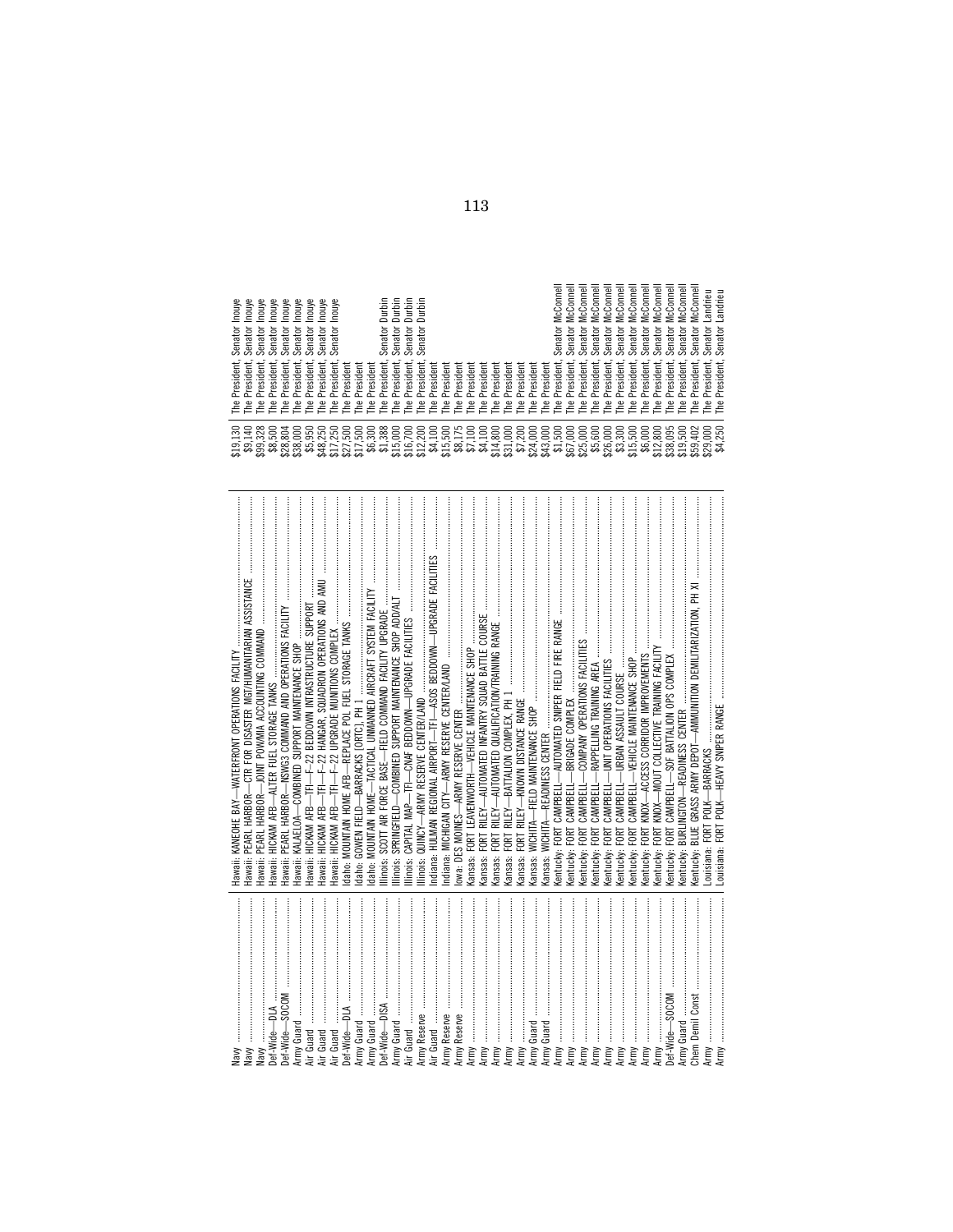| | | | |
|---|---|---|---|
| Navy | Hawaii: KANEOHE BAY—WATERFRONT OPERATIONS FACILITY | $19,130 | The President, Senator Inouye |
| Navy | Hawaii: PEARL HARBOR—CTR FOR DISASTER MGT/HUMANITARIAN ASSISTANCE | $9,140 | The President, Senator Inouye |
| Navy | Hawaii: PEARL HARBOR—JOINT POW/MIA ACCOUNTING COMMAND | $99,328 | The President, Senator Inouye |
| Def-Wide—DLA | Hawaii: HICKAM AFB—ALTER FUEL STORAGE TANKS | $8,500 | The President, Senator Inouye |
| Def-Wide—SOCOM | Hawaii: PEARL HARBOR—NSWG3 COMMAND AND OPERATIONS FACILITY | $28,804 | The President, Senator Inouye |
| Army Guard | Hawaii: KALAELOA—COMBINED SUPPORT MAINTENANCE SHOP | $38,000 | The President, Senator Inouye |
| Air Guard | Hawaii: HICKAM AFB—TFI—F-22 BEDDOWN INTRASTRUCTURE SUPPORT | $5,950 | The President, Senator Inouye |
| Air Guard | Hawaii: HICKAM AFB—TFI—F-22 HANGAR, SQUADRON OPERATIONS AND AMU | $48,250 | The President, Senator Inouye |
| Air Guard | Hawaii: HICKAM AFB—TFI—F-22 UPGRADE MUNITIONS COMPLEX | $17,250 | The President, Senator Inouye |
| Def-Wide—DLA | Idaho: MOUNTAIN HOME AFB—REPLACE POL FUEL STORAGE TANKS | $27,500 | The President |
| Army Guard | Idaho: GOWEN FIELD—BARRACKS (ORTC), PH 1 | $17,500 | The President |
| Army Guard | Idaho: MOUNTAIN HOME—TACTICAL UNMANNED AIRCRAFT SYSTEM FACILITY | $6,300 | The President |
| Def-Wide—DISA | Illinois: SCOTT AIR FORCE BASE—FIELD COMMAND FACILITY UPGRADE | $1,388 | The President, Senator Durbin |
| Army Guard | Illinois: SPRINGFIELD—COMBINED SUPPORT MAINTENANCE SHOP ADD/ALT | $15,000 | The President, Senator Durbin |
| Air Guard | Illinois: CAPITAL MAP—TFI—CNAF BEDDOWN—UPGRADE FACILITIES | $16,700 | The President, Senator Durbin |
| Army Reserve | Illinois: QUINCY—ARMY RESERVE CENTER/LAND | $12,200 | The President, Senator Durbin |
| Air Guard | Indiana: HULMAN REGIONAL AIRPORT—TFI—ASOS BEDDOWN—UPGRADE FACILITIES | $4,100 | The President |
| Army Reserve | Indiana: MICHIGAN CITY—ARMY RESERVE CENTER/LAND | $15,500 | The President |
| Army Reserve | Iowa: DES MOINES—ARMY RESERVE CENTER | $8,175 | The President |
| Army | Kansas: FORT LEAVENWORTH—VEHICLE MAINTENANCE SHOP | $7,100 | The President |
| Army | Kansas: FORT RILEY—AUTOMATED INFANTRY SQUAD BATTLE COURSE | $4,100 | The President |
| Army | Kansas: FORT RILEY—AUTOMATED QUALIFICATION/TRAINING RANGE | $14,800 | The President |
| Army | Kansas: FORT RILEY—BATTALION COMPLEX, PH 1 | $31,000 | The President |
| Army | Kansas: FORT RILEY—KNOWN DISTANCE RANGE | $7,200 | The President |
| Army Guard | Kansas: WICHITA—FIELD MAINTENANCE SHOP | $24,000 | The President |
| Army Guard | Kansas: WICHITA—READINESS CENTER | $43,000 | The President |
| Army | Kentucky: FORT CAMPBELL—AUTOMATED SNIPER FIELD FIRE RANGE | $1,500 | The President, Senator McConnell |
| Army | Kentucky: FORT CAMPBELL—BRIGADE COMPLEX | $67,000 | The President, Senator McConnell |
| Army | Kentucky: FORT CAMPBELL—COMPANY OPERATIONS FACILITIES | $25,000 | The President, Senator McConnell |
| Army | Kentucky: FORT CAMPBELL—RAPPELLING TRAINING AREA | $5,600 | The President, Senator McConnell |
| Army | Kentucky: FORT CAMPBELL—UNIT OPERATIONS FACILITIES | $26,000 | The President, Senator McConnell |
| Army | Kentucky: FORT CAMPBELL—URBAN ASSAULT COURSE | $3,300 | The President, Senator McConnell |
| Army | Kentucky: FORT CAMPBELL—VEHICLE MAINTENANCE SHOP | $15,500 | The President, Senator McConnell |
| Army | Kentucky: FORT KNOX—ACCESS CORRIDOR IMPROVEMENTS | $6,000 | The President, Senator McConnell |
| Army | Kentucky: FORT KNOX—MOUT COLLECTIVE TRAINING FACILITY | $12,800 | The President, Senator McConnell |
| Def-Wide—SOCOM | Kentucky: FORT CAMPBELL—SOF BATTALION OPS COMPLEX | $38,095 | The President, Senator McConnell |
| Army Guard | Kentucky: BURLINGTON—READINESS CENTER | $19,500 | The President, Senator McConnell |
| Chem Demil Const | Kentucky: BLUE GRASS ARMY DEPOT—AMMUNITION DEMILITARIZATION, PH XI | $59,402 | The President, Senator McConnell |
| Army | Louisiana: FORT POLK—BARRACKS | $29,000 | The President, Senator Landrieu |
| Army | Louisiana: FORT POLK—HEAVY SNIPER RANGE | $4,250 | The President, Senator Landrieu |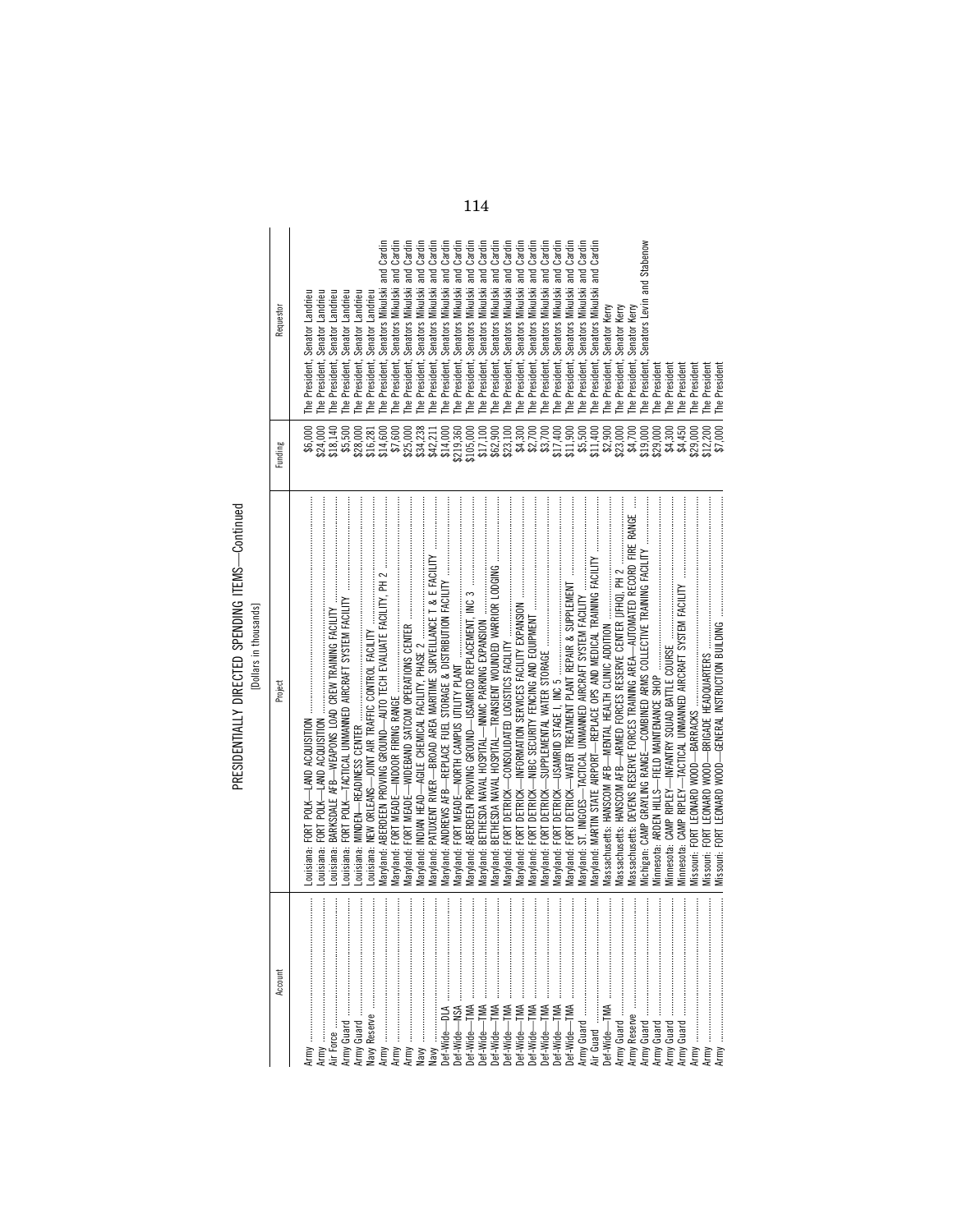PRESIDENTIALLY DIRECTED SPENDING ITEMS—Continued

[Dollars in thousands]

| Account | Project | Funding | Requestor |
|---|---|---|---|
| Army | Louisiana: FORT POLK—LAND ACQUISITION | $6,000 | The President, Senator Landrieu |
| Army | Louisiana: FORT POLK—LAND ACQUISITION | $24,000 | The President, Senator Landrieu |
| Air Force | Louisiana: BARKSDALE AFB—WEAPONS LOAD CREW TRAINING FACILITY | $18,140 | The President, Senator Landrieu |
| Army Guard | Louisiana: FORT POLK—TACTICAL UNMANNED AIRCRAFT SYSTEM FACILITY | $5,500 | The President, Senator Landrieu |
| Army Guard | Louisiana: MINDEN—READINESS CENTER | $28,000 | The President, Senator Landrieu |
| Navy Reserve | Louisiana: NEW ORLEANS—JOINT AIR TRAFFIC CONTROL FACILITY | $16,281 | The President, Senator Landrieu |
| Army | Maryland: ABERDEEN PROVING GROUND—AUTO TECH EVALUATE FACILITY, PH 2 | $14,600 | The President, Senators Mikulski and Cardin |
| Army | Maryland: FORT MEADE—INDOOR FIRING RANGE | $7,600 | The President, Senators Mikulski and Cardin |
| Army | Maryland: FORT MEADE—WIDEBAND SATCOM OPERATIONS CENTER | $25,000 | The President, Senators Mikulski and Cardin |
| Navy | Maryland: INDIAN HEAD—AGILE CHEMICAL FACILITY, PHASE 2 | $34,238 | The President, Senators Mikulski and Cardin |
| Navy | Maryland: PATUXENT RIVER—BROAD AREA MARITIME SURVEILLANCE T & E FACILITY | $42,211 | The President, Senators Mikulski and Cardin |
| Def-Wide—DLA | Maryland: ANDREWS AFB—REPLACE FUEL STORAGE & DISTRIBUTION FACILITY | $14,000 | The President, Senators Mikulski and Cardin |
| Def-Wide—NSA | Maryland: FORT MEADE—NORTH CAMPUS UTILITY PLANT | $219,360 | The President, Senators Mikulski and Cardin |
| Def-Wide—TMA | Maryland: ABERDEEN PROVING GROUND—USAMRICD REPLACEMENT, INC 3 | $105,000 | The President, Senators Mikulski and Cardin |
| Def-Wide—TMA | Maryland: BETHESDA NAVAL HOSPITAL—NNMC PARKING EXPANSION | $17,100 | The President, Senators Mikulski and Cardin |
| Def-Wide—TMA | Maryland: BETHESDA NAVAL HOSPITAL—TRANSIENT WOUNDED WARRIOR LODGING | $62,900 | The President, Senators Mikulski and Cardin |
| Def-Wide—TMA | Maryland: FORT DETRICK—CONSOLIDATED LOGISTICS FACILITY | $23,100 | The President, Senators Mikulski and Cardin |
| Def-Wide—TMA | Maryland: FORT DETRICK—INFORMATION SERVICES FACILITY EXPANSION | $4,300 | The President, Senators Mikulski and Cardin |
| Def-Wide—TMA | Maryland: FORT DETRICK—NIBC SECURITY FENCING AND EQUIPMENT | $2,700 | The President, Senators Mikulski and Cardin |
| Def-Wide—TMA | Maryland: FORT DETRICK—SUPPLEMENTAL WATER STORAGE | $3,700 | The President, Senators Mikulski and Cardin |
| Def-Wide—TMA | Maryland: FORT DETRICK—USAMRIID STAGE I, INC 5 | $17,400 | The President, Senators Mikulski and Cardin |
| Def-Wide—TMA | Maryland: FORT DETRICK—WATER TREATMENT PLANT REPAIR & SUPPLEMENT | $11,900 | The President, Senators Mikulski and Cardin |
| Army Guard | Maryland: ST. INIGOES—TACTICAL UNMANNED AIRCRAFT SYSTEM FACILITY | $5,500 | The President, Senators Mikulski and Cardin |
| Air Guard | Maryland: MARTIN STATE AIRPORT—REPLACE OPS AND MEDICAL TRAINING FACILITY | $11,400 | The President, Senators Mikulski and Cardin |
| Def-Wide—TMA | Massachusetts: HANSCOM AFB—MENTAL HEALTH CLINIC ADDITION | $2,900 | The President, Senator Kerry |
| Army Guard | Massachusetts: HANSCOM AFB—ARMED FORCES RESERVE CENTER (JFHQ), PH 2 | $23,000 | The President, Senator Kerry |
| Army Reserve | Massachusetts: DEVENS RESERVE FORCES TRAINING AREA—AUTOMATED RECORD FIRE RANGE | $4,700 | The President, Senator Kerry |
| Army Guard | Michigan: CAMP GRAYLING RANGE—COMBINED ARMS COLLECTIVE TRAINING FACILITY | $19,000 | The President, Senators Levin and Stabenow |
| Army Guard | Minnesota: ARDEN HILLS—FIELD MAINTENANCE SHOP | $29,000 | The President |
| Army Guard | Minnesota: CAMP RIPLEY—INFANTRY SQUAD BATTLE COURSE | $4,300 | The President |
| Army Guard | Minnesota: CAMP RIPLEY—TACTICAL UNMANNED AIRCRAFT SYSTEM FACILITY | $4,450 | The President |
| Army | Missouri: FORT LEONARD WOOD—BARRACKS | $29,000 | The President |
| Army | Missouri: FORT LEONARD WOOD—BRIGADE HEADQUARTERS | $12,200 | The President |
| Army | Missouri: FORT LEONARD WOOD—GENERAL INSTRUCTION BUILDING | $7,000 | The President |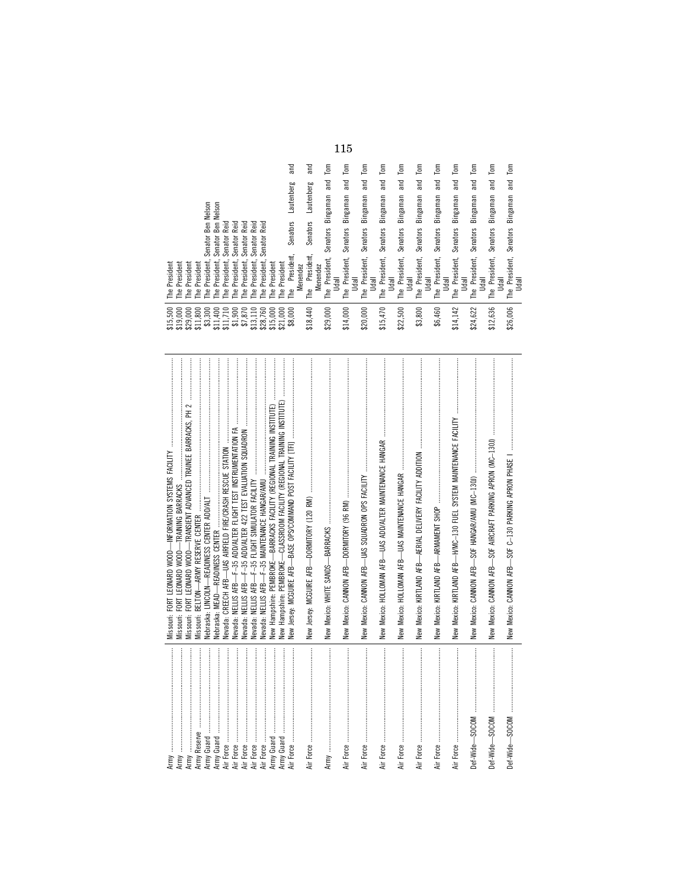| | | | |
|---|---|---|---|
| Army | Missouri: FORT LEONARD WOOD—INFORMATION SYSTEMS FACILITY | $15,500 | The President |
| Army | Missouri: FORT LEONARD WOOD—TRAINING BARRACKS | $19,000 | The President |
| Army | Missouri: FORT LEONARD WOOD—TRANSIENT ADVANCED TRAINEE BARRACKS, PH 2 | $29,000 | The President |
| Army Reserve | Missouri: BELTON—ARMY RESERVE CENTER | $11,800 | The President |
| Army Guard | Nebraska: LINCOLN—READINESS CENTER ADD/ALT | $3,300 | The President, Senator Ben Nelson |
| Army Guard | Nebraska: MEAD—READINESS CENTER | $11,400 | The President, Senator Ben Nelson |
| Air Force | Nevada: CREECH AFB—UAS AIRFIELD FIRE/CRASH RESCUE STATION | $11,710 | The President, Senator Reid |
| Air Force | Nevada: NELLIS AFB—F–35 ADD/ALTER FLIGHT TEST INSTRUMENTATION FA | $1,900 | The President, Senator Reid |
| Air Force | Nevada: NELLIS AFB—F–35 ADD/ALTER 422 TEST EVALUATION SQUADRON | $7,870 | The President, Senator Reid |
| Air Force | Nevada: NELLIS AFB—F–35 FLIGHT SIMULATOR FACILITY | $13,110 | The President, Senator Reid |
| Air Force | Nevada: NELLIS AFB—F–35 MAINTENANCE HANGAR/AMU | $28,760 | The President, Senator Reid |
| Army Guard | New Hampshire: PEMBROKE—BARRACKS FACILITY (REGIONAL TRAINING INSTITUTE) | $15,000 | The President |
| Army Guard | New Hampshire: PEMBROKE—CLASSROOM FACILITY (REGIONAL TRAINING INSTITUTE) | $21,000 | The President |
| Air Force | New Jersey: MCGUIRE AFB—BASE OPS/COMMAND POST FACILITY [TFI] | $8,000 | The President, Senators Lautenberg and Menendez |
| Air Force | New Jersey: MCGUIRE AFB—DORMITORY (120 RM) | $18,440 | The President, Senators Lautenberg and Menendez |
| Army | New Mexico: WHITE SANDS—BARRACKS | $29,000 | The President, Senators Bingaman and Tom Udall |
| Air Force | New Mexico: CANNON AFB—DORMITORY (96 RM) | $14,000 | The President, Senators Bingaman and Tom Udall |
| Air Force | New Mexico: CANNON AFB—UAS SQUADRON OPS FACILITY | $20,000 | The President, Senators Bingaman and Tom Udall |
| Air Force | New Mexico: HOLLOMAN AFB—UAS ADD/ALTER MAINTENANCE HANGAR | $15,470 | The President, Senators Bingaman and Tom Udall |
| Air Force | New Mexico: HOLLOMAN AFB—UAS MAINTENANCE HANGAR | $22,500 | The President, Senators Bingaman and Tom Udall |
| Air Force | New Mexico: KIRTLAND AFB—AERIAL DELIVERY FACILITY ADDITION | $3,800 | The President, Senators Bingaman and Tom Udall |
| Air Force | New Mexico: KIRTLAND AFB—ARMAMENT SHOP | $6,460 | The President, Senators Bingaman and Tom Udall |
| Air Force | New Mexico: KIRTLAND AFB—H/MC–130 FUEL SYSTEM MAINTENANCE FACILITY | $14,142 | The President, Senators Bingaman and Tom Udall |
| Def-Wide—SOCOM | New Mexico: CANNON AFB—SOF HANGAR/AMU (MC–130J) | $24,622 | The President, Senators Bingaman and Tom Udall |
| Def-Wide—SOCOM | New Mexico: CANNON AFB—SOF AIRCRAFT PARKING APRON (MC–130J) | $12,636 | The President, Senators Bingaman and Tom Udall |
| Def-Wide—SOCOM | New Mexico: CANNON AFB—SOF C–130 PARKING APRON PHASE I | $26,006 | The President, Senators Bingaman and Tom Udall |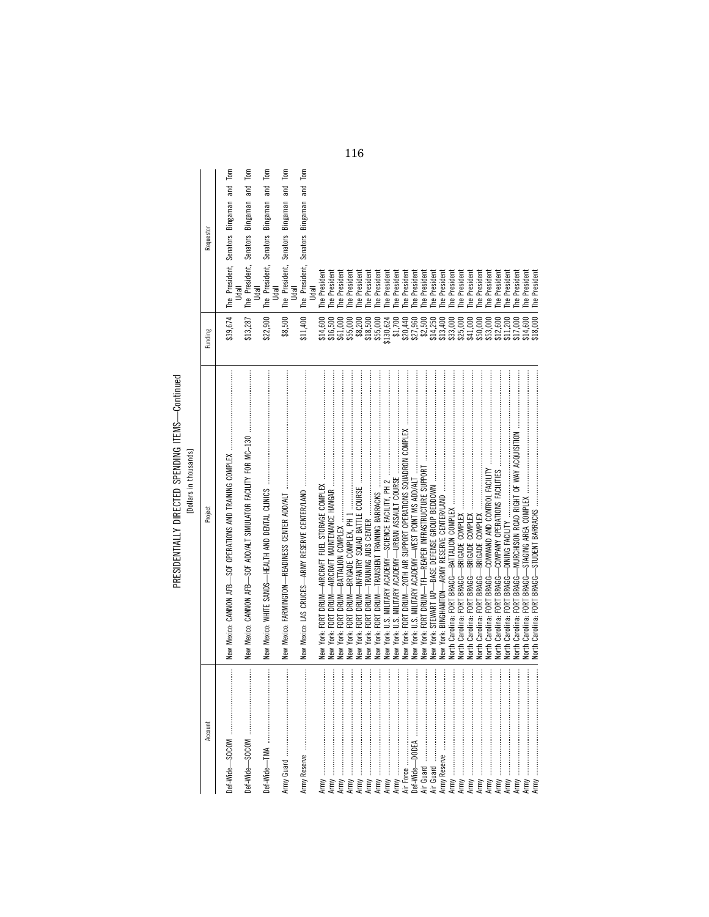PRESIDENTIALLY DIRECTED SPENDING ITEMS—Continued

[Dollars in thousands]

| Account | Project | Funding | Requestor |
|---|---|---|---|
| Def-Wide—SOCOM | New Mexico: CANNON AFB—SOF OPERATIONS AND TRAINING COMPLEX | $39,674 | The President, Senators Bingaman and Tom Udall |
| Def-Wide—SOCOM | New Mexico: CANNON AFB—SOF ADD/ALT SIMULATOR FACILITY FOR MC–130 | $13,287 | The President, Senators Bingaman and Tom Udall |
| Def-Wide—TMA | New Mexico: WHITE SANDS—HEALTH AND DENTAL CLINICS | $22,900 | The President, Senators Bingaman and Tom Udall |
| Army Guard | New Mexico: FARMINGTON—READINESS CENTER ADD/ALT | $8,500 | The President, Senators Bingaman and Tom Udall |
| Army Reserve | New Mexico: LAS CRUCES—ARMY RESERVE CENTER/LAND | $11,400 | The President, Senators Bingaman and Tom Udall |
| Army | New York: FORT DRUM—AIRCRAFT FUEL STORAGE COMPLEX | $14,600 | The President |
| Army | New York: FORT DRUM—AIRCRAFT MAINTENANCE HANGAR | $16,500 | The President |
| Army | New York: FORT DRUM—BATTALION COMPLEX | $61,000 | The President |
| Army | New York: FORT DRUM—BRIGADE COMPLEX, PH 1 | $55,000 | The President |
| Army | New York: FORT DRUM—INFANTRY SQUAD BATTLE COURSE | $8,200 | The President |
| Army | New York: FORT DRUM—TRAINING AIDS CENTER | $18,500 | The President |
| Army | New York: FORT DRUM—TRANSIENT TRAINING BARRACKS | $55,000 | The President |
| Army | New York: U.S. MILITARY ACADEMY—SCIENCE FACILITY, PH 2 | $130,624 | The President |
| Army | New York: U.S. MILITARY ACADEMY—URBAN ASSAULT COURSE | $1,700 | The President |
| Air Force | New York: FORT DRUM—20TH AIR SUPPORT OPERATIONS SQUADRON COMPLEX | $20,440 | The President |
| Def-Wide—DODEA | New York: U.S. MILITARY ACADEMY—WEST POINT MS ADD/ALT | $27,960 | The President |
| Air Guard | New York: FORT DRUM—TFI—REAPER INFRASTRUCTURE SUPPORT | $2,500 | The President |
| Air Guard | New York: STEWART IAP—BASE DEFENSE GROUP BEDDOWN | $14,250 | The President |
| Army Reserve | New York: BINGHAMTON—ARMY RESERVE CENTER/LAND | $13,400 | The President |
| Army | North Carolina: FORT BRAGG—BATTALION COMPLEX | $33,000 | The President |
| Army | North Carolina: FORT BRAGG—BRIGADE COMPLEX | $25,000 | The President |
| Army | North Carolina: FORT BRAGG—BRIGADE COMPLEX | $41,000 | The President |
| Army | North Carolina: FORT BRAGG—BRIGADE COMPLEX | $50,000 | The President |
| Army | North Carolina: FORT BRAGG—COMMAND AND CONTROL FACILITY | $53,000 | The President |
| Army | North Carolina: FORT BRAGG—COMPANY OPERATIONS FACILITIES | $12,600 | The President |
| Army | North Carolina: FORT BRAGG—DINING FACILITY | $11,200 | The President |
| Army | North Carolina: FORT BRAGG—MURCHISON ROAD RIGHT OF WAY ACQUISITION | $17,000 | The President |
| Army | North Carolina: FORT BRAGG—STAGING AREA COMPLEX | $14,600 | The President |
| Army | North Carolina: FORT BRAGG—STUDENT BARRACKS | $18,000 | The President |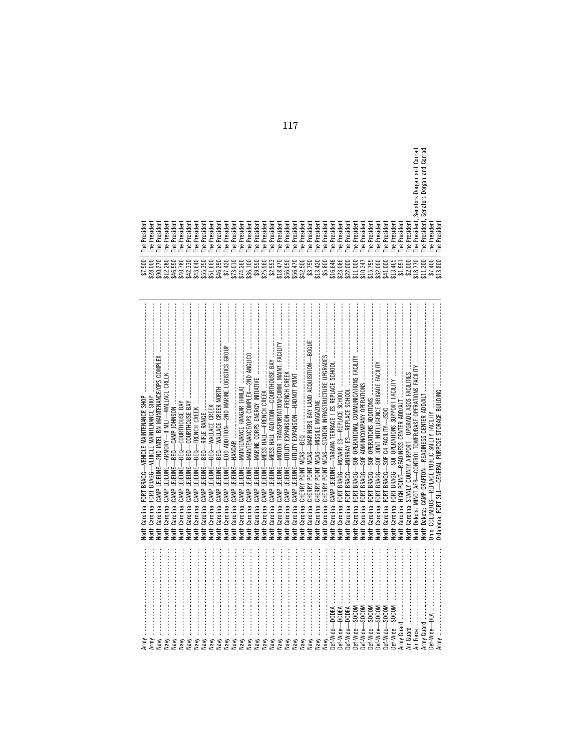| | | | |
|---|---|---|---|
| Army | North Carolina: FORT BRAGG—VEHICLE MAINTENANCE SHOP | $7,500 | The President |
| Army | North Carolina: FORT BRAGG—VEHICLE MAINTENANCE SHOP | $28,000 | The President |
| Navy | North Carolina: CAMP LEJEUNE—2ND INTEL BN MAINTENANCE/OPS COMPLEX | $90,270 | The President |
| Navy | North Carolina: CAMP LEJEUNE—ARMORY—II MEF—WALLACE CREEK | $12,280 | The President |
| Navy | North Carolina: CAMP LEJEUNE—BEQ—CAMP JOHNSON | $46,550 | The President |
| Navy | North Carolina: CAMP LEJEUNE—BEQ—COURTHOUSE BAY | $40,780 | The President |
| Navy | North Carolina: CAMP LEJEUNE—BEQ—COURTHOUSE BAY | $42,330 | The President |
| Navy | North Carolina: CAMP LEJEUNE—BEQ—FRENCH CREEK | $43,640 | The President |
| Navy | North Carolina: CAMP LEJEUNE—BEQ—RIFLE RANGE | $55,350 | The President |
| Navy | North Carolina: CAMP LEJEUNE—BEQ—WALLACE CREEK | $51,660 | The President |
| Navy | North Carolina: CAMP LEJEUNE—BEQ—WALLACE CREEK NORTH | $46,290 | The President |
| Navy | North Carolina: CAMP LEJEUNE—EOD ADDITION—2ND MARINE LOGISTICS GROUP | $7,420 | The President |
| Navy | North Carolina: CAMP LEJEUNE—HANGAR | $73,010 | The President |
| Navy | North Carolina: CAMP LEJEUNE—MAINTENANCE HANGAR [HMLA] | $74,260 | The President |
| Navy | North Carolina: CAMP LEJEUNE—MAINTENANCE/OPS COMPLEX—2ND ANGLICO | $36,100 | The President |
| Navy | North Carolina: CAMP LEJEUNE—MARINE CORPS ENERGY INITIATIVE | $9,950 | The President |
| Navy | North Carolina: CAMP LEJEUNE—MESS HALL—FRENCH CREEK | $25,960 | The President |
| Navy | North Carolina: CAMP LEJEUNE—MESS HALL ADDITION—COURTHOUSE BAY | $2,553 | The President |
| Navy | North Carolina: CAMP LEJEUNE—MOTOR TRANSPORTATION/COMM. MAINT. FACILITY | $18,470 | The President |
| Navy | North Carolina: CAMP LEJEUNE—UTILITY EXPANSION—FRENCH CREEK | $56,050 | The President |
| Navy | North Carolina: CAMP LEJEUNE—UTILITY EXPANSION—HADNOT POINT | $56,470 | The President |
| Navy | North Carolina: CHERRY POINT MCAS—BEQ | $42,500 | The President |
| Navy | North Carolina: CHERRY POINT MCAS—MARINERS BAY LAND ACQUISITION—BOGUE | $3,790 | The President |
| Navy | North Carolina: CHERRY POINT MCAS—MISSILE MAGAZINE | $13,420 | The President |
| Navy | North Carolina: CHERRY POINT MCAS—STATION INFRASTRUCTURE UPGRADES | $5,800 | The President |
| Def-Wide—DODEA | North Carolina: CAMP LEJEUNE—TARAWA TERRACE I ES REPLACE SCHOOL | $16,646 | The President |
| Def-Wide—DODEA | North Carolina: FORT BRAGG—MCNAIR ES—REPLACE SCHOOL | $23,086 | The President |
| Def-Wide—DODEA | North Carolina: FORT BRAGG—MURRAY ES—REPLACE SCHOOL | $22,000 | The President |
| Def-Wide—SOCOM | North Carolina: FORT BRAGG—SOF OPERATIONAL COMMUNICATIONS FACILITY | $11,000 | The President |
| Def-Wide—SOCOM | North Carolina: FORT BRAGG—SOF ADMIN/COMPANY OPERATIONS | $10,347 | The President |
| Def-Wide—SOCOM | North Carolina: FORT BRAGG—SOF OPERATIONS ADDITIONS | $15,795 | The President |
| Def-Wide—SOCOM | North Carolina: FORT BRAGG—SOF JOINT INTELLIGENCE BRIGADE FACILITY | $32,000 | The President |
| Def-Wide—SOCOM | North Carolina: FORT BRAGG—SOF C4 FACILITY—JSOC | $41,000 | The President |
| Def-Wide—SOCOM | North Carolina: FORT BRAGG—SOF OPERATIONS SUPPORT FACILITY | $13,465 | The President |
| Army Guard | North Carolina: HIGH POINT—READINESS CENTER ADD/ALT | $1,551 | The President |
| Air Guard | North Carolina: STANLY COUNTY AIRPORT—UPGRADE ASOS FACILITIES | $2,000 | The President |
| Air Force | North Dakota: MINOT AFB—CONTROL TOWER/BASE OPERATIONS FACILITY | $18,770 | The President, Senators Dorgan and Conrad |
| Army Guard | North Dakota: CAMP GRAFTON—READINESS CENTER ADD/ALT | $11,200 | The President, Senators Dorgan and Conrad |
| Def-Wide—DLA | Ohio: COLUMBUS—REPLACE PUBLIC SAFETY FACILITY | $7,400 | The President |
| Army | Oklahoma: FORT SILL—GENERAL PURPOSE STORAGE BUILDING | $13,800 | The President |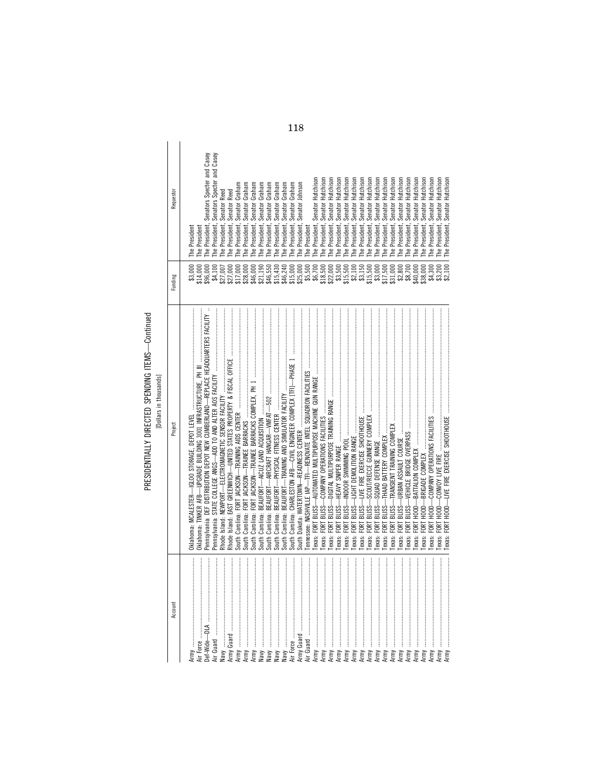# PRESIDENTIALLY DIRECTED SPENDING ITEMS—Continued

[Dollars in thousands]

| Account | Project | Funding | Requestor |
|---|---|---|---|
| Army | Oklahoma: MCALESTER—IGLOO STORAGE, DEPOT LEVEL | $3,000 | The President |
| Air Force | Oklahoma: TINKER AFB—UPGRADE BUILDING 3001 INFRASTRUCTURE, PH III | $14,000 | The President |
| Def-Wide—DLA | Pennsylvania: DEF DISTRIBUTION DEPOT NEW CUMBERLAND—REPLACE HEADQUARTERS FACILITY | $96,000 | The President, Senators Specter and Casey |
| Air Guard | Pennsylvania: STATE COLLEGE ANGS—ADD TO AND ALTER AOS FACILITY | $4,100 | The President, Senators Specter and Casey |
| Navy | Rhode Island: NEWPORT—ELECTROMAGNETIC SENSOR FACILITY | $27,007 | The President, Senator Reed |
| Army Guard | Rhode Island: EAST GREENWICH—UNITED STATES PROPERTY & FISCAL OFFICE | $27,000 | The President, Senator Reed |
| Army | South Carolina: FORT JACKSON—TRAINING AIDS CENTER | $17,000 | The President, Senator Graham |
| Army | South Carolina: FORT JACKSON—TRAINEE BARRACKS | $28,000 | The President, Senator Graham |
| Army | South Carolina: FORT JACKSON—TRAINEE BARRACKS COMPLEX, PH 1 | $46,000 | The President, Senator Graham |
| Navy | South Carolina: BEAUFORT—AICUZ LAND ACQUISITION | $21,190 | The President, Senator Graham |
| Navy | South Carolina: BEAUFORT—AIRCRAFT HANGAR—VMFAT—502 | $46,550 | The President, Senator Graham |
| Navy | South Carolina: BEAUFORT—PHYSICAL FITNESS CENTER | $15,430 | The President, Senator Graham |
| Navy | South Carolina: BEAUFORT—TRAINING AND SIMULATOR FACILITY | $46,240 | The President, Senator Graham |
| Air Force | South Carolina: CHARLESTON AFB—CIVIL ENGINEER COMPLEX (TFI)—PHASE 1 | $15,000 | The President, Senator Graham |
| Army Guard | South Dakota: WATERTOWN—READINESS CENTER | $25,000 | The President, Senator Johnson |
| Air Guard | Tennessee: NASHVILLE IAP—TFI—RENOVATE INTEL SQUADRON FACILITIES | $5,500 | The President |
| Army | Texas: FORT BLISS—AUTOMATED MULTIPURPOSE MACHINE GUN RANGE | $6,700 | The President, Senator Hutchison |
| Army | Texas: FORT BLISS—COMPANY OPERATIONS FACILITIES | $18,500 | The President, Senator Hutchison |
| Army | Texas: FORT BLISS—DIGITAL MULTIPURPOSE TRAINING RANGE | $22,000 | The President, Senator Hutchison |
| Army | Texas: FORT BLISS—HEAVY SNIPER RANGE | $3,500 | The President, Senator Hutchison |
| Army | Texas: FORT BLISS—INDOOR SWIMMING POOL | $15,500 | The President, Senator Hutchison |
| Army | Texas: FORT BLISS—LIGHT DEMOLITION RANGE | $2,100 | The President, Senator Hutchison |
| Army | Texas: FORT BLISS—LIVE FIRE EXERCISE SHOOTHOUSE | $3,150 | The President, Senator Hutchison |
| Army | Texas: FORT BLISS—SCOUT/RECCE GUNNERY COMPLEX | $15,500 | The President, Senator Hutchison |
| Army | Texas: FORT BLISS—SQUAD DEFENSE RANGE | $3,000 | The President, Senator Hutchison |
| Army | Texas: FORT BLISS—THAAD BATTERY COMPLEX | $17,500 | The President, Senator Hutchison |
| Army | Texas: FORT BLISS—TRANSIENT TRAINING COMPLEX | $31,000 | The President, Senator Hutchison |
| Army | Texas: FORT BLISS—URBAN ASSAULT COURSE | $2,800 | The President, Senator Hutchison |
| Army | Texas: FORT BLISS—VEHICLE BRIDGE OVERPASS | $8,700 | The President, Senator Hutchison |
| Army | Texas: FORT HOOD—BATTALION COMPLEX | $40,000 | The President, Senator Hutchison |
| Army | Texas: FORT HOOD—BRIGADE COMPLEX | $38,000 | The President, Senator Hutchison |
| Army | Texas: FORT HOOD—COMPANY OPERATIONS FACILITIES | $4,300 | The President, Senator Hutchison |
| Army | Texas: FORT HOOD—CONVOY LIVE FIRE | $3,200 | The President, Senator Hutchison |
| Army | Texas: FORT HOOD—LIVE FIRE EXERCISE SHOOTHOUSE | $2,100 | The President, Senator Hutchison |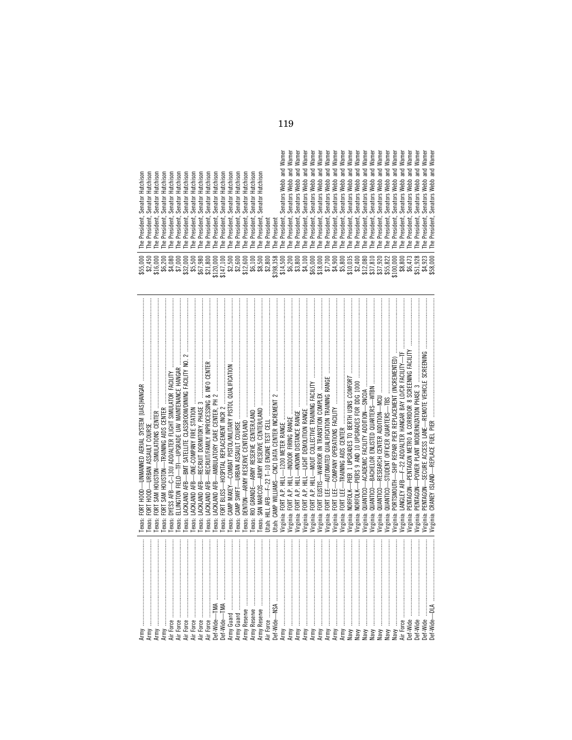| | | | |
|---|---|---|---|
| Army | Texas: FORT HOOD—UNMANNED AERIAL SYSTEM (UAS)HANGAR | $55,000 | The President, Senator Hutchison |
| Army | Texas: FORT HOOD—URBAN ASSAULT COURSE | $2,450 | The President, Senator Hutchison |
| Army | Texas: FORT SAM HOUSTON—SIMULATIONS CENTER | $16,000 | The President, Senator Hutchison |
| Army | Texas: FORT SAM HOUSTON—TRAINING AIDS CENTER | $6,200 | The President, Senator Hutchison |
| Air Force | Texas: DYESS AFB—C-130J ADD/ALTER FLIGHT SIMULATOR FACILITY | $4,080 | The President, Senator Hutchison |
| Air Force | Texas: ELLINGTON FIELD—TFI—UPGRADE UAV MAINTENANCE HANGAR | $7,000 | The President, Senator Hutchison |
| Air Force | Texas: LACKLAND AFB—BMT SATELLITE CLASSROOM/DINING FACILITY NO. 2 | $32,000 | The President, Senator Hutchison |
| Air Force | Texas: LACKLAND AFB—ONE-COMPANY FIRE STATION | $5,500 | The President, Senator Hutchison |
| Air Force | Texas: LACKLAND AFB—RECRUIT DORMITORY, PHASE 3 | $67,980 | The President, Senator Hutchison |
| Air Force | Texas: LACKLAND AFB—RECRUIT/FAMILY INPROCESSING & INFO CENTER | $21,800 | The President, Senator Hutchison |
| Def-Wide—TMA | Texas: LACKLAND AFB—AMBULATORY CARE CENTER, PH 2 | $120,000 | The President, Senator Hutchison |
| Def-Wide—TMA | Texas: FORT BLISS—HOSPITAL REPLACEMENT INCR 2 | $147,100 | The President, Senator Hutchison |
| Army Guard | Texas: CAMP MAXEY—COMBAT PISTOL/MILITARY PISTOL QUALIFICATION | $2,500 | The President, Senator Hutchison |
| Army Guard | Texas: CAMP SWIFT—URBAN ASSAULT COURSE | $2,600 | The President, Senator Hutchison |
| Army Reserve | Texas: DENTON—ARMY RESERVE CENTER/LAND | $12,600 | The President, Senator Hutchison |
| Army Reserve | Texas: RIO GRANDE—ARMY RESERVE CENTER/LAND | $6,100 | The President, Senator Hutchison |
| Army Reserve | Texas: SAN MARCOS—ARMY RESERVE CENTER/LAND | $8,500 | The President, Senator Hutchison |
| Air Force | Utah: HILL AFB—F-22 T-10 ENGINE TEST CELL | $2,800 | The President |
| Def-Wide—NSA | Utah: CAMP WILLIAMS—CNCI DATA CENTER INCREMENT 2 | $398,358 | The President |
| Army | Virginia: FORT A.P. HILL—1200 METER RANGE | $14,500 | The President, Senators Webb and Warner |
| Army | Virginia: FORT A.P. HILL—INDOOR FIRING RANGE | $6,200 | The President, Senators Webb and Warner |
| Army | Virginia: FORT A.P. HILL—KNOWN DISTANCE RANGE | $3,800 | The President, Senators Webb and Warner |
| Army | Virginia: FORT A.P. HILL—LIGHT DEMOLITION RANGE | $4,100 | The President, Senators Webb and Warner |
| Army | Virginia: FORT A.P. HILL—MOUT COLLECTIVE TRAINING FACILITY | $65,000 | The President, Senators Webb and Warner |
| Army | Virginia: FORT EUSTIS—WARRIOR IN TRANSITION COMPLEX | $18,000 | The President, Senators Webb and Warner |
| Army | Virginia: FORT LEE—AUTOMATED QUALIFICATION TRAINING RANGE | $7,700 | The President, Senators Webb and Warner |
| Army | Virginia: FORT LEE—COMPANY OPERATIONS FACILITY | $4,900 | The President, Senators Webb and Warner |
| Army | Virginia: FORT LEE—TRAINING AIDS CENTER | $5,800 | The President, Senators Webb and Warner |
| Navy | Virginia: NORFOLK—PIER 1 UPGRADES TO BERTH USNS *COMFORT* | $10,035 | The President, Senators Webb and Warner |
| Navy | Virginia: NORFOLK—PIERS 9 AND 10 UPGRADES FOR DDG 1000 | $2,400 | The President, Senators Webb and Warner |
| Navy | Virginia: QUANTICO—ACADEMIC FACILITY ADDITION—SNCOA | $12,080 | The President, Senators Webb and Warner |
| Navy | Virginia: QUANTICO—BACHELOR ENLISTED QUARTERS—WTBN | $37,810 | The President, Senators Webb and Warner |
| Navy | Virginia: QUANTICO—RESEARCH CENTER ADDITION—MCU | $37,920 | The President, Senators Webb and Warner |
| Navy | Virginia: QUANTICO—STUDENT OFFICER QUARTERS—TBS | $55,822 | The President, Senators Webb and Warner |
| Navy | Virginia: PORTSMOUTH—SHIP REPAIR PIER REPLACEMENT (INCREMENTED) | $100,000 | The President, Senators Webb and Warner |
| Air Force | Virginia: LANGLEY AFB—F-22 ADD/ALTER HANGAR BAY LO/CR FACILITY—TF | $8,800 | The President, Senators Webb and Warner |
| Def-Wide | Virginia: PENTAGON—PENTAGON METRO & CORRIDOR 8 SCREENING FACILITY | $6,473 | The President, Senators Webb and Warner |
| Def-Wide | Virginia: PENTAGON—POWER PLANT MODERNIZATION PHASE 3 | $51,928 | The President, Senators Webb and Warner |
| Def-Wide | Virginia: PENTAGON—SECURE ACCESS LANE—REMOTE VEHICLE SCREENING | $4,923 | The President, Senators Webb and Warner |
| Def-Wide—DLA | Virginia: CRANEY ISLAND—REPLACE FUEL PIER | $58,000 | The President, Senators Webb and Warner |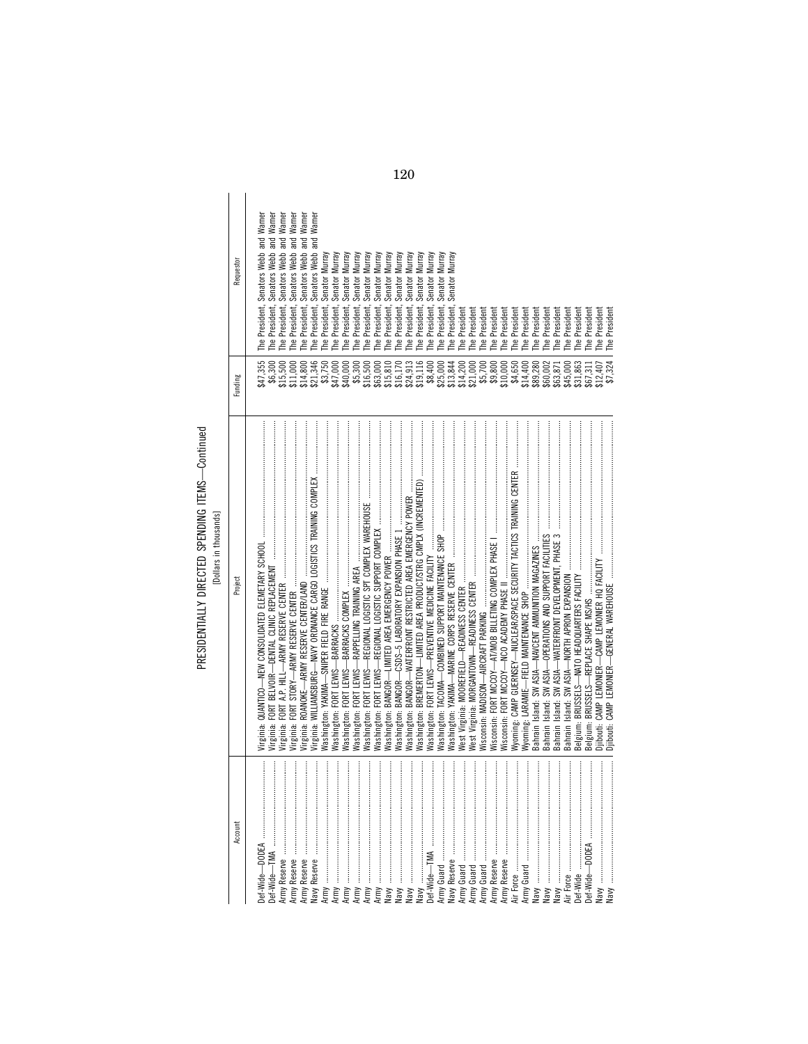PRESIDENTIALLY DIRECTED SPENDING ITEMS—Continued

[Dollars in thousands]

| Account | Project | Funding | Requestor |
|---|---|---|---|
| Def-Wide—DODEA | Virginia: QUANTICO—NEW CONSOLIDATED ELEMETARY SCHOOL | $47,355 | The President, Senators Webb and Warner |
| Def-Wide—TMA | Virginia: FORT BELVOIR—DENTAL CLINIC REPLACEMENT | $6,300 | The President, Senators Webb and Warner |
| Army Reserve | Virginia: FORT A.P. HILL—ARMY RESERVE CENTER | $15,500 | The President, Senators Webb and Warner |
| Army Reserve | Virginia: FORT STORY—ARMY RESERVE CENTER | $11,000 | The President, Senators Webb and Warner |
| Army Reserve | Virginia: ROANOKE—ARMY RESERVE CENTER/LAND | $14,800 | The President, Senators Webb and Warner |
| Navy Reserve | Virginia: WILLIAMSBURG—NAVY ORDNANCE CARGO LOGISTICS TRAINING COMPLEX | $21,346 | The President, Senators Webb and Warner |
| Army | Washington: YAKIMA—SNIPER FIELD FIRE RANGE | $3,750 | The President, Senator Murray |
| Army | Washington: FORT LEWIS—BARRACKS | $47,000 | The President, Senator Murray |
| Army | Washington: FORT LEWIS—BARRACKS COMPLEX | $40,000 | The President, Senator Murray |
| Army | Washington: FORT LEWIS—RAPPELLING TRAINING AREA | $5,300 | The President, Senator Murray |
| Army | Washington: FORT LEWIS—REGIONAL LOGISTIC SPT COMPLEX WAREHOUSE | $16,500 | The President, Senator Murray |
| Army | Washington: FORT LEWIS—REGIONAL LOGISTIC SUPPORT COMPLEX | $63,000 | The President, Senator Murray |
| Navy | Washington: BANGOR—LIMITED AREA EMERGENCY POWER | $15,810 | The President, Senator Murray |
| Navy | Washington: BANGOR—CSDS-5 LABORATORY EXPANSION PHASE 1 | $16,170 | The President, Senator Murray |
| Navy | Washington: BANGOR—WATERFRONT RESTRICTED AREA EMERGENCY POWER | $24,913 | The President, Senator Murray |
| Navy | Washington: BREMERTON—LIMITED AREA PRODUCT/STRG CMPLX (INCREMENTED) | $19,116 | The President, Senator Murray |
| Def-Wide—TMA | Washington: FORT LEWIS—PREVENTIVE MEDICINE FACILITY | $8,400 | The President, Senator Murray |
| Army Guard | Washington: TACOMA—COMBINED SUPPORT MAINTENANCE SHOP | $25,000 | The President, Senator Murray |
| Navy Reserve | Washington: YAKIMA—MARINE CORPS RESERVE CENTER | $13,844 | The President, Senator Murray |
| Army Guard | West Virginia: MOOREFIELD—READINESS CENTER | $14,200 | The President |
| Army Guard | West Virginia: MORGANTOWN—READINESS CENTER | $21,000 | The President |
| Army Guard | Wisconsin: MADISON—AIRCRAFT PARKING | $5,700 | The President |
| Army Reserve | Wisconsin: FORT MCCOY—AT/MOB BILLETING COMPLEX PHASE I | $9,800 | The President |
| Army Reserve | Wisconsin: FORT MCCOY—NCO ACADEMY PHASE II | $10,000 | The President |
| Air Force | Wyoming: CAMP GUERNSEY—NUCLEAR/SPACE SECURITY TACTICS TRAINING CENTER | $4,650 | The President |
| Army Guard | Wyoming: LARAMIE—FIELD MAINTENANCE SHOP | $14,400 | The President |
| Navy | Bahrain Island: SW ASIA—NAVCENT AMMUNITION MAGAZINES | $89,280 | The President |
| Navy | Bahrain Island: SW ASIA—OPERATIONS AND SUPPORT FACILITIES | $60,002 | The President |
| Navy | Bahrain Island: SW ASIA—WATERFRONT DEVELOPMENT, PHASE 3 | $63,871 | The President |
| Air Force | Bahrain Island: SW ASIA—NORTH APRON EXPANSION | $45,000 | The President |
| Def-Wide | Belgium: BRUSSELS—NATO HEADQUARTERS FACILITY | $31,863 | The President |
| Def-Wide—DODEA | Belgium: BRUSSELS—REPLACE SHAPE MS/HS | $67,311 | The President |
| Navy | Djibouti: CAMP LEMONIER—CAMP LEMONIER HQ FACILITY | $12,407 | The President |
| Navy | Djibouti: CAMP LEMONIER—GENERAL WAREHOUSE | $7,324 | The President |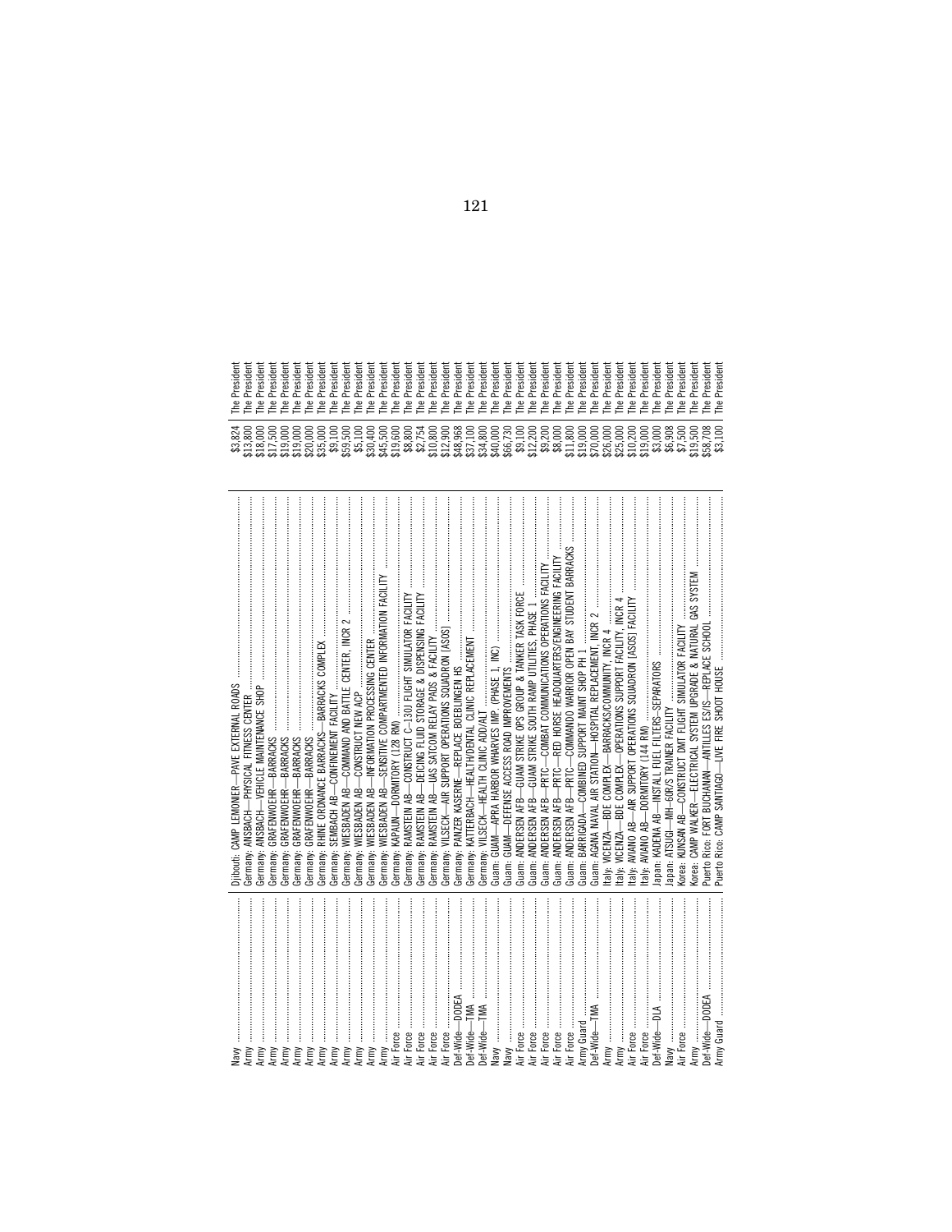| | | | |
|---|---|---|---|
| Navy | Djibouti: CAMP LEMONIER—PAVE EXTERNAL ROADS | $3,824 | The President |
| Army | Germany: ANSBACH—PHYSICAL FITNESS CENTER | $13,800 | The President |
| Army | Germany: ANSBACH—VEHICLE MAINTENANCE SHOP | $18,000 | The President |
| Army | Germany: GRAFENWOEHR—BARRACKS | $17,500 | The President |
| Army | Germany: GRAFENWOEHR—BARRACKS | $19,000 | The President |
| Army | Germany: GRAFENWOEHR—BARRACKS | $19,000 | The President |
| Army | Germany: GRAFENWOEHR—BARRACKS | $20,000 | The President |
| Army | Germany: RHINE ORDNANCE BARRACKS—BARRACKS COMPLEX | $35,000 | The President |
| Army | Germany: SEMBACH AB—CONFINEMENT FACILITY | $9,100 | The President |
| Army | Germany: WIESBADEN AB—COMMAND AND BATTLE CENTER, INCR 2 | $59,500 | The President |
| Army | Germany: WIESBADEN AB—CONSTRUCT NEW ACP | $5,100 | The President |
| Army | Germany: WIESBADEN AB—INFORMATION PROCESSING CENTER | $30,400 | The President |
| Army | Germany: WIESBADEN AB—SENSITIVE COMPARTMENTED INFORMATION FACILITY | $45,500 | The President |
| Air Force | Germany: KAPAUN—DORMITORY (128 RM) | $19,600 | The President |
| Air Force | Germany: RAMSTEIN AB—CONSTRUCT C–130J FLIGHT SIMULATOR FACILITY | $8,800 | The President |
| Air Force | Germany: RAMSTEIN AB—DEICING FLUID STORAGE & DISPENSING FACILITY | $2,754 | The President |
| Air Force | Germany: RAMSTEIN AB—UAS SATCOM RELAY PADS & FACILITY | $10,800 | The President |
| Air Force | Germany: VILSECK—AIR SUPPORT OPERATIONS SQUADRON (ASOS) | $12,900 | The President |
| Def-Wide—DODEA | Germany: PANZER KASERNE—REPLACE BOEBLINGEN HS | $48,968 | The President |
| Def-Wide—TMA | Germany: KAITERBACH—HEALTH/DENTAL CLINIC REPLACEMENT | $37,100 | The President |
| Def-Wide—TMA | Germany: VILSECK—HEALTH CLINIC ADD/ALT | $34,800 | The President |
| Navy | Guam: GUAM—APRA HARBOR WHARVES IMP. (PHASE 1, INC) | $40,000 | The President |
| Navy | Guam: GUAM—DEFENSE ACCESS ROAD IMPROVEMENTS | $66,730 | The President |
| Air Force | Guam: ANDERSEN AFB—GUAM STRIKE OPS GROUP & TANKER TASK FORCE | $9,100 | The President |
| Air Force | Guam: ANDERSEN AFB—GUAM STRIKE SOUTH RAMP UTILITIES, PHASE 1 | $12,200 | The President |
| Air Force | Guam: ANDERSEN AFB—PRTC—COMBAT COMMUNICATIONS OPERATIONS FACILITY | $9,200 | The President |
| Air Force | Guam: ANDERSEN AFB—PRTC—RED HORSE HEADQUARTERS/ENGINEERING FACILITY | $8,000 | The President |
| Air Force | Guam: ANDERSEN AFB—PRTC—COMMANDO WARRIOR OPEN BAY STUDENT BARRACKS | $11,800 | The President |
| Army Guard | Guam: BARRIGADA—COMBINED SUPPORT MAINT SHOP PH 1 | $19,000 | The President |
| Def-Wide—TMA | Guam: AGANA NAVAL AIR STATION—HOSPITAL REPLACEMENT, INCR 2 | $70,000 | The President |
| Army | Italy: VICENZA—BDE COMPLEX—BARRACKS/COMMUNITY, INCR 4 | $26,000 | The President |
| Army | Italy: VICENZA—BDE COMPLEX—OPERATIONS SUPPORT FACILITY, INCR 4 | $25,000 | The President |
| Air Force | Italy: AVIANO AB—AIR SUPPORT OPERATIONS SQUADRON (ASOS) FACILITY | $10,200 | The President |
| Air Force | Italy: AVIANO AB—DORMITORY (144 RM) | $19,000 | The President |
| Def-Wide—DLA | Japan: KADENA AB—INSTALL FUEL FILTERS-SEPARATORS | $3,000 | The President |
| Navy | Japan: ATSUGI—MH–60R/S TRAINER FACILITY | $6,908 | The President |
| Air Force | Korea: KUNSAN AB—CONSTRUCT DMT FLIGHT SIMULATOR FACILITY | $7,500 | The President |
| Army | Korea: CAMP WALKER—ELECTRICAL SYSTEM UPGRADE & NATURAL GAS SYSTEM | $19,500 | The President |
| Def-Wide—DODEA | Puerto Rico: FORT BUCHANAN—ANTILLES ES/IS—REPLACE SCHOOL | $58,708 | The President |
| Army Guard | Puerto Rico: CAMP SANTIAGO—LIVE FIRE SHOOT HOUSE | $3,100 | The President |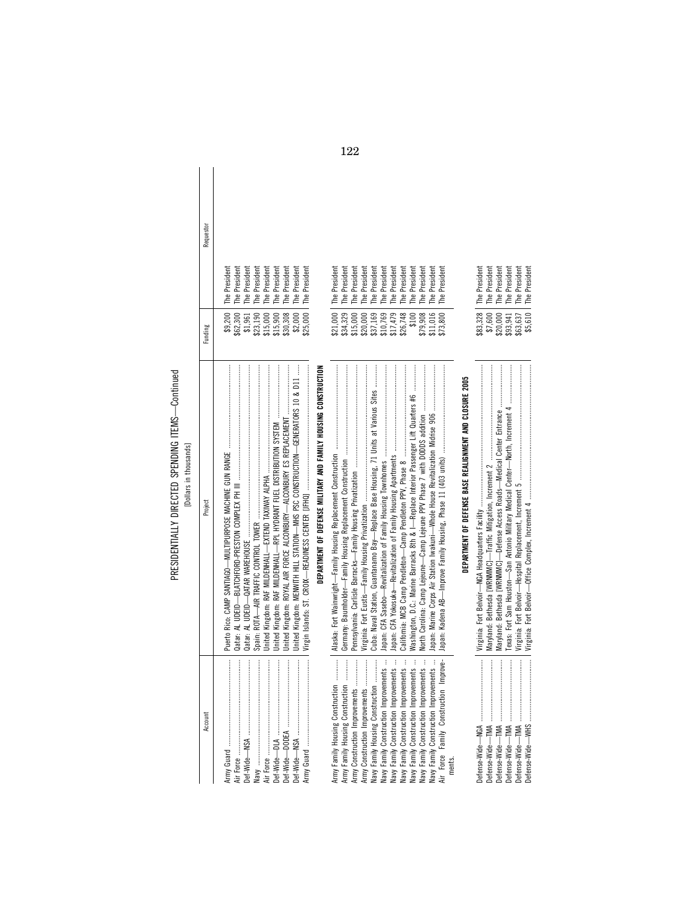PRESIDENTIALLY DIRECTED SPENDING ITEMS—Continued

[Dollars in thousands]

| Account | Project | Funding | Requestor |
| --- | --- | --- | --- |
| Army Guard | Puerto Rico: CAMP SANTIAGO—MULTIPURPOSE MACHINE GUN RANGE | $9,200 | The President |
| Air Force | Qatar: AL UDEID—BLATCHFORD-PRESTON COMPLEX PH III | $62,300 | The President |
| Def-Wide—NSA | Qatar: AL UDEID—QATAR WAREHOUSE | $1,961 | The President |
| Navy | Spain: ROTA—AIR TRAFFIC CONTROL TOWER | $23,190 | The President |
| Air Force | United Kingdom: RAF MILDENHALL—EXTEND TAXIWAY ALPHA | $15,000 | The President |
| Def-Wide—DLA | United Kingdom: RAF MILDENHALL—RPL HYDRANT FUEL DISTRIBUTION SYSTEM | $15,900 | The President |
| Def-Wide—DODEA | United Kingdom: ROYAL AIR FORCE ALCONBURY—ALCONBURY ES REPLACEMENT | $30,308 | The President |
| Def-Wide—NSA | United Kingdom: MENWITH HILL STATION—MHS PSC CONSTRUCTION—GENERATORS 10 & D11 | $2,000 | The President |
| Army Guard | Virgin Islands: ST. CROIX—READINESS CENTER (JFHQ) | $25,000 | The President |
| **DEPARTMENT OF DEFENSE MILITARY AND FAMILY HOUSING CONSTRUCTION** | | | |
| Army Family Housing Construction | Alaska: Fort Wainwright—Family Housing Replacement Construction | $21,000 | The President |
| Army Family Housing Construction | Germany: Baumholder—Family Housing Replacement Construction | $34,329 | The President |
| Army Construction Improvements | Pennsylvania: Carlisle Barracks—Family Housing Privatization | $15,000 | The President |
| Army Construction Improvements | Virginia: Fort Eustis—Family Housing Privatization | $20,000 | The President |
| Navy Family Housing Construction | Cuba: Naval Station, Guantanamo Bay—Replace Base Housing, 71 Units at Various Sites | $37,169 | The President |
| Navy Family Construction Improvements | Japan: CFA Sasebo—Revitalization of Family Housing Townhomes | $10,769 | The President |
| Navy Family Construction Improvements | Japan: CFA Yokosuka—Revitalization of Family Housing Apartments | $17,479 | The President |
| Navy Family Construction Improvements | California: MCB Camp Pendleton—Camp Pendleton PPV, Phase 8 | $26,748 | The President |
| Navy Family Construction Improvements | Washington, D.C.: Marine Barracks 8th & I—Replace Interior Passenger Lift Quarters #6 | $100 | The President |
| Navy Family Construction Improvements | North Carolina: Camp Lejeune—Camp Lejeune PPV Phase 7 with DODDS addition | $79,908 | The President |
| Navy Family Construction Improvements | Japan: Marine Corps Air Station Iwakuni—Whole House Revitalization Midrise 906 | $11,016 | The President |
| Air Force Family Construction Improvements. | Japan: Kadena AB—Improve Family Housing, Phase 11 (403 units) | $73,800 | The President |
| **DEPARTMENT OF DEFENSE BASE REALIGNMENT AND CLOSURE 2005** | | | |
| Defense-Wide—NGA | Virginia: Fort Belvoir—NGA Headquarters Facility | $83,328 | The President |
| Defense-Wide—TMA | Maryland: Bethesda (WRNMMC)—Traffic Mitigation, Increment 2 | $7,600 | The President |
| Defense-Wide—TMA | Maryland: Bethesda (WRNMMC)—Defense Access Roads—Medical Center Entrance | $20,000 | The President |
| Defense-Wide—TMA | Texas: Fort Sam Houston—San Antonio Military Medical Center—North, Increment 4 | $93,941 | The President |
| Defense-Wide—TMA | Virginia: Fort Belvoir—Hospital Replacement, Increment 5 | $63,637 | The President |
| Defense-Wide—WHS | Virginia: Fort Belvoir—Office Complex, Increment 4 | $5,610 | The President |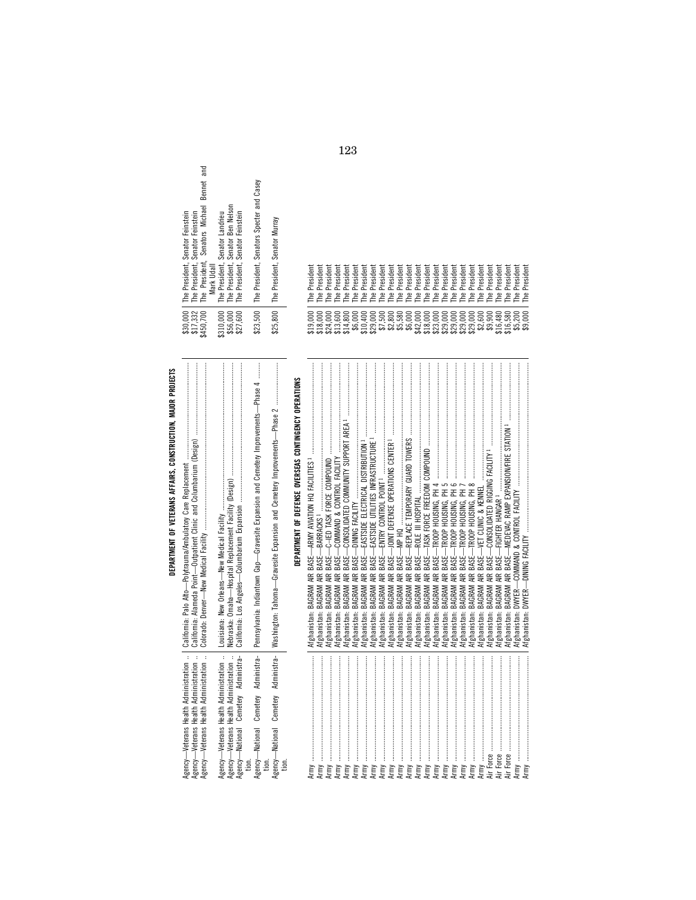## DEPARTMENT OF VETERANS AFFAIRS, CONSTRUCTION, MAJOR PROJECTS

| | | | |
|---|---|---|---|
| Agency—Veterans Health Administration | California: Palo Alto—Polytrauma/Ambulatory Care Replacement | $30,000 | The President, Senator Feinstein |
| Agency—Veterans Health Administration | California: Alameda Point—Outpatient Clinic and Columbarium (Design) | $17,332 | The President, Senator Feinstein |
| Agency—Veterans Health Administration | Colorado: Denver—New Medical Facility | $450,700 | The President, Senators Michael Bennet and Mark Udall |
| Agency—Veterans Health Administration | Louisiana: New Orleans—New Medical Facility | $310,000 | The President, Senator Landrieu |
| Agency—Veterans Health Administration | Nebraska: Omaha—Hospital Replacement Facility (Design) | $56,000 | The President, Senator Ben Nelson |
| Agency—National Cemetery Administration. | California: Los Angeles—Columbarium Expansion | $27,600 | The President, Senator Feinstein |
| Agency—National Cemetery Administration. | Pennsylvania: Indiantown Gap—Gravesite Expansion and Cemetery Improvements—Phase 4 | $23,500 | The President, Senators Specter and Casey |
| Agency—National Cemetery Administration. | Washington: Tahoma—Gravesite Expansion and Cemetery Improvements—Phase 2 | $25,800 | The President, Senator Murray |

## DEPARTMENT OF DEFENSE OVERSEAS CONTINGENCY OPERATIONS

| | | | |
|---|---|---|---|
| Army | Afghanistan: BAGRAM AR BASE—ARMY AVIATION HQ FACILITIES [1] | $19,000 | The President |
| Army | Afghanistan: BAGRAM AR BASE—BARRACKS [1] | $18,000 | The President |
| Army | Afghanistan: BAGRAM AR BASE—C–IED TASK FORCE COMPOUND | $24,000 | The President |
| Army | Afghanistan: BAGRAM AR BASE—COMMAND & CONTROL FACILITY | $13,600 | The President |
| Army | Afghanistan: BAGRAM AR BASE—CONSOLIDATED COMMUNITY SUPPORT AREA [1] | $14,800 | The President |
| Army | Afghanistan: BAGRAM AR BASE—DINING FACILITY | $6,000 | The President |
| Army | Afghanistan: BAGRAM AR BASE—EASTSIDE ELECTRICAL DISTRIBUTION [1] | $10,400 | The President |
| Army | Afghanistan: BAGRAM AR BASE—EASTSIDE UTILITIES INFRASTRUCTURE [1] | $29,000 | The President |
| Army | Afghanistan: BAGRAM AR BASE—ENTRY CONTROL POINT [1] | $7,500 | The President |
| Army | Afghanistan: BAGRAM AR BASE—JOINT DEFENSE OPERATIONS CENTER [1] | $2,800 | The President |
| Army | Afghanistan: BAGRAM AR BASE—MP HQ | $5,580 | The President |
| Army | Afghanistan: BAGRAM AR BASE—REPLACE TEMPORARY GUARD TOWERS | $6,000 | The President |
| Army | Afghanistan: BAGRAM AR BASE—ROLE III HOSPITAL | $42,000 | The President |
| Army | Afghanistan: BAGRAM AR BASE—TASK FORCE FREEDOM COMPOUND | $18,000 | The President |
| Army | Afghanistan: BAGRAM AR BASE—TROOP HOUSING, PH 4 | $23,000 | The President |
| Army | Afghanistan: BAGRAM AR BASE—TROOP HOUSING, PH 5 | $29,000 | The President |
| Army | Afghanistan: BAGRAM AR BASE—TROOP HOUSING, PH 6 | $29,000 | The President |
| Army | Afghanistan: BAGRAM AR BASE—TROOP HOUSING, PH 7 | $29,000 | The President |
| Army | Afghanistan: BAGRAM AR BASE—TROOP HOUSING, PH 8 | $29,000 | The President |
| Army | Afghanistan: BAGRAM AR BASE—VET CLINIC & KENNEL | $2,600 | The President |
| Air Force | Afghanistan: BAGRAM AR BASE—CONSOLIDATED RIGGING FACILITY [1] | $9,900 | The President |
| Air Force | Afghanistan: BAGRAM AR BASE—FIGHTER HANGAR [1] | $16,480 | The President |
| Air Force | Afghanistan: BAGRAM AR BASE—MEDEVAC RAMP EXPANSION/FIRE STATION [1] | $16,580 | The President |
| Army | Afghanistan: DWYER—COMMAND & CONTROL FACILITY | $5,200 | The President |
| Army | Afghanistan: DWYER—DINING FACILITY | $9,000 | The President |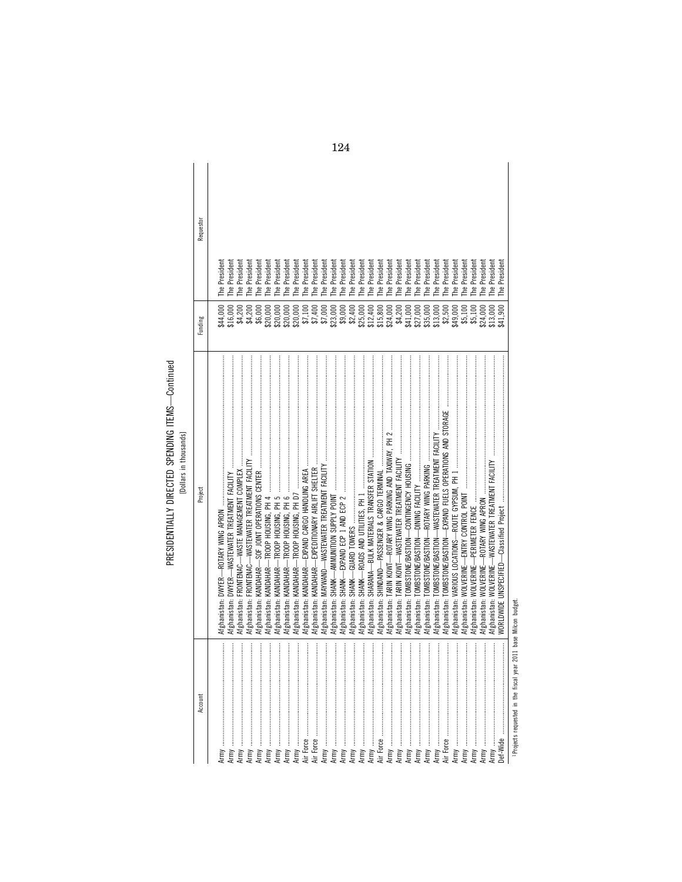PRESIDENTIALLY DIRECTED SPENDING ITEMS—Continued

[Dollars in thousands]

| Account | Project | Funding | Requestor |
|---|---|---|---|
| Army | Afghanistan: DWYER—ROTARY WING APRON | $44,000 | The President |
| Army | Afghanistan: DWYER—WASTEWATER TREATMENT FACILITY | $16,000 | The President |
| Army | Afghanistan: FRONTENAC—WASTE MANAGEMENT COMPLEX | $4,200 | The President |
| Army | Afghanistan: FRONTENAC—WASTEWATER TREATMENT FACILITY | $4,200 | The President |
| Army | Afghanistan: KANDAHAR—SOF JOINT OPERATIONS CENTER | $6,000 | The President |
| Army | Afghanistan: KANDAHAR—TROOP HOUSING, PH 4 | $20,000 | The President |
| Army | Afghanistan: KANDAHAR—TROOP HOUSING, PH 5 | $20,000 | The President |
| Army | Afghanistan: KANDAHAR—TROOP HOUSING, PH 6 | $20,000 | The President |
| Army | Afghanistan: KANDAHAR—TROOP HOUSING, PH D7 | $20,000 | The President |
| Air Force | Afghanistan: KANDAHAR—EXPAND CARGO HANDLING AREA | $7,100 | The President |
| Air Force | Afghanistan: KANDAHAR—EXPEDITIONARY AIRLIFT SHELTER | $7,400 | The President |
| Army | Afghanistan: MAYWAND—WASTEWATER TREATMENT FACILITY | $7,000 | The President |
| Army | Afghanistan: SHANK—AMMUNITION SUPPLY POINT | $23,000 | The President |
| Army | Afghanistan: SHANK—EXPAND ECP 1 AND ECP 2 | $9,000 | The President |
| Army | Afghanistan: SHANK—GUARD TOWERS | $2,400 | The President |
| Army | Afghanistan: SHANK—ROADS AND UTILITIES, PH 1 | $25,000 | The President |
| Army | Afghanistan: SHARANA—BULK MATERIALS TRANSFER STATION | $12,400 | The President |
| Air Force | Afghanistan: SHINDAND—PASSENGER & CARGO TERMINAL | $15,800 | The President |
| Army | Afghanistan: TARIN KOWT—ROTARY WING PARKING AND TAXIWAY, PH 2 | $24,000 | The President |
| Army | Afghanistan: TARIN KOWT—WASTEWATER TREATMENT FACILITY | $4,200 | The President |
| Army | Afghanistan: TOMBSTONE/BASTION—CONTINGENCY HOUSING | $41,000 | The President |
| Army | Afghanistan: TOMBSTONE/BASTION—DINING FACILITY | $27,000 | The President |
| Army | Afghanistan: TOMBSTONE/BASTION—ROTARY WING PARKING | $35,000 | The President |
| Army | Afghanistan: TOMBSTONE/BASTION—WASTEWATER TREATMENT FACILITY | $13,000 | The President |
| Air Force | Afghanistan: TOMBSTONE/BASTION—EXPAND FUELS OPERATIONS AND STORAGE | $2,500 | The President |
| Army | Afghanistan: VARIOUS LOCATIONS—ROUTE GYPSUM, PH 1 | $49,000 | The President |
| Army | Afghanistan: WOLVERINE—ENTRY CONTROL POINT | $5,100 | The President |
| Army | Afghanistan: WOLVERINE—PERIMETER FENCE | $5,100 | The President |
| Army | Afghanistan: WOLVERINE—ROTARY WING APRON | $24,000 | The President |
| Army | Afghanistan: WOLVERINE—WASTEWATER TREATMENT FACILITY | $13,000 | The President |
| Def-Wide | WORLDWIDE UNSPECIFIED—Classified Project | $41,900 | The President |

[1] Projects requested in the fiscal year 2011 base Milcon budget.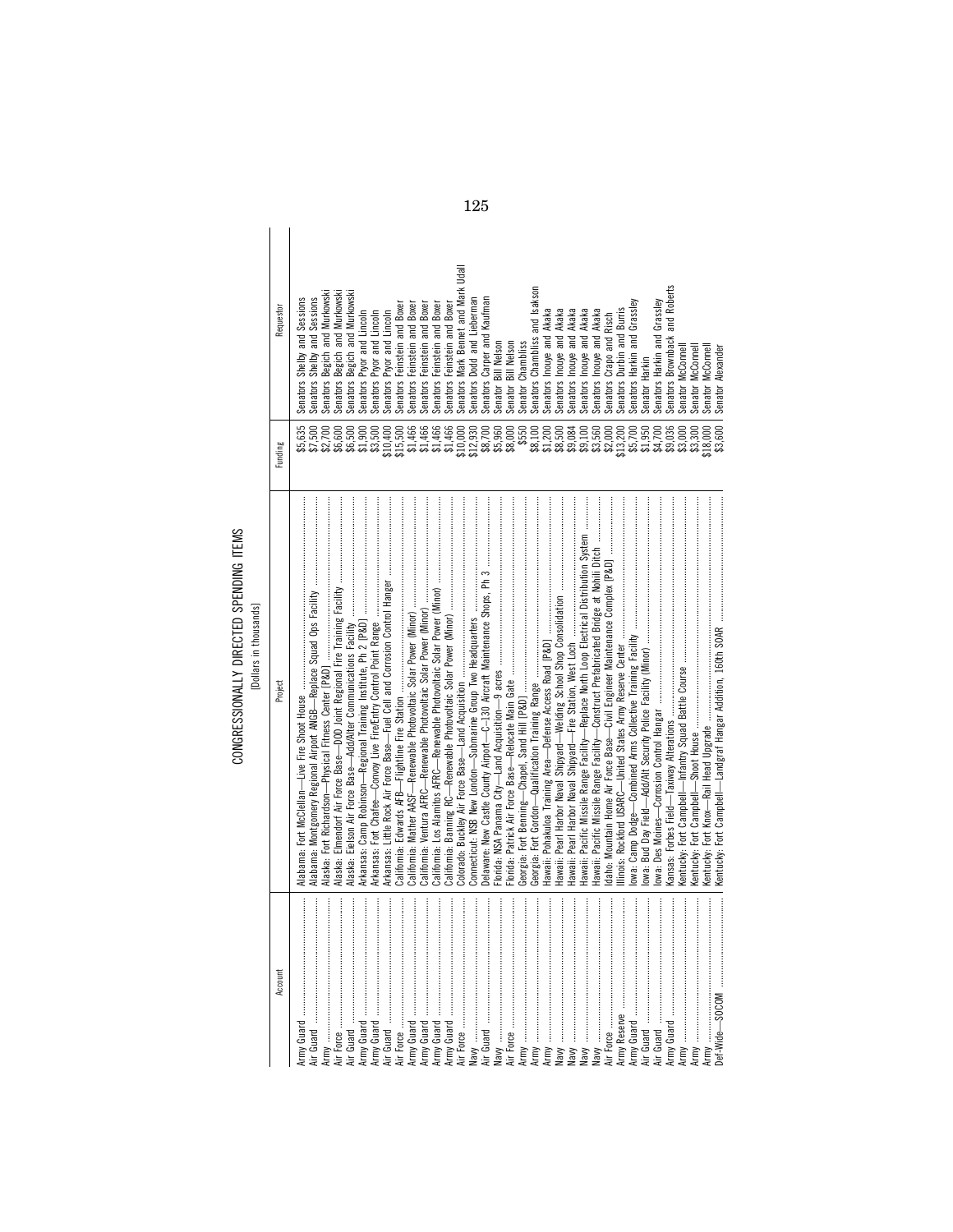# CONGRESSIONALLY DIRECTED SPENDING ITEMS

[Dollars in thousands]

| Account | Project | Funding | Requestor |
|---|---|---|---|
| Army Guard | Alabama: Fort McClellan—Live Fire Shoot House | $5,635 | Senators Shelby and Sessions |
| Air Guard | Alabama: Montgomery Regional Airport ANGB—Replace Squad Ops Facility | $7,500 | Senators Shelby and Sessions |
| Army | Alaska: Fort Richardson—Physical Fitness Center [P&D] | $2,700 | Senators Begich and Murkowski |
| Air Force | Alaska: Elmendorf Air Force Base—DOD Joint Regional Fire Training Facility | $6,600 | Senators Begich and Murkowski |
| Air Guard | Alaska: Eielson Air Force Base—Add/Alter Communications Facility | $6,500 | Senators Begich and Murkowski |
| Army Guard | Arkansas: Camp Robinson—Regional Training Institute, Ph 2 [P&D] | $1,900 | Senators Pryor and Lincoln |
| Army Guard | Arkansas: Fort Chaffee—Convoy Live Fire/Entry Control Point Range | $3,500 | Senators Pryor and Lincoln |
| Air Guard | Arkansas: Little Rock Air Force Base—Fuel Cell and Corrosion Control Hanger | $10,400 | Senators Pryor and Lincoln |
| Air Force | California: Edwards AFB—Flightline Fire Station | $15,500 | Senators Feinstein and Boxer |
| Army Guard | California: Mather AASF—Renewable Photovoltaic Solar Power (Minor) | $1,466 | Senators Feinstein and Boxer |
| Army Guard | California: Ventura AFRC—Renewable Photovoltaic Solar Power (Minor) | $1,466 | Senators Feinstein and Boxer |
| Army Guard | California: Los Alamitos AFRC—Renewable Photovoltaic Solar Power (Minor) | $1,466 | Senators Feinstein and Boxer |
| Army Guard | California: Banning RC—Renewable Photovoltaic Solar Power (Minor) | $1,466 | Senators Feinstein and Boxer |
| Air Force | Colorado: Buckley Air Force Base—Land Acquisition | $10,000 | Senators Mark Bennet and Mark Udall |
| Navy | Connecticut: NSB New London—Submarine Group Two Headquarters | $12,930 | Senators Dodd and Lieberman |
| Air Guard | Delaware: New Castle County Airport—C–130 Aircraft Maintenance Shops, Ph 3 | $8,700 | Senators Carper and Kaufman |
| Navy | Florida: NSA Panama City—Land Acquisition—9 acres | $5,960 | Senator Bill Nelson |
| Air Force | Florida: Patrick Air Force Base—Relocate Main Gate | $8,000 | Senator Bill Nelson |
| Army | Georgia: Fort Benning—Chapel, Sand Hill [P&D] | $550 | Senator Chambliss |
| Army | Georgia: Fort Gordon—Qualification Training Range | $8,100 | Senators Chambliss and Isakson |
| Army | Hawaii: Pohakuloa Training Area—Defense Access Road [P&D] | $1,200 | Senators Inouye and Akaka |
| Navy | Hawaii: Pearl Harbor Naval Shipyard—Welding School Shop Consolidation | $8,500 | Senators Inouye and Akaka |
| Navy | Hawaii: Pearl Harbor Naval Shipyard—Fire Station, West Loch | $9,084 | Senators Inouye and Akaka |
| Navy | Hawaii: Pacific Missile Range Facility—Replace North Loop Electrical Distribution System | $9,100 | Senators Inouye and Akaka |
| Navy | Hawaii: Pacific Missile Range Facility—Construct Prefabricated Bridge at Nohili Ditch | $3,560 | Senators Inouye and Akaka |
| Air Force | Idaho: Mountain Home Air Force Base—Civil Engineer Maintenance Complex [P&D] | $2,000 | Senators Crapo and Risch |
| Army Reserve | Illinois: Rockford USARC—United States Army Reserve Center | $13,200 | Senators Durbin and Burris |
| Army Guard | Iowa: Camp Dodge—Combined Arms Collective Training Facility | $5,700 | Senators Harkin and Grassley |
| Air Guard | Iowa: Bud Day Field—Add/Alt Security Police Facility (Minor) | $1,950 | Senator Harkin |
| Air Guard | Iowa: Des Moines—Corrosion Control Hangar | $4,700 | Senators Harkin and Grassley |
| Army Guard | Kansas: Forbes Field—Taxiway Alterations | $9,036 | Senators Brownback and Roberts |
| Army | Kentucky: Fort Campbell—Infantry Squad Battle Course | $3,000 | Senator McConnell |
| Army | Kentucky: Fort Campbell—Shoot House | $3,300 | Senator McConnell |
| Army | Kentucky: Fort Knox—Rail Head Upgrade | $18,000 | Senator McConnell |
| Def-Wide—SOCOM | Kentucky: Fort Campbell—Landgraf Hangar Addition, 160th SOAR | $3,600 | Senator Alexander |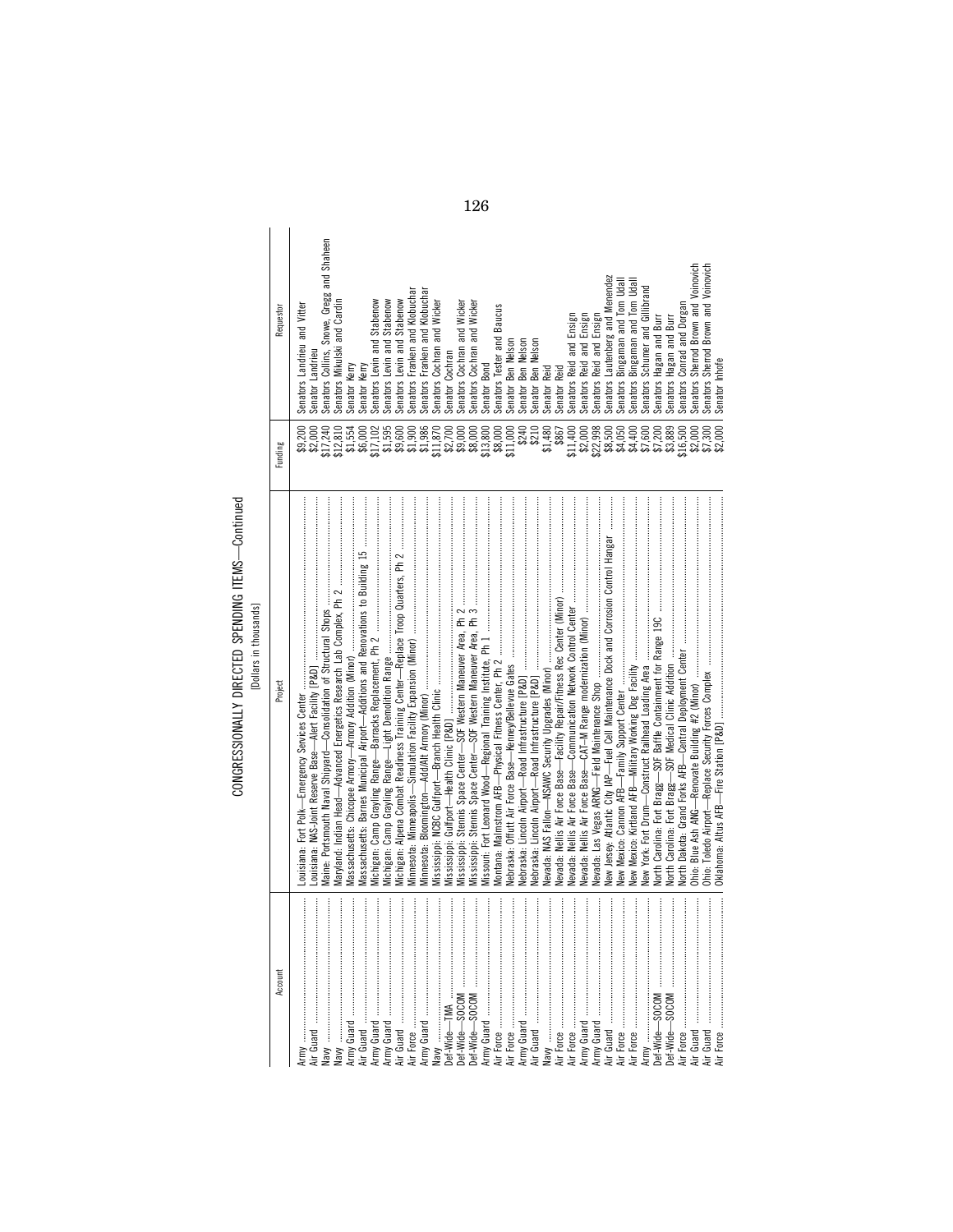# CONGRESSIONALLY DIRECTED SPENDING ITEMS—Continued

[Dollars in thousands]

| Account | Project | Funding | Requestor |
|---|---|---|---|
| Army | Louisiana: Fort Polk—Emergency Services Center | $9,200 | Senators Landrieu and Vitter |
| Air Guard | Louisiana: NAS-Joint Reserve Base—Alert Facility [P&D] | $2,000 | Senator Landrieu |
| Navy | Maine: Portsmouth Naval Shipyard—Consolidation of Structural Shops | $17,240 | Senators Collins, Snowe, Gregg and Shaheen |
| Navy | Maryland: Indian Head—Advanced Energetics Research Lab Complex, Ph 2 | $12,810 | Senators Mikulski and Cardin |
| Army Guard | Massachusetts: Chicopee Armory—Armory Addition (Minor) | $1,554 | Senator Kerry |
| Air Guard | Massachusetts: Barnes Municipal Airport—Additions and Renovations to Building 15 | $6,000 | Senator Kerry |
| Army Guard | Michigan: Camp Grayling Range—Barracks Replacement, Ph 2 | $17,102 | Senators Levin and Stabenow |
| Army Guard | Michigan: Camp Grayling Range—Light Demolition Range | $1,595 | Senators Levin and Stabenow |
| Air Guard | Michigan: Alpena Combat Readiness Training Center—Replace Troop Quarters, Ph 2 | $9,600 | Senators Levin and Stabenow |
| Air Force | Minnesota: Minneapolis—Simulation Facility Expansion (Minor) | $1,900 | Senators Franken and Klobuchar |
| Army Guard | Minnesota: Bloomington—Add/Alt Armory (Minor) | $1,986 | Senators Franken and Klobuchar |
| Navy | Mississippi: NCBC Gulfport—Branch Health Clinic | $11,870 | Senators Cochran and Wicker |
| Def-Wide—TMA | Mississippi: Gulfport—Health Clinic [P&D] | $2,700 | Senator Cochran |
| Def-Wide—SOCOM | Mississippi: Stennis Space Center—SOF Western Maneuver Area, Ph 2 | $9,000 | Senators Cochran and Wicker |
| Def-Wide—SOCOM | Mississippi: Stennis Space Center—SOF Western Maneuver Area, Ph 3 | $8,000 | Senators Cochran and Wicker |
| Army Guard | Missouri: Fort Leonard Wood—Regional Training Institute, Ph 1 | $13,800 | Senator Bond |
| Air Force | Montana: Malmstrom AFB—Physical Fitness Center, Ph 2 | $8,000 | Senators Tester and Baucus |
| Air Force | Nebraska: Offutt Air Force Base—Kenney/Bellevue Gates | $11,000 | Senator Ben Nelson |
| Army Guard | Nebraska: Lincoln Airport—Road Infrastructure [P&D] | $240 | Senator Ben Nelson |
| Air Guard | Nebraska: Lincoln Airport—Road Infrastructure [P&D] | $210 | Senator Ben Nelson |
| Navy | Nevada: NAS Fallon—NSAWC Security Upgrades (Minor) | $1,480 | Senator Reid |
| Air Force | Nevada: Nellis Air Force Base—Facility Repair/Fitness Rec Center (Minor) | $867 | Senator Reid |
| Air Force | Nevada: Nellis Air Force Base—Communication Network Control Center | $11,400 | Senators Reid and Ensign |
| Air Force | Nevada: Nellis Air Force Base—CAT–M Range modernization (Minor) | $2,000 | Senators Reid and Ensign |
| Army Guard | Nevada: Las Vegas ARNG—Field Maintenance Shop | $22,998 | Senators Reid and Ensign |
| Air Guard | New Jersey: Atlantic City IAP—Fuel Cell Maintenance Dock and Corrosion Control Hangar | $8,500 | Senators Lautenberg and Menendez |
| Air Force | New Mexico: Cannon AFB—Family Support Center | $4,050 | Senators Bingaman and Tom Udall |
| Air Force | New Mexico: Kirtland AFB—Military Working Dog Facility | $4,400 | Senators Bingaman and Tom Udall |
| Army | New York: Fort Drum—Construct Railhead Loading Area | $7,600 | Senators Schumer and Gillibrand |
| Def-Wide—SOCOM | North Carolina: Fort Bragg—SOF Baffle Containment for Range 19C | $7,200 | Senators Hagan and Burr |
| Def-Wide—SOCOM | North Carolina: Fort Bragg—SOF Medical Clinic Addition | $3,889 | Senators Hagan and Burr |
| Air Force | North Dakota: Grand Forks AFB—Central Deployment Center | $16,500 | Senators Conrad and Dorgan |
| Air Guard | Ohio: Blue Ash ANG—Renovate Building #2 (Minor) | $2,000 | Senators Sherrod Brown and Voinovich |
| Air Guard | Ohio: Toledo Airport—Replace Security Forces Complex | $7,300 | Senators Sherrod Brown and Voinovich |
| Air Force | Oklahoma: Altus AFB—Fire Station [P&D] | $2,000 | Senator Inhofe |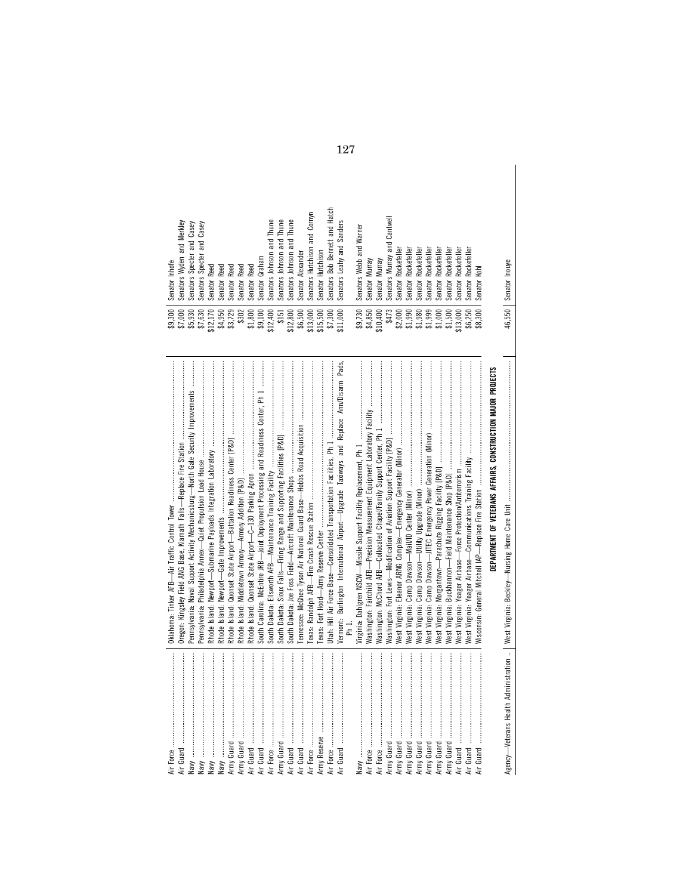| | | | |
|---|---|---|---|
| Air Force | Oklahoma: Tinker AFB—Air Traffic Control Tower | $9,300 | Senator Inhofe |
| Air Guard | Oregon: Kingsley Field ANG Base, Klamath Falls—Replace Fire Station | $7,000 | Senators Wyden and Merkley |
| Navy | Pennsylvania: Naval Support Activity Mechanicsburg—North Gate Security Improvements | $5,930 | Senators Specter and Casey |
| Navy | Pennsylvania: Philadelphia Annex—Quiet Propulsion Load House | $7,630 | Senators Specter and Casey |
| Navy | Rhode Island: Newport—Submarine Payloads Integration Laboratory | $12,170 | Senator Reed |
| Navy | Rhode Island: Newport—Gate Improvements | $4,950 | Senator Reed |
| Army Guard | Rhode Island: Quonset State Airport—Battalion Readiness Center [P&D] | $3,729 | Senator Reed |
| Army Guard | Rhode Island: Middletown Armory—Armory Addition [P&D] | $302 | Senator Reed |
| Air Guard | Rhode Island: Quonset State Airport—C–130 Parking Apron | $1,800 | Senator Reed |
| Air Guard | South Carolina: McEntire JRB—Joint Deployment Processing and Readiness Center, Ph 1 | $9,100 | Senator Graham |
| Air Force | South Dakota: Ellsworth AFB—Maintenance Training Facility | $12,400 | Senators Johnson and Thune |
| Army Guard | South Dakota: Sioux Falls—Firing Range and Supporting Facilities [P&D] | $151 | Senators Johnson and Thune |
| Air Guard | South Dakota: Joe Foss Field—Aircraft Maintenance Shops | $12,800 | Senators Johnson and Thune |
| Air Guard | Tennessee: McGhee Tyson Air National Guard Base—Hobbs Road Acquisition | $6,500 | Senator Alexander |
| Air Force | Texas: Randolph AFB—Fire Crash Rescue Station | $13,000 | Senators Hutchison and Cornyn |
| Army Reserve | Texas: Fort Hood—Army Reserve Center | $15,500 | Senator Hutchison |
| Air Force | Utah: Hill Air Force Base—Consolidated Transportation Facilities, Ph 1 | $7,300 | Senators Bob Bennett and Hatch |
| Air Guard | Vermont: Burlington International Airport—Upgrade Taxiways and Replace Arm/Disarm Pads, Ph 1 | $11,000 | Senators Leahy and Sanders |
| Navy | Virginia: Dahlgren NSCW—Missile Support Facility Replacement, Ph 1 | $9,730 | Senators Webb and Warner |
| Air Force | Washington: Fairchild AFB—Precision Measurement Equipment Laboratory Facility | $4,850 | Senator Murray |
| Air Force | Washington: McChord AFB—Collocated Chapel/Family Support Center, Ph 1 | $10,400 | Senator Murray |
| Army Guard | Washington: Fort Lewis—Modification of Aviation Support Facility [P&D] | $473 | Senators Murray and Cantwell |
| Army Guard | West Virginia: Eleanor ARNG Complex—Emergency Generator (Minor) | $2,000 | Senator Rockefeller |
| Army Guard | West Virginia: Camp Dawson—Mail/ID Center (Minor) | $1,990 | Senator Rockefeller |
| Army Guard | West Virginia: Camp Dawson—Utility Upgrade (Minor) | $1,980 | Senator Rockefeller |
| Army Guard | West Virginia: Camp Dawson—JITEC Emergency Power Generation (Minor) | $1,999 | Senator Rockefeller |
| Army Guard | West Virginia: Morgantown—Parachute Rigging Facility [P&D] | $1,000 | Senator Rockefeller |
| Army Guard | West Virginia: Buckhannon—Field Maintenance Shop [P&D] | $1,500 | Senator Rockefeller |
| Air Guard | West Virginia: Yeager Airbase—Force Protection/Antiterrorism | $13,000 | Senator Rockefeller |
| Air Guard | West Virginia: Yeager Airbase—Communications Training Facility | $6,250 | Senator Rockefeller |
| Air Guard | Wisconsin: General Mitchell IAP—Replace Fire Station | $8,300 | Senator Kohl |

**DEPARTMENT OF VETERANS AFFAIRS, CONSTRUCTION MAJOR PROJECTS**

| | | | |
|---|---|---|---|
| Agency—Veterans Health Administration | West Virginia: Beckley—Nursing Home Care Unit | 46,550 | Senator Inouye |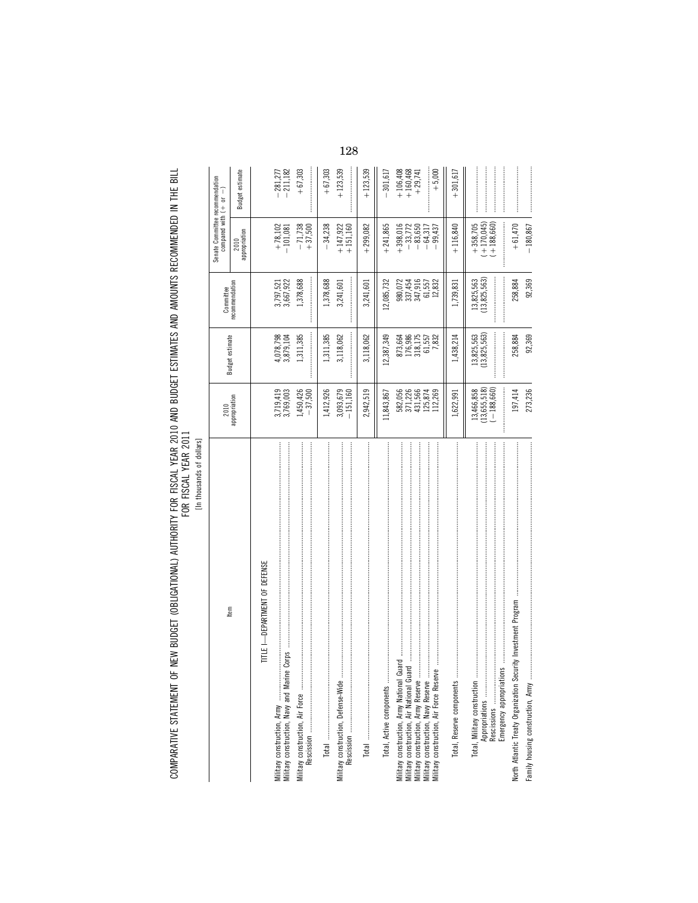# COMPARATIVE STATEMENT OF NEW BUDGET (OBLIGATIONAL) AUTHORITY FOR FISCAL YEAR 2010 AND BUDGET ESTIMATES AND AMOUNTS RECOMMENDED IN THE BILL FOR FISCAL YEAR 2011

[In thousands of dollars]

| Item | 2010 appropriation | Budget estimate | Committee recommendation | Senate Committee recommendation compared with (+ or −) | |
|---|---|---|---|---|---|
| | | | | 2010 appropriation | Budget estimate |
| TITLE I—DEPARTMENT OF DEFENSE | | | | | |
| Military construction, Army | 3,719,419 | 4,078,798 | 3,797,521 | +78,102 | −281,277 |
| Military construction, Navy and Marine Corps | 3,769,003 | 3,879,104 | 3,667,922 | −101,081 | −211,182 |
| Military construction, Air Force | 1,450,426 | 1,311,385 | 1,378,688 | −71,738 | +67,303 |
| Rescission | −37,500 | | | +37,500 | |
| Total | 1,412,926 | 1,311,385 | 1,378,688 | −34,238 | +67,303 |
| Military construction, Defense-Wide | 3,093,679 | 3,118,062 | 3,241,601 | +147,922 | +123,539 |
| Rescission | −151,160 | | | +151,160 | |
| Total | 2,942,519 | 3,118,062 | 3,241,601 | +299,082 | +123,539 |
| Total, Active components | 11,843,867 | 12,387,349 | 12,085,732 | +241,865 | −301,617 |
| Military construction, Army National Guard | 582,056 | 873,664 | 980,072 | +398,016 | +106,408 |
| Military construction, Air National Guard | 371,226 | 176,986 | 337,454 | −33,772 | +160,468 |
| Military construction, Army Reserve | 431,566 | 318,175 | 347,916 | −83,650 | +29,741 |
| Military construction, Navy Reserve | 125,874 | 61,557 | 61,557 | −64,317 | |
| Military construction, Air Force Reserve | 112,269 | 7,832 | 12,832 | −99,437 | +5,000 |
| Total, Reserve components | 1,622,991 | 1,438,214 | 1,739,831 | +116,840 | +301,617 |
| Total, Military construction | 13,466,858 | 13,825,563 | 13,825,563 | +358,705 | |
| Appropriations | (13,655,518) | (13,825,563) | (13,825,563) | (+170,045) | |
| Rescissions | (−188,660) | | | (+188,660) | |
| Emergency appropriations | | | | | |
| North Atlantic Treaty Organization Security Investment Program | 197,414 | 258,884 | 258,884 | +61,470 | |
| Family housing construction, Army | 273,236 | 92,369 | 92,369 | −180,867 | |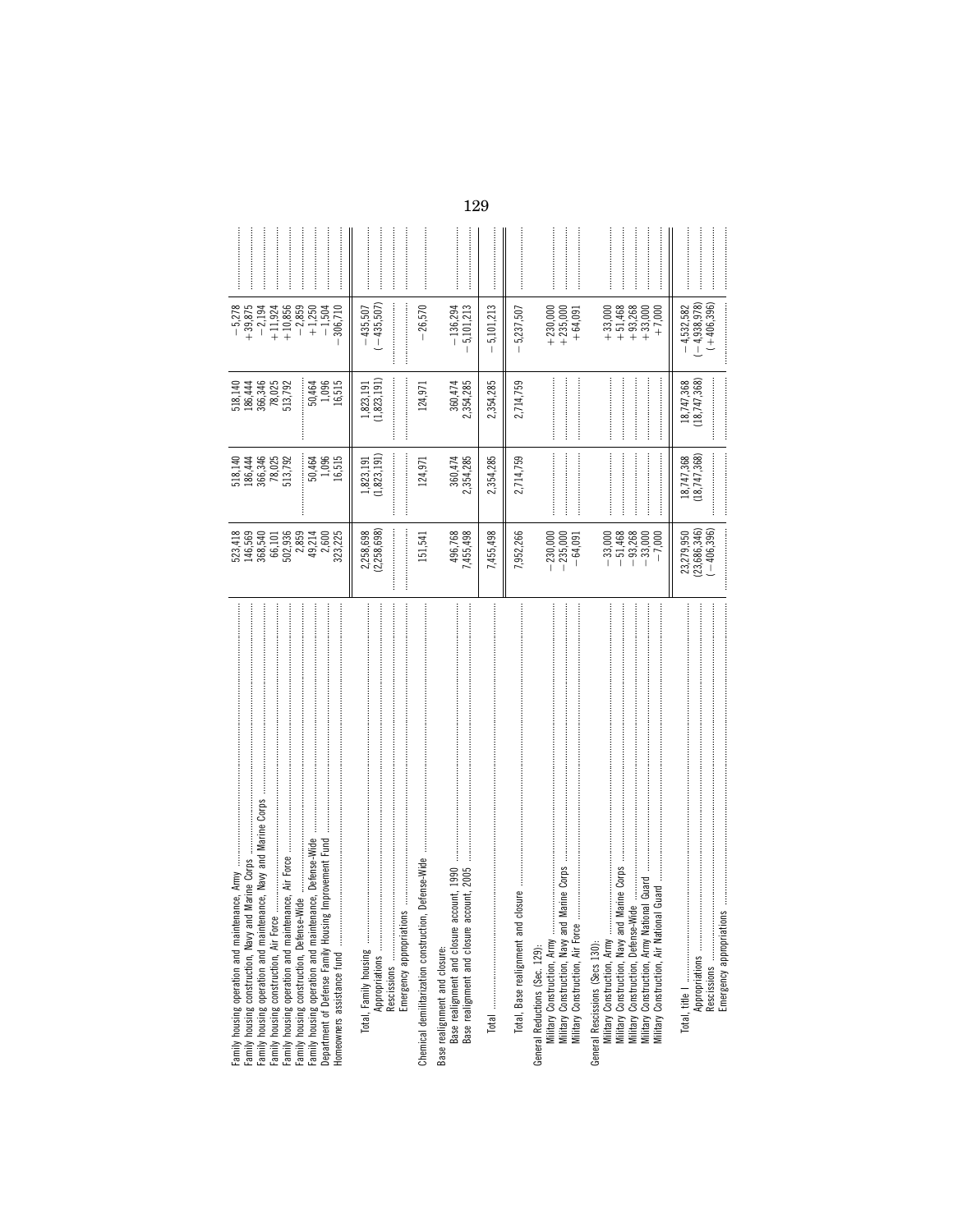| | | | | | |
|---|---|---|---|---|---|
| Family housing operation and maintenance, Army | 523,418 | 518,140 | 518,140 | −5,278 | |
| Family housing construction, Navy and Marine Corps | 146,569 | 186,444 | 186,444 | +39,875 | |
| Family housing operation and maintenance, Navy and Marine Corps | 368,540 | 366,346 | 366,346 | −2,194 | |
| Family housing construction, Air Force | 66,101 | 78,025 | 78,025 | +11,924 | |
| Family housing operation and maintenance, Air Force | 502,936 | 513,792 | 513,792 | +10,856 | |
| Family housing construction, Defense-Wide | 2,859 | | | −2,859 | |
| Family housing operation and maintenance, Defense-Wide | 49,214 | 50,464 | 50,464 | +1,250 | |
| Department of Defense Family Housing Improvement Fund | 2,600 | 1,096 | 1,096 | −1,504 | |
| Homeowners assistance fund | 323,225 | 16,515 | 16,515 | −306,710 | |
| Total, Family housing | 2,258,698 | 1,823,191 | 1,823,191 | −435,507 | |
| Appropriations | (2,258,698) | (1,823,191) | (1,823,191) | (−435,507) | |
| Rescissions | | | | | |
| Emergency appropriations | | | | | |
| Chemical demilitarization construction, Defense-Wide | 151,541 | 124,971 | 124,971 | −26,570 | |
| Base realignment and closure: | | | | | |
| Base realignment and closure account, 1990 | 496,768 | 360,474 | 360,474 | −136,294 | |
| Base realignment and closure account, 2005 | 7,455,498 | 2,354,285 | 2,354,285 | −5,101,213 | |
| Total | 7,455,498 | 2,354,285 | 2,354,285 | −5,101,213 | |
| Total, Base realignment and closure | 7,952,266 | 2,714,759 | 2,714,759 | −5,237,507 | |
| General Reductions (Sec. 129): | | | | | |
| Military Construction, Army | −230,000 | | | +230,000 | |
| Military Construction, Navy and Marine Corps | −235,000 | | | +235,000 | |
| Military Construction, Air Force | −64,091 | | | +64,091 | |
| General Rescissions (Secs 130): | | | | | |
| Military Construction, Army | −33,000 | | | +33,000 | |
| Military Construction, Navy and Marine Corps | −51,468 | | | +51,468 | |
| Military Construction, Defense-Wide | −93,268 | | | +93,268 | |
| Military Construction, Army National Guard | −33,000 | | | +33,000 | |
| Military Construction, Air National Guard | −7,000 | | | +7,000 | |
| Total, title I | 23,279,950 | 18,747,368 | 18,747,368 | −4,532,582 | |
| Appropriations | (23,686,346) | (18,747,368) | (18,747,368) | (−4,938,978) | |
| Rescissions | (−406,396) | | | (+406,396) | |
| Emergency appropriations | | | | | |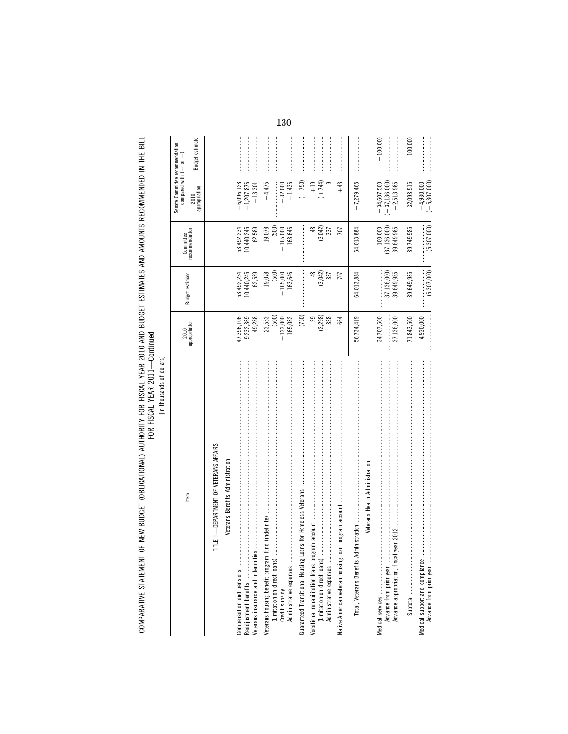COMPARATIVE STATEMENT OF NEW BUDGET (OBLIGATIONAL) AUTHORITY FOR FISCAL YEAR 2010 AND BUDGET ESTIMATES AND AMOUNTS RECOMMENDED IN THE BILL FOR FISCAL YEAR 2011—Continued

[In thousands of dollars]

| Item | 2010 appropriation | Budget estimate | Committee recommendation | Senate Committee recommendation compared with (+ or −) | |
|---|---|---|---|---|---|
| | | | | 2010 appropriation | Budget estimate |
| TITLE II—DEPARTMENT OF VETERANS AFFAIRS | | | | | |
| Veterans Benefits Administration | | | | | |
| Compensation and pensions | 47,396,106 | 53,492,234 | 53,492,234 | +6,096,128 | |
| Readjustment benefits | 9,232,369 | 10,440,245 | 10,440,245 | +1,207,876 | |
| Veterans insurance and indemnities | 49,288 | 62,589 | 62,589 | +13,301 | |
| Veterans housing benefit program fund (indefinite) | 23,553 | 19,078 | 19,078 | −4,475 | |
| (Limitation on direct loans) | (500) | (500) | (500) | | |
| Credit subsidy | −133,000 | −165,000 | −165,000 | −32,000 | |
| Administrative expenses | 165,082 | 163,646 | 163,646 | −1,436 | |
| Guaranteed Transitional Housing Loans for Homeless Veterans | (750) | | | (−750) | |
| Vocational rehabilitation loans program account | 29 | 48 | 48 | +19 | |
| (Limitation on direct loans) | (2,298) | (3,042) | (3,042) | (+744) | |
| Administrative expenses | 328 | 337 | 337 | +9 | |
| Native American veteran housing loan program account | 664 | 707 | 707 | +43 | |
| Total, Veterans Benefits Administration | 56,734,419 | 64,013,884 | 64,013,884 | +7,279,465 | |
| Veterans Health Administration | | | | | |
| Medical services | 34,707,500 | | 100,000 | −34,607,500 | +100,000 |
| Advance from prior year | | (37,136,000) | (37,136,000) | (+37,136,000) | |
| Advance appropriation, fiscal year 2012 | 37,136,000 | 39,649,985 | 39,649,985 | +2,513,985 | |
| Subtotal | 71,843,500 | 39,649,985 | 39,749,985 | −32,093,515 | +100,000 |
| Medical support and compliance | 4,930,000 | | | −4,930,000 | |
| Advance from prior year | | (5,307,000) | (5,307,000) | (+5,307,000) | |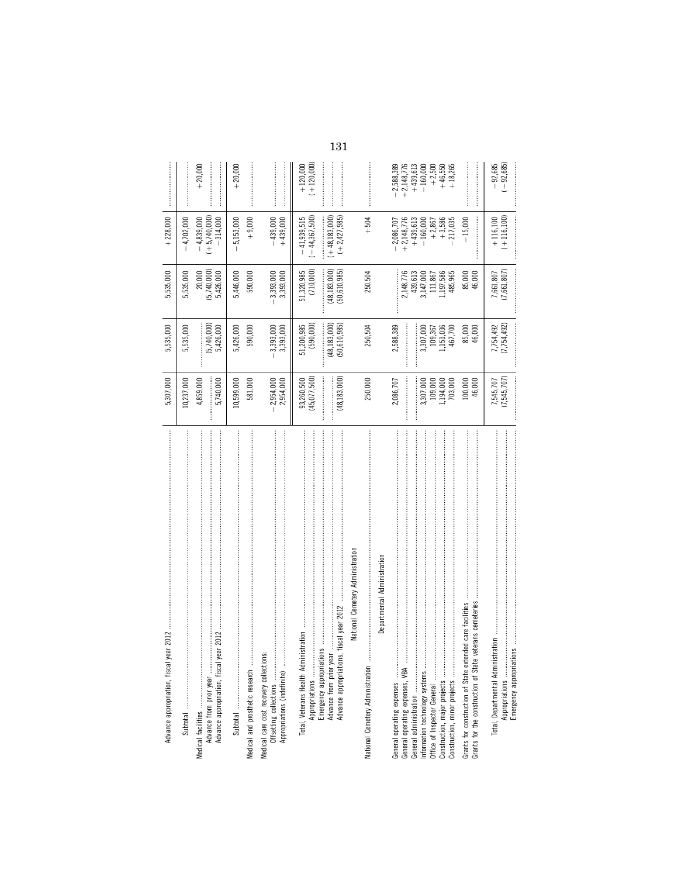| | | | | | |
|---|---|---|---|---|---|
| Advance appropriation, fiscal year 2012 | 5,307,000 | 5,535,000 | 5,535,000 | +228,000 | |
| Subtotal | 10,237,000 | 5,535,000 | 5,535,000 | −4,702,000 | |
| Medical facilities | 4,859,000 | | 20,000 | −4,839,000 | +20,000 |
| Advance from prior year | | (5,740,000) | (5,740,000) | (+5,740,000) | |
| Advance appropriation, fiscal year 2012 | 5,740,000 | 5,426,000 | 5,426,000 | −314,000 | |
| Subtotal | 10,599,000 | 5,426,000 | 5,446,000 | −5,153,000 | +20,000 |
| Medical and prosthetic research | 581,000 | 590,000 | 590,000 | +9,000 | |
| Medical care cost recovery collections: | | | | | |
| Offsetting collections | −2,954,000 | −3,393,000 | −3,393,000 | −439,000 | |
| Appropriations (indefinite) | 2,954,000 | 3,393,000 | 3,393,000 | +439,000 | |
| Total, Veterans Health Administration | 93,260,500 | 51,200,985 | 51,320,985 | −41,939,515 | +120,000 |
| Appropriations | (45,077,500) | (590,000) | (710,000) | (−44,367,500) | (+120,000) |
| Emergency appropriations | | | | | |
| Advance from prior year | | (48,183,000) | (48,183,000) | (+48,183,000) | |
| Advance appropriations, fiscal year 2012 | (48,183,000) | (50,610,985) | (50,610,985) | (+2,427,985) | |
| **National Cemetery Administration** | | | | | |
| National Cemetery Administration | 250,000 | 250,504 | 250,504 | +504 | |
| **Departmental Administration** | | | | | |
| General operating expenses | 2,086,707 | 2,588,389 | | −2,086,707 | −2,588,389 |
| General operating expenses, VBA | | | 2,148,776 | +2,148,776 | +2,148,776 |
| General administration | | | 439,613 | +439,613 | +439,613 |
| Information technology systems | 3,307,000 | 3,307,000 | 3,147,000 | −160,000 | −160,000 |
| Office of Inspector General | 109,000 | 109,367 | 111,867 | +2,867 | +2,500 |
| Construction, major projects | 1,194,000 | 1,151,036 | 1,197,586 | +3,586 | +46,550 |
| Construction, minor projects | 703,000 | 467,700 | 485,965 | −217,035 | +18,265 |
| Grants for construction of State extended care facilities | 100,000 | 85,000 | 85,000 | −15,000 | |
| Grants for the construction of State veterans cemeteries | 46,000 | 46,000 | 46,000 | | |
| Total, Departmental Administration | 7,545,707 | 7,754,492 | 7,661,807 | +116,100 | −92,685 |
| Appropriations | (7,545,707) | (7,754,492) | (7,661,807) | (+116,100) | (−92,685) |
| Emergency appropriations | | | | | |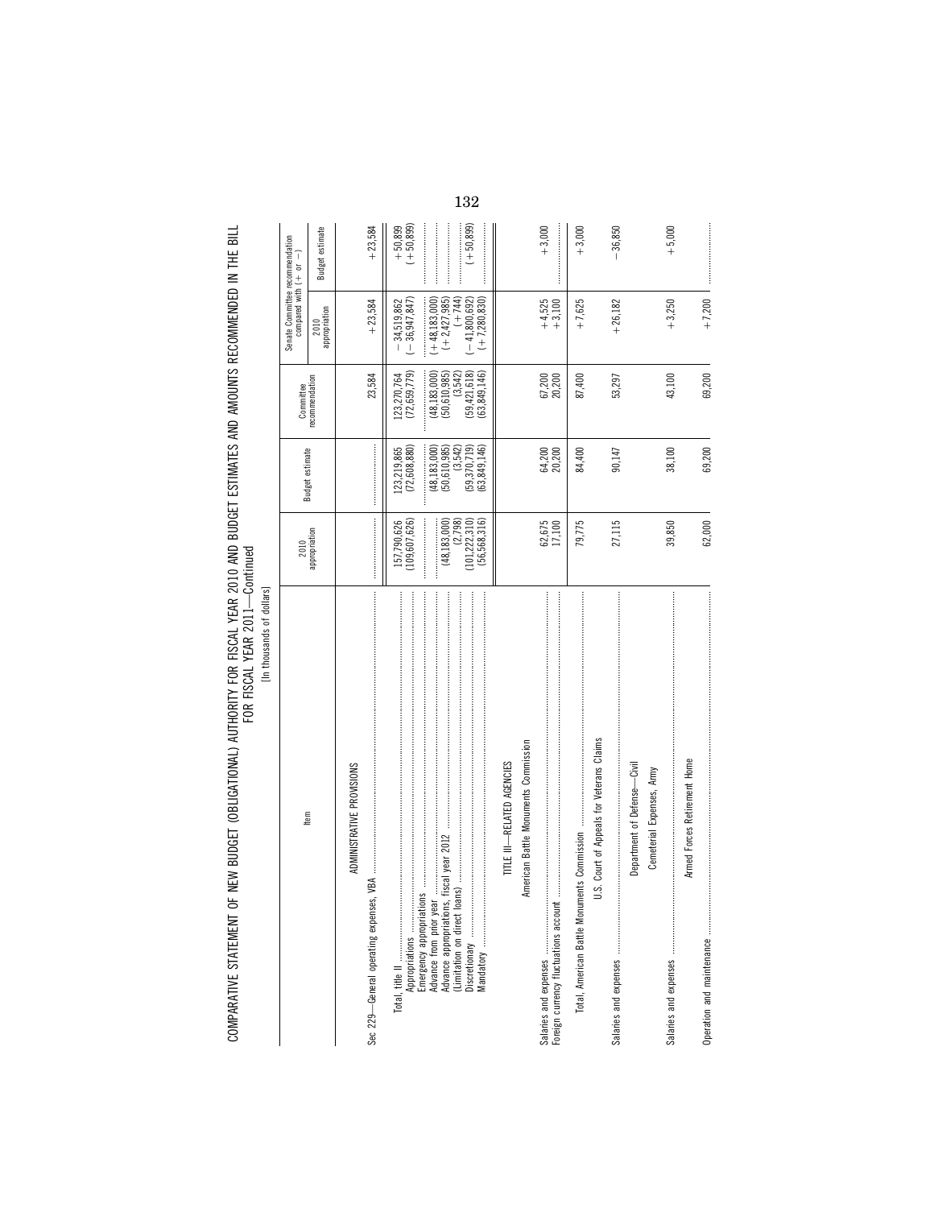COMPARATIVE STATEMENT OF NEW BUDGET (OBLIGATIONAL) AUTHORITY FOR FISCAL YEAR 2010 AND BUDGET ESTIMATES AND AMOUNTS RECOMMENDED IN THE BILL FOR FISCAL YEAR 2011—Continued

[In thousands of dollars]

| Item | 2010 appropriation | Budget estimate | Committee recommendation | Senate Committee recommendation compared with (+ or −) | |
|---|---|---|---|---|---|
| | | | | 2010 appropriation | Budget estimate |
| ADMINISTRATIVE PROVISIONS | | | | | |
| Sec. 229—General operating expenses, VBA | | | 23,584 | +23,584 | +23,584 |
| Total, title II | 157,790,626 | 123,219,865 | 123,270,764 | −34,519,862 | +50,899 |
| Appropriations | (109,607,626) | (72,608,880) | (72,659,779) | (−36,947,847) | (+50,899) |
| Emergency appropriations | | | | | |
| Advance from prior year | | (48,183,000) | (48,183,000) | (+48,183,000) | |
| Advance appropriations, fiscal year 2012 | (48,183,000) | (50,610,985) | (50,610,985) | (+2,427,985) | |
| (Limitation on direct loans) | (2,798) | (3,542) | (3,542) | (+744) | |
| Discretionary | (101,222,310) | (59,370,719) | (59,421,618) | (−41,800,692) | (+50,899) |
| Mandatory | (56,568,316) | (63,849,146) | (63,849,146) | (+7,280,830) | |
| TITLE III—RELATED AGENCIES | | | | | |
| American Battle Monuments Commission | | | | | |
| Salaries and expenses | 62,675 | 64,200 | 67,200 | +4,525 | +3,000 |
| Foreign currency fluctuations account | 17,100 | 20,200 | 20,200 | +3,100 | |
| Total, American Battle Monuments Commission | 79,775 | 84,400 | 87,400 | +7,625 | +3,000 |
| U.S. Court of Appeals for Veterans Claims | | | | | |
| Salaries and expenses | 27,115 | 90,147 | 53,297 | +26,182 | −36,850 |
| Department of Defense—Civil | | | | | |
| Cemeterial Expenses, Army | | | | | |
| Salaries and expenses | 39,850 | 38,100 | 43,100 | +3,250 | +5,000 |
| Armed Forces Retirement Home | | | | | |
| Operation and maintenance | 62,000 | 69,200 | 69,200 | +7,200 | |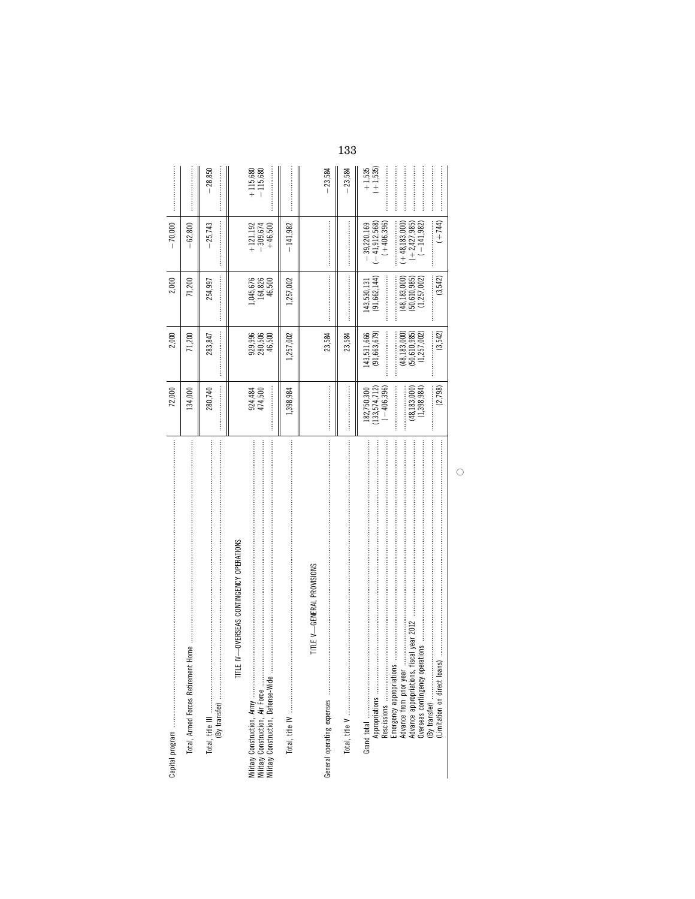| | | | | | |
|---|---|---|---|---|---|
| Capital program | 72,000 | 2,000 | 2,000 | −70,000 | |
| Total, Armed Forces Retirement Home | 134,000 | 71,200 | 71,200 | −62,800 | |
| Total, title III | 280,740 | 283,847 | 254,997 | −25,743 | −28,850 |
| (By transfer) | | | | | |
| TITLE IV—OVERSEAS CONTINGENCY OPERATIONS | | | | | |
| Military Construction, Army | 924,484 | 929,996 | 1,045,676 | +121,192 | +115,680 |
| Military Construction, Air Force | 474,500 | 280,506 | 164,826 | −309,674 | −115,680 |
| Military Construction, Defense-Wide | | 46,500 | 46,500 | +46,500 | |
| Total, title IV | 1,398,984 | 1,257,002 | 1,257,002 | −141,982 | |
| TITLE V—GENERAL PROVISIONS | | | | | |
| General operating expenses | | 23,584 | | | −23,584 |
| Total, title V | | 23,584 | | | −23,584 |
| Grand total | 182,750,300 | 143,531,666 | 143,530,131 | −39,220,169 | +1,535 |
| Appropriations | (133,574,712) | (91,663,679) | (91,662,144) | (−41,912,568) | (+1,535) |
| Rescissions | (−406,396) | | | (+406,396) | |
| Emergency appropriations | | | | | |
| Advance from prior year | | (48,183,000) | (48,183,000) | (+48,183,000) | |
| Advance appropriations, fiscal year 2012 | (48,183,000) | (50,610,985) | (50,610,985) | (+2,427,985) | |
| Overseas contingency operations | (1,398,984) | (1,257,002) | (1,257,002) | (−141,982) | |
| (By transfer) | | | | | |
| (Limitation on direct loans) | (2,798) | (3,542) | (3,542) | (+744) | |